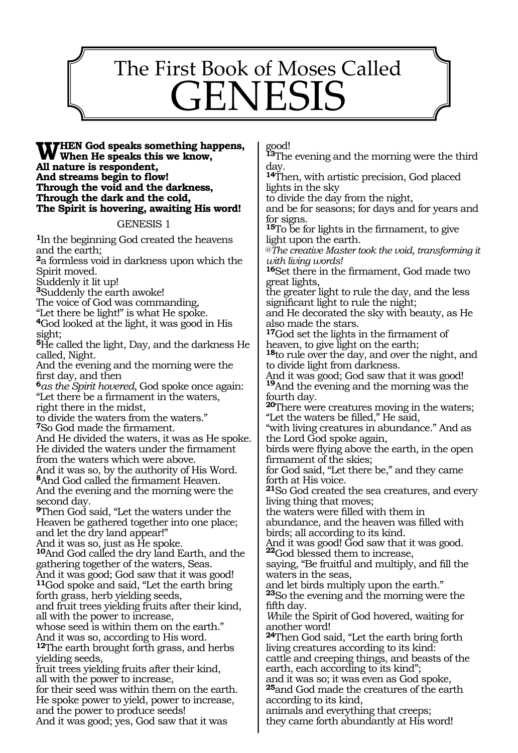# The First Book of Moses Called GENESIS

**WHEN God speaks something happens,**
**When He speaks this we know,**
**All nature is respondent,**
**And streams begin to flow!**
**Through the void and the darkness,**
**Through the dark and the cold,**
**The Spirit is hovering, awaiting His word!**

## GENESIS 1

[1]In the beginning God created the heavens and the earth;
[2]a formless void in darkness upon which the Spirit moved.
Suddenly it lit up!
[3]Suddenly the earth awoke!
The voice of God was commanding,
"Let there be light!" is what He spoke.
[4]God looked at the light, it was good in His sight;
[5]He called the light, Day, and the darkness He called, Night.
And the evening and the morning were the first day, and then
[6]*as the Spirit hovered*, God spoke once again:
"Let there be a firmament in the waters,
right there in the midst,
to divide the waters from the waters."
[7]So God made the firmament.
And He divided the waters, it was as He spoke.
He divided the waters under the firmament from the waters which were above.
And it was so, by the authority of His Word.
[8]And God called the firmament Heaven.
And the evening and the morning were the second day.
[9]Then God said, "Let the waters under the Heaven be gathered together into one place;
and let the dry land appear!"
And it was so, just as He spoke.
[10]And God called the dry land Earth, and the gathering together of the waters, Seas.
And it was good; God saw that it was good!
[11]God spoke and said, "Let the earth bring forth grass, herb yielding seeds,
and fruit trees yielding fruits after their kind,
all with the power to increase,
whose seed is within them on the earth."
And it was so, according to His word.
[12]The earth brought forth grass, and herbs yielding seeds,
fruit trees yielding fruits after their kind,
all with the power to increase,
for their seed was within them on the earth.
He spoke power to yield, power to increase,
and the power to produce seeds!
And it was good; yes, God saw that it was good!
[13]The evening and the morning were the third day.
[14]Then, with artistic precision, God placed lights in the sky
to divide the day from the night,
and be for seasons; for days and for years and for signs.
[15]To be for lights in the firmament, to give light upon the earth.
*@The creative Master took the void, transforming it with living words!*
[16]Set there in the firmament, God made two great lights,
the greater light to rule the day, and the less significant light to rule the night;
and He decorated the sky with beauty, as He also made the stars.
[17]God set the lights in the firmament of heaven, to give light on the earth;
[18]to rule over the day, and over the night, and to divide light from darkness.
And it was good; God saw that it was good!
[19]And the evening and the morning was the fourth day.
[20]There were creatures moving in the waters;
"Let the waters be filled," He said,
"with living creatures in abundance." And as the Lord God spoke again,
birds were flying above the earth*,* in the open firmament of the skies;
for God said, "Let there be," and they came forth at His voice.
[21]So God created the sea creatures, and every living thing that moves;
the waters were filled with them in abundance, and the heaven was filled with birds; all according to its kind.
And it was good! God saw that it was good.
[22]God blessed them to increase,
saying, "Be fruitful and multiply, and fill the waters in the seas,
and let birds multiply upon the earth."
[23]So the evening and the morning were the fifth day.
*While the Spirit of God hovered, waiting for another word!*
[24]Then God said, "Let the earth bring forth living creatures according to its kind:
cattle and creeping things, and beasts of the earth, each according to its kind";
and it was so; it was even as God spoke,
[25]and God made the creatures of the earth according to its kind,
animals and everything that creeps;
they came forth abundantly at His word!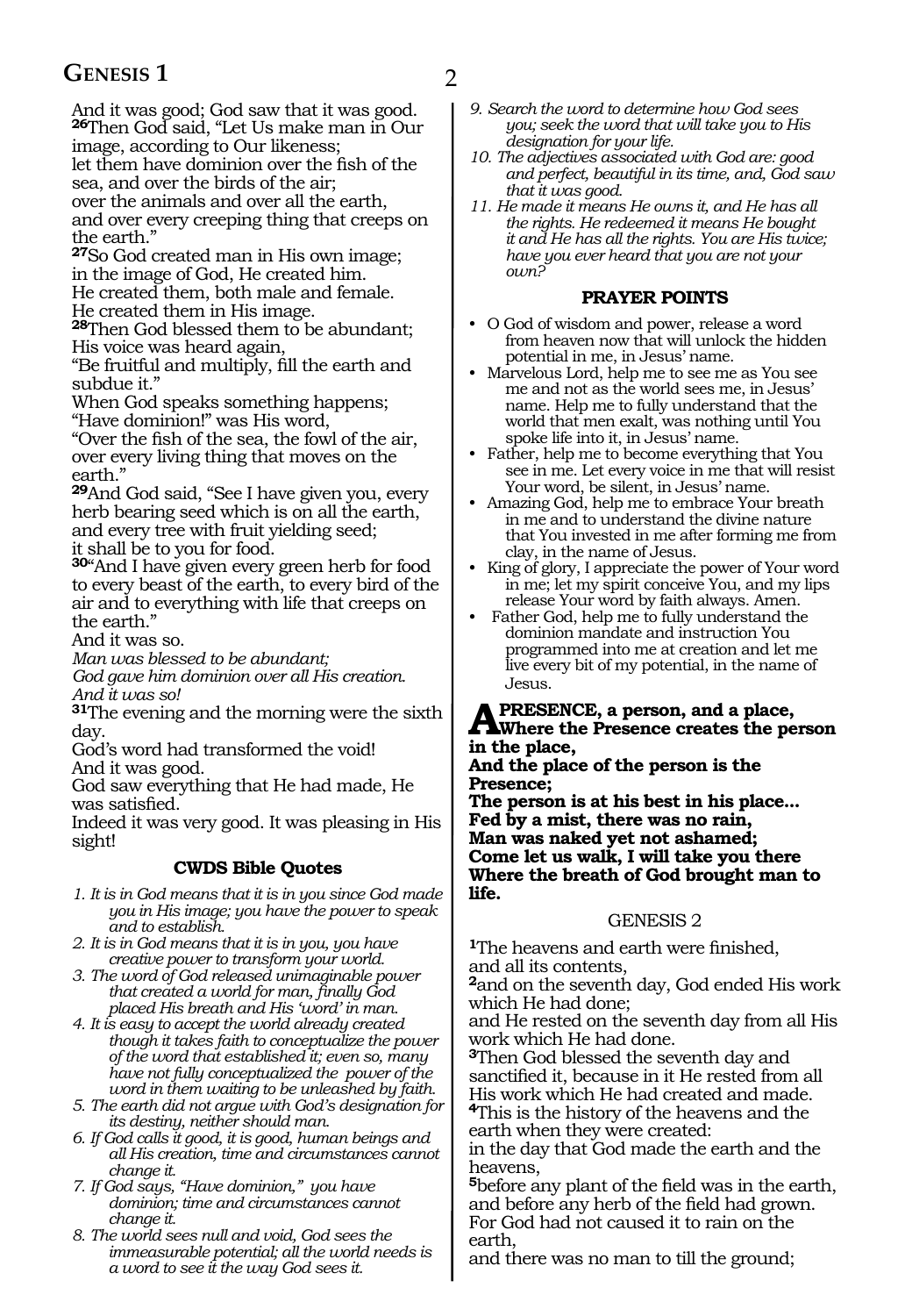And it was good; God saw that it was good.
**26**Then God said, "Let Us make man in Our image, according to Our likeness;
let them have dominion over the fish of the sea, and over the birds of the air;
over the animals and over all the earth,
and over every creeping thing that creeps on the earth."
**27**So God created man in His own image;
in the image of God, He created him.
He created them, both male and female.
He created them in His image.
**28**Then God blessed them to be abundant;
His voice was heard again,
"Be fruitful and multiply, fill the earth and subdue it."
When God speaks something happens;
"Have dominion!" was His word,
"Over the fish of the sea, the fowl of the air, over every living thing that moves on the earth."
**29**And God said, "See I have given you, every herb bearing seed which is on all the earth,
and every tree with fruit yielding seed;
it shall be to you for food.
**30**"And I have given every green herb for food to every beast of the earth, to every bird of the air and to everything with life that creeps on the earth."
And it was so.
*Man was blessed to be abundant;*
*God gave him dominion over all His creation.*
*And it was so!*
**31**The evening and the morning were the sixth day.
God's word had transformed the void!
And it was good.
God saw everything that He had made, He was satisfied.
Indeed it was very good. It was pleasing in His sight!

### CWDS Bible Quotes

1. *It is in God means that it is in you since God made you in His image; you have the power to speak and to establish.*
2. *It is in God means that it is in you, you have creative power to transform your world.*
3. *The word of God released unimaginable power that created a world for man, finally God placed His breath and His 'word' in man.*
4. *It is easy to accept the world already created though it takes faith to conceptualize the power of the word that established it; even so, many have not fully conceptualized the power of the word in them waiting to be unleashed by faith.*
5. *The earth did not argue with God's designation for its destiny, neither should man.*
6. *If God calls it good, it is good, human beings and all His creation, time and circumstances cannot change it.*
7. *If God says, "Have dominion," you have dominion; time and circumstances cannot change it.*
8. *The world sees null and void, God sees the immeasurable potential; all the world needs is a word to see it the way God sees it.*
9. *Search the word to determine how God sees you; seek the word that will take you to His designation for your life.*
10. *The adjectives associated with God are: good and perfect, beautiful in its time, and, God saw that it was good.*
11. *He made it means He owns it, and He has all the rights. He redeemed it means He bought it and He has all the rights. You are His twice; have you ever heard that you are not your own?*

### PRAYER POINTS

- O God of wisdom and power, release a word from heaven now that will unlock the hidden potential in me, in Jesus' name.
- Marvelous Lord, help me to see me as You see me and not as the world sees me, in Jesus' name. Help me to fully understand that the world that men exalt, was nothing until You spoke life into it, in Jesus' name.
- Father, help me to become everything that You see in me. Let every voice in me that will resist Your word, be silent, in Jesus' name.
- Amazing God, help me to embrace Your breath in me and to understand the divine nature that You invested in me after forming me from clay, in the name of Jesus.
- King of glory, I appreciate the power of Your word in me; let my spirit conceive You, and my lips release Your word by faith always. Amen.
- Father God, help me to fully understand the dominion mandate and instruction You programmed into me at creation and let me live every bit of my potential, in the name of Jesus.

**A PRESENCE, a person, and a place,**
**Where the Presence creates the person in the place,**
**And the place of the person is the Presence;**
**The person is at his best in his place...**
**Fed by a mist, there was no rain,**
**Man was naked yet not ashamed;**
**Come let us walk, I will take you there**
**Where the breath of God brought man to life.**

## GENESIS 2

**1**The heavens and earth were finished,
and all its contents,
**2**and on the seventh day, God ended His work which He had done;
and He rested on the seventh day from all His work which He had done.
**3**Then God blessed the seventh day and sanctified it, because in it He rested from all His work which He had created and made.
**4**This is the history of the heavens and the earth when they were created:
in the day that God made the earth and the heavens,
**5**before any plant of the field was in the earth,
and before any herb of the field had grown.
For God had not caused it to rain on the earth,
and there was no man to till the ground;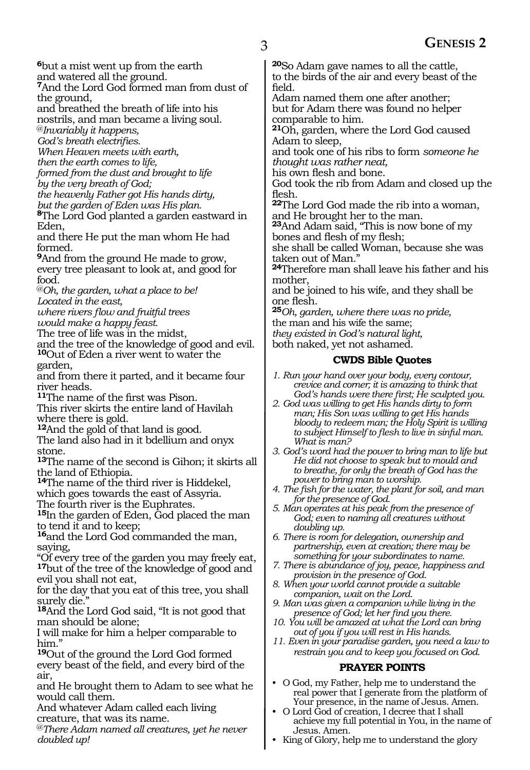**6**but a mist went up from the earth
and watered all the ground.
**7**And the Lord God formed man from dust of the ground,
and breathed the breath of life into his nostrils, and man became a living soul.
@*Invariably it happens,*
*God's breath electrifies.*
*When Heaven meets with earth,*
*then the earth comes to life,*
*formed from the dust and brought to life*
*by the very breath of God;*
*the heavenly Father got His hands dirty,*
*but the garden of Eden was His plan.*
**8**The Lord God planted a garden eastward in Eden,
and there He put the man whom He had formed.
**9**And from the ground He made to grow,
every tree pleasant to look at, and good for food.
@*Oh, the garden, what a place to be!*
*Located in the east,*
*where rivers flow and fruitful trees*
*would make a happy feast.*
The tree of life was in the midst,
and the tree of the knowledge of good and evil.
**10**Out of Eden a river went to water the garden,
and from there it parted, and it became four river heads.
**11**The name of the first was Pison.
This river skirts the entire land of Havilah where there is gold.
**12**And the gold of that land is good.
The land also had in it bdellium and onyx stone.
**13**The name of the second is Gihon; it skirts all the land of Ethiopia.
**14**The name of the third river is Hiddekel,
which goes towards the east of Assyria.
The fourth river is the Euphrates.
**15**In the garden of Eden, God placed the man to tend it and to keep;
**16**and the Lord God commanded the man, saying,
"Of every tree of the garden you may freely eat,
**17**but of the tree of the knowledge of good and evil you shall not eat,
for the day that you eat of this tree, you shall surely die."
**18**And the Lord God said, "It is not good that man should be alone;
I will make for him a helper comparable to him."
**19**Out of the ground the Lord God formed every beast of the field, and every bird of the air,
and He brought them to Adam to see what he would call them.
And whatever Adam called each living creature, that was its name.
@*There Adam named all creatures, yet he never doubled up!*
**20**So Adam gave names to all the cattle,
to the birds of the air and every beast of the field.
Adam named them one after another;
but for Adam there was found no helper comparable to him.
**21**Oh, garden, where the Lord God caused Adam to sleep,
and took one of his ribs to form *someone he thought was rather neat,*
his own flesh and bone.
God took the rib from Adam and closed up the flesh.
**22**The Lord God made the rib into a woman,
and He brought her to the man.
**23**And Adam said, "This is now bone of my bones and flesh of my flesh;
she shall be called Woman, because she was taken out of Man."
**24**Therefore man shall leave his father and his mother,
and be joined to his wife, and they shall be one flesh.
**25***Oh, garden, where there was no pride,*
the man and his wife the same;
*they existed in God's natural light,*
both naked, yet not ashamed.

## CWDS Bible Quotes

1. *Run your hand over your body, every contour, crevice and corner; it is amazing to think that God's hands were there first; He sculpted you.*
2. *God was willing to get His hands dirty to form man; His Son was willing to get His hands bloody to redeem man; the Holy Spirit is willing to subject Himself to flesh to live in sinful man. What is man?*
3. *God's word had the power to bring man to life but He did not choose to speak but to mould and to breathe, for only the breath of God has the power to bring man to worship.*
4. *The fish for the water, the plant for soil, and man for the presence of God.*
5. *Man operates at his peak from the presence of God; even to naming all creatures without doubling up.*
6. *There is room for delegation, ownership and partnership, even at creation; there may be something for your subordinates to name.*
7. *There is abundance of joy, peace, happiness and provision in the presence of God.*
8. *When your world cannot provide a suitable companion, wait on the Lord.*
9. *Man was given a companion while living in the presence of God; let her find you there.*
10. *You will be amazed at what the Lord can bring out of you if you will rest in His hands.*
11. *Even in your paradise garden, you need a law to restrain you and to keep you focused on God.*

## PRAYER POINTS

- O God, my Father, help me to understand the real power that I generate from the platform of Your presence, in the name of Jesus. Amen.
- O Lord God of creation, I decree that I shall achieve my full potential in You, in the name of Jesus. Amen.
- King of Glory, help me to understand the glory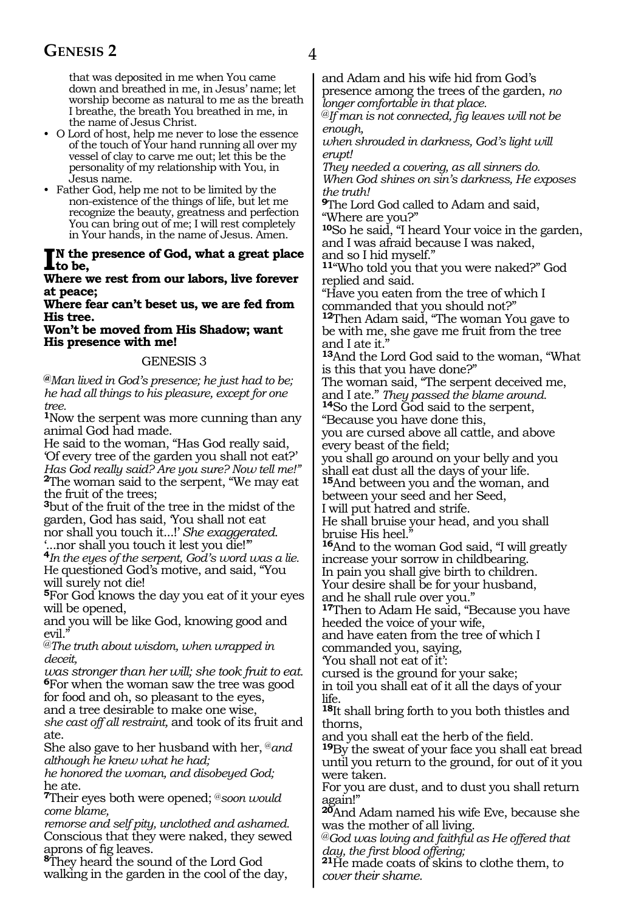that was deposited in me when You came down and breathed in me, in Jesus' name; let worship become as natural to me as the breath I breathe, the breath You breathed in me, in the name of Jesus Christ.

- O Lord of host, help me never to lose the essence of the touch of Your hand running all over my vessel of clay to carve me out; let this be the personality of my relationship with You, in Jesus name.
- Father God, help me not to be limited by the non-existence of the things of life, but let me recognize the beauty, greatness and perfection You can bring out of me; I will rest completely in Your hands, in the name of Jesus. Amen.

**IN the presence of God, what a great place to be,**
**Where we rest from our labors, live forever at peace;**
**Where fear can't beset us, we are fed from His tree.**
**Won't be moved from His Shadow; want His presence with me!**

## GENESIS 3

@*Man lived in God's presence; he just had to be; he had all things to his pleasure, except for one tree.*

**1**Now the serpent was more cunning than any animal God had made.
He said to the woman, "Has God really said, 'Of every tree of the garden you shall not eat?' *Has God really said? Are you sure? Now tell me!"*
**2**The woman said to the serpent, "We may eat the fruit of the trees;
**3**but of the fruit of the tree in the midst of the garden, God has said, 'You shall not eat nor shall you touch it...!' *She exaggerated.*
'...nor shall you touch it lest you die!'"
**4***In the eyes of the serpent, God's word was a lie.* He questioned God's motive, and said, "You will surely not die!
**5**For God knows the day you eat of it your eyes will be opened,
and you will be like God, knowing good and evil."
@*The truth about wisdom, when wrapped in deceit,*
*was stronger than her will; she took fruit to eat.*
**6**For when the woman saw the tree was good for food and oh, so pleasant to the eyes,
and a tree desirable to make one wise,
*she cast off all restraint,* and took of its fruit and ate.
She also gave to her husband with her, @*and although he knew what he had;*
*he honored the woman, and disobeyed God;*
he ate.
**7**Their eyes both were opened; @*soon would come blame,*
*remorse and self pity, unclothed and ashamed.*
Conscious that they were naked, they sewed aprons of fig leaves.
**8**They heard the sound of the Lord God walking in the garden in the cool of the day,
and Adam and his wife hid from God's presence among the trees of the garden, *no longer comfortable in that place.*
@*If man is not connected, fig leaves will not be enough,*
*when shrouded in darkness, God's light will erupt!*
*They needed a covering, as all sinners do.*
*When God shines on sin's darkness, He exposes the truth!*
**9**The Lord God called to Adam and said, "Where are you?"
**10**So he said, "I heard Your voice in the garden, and I was afraid because I was naked,
and so I hid myself."
**11**"Who told you that you were naked?" God replied and said.
"Have you eaten from the tree of which I commanded that you should not?"
**12**Then Adam said, "The woman You gave to be with me, she gave me fruit from the tree and I ate it."
**13**And the Lord God said to the woman, "What is this that you have done?"
The woman said, "The serpent deceived me, and I ate." *They passed the blame around.*
**14**So the Lord God said to the serpent,
"Because you have done this,
you are cursed above all cattle, and above every beast of the field;
you shall go around on your belly and you shall eat dust all the days of your life.
**15**And between you and the woman, and between your seed and her Seed,
I will put hatred and strife.
He shall bruise your head, and you shall bruise His heel."
**16**And to the woman God said, "I will greatly increase your sorrow in childbearing.
In pain you shall give birth to children.
Your desire shall be for your husband,
and he shall rule over you."
**17**Then to Adam He said, "Because you have heeded the voice of your wife,
and have eaten from the tree of which I commanded you, saying,
'You shall not eat of it':
cursed is the ground for your sake;
in toil you shall eat of it all the days of your life.
**18**It shall bring forth to you both thistles and thorns,
and you shall eat the herb of the field.
**19**By the sweat of your face you shall eat bread until you return to the ground, for out of it you were taken.
For you are dust, and to dust you shall return again!"
**20**And Adam named his wife Eve, because she was the mother of all living.
@*God was loving and faithful as He offered that day, the first blood offering;*
**21**He made coats of skins to clothe them, t*o cover their shame.*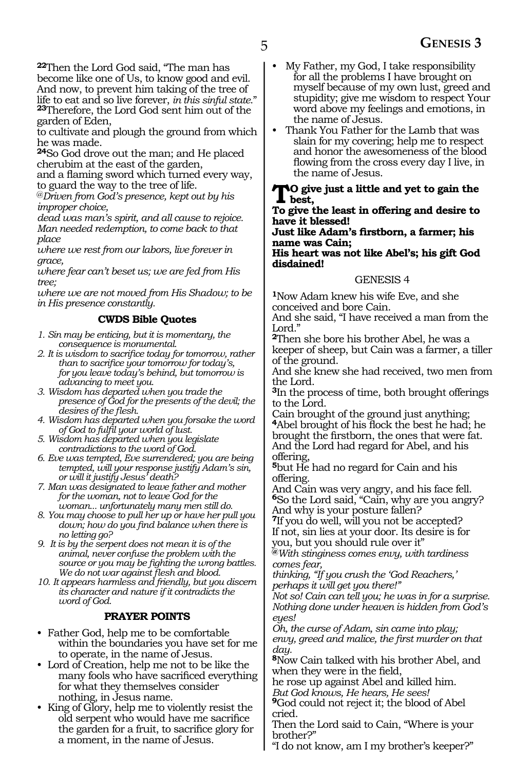**22**Then the Lord God said, "The man has become like one of Us, to know good and evil. And now, to prevent him taking of the tree of life to eat and so live forever, *in this sinful state.*"
**23**Therefore, the Lord God sent him out of the garden of Eden,
to cultivate and plough the ground from which he was made.
**24**So God drove out the man; and He placed cherubim at the east of the garden,
and a flaming sword which turned every way, to guard the way to the tree of life.
*@Driven from God's presence, kept out by his improper choice,*
*dead was man's spirit, and all cause to rejoice.*
*Man needed redemption, to come back to that place*
*where we rest from our labors, live forever in grace,*
*where fear can't beset us; we are fed from His tree;*
*where we are not moved from His Shadow; to be in His presence constantly.*

### CWDS Bible Quotes

1. *Sin may be enticing, but it is momentary, the consequence is monumental.*
2. *It is wisdom to sacrifice today for tomorrow, rather than to sacrifice your tomorrow for today's, for you leave today's behind, but tomorrow is advancing to meet you.*
3. *Wisdom has departed when you trade the presence of God for the presents of the devil; the desires of the flesh.*
4. *Wisdom has departed when you forsake the word of God to fulfil your world of lust.*
5. *Wisdom has departed when you legislate contradictions to the word of God.*
6. *Eve was tempted, Eve surrendered; you are being tempted, will your response justify Adam's sin, or will it justify Jesus' death?*
7. *Man was designated to leave father and mother for the woman, not to leave God for the woman... unfortunately many men still do.*
8. *You may choose to pull her up or have her pull you down; how do you find balance when there is no letting go?*
9. *It is by the serpent does not mean it is of the animal, never confuse the problem with the source or you may be fighting the wrong battles. We do not war against flesh and blood.*
10. *It appears harmless and friendly, but you discern its character and nature if it contradicts the word of God.*

### PRAYER POINTS

- Father God, help me to be comfortable within the boundaries you have set for me to operate, in the name of Jesus.
- Lord of Creation, help me not to be like the many fools who have sacrificed everything for what they themselves consider nothing, in Jesus name.
- King of Glory, help me to violently resist the old serpent who would have me sacrifice the garden for a fruit, to sacrifice glory for a moment, in the name of Jesus.
- My Father, my God, I take responsibility for all the problems I have brought on myself because of my own lust, greed and stupidity; give me wisdom to respect Your word above my feelings and emotions, in the name of Jesus.
- Thank You Father for the Lamb that was slain for my covering; help me to respect and honor the awesomeness of the blood flowing from the cross every day I live, in the name of Jesus.

**To give just a little and yet to gain the best,**
**To give the least in offering and desire to have it blessed!**
**Just like Adam's firstborn, a farmer; his name was Cain;**
**His heart was not like Abel's; his gift God disdained!**

GENESIS 4

**1**Now Adam knew his wife Eve, and she conceived and bore Cain.
And she said, "I have received a man from the Lord."
**2**Then she bore his brother Abel, he was a keeper of sheep, but Cain was a farmer, a tiller of the ground.
And she knew she had received, two men from the Lord.
**3**In the process of time, both brought offerings to the Lord.
Cain brought of the ground just anything;
**4**Abel brought of his flock the best he had; he brought the firstborn, the ones that were fat.
And the Lord had regard for Abel, and his offering,
**5**but He had no regard for Cain and his offering.
And Cain was very angry, and his face fell.
**6**So the Lord said, "Cain, why are you angry? And why is your posture fallen?
**7**If you do well, will you not be accepted?
If not, sin lies at your door. Its desire is for you, but you should rule over it"
*@With stinginess comes envy, with tardiness comes fear,*
*thinking, "If you crush the 'God Reachers,' perhaps it will get you there!"*
*Not so! Cain can tell you; he was in for a surprise.*
*Nothing done under heaven is hidden from God's eyes!*
*Oh, the curse of Adam, sin came into play;*
*envy, greed and malice, the first murder on that day.*
**8**Now Cain talked with his brother Abel, and when they were in the field,
he rose up against Abel and killed him.
*But God knows, He hears, He sees!*
**9**God could not reject it; the blood of Abel cried.
Then the Lord said to Cain, "Where is your brother?"
"I do not know, am I my brother's keeper?"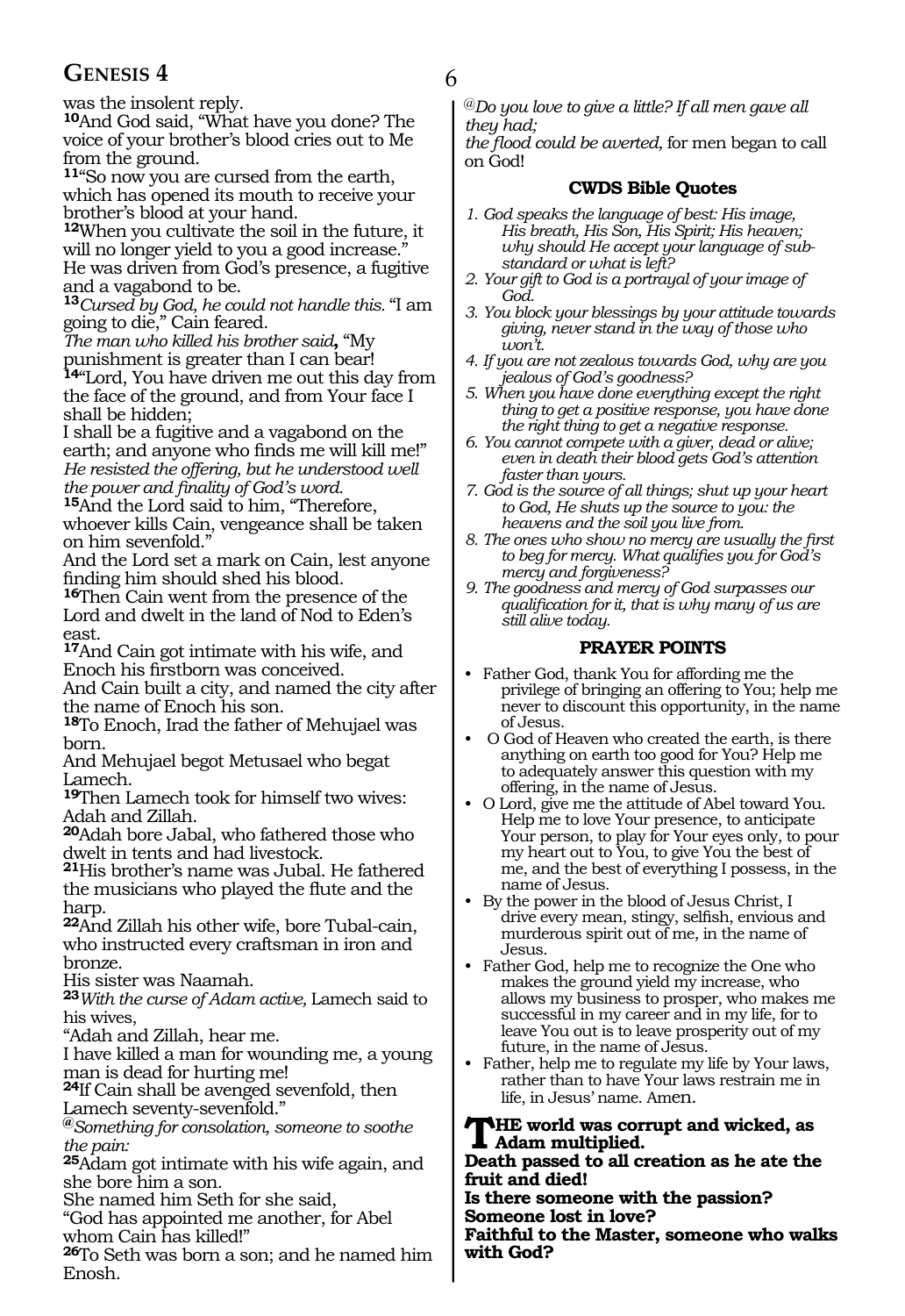was the insolent reply.

**10**And God said, "What have you done? The voice of your brother's blood cries out to Me from the ground.

**11**"So now you are cursed from the earth, which has opened its mouth to receive your brother's blood at your hand.

**12**When you cultivate the soil in the future, it will no longer yield to you a good increase."
He was driven from God's presence, a fugitive and a vagabond to be.

**13***Cursed by God, he could not handle this.* "I am going to die," Cain feared.
*The man who killed his brother said***,** "My punishment is greater than I can bear!

**14**"Lord, You have driven me out this day from the face of the ground, and from Your face I shall be hidden;
I shall be a fugitive and a vagabond on the earth; and anyone who finds me will kill me!"
*He resisted the offering, but he understood well the power and finality of God's word.*

**15**And the Lord said to him, "Therefore, whoever kills Cain, vengeance shall be taken on him sevenfold."
And the Lord set a mark on Cain, lest anyone finding him should shed his blood.

**16**Then Cain went from the presence of the Lord and dwelt in the land of Nod to Eden's east.

**17**And Cain got intimate with his wife, and Enoch his firstborn was conceived.
And Cain built a city, and named the city after the name of Enoch his son.

**18**To Enoch, Irad the father of Mehujael was born.
And Mehujael begot Metusael who begat Lamech.

**19**Then Lamech took for himself two wives: Adah and Zillah.

**20**Adah bore Jabal, who fathered those who dwelt in tents and had livestock.

**21**His brother's name was Jubal. He fathered the musicians who played the flute and the harp.

**22**And Zillah his other wife, bore Tubal-cain, who instructed every craftsman in iron and bronze.
His sister was Naamah.

**23***With the curse of Adam active,* Lamech said to his wives,
"Adah and Zillah, hear me.
I have killed a man for wounding me, a young man is dead for hurting me!

**24**If Cain shall be avenged sevenfold, then Lamech seventy-sevenfold."

*@Something for consolation, someone to soothe the pain:*

**25**Adam got intimate with his wife again, and she bore him a son.
She named him Seth for she said,
"God has appointed me another, for Abel whom Cain has killed!"

**26**To Seth was born a son; and he named him Enosh.

*@Do you love to give a little? If all men gave all they had;*
*the flood could be averted,* for men began to call on God!

### CWDS Bible Quotes

1. *God speaks the language of best: His image, His breath, His Son, His Spirit; His heaven; why should He accept your language of sub-standard or what is left?*
2. *Your gift to God is a portrayal of your image of God.*
3. *You block your blessings by your attitude towards giving, never stand in the way of those who won't.*
4. *If you are not zealous towards God, why are you jealous of God's goodness?*
5. *When you have done everything except the right thing to get a positive response, you have done the right thing to get a negative response.*
6. *You cannot compete with a giver, dead or alive; even in death their blood gets God's attention faster than yours.*
7. *God is the source of all things; shut up your heart to God, He shuts up the source to you: the heavens and the soil you live from.*
8. *The ones who show no mercy are usually the first to beg for mercy. What qualifies you for God's mercy and forgiveness?*
9. *The goodness and mercy of God surpasses our qualification for it, that is why many of us are still alive today.*

### PRAYER POINTS

- Father God, thank You for affording me the privilege of bringing an offering to You; help me never to discount this opportunity, in the name of Jesus.
- O God of Heaven who created the earth, is there anything on earth too good for You? Help me to adequately answer this question with my offering, in the name of Jesus.
- O Lord, give me the attitude of Abel toward You. Help me to love Your presence, to anticipate Your person, to play for Your eyes only, to pour my heart out to You, to give You the best of me, and the best of everything I possess, in the name of Jesus.
- By the power in the blood of Jesus Christ, I drive every mean, stingy, selfish, envious and murderous spirit out of me, in the name of Jesus.
- Father God, help me to recognize the One who makes the ground yield my increase, who allows my business to prosper, who makes me successful in my career and in my life, for to leave You out is to leave prosperity out of my future, in the name of Jesus.
- Father, help me to regulate my life by Your laws, rather than to have Your laws restrain me in life, in Jesus' name. Amen.

**THE world was corrupt and wicked, as Adam multiplied.**
**Death passed to all creation as he ate the fruit and died!**
**Is there someone with the passion?**
**Someone lost in love?**
**Faithful to the Master, someone who walks with God?**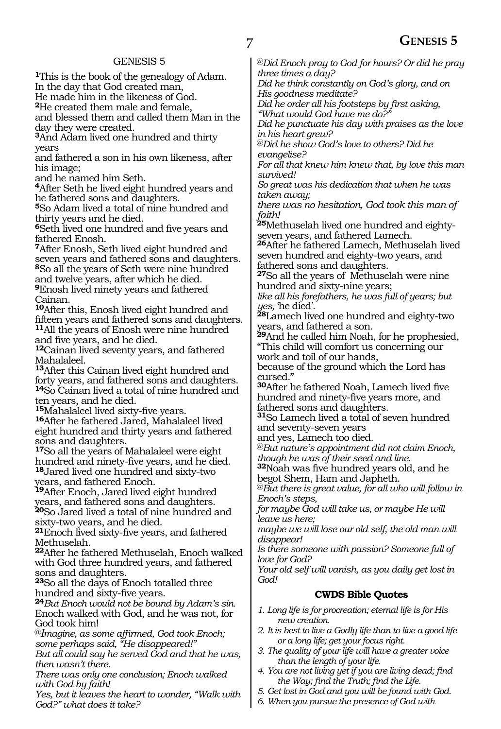GENESIS 5

**1**This is the book of the genealogy of Adam.
In the day that God created man,
He made him in the likeness of God.
**2**He created them male and female,
and blessed them and called them Man in the day they were created.
**3**And Adam lived one hundred and thirty years
and fathered a son in his own likeness, after his image;
and he named him Seth.
**4**After Seth he lived eight hundred years and he fathered sons and daughters.
**5**So Adam lived a total of nine hundred and thirty years and he died.
**6**Seth lived one hundred and five years and fathered Enosh.
**7**After Enosh, Seth lived eight hundred and seven years and fathered sons and daughters.
**8**So all the years of Seth were nine hundred and twelve years, after which he died.
**9**Enosh lived ninety years and fathered Cainan.
**10**After this, Enosh lived eight hundred and fifteen years and fathered sons and daughters.
**11**All the years of Enosh were nine hundred and five years, and he died.
**12**Cainan lived seventy years, and fathered Mahalaleel.
**13**After this Cainan lived eight hundred and forty years, and fathered sons and daughters.
**14**So Cainan lived a total of nine hundred and ten years, and he died.
**15**Mahalaleel lived sixty-five years.
**16**After he fathered Jared, Mahalaleel lived eight hundred and thirty years and fathered sons and daughters.
**17**So all the years of Mahalaleel were eight hundred and ninety-five years, and he died.
**18**Jared lived one hundred and sixty-two years, and fathered Enoch.
**19**After Enoch, Jared lived eight hundred years, and fathered sons and daughters.
**20**So Jared lived a total of nine hundred and sixty-two years, and he died.
**21**Enoch lived sixty-five years, and fathered Methuselah.
**22**After he fathered Methuselah, Enoch walked with God three hundred years, and fathered sons and daughters.
**23**So all the days of Enoch totalled three hundred and sixty-five years.
**24***But Enoch would not be bound by Adam's sin.*
Enoch walked with God, and he was not, for God took him!
@*Imagine, as some affirmed, God took Enoch;*
*some perhaps said, "He disappeared!"*
*But all could say he served God and that he was, then wasn't there.*
*There was only one conclusion; Enoch walked with God by faith!*
*Yes, but it leaves the heart to wonder, "Walk with God?" what does it take?*
@*Did Enoch pray to God for hours? Or did he pray three times a day?*
*Did he think constantly on God's glory, and on His goodness meditate?*
*Did he order all his footsteps by first asking, "What would God have me do?"*
*Did he punctuate his day with praises as the love in his heart grew?*
@*Did he show God's love to others? Did he evangelise?*
*For all that knew him knew that, by love this man survived!*
*So great was his dedication that when he was taken away;*
*there was no hesitation, God took this man of faith!*
**25**Methuselah lived one hundred and eighty-seven years, and fathered Lamech.
**26**After he fathered Lamech, Methuselah lived seven hundred and eighty-two years, and fathered sons and daughters.
**27**So all the years of Methuselah were nine hundred and sixty-nine years;
*like all his forefathers, he was full of years; but yes,* 'he died'.
**28**Lamech lived one hundred and eighty-two years, and fathered a son.
**29**And he called him Noah, for he prophesied, "This child will comfort us concerning our work and toil of our hands,
because of the ground which the Lord has cursed."
**30**After he fathered Noah, Lamech lived five hundred and ninety-five years more, and fathered sons and daughters.
**31**So Lamech lived a total of seven hundred and seventy-seven years
and yes, Lamech too died.
@*But nature's appointment did not claim Enoch, though he was of their seed and line.*
**32**Noah was five hundred years old, and he begot Shem, Ham and Japheth.
@*But there is great value, for all who will follow in Enoch's steps,*
*for maybe God will take us, or maybe He will leave us here;*
*maybe we will lose our old self, the old man will disappear!*
*Is there someone with passion? Someone full of love for God?*
*Your old self will vanish, as you daily get lost in God!*

### CWDS Bible Quotes

1. *Long life is for procreation; eternal life is for His new creation.*
2. *It is best to live a Godly life than to live a good life or a long life; get your focus right.*
3. *The quality of your life will have a greater voice than the length of your life.*
4. *You are not living yet if you are living dead; find the Way; find the Truth; find the Life.*
5. *Get lost in God and you will be found with God.*
6. *When you pursue the presence of God with*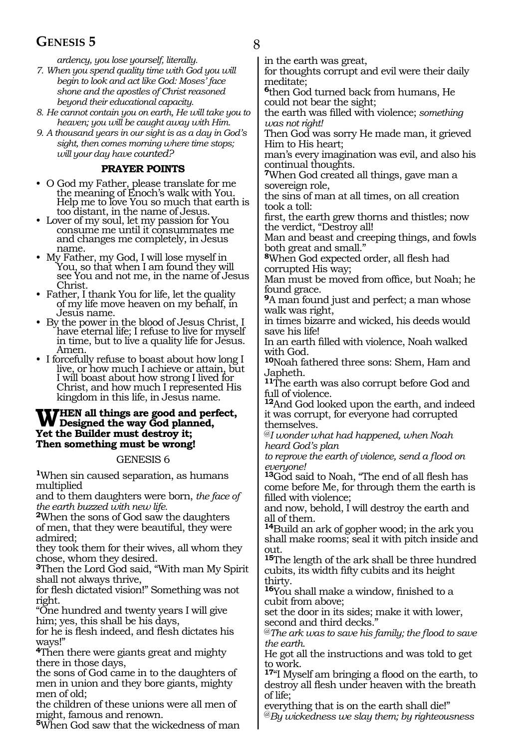*ardency, you lose yourself, literally.*

7. *When you spend quality time with God you will begin to look and act like God: Moses' face shone and the apostles of Christ reasoned beyond their educational capacity.*
8. *He cannot contain you on earth, He will take you to heaven; you will be caught away with Him.*
9. *A thousand years in our sight is as a day in God's sight, then comes morning where time stops; will your day have counted?*

### PRAYER POINTS

- O God my Father, please translate for me the meaning of Enoch's walk with You. Help me to love You so much that earth is too distant, in the name of Jesus.
- Lover of my soul, let my passion for You consume me until it consummates me and changes me completely, in Jesus name.
- My Father, my God, I will lose myself in You, so that when I am found they will see You and not me, in the name of Jesus Christ.
- Father, I thank You for life, let the quality of my life move heaven on my behalf, in Jesus name.
- By the power in the blood of Jesus Christ, I have eternal life; I refuse to live for myself in time, but to live a quality life for Jesus. Amen.
- I forcefully refuse to boast about how long I live, or how much I achieve or attain, but I will boast about how strong I lived for Christ, and how much I represented His kingdom in this life, in Jesus name.

**WHEN all things are good and perfect, Designed the way God planned, Yet the Builder must destroy it; Then something must be wrong!**

## GENESIS 6

**1**When sin caused separation, as humans multiplied
and to them daughters were born, *the face of the earth buzzed with new life.*
**2**When the sons of God saw the daughters of men, that they were beautiful, they were admired;
they took them for their wives, all whom they chose, whom they desired.
**3**Then the Lord God said, "With man My Spirit shall not always thrive,
for flesh dictated vision!" Something was not right.
"One hundred and twenty years I will give him; yes, this shall be his days,
for he is flesh indeed, and flesh dictates his ways!"
**4**Then there were giants great and mighty there in those days,
the sons of God came in to the daughters of men in union and they bore giants, mighty men of old;
the children of these unions were all men of might, famous and renown.
**5**When God saw that the wickedness of man in the earth was great,
for thoughts corrupt and evil were their daily meditate;
**6**then God turned back from humans, He could not bear the sight;
the earth was filled with violence; *something was not right!*
Then God was sorry He made man, it grieved Him to His heart;
man's every imagination was evil, and also his continual thoughts.
**7**When God created all things, gave man a sovereign role,
the sins of man at all times, on all creation took a toll:
first, the earth grew thorns and thistles; now the verdict, "Destroy all!
Man and beast and creeping things, and fowls both great and small."
**8**When God expected order, all flesh had corrupted His way;
Man must be moved from office, but Noah; he found grace.
**9**A man found just and perfect; a man whose walk was right,
in times bizarre and wicked, his deeds would save his life!
In an earth filled with violence, Noah walked with God.
**10**Noah fathered three sons: Shem, Ham and Japheth.
**11**The earth was also corrupt before God and full of violence.
**12**And God looked upon the earth, and indeed it was corrupt, for everyone had corrupted themselves.
*@I wonder what had happened, when Noah heard God's plan
to reprove the earth of violence, send a flood on everyone!*
**13**God said to Noah, "The end of all flesh has come before Me, for through them the earth is filled with violence;
and now, behold, I will destroy the earth and all of them.
**14**Build an ark of gopher wood; in the ark you shall make rooms; seal it with pitch inside and out.
**15**The length of the ark shall be three hundred cubits, its width fifty cubits and its height thirty.
**16**You shall make a window, finished to a cubit from above;
set the door in its sides; make it with lower, second and third decks."
*@The ark was to save his family; the flood to save the earth.*
He got all the instructions and was told to get to work.
**17**"I Myself am bringing a flood on the earth, to destroy all flesh under heaven with the breath of life;
everything that is on the earth shall die!"
*@By wickedness we slay them; by righteousness*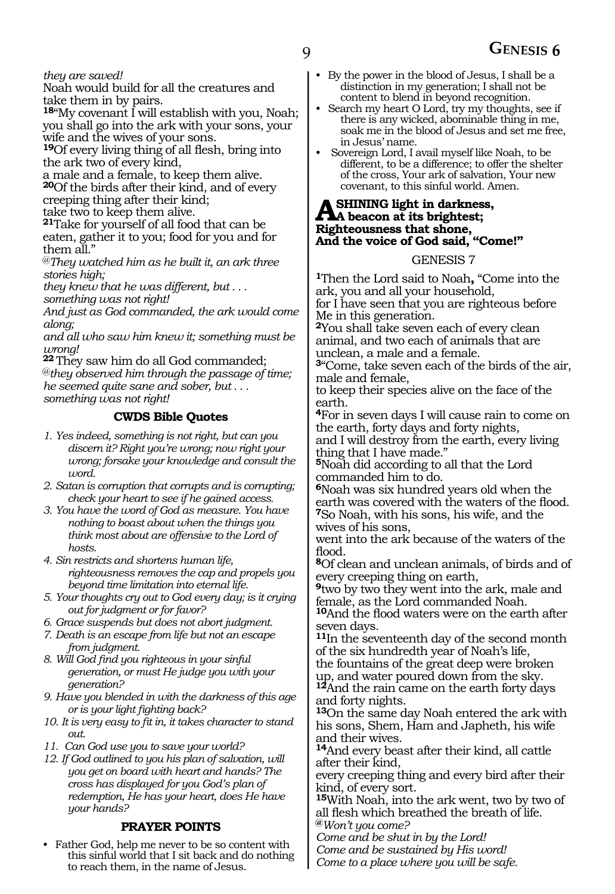*they are saved!*
Noah would build for all the creatures and take them in by pairs.
**18**"My covenant I will establish with you, Noah; you shall go into the ark with your sons, your wife and the wives of your sons.
**19**Of every living thing of all flesh, bring into the ark two of every kind,
a male and a female, to keep them alive.
**20**Of the birds after their kind, and of every creeping thing after their kind;
take two to keep them alive.
**21**Take for yourself of all food that can be eaten, gather it to you; food for you and for them all."
@*They watched him as he built it, an ark three stories high;*
*they knew that he was different, but . . .*
*something was not right!*
*And just as God commanded, the ark would come along;*
*and all who saw him knew it; something must be wrong!*
**22** They saw him do all God commanded;
@*they observed him through the passage of time;*
*he seemed quite sane and sober, but . . .*
*something was not right!*

### CWDS Bible Quotes

1. *Yes indeed, something is not right, but can you discern it? Right you're wrong; now right your wrong; forsake your knowledge and consult the word.*
2. *Satan is corruption that corrupts and is corrupting; check your heart to see if he gained access.*
3. *You have the word of God as measure. You have nothing to boast about when the things you think most about are offensive to the Lord of hosts.*
4. *Sin restricts and shortens human life, righteousness removes the cap and propels you beyond time limitation into eternal life.*
5. *Your thoughts cry out to God every day; is it crying out for judgment or for favor?*
6. *Grace suspends but does not abort judgment.*
7. *Death is an escape from life but not an escape from judgment.*
8. *Will God find you righteous in your sinful generation, or must He judge you with your generation?*
9. *Have you blended in with the darkness of this age or is your light fighting back?*
10. *It is very easy to fit in, it takes character to stand out.*
11. *Can God use you to save your world?*
12. *If God outlined to you his plan of salvation, will you get on board with heart and hands? The cross has displayed for you God's plan of redemption, He has your heart, does He have your hands?*

### PRAYER POINTS

- Father God, help me never to be so content with this sinful world that I sit back and do nothing to reach them, in the name of Jesus.
- By the power in the blood of Jesus, I shall be a distinction in my generation; I shall not be content to blend in beyond recognition.
- Search my heart O Lord, try my thoughts, see if there is any wicked, abominable thing in me, soak me in the blood of Jesus and set me free, in Jesus' name.
- Sovereign Lord, I avail myself like Noah, to be different, to be a difference; to offer the shelter of the cross, Your ark of salvation, Your new covenant, to this sinful world. Amen.

**A SHINING light in darkness,**
**A beacon at its brightest;**
**Righteousness that shone,**
**And the voice of God said, "Come!"**

## GENESIS 7

**1**Then the Lord said to Noah**,** "Come into the ark, you and all your household,
for I have seen that you are righteous before Me in this generation.
**2**You shall take seven each of every clean animal, and two each of animals that are unclean, a male and a female.
**3**"Come, take seven each of the birds of the air, male and female,
to keep their species alive on the face of the earth.
**4**For in seven days I will cause rain to come on the earth, forty days and forty nights,
and I will destroy from the earth, every living thing that I have made."
**5**Noah did according to all that the Lord commanded him to do.
**6**Noah was six hundred years old when the earth was covered with the waters of the flood.
**7**So Noah, with his sons, his wife, and the wives of his sons,
went into the ark because of the waters of the flood.
**8**Of clean and unclean animals, of birds and of every creeping thing on earth,
**9**two by two they went into the ark, male and female, as the Lord commanded Noah.
**10**And the flood waters were on the earth after seven days.
**11**In the seventeenth day of the second month of the six hundredth year of Noah's life,
the fountains of the great deep were broken up, and water poured down from the sky.
**12**And the rain came on the earth forty days and forty nights.
**13**On the same day Noah entered the ark with his sons, Shem, Ham and Japheth, his wife and their wives.
**14**And every beast after their kind, all cattle after their kind,
every creeping thing and every bird after their kind, of every sort.
**15**With Noah, into the ark went, two by two of all flesh which breathed the breath of life.
@*Won't you come?*
*Come and be shut in by the Lord!*
*Come and be sustained by His word!*
*Come to a place where you will be safe.*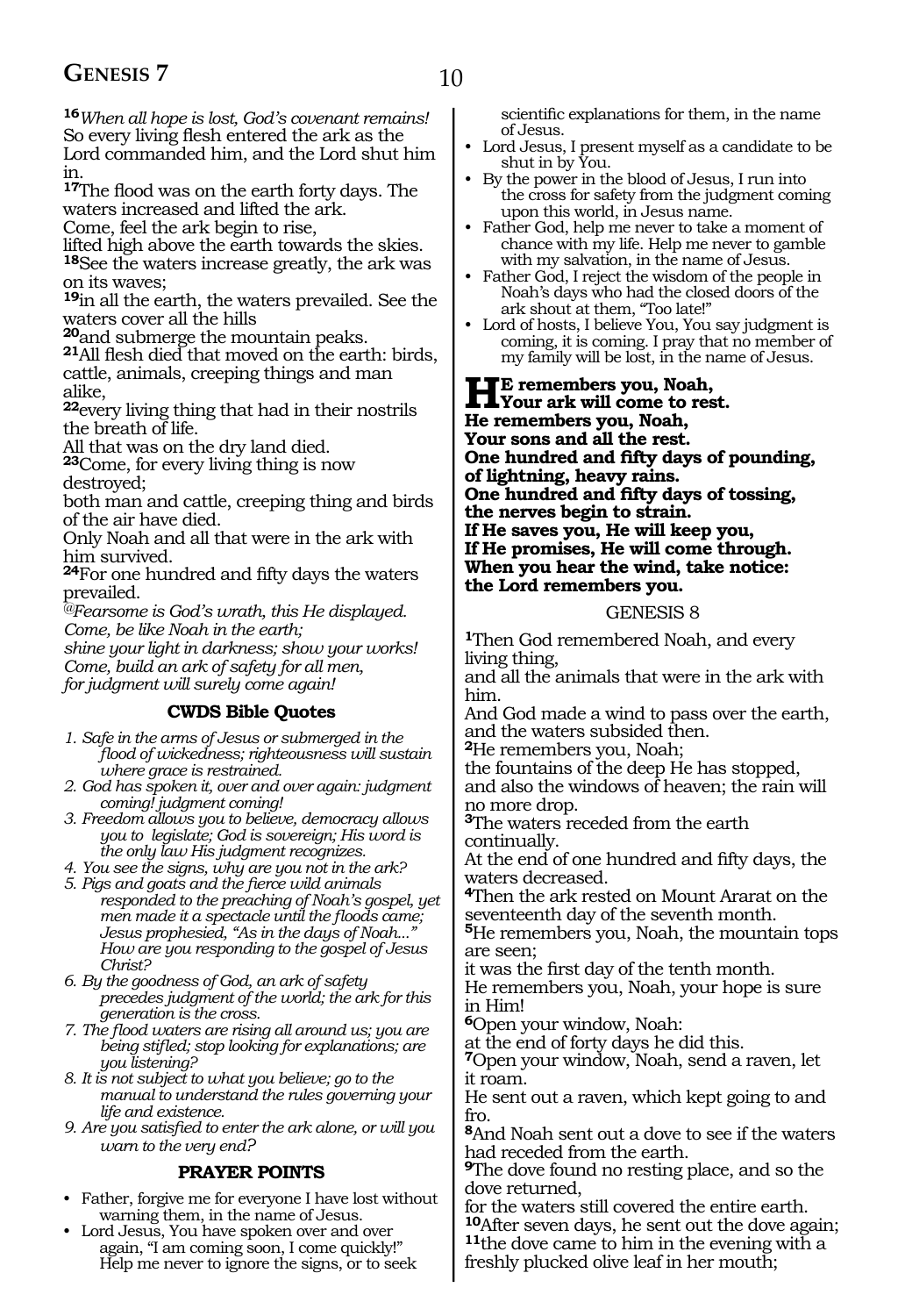**16***When all hope is lost, God's covenant remains!* So every living flesh entered the ark as the Lord commanded him, and the Lord shut him in.

**17**The flood was on the earth forty days. The waters increased and lifted the ark.
Come, feel the ark begin to rise,
lifted high above the earth towards the skies.
**18**See the waters increase greatly, the ark was on its waves;
**19**in all the earth, the waters prevailed. See the waters cover all the hills
**20**and submerge the mountain peaks.
**21**All flesh died that moved on the earth: birds, cattle, animals, creeping things and man alike,
**22**every living thing that had in their nostrils the breath of life.
All that was on the dry land died.
**23**Come, for every living thing is now destroyed;
both man and cattle, creeping thing and birds of the air have died.
Only Noah and all that were in the ark with him survived.
**24**For one hundred and fifty days the waters prevailed.

*@Fearsome is God's wrath, this He displayed.*
*Come, be like Noah in the earth;*
*shine your light in darkness; show your works!*
*Come, build an ark of safety for all men,*
*for judgment will surely come again!*

### CWDS Bible Quotes

1. *Safe in the arms of Jesus or submerged in the flood of wickedness; righteousness will sustain where grace is restrained.*
2. *God has spoken it, over and over again: judgment coming! judgment coming!*
3. *Freedom allows you to believe, democracy allows you to legislate; God is sovereign; His word is the only law His judgment recognizes.*
4. *You see the signs, why are you not in the ark?*
5. *Pigs and goats and the fierce wild animals responded to the preaching of Noah's gospel, yet men made it a spectacle until the floods came; Jesus prophesied, "As in the days of Noah..." How are you responding to the gospel of Jesus Christ?*
6. *By the goodness of God, an ark of safety precedes judgment of the world; the ark for this generation is the cross.*
7. *The flood waters are rising all around us; you are being stifled; stop looking for explanations; are you listening?*
8. *It is not subject to what you believe; go to the manual to understand the rules governing your life and existence.*
9. *Are you satisfied to enter the ark alone, or will you warn to the very end?*

### PRAYER POINTS

- Father, forgive me for everyone I have lost without warning them, in the name of Jesus.
- Lord Jesus, You have spoken over and over again, "I am coming soon, I come quickly!" Help me never to ignore the signs, or to seek scientific explanations for them, in the name of Jesus.
- Lord Jesus, I present myself as a candidate to be shut in by You.
- By the power in the blood of Jesus, I run into the cross for safety from the judgment coming upon this world, in Jesus name.
- Father God, help me never to take a moment of chance with my life. Help me never to gamble with my salvation, in the name of Jesus.
- Father God, I reject the wisdom of the people in Noah's days who had the closed doors of the ark shout at them, "Too late!"
- Lord of hosts, I believe You, You say judgment is coming, it is coming. I pray that no member of my family will be lost, in the name of Jesus.

**HE remembers you, Noah,**
**Your ark will come to rest.**
**He remembers you, Noah,**
**Your sons and all the rest.**
**One hundred and fifty days of pounding,**
**of lightning, heavy rains.**
**One hundred and fifty days of tossing,**
**the nerves begin to strain.**
**If He saves you, He will keep you,**
**If He promises, He will come through.**
**When you hear the wind, take notice:**
**the Lord remembers you.**

## GENESIS 8

**1**Then God remembered Noah, and every living thing,
and all the animals that were in the ark with him.
And God made a wind to pass over the earth, and the waters subsided then.
**2**He remembers you, Noah;
the fountains of the deep He has stopped,
and also the windows of heaven; the rain will no more drop.
**3**The waters receded from the earth continually.
At the end of one hundred and fifty days, the waters decreased.
**4**Then the ark rested on Mount Ararat on the seventeenth day of the seventh month.
**5**He remembers you, Noah, the mountain tops are seen;
it was the first day of the tenth month.
He remembers you, Noah, your hope is sure in Him!
**6**Open your window, Noah:
at the end of forty days he did this.
**7**Open your window, Noah, send a raven, let it roam.
He sent out a raven, which kept going to and fro.
**8**And Noah sent out a dove to see if the waters had receded from the earth.
**9**The dove found no resting place, and so the dove returned,
for the waters still covered the entire earth.
**10**After seven days, he sent out the dove again;
**11**the dove came to him in the evening with a freshly plucked olive leaf in her mouth;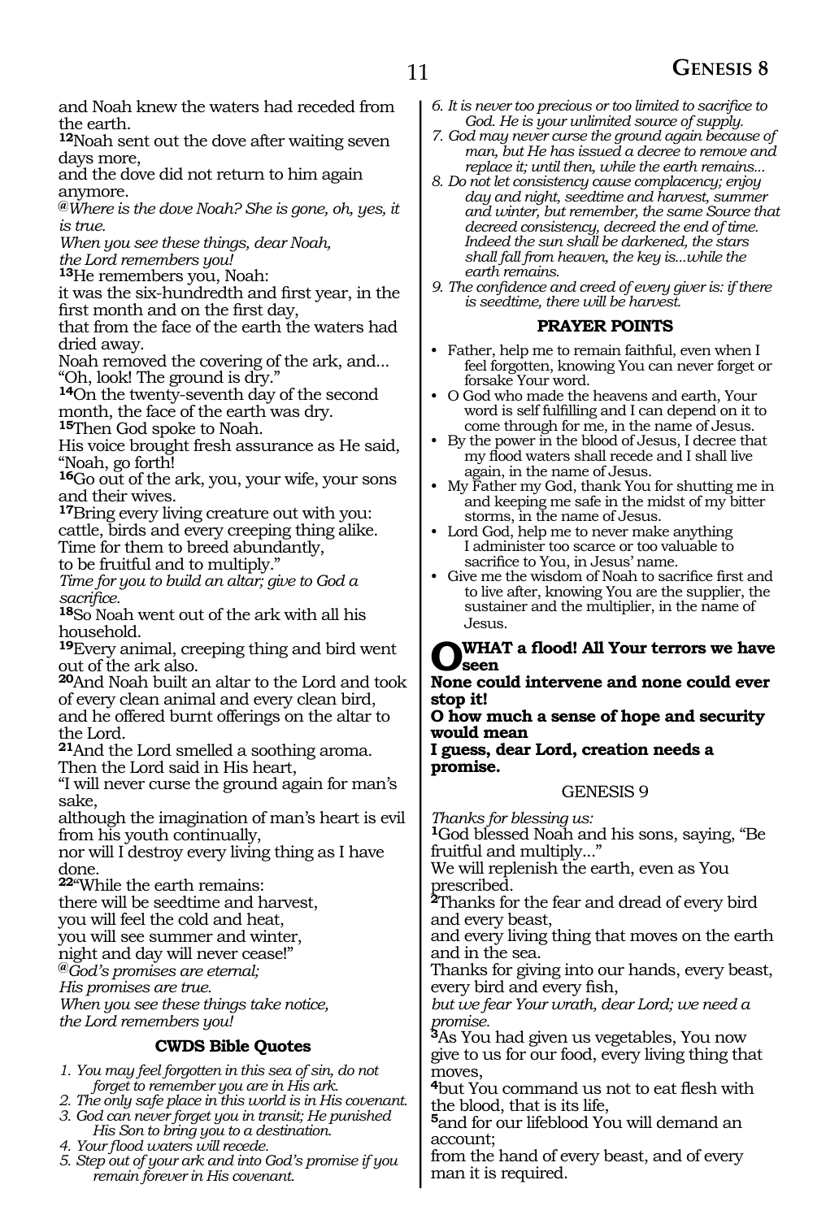and Noah knew the waters had receded from the earth.

**12**Noah sent out the dove after waiting seven days more,
and the dove did not return to him again anymore.

*@Where is the dove Noah? She is gone, oh, yes, it is true.*
*When you see these things, dear Noah,*
*the Lord remembers you!*

**13**He remembers you, Noah:
it was the six-hundredth and first year, in the first month and on the first day,
that from the face of the earth the waters had dried away.
Noah removed the covering of the ark, and...
"Oh, look! The ground is dry."

**14**On the twenty-seventh day of the second month, the face of the earth was dry.

**15**Then God spoke to Noah.
His voice brought fresh assurance as He said,
"Noah, go forth!

**16**Go out of the ark, you, your wife, your sons and their wives.

**17**Bring every living creature out with you:
cattle, birds and every creeping thing alike.
Time for them to breed abundantly,
to be fruitful and to multiply."
*Time for you to build an altar; give to God a sacrifice.*

**18**So Noah went out of the ark with all his household.

**19**Every animal, creeping thing and bird went out of the ark also.

**20**And Noah built an altar to the Lord and took of every clean animal and every clean bird,
and he offered burnt offerings on the altar to the Lord.

**21**And the Lord smelled a soothing aroma.
Then the Lord said in His heart,
"I will never curse the ground again for man's sake,
although the imagination of man's heart is evil from his youth continually,
nor will I destroy every living thing as I have done.

**22**"While the earth remains:
there will be seedtime and harvest,
you will feel the cold and heat,
you will see summer and winter,
night and day will never cease!"

*@God's promises are eternal;*
*His promises are true.*
*When you see these things take notice,*
*the Lord remembers you!*

### CWDS Bible Quotes

1. *You may feel forgotten in this sea of sin, do not forget to remember you are in His ark.*
2. *The only safe place in this world is in His covenant.*
3. *God can never forget you in transit; He punished His Son to bring you to a destination.*
4. *Your flood waters will recede.*
5. *Step out of your ark and into God's promise if you remain forever in His covenant.*
6. *It is never too precious or too limited to sacrifice to God. He is your unlimited source of supply.*
7. *God may never curse the ground again because of man, but He has issued a decree to remove and replace it; until then, while the earth remains...*
8. *Do not let consistency cause complacency; enjoy day and night, seedtime and harvest, summer and winter, but remember, the same Source that decreed consistency, decreed the end of time. Indeed the sun shall be darkened, the stars shall fall from heaven, the key is...while the earth remains.*
9. *The confidence and creed of every giver is: if there is seedtime, there will be harvest.*

### PRAYER POINTS

- Father, help me to remain faithful, even when I feel forgotten, knowing You can never forget or forsake Your word.
- O God who made the heavens and earth, Your word is self fulfilling and I can depend on it to come through for me, in the name of Jesus.
- By the power in the blood of Jesus, I decree that my flood waters shall recede and I shall live again, in the name of Jesus.
- My Father my God, thank You for shutting me in and keeping me safe in the midst of my bitter storms, in the name of Jesus.
- Lord God, help me to never make anything I administer too scarce or too valuable to sacrifice to You, in Jesus' name.
- Give me the wisdom of Noah to sacrifice first and to live after, knowing You are the supplier, the sustainer and the multiplier, in the name of Jesus.

**O WHAT a flood! All Your terrors we have seen**
**None could intervene and none could ever stop it!**
**O how much a sense of hope and security would mean**
**I guess, dear Lord, creation needs a promise.**

## GENESIS 9

*Thanks for blessing us:*

**1**God blessed Noah and his sons, saying, "Be fruitful and multiply..."
We will replenish the earth, even as You prescribed.

**2**Thanks for the fear and dread of every bird and every beast,
and every living thing that moves on the earth and in the sea.
Thanks for giving into our hands, every beast, every bird and every fish,
*but we fear Your wrath, dear Lord; we need a promise.*

**3**As You had given us vegetables, You now give to us for our food, every living thing that moves,

**4**but You command us not to eat flesh with the blood, that is its life,

**5**and for our lifeblood You will demand an account;
from the hand of every beast, and of every man it is required.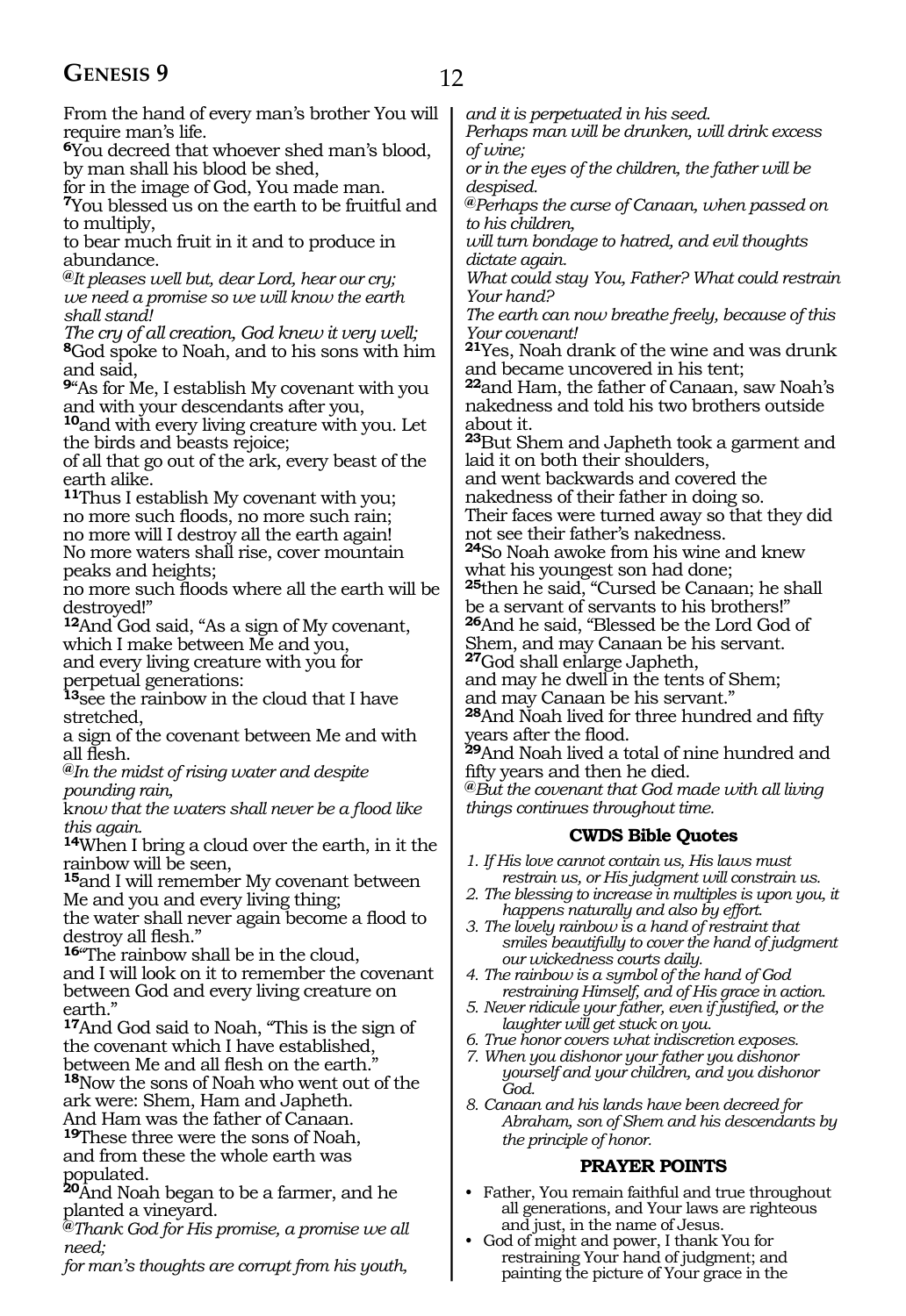From the hand of every man's brother You will require man's life.

**6**You decreed that whoever shed man's blood, by man shall his blood be shed,
for in the image of God, You made man.

**7**You blessed us on the earth to be fruitful and to multiply,
to bear much fruit in it and to produce in abundance.

*@It pleases well but, dear Lord, hear our cry;*
*we need a promise so we will know the earth shall stand!*
*The cry of all creation, God knew it very well;*

**8**God spoke to Noah, and to his sons with him and said,

**9**"As for Me, I establish My covenant with you and with your descendants after you,

**10**and with every living creature with you. Let the birds and beasts rejoice;
of all that go out of the ark, every beast of the earth alike.

**11**Thus I establish My covenant with you;
no more such floods, no more such rain;
no more will I destroy all the earth again!
No more waters shall rise, cover mountain peaks and heights;
no more such floods where all the earth will be destroyed!"

**12**And God said, "As a sign of My covenant, which I make between Me and you,
and every living creature with you for perpetual generations:

**13**see the rainbow in the cloud that I have stretched,
a sign of the covenant between Me and with all flesh.

*@In the midst of rising water and despite pounding rain,*
*know that the waters shall never be a flood like this again.*

**14**When I bring a cloud over the earth, in it the rainbow will be seen,

**15**and I will remember My covenant between Me and you and every living thing;
the water shall never again become a flood to destroy all flesh."

**16**"The rainbow shall be in the cloud,
and I will look on it to remember the covenant between God and every living creature on earth."

**17**And God said to Noah, "This is the sign of the covenant which I have established,
between Me and all flesh on the earth."

**18**Now the sons of Noah who went out of the ark were: Shem, Ham and Japheth.
And Ham was the father of Canaan.

**19**These three were the sons of Noah,
and from these the whole earth was populated.

**20**And Noah began to be a farmer, and he planted a vineyard.

*@Thank God for His promise, a promise we all need;*
*for man's thoughts are corrupt from his youth,*
*and it is perpetuated in his seed.*
*Perhaps man will be drunken, will drink excess of wine;*
*or in the eyes of the children, the father will be despised.*

*@Perhaps the curse of Canaan, when passed on to his children,*
*will turn bondage to hatred, and evil thoughts dictate again.*
*What could stay You, Father? What could restrain Your hand?*
*The earth can now breathe freely, because of this Your covenant!*

**21**Yes, Noah drank of the wine and was drunk and became uncovered in his tent;

**22**and Ham, the father of Canaan, saw Noah's nakedness and told his two brothers outside about it.

**23**But Shem and Japheth took a garment and laid it on both their shoulders,
and went backwards and covered the nakedness of their father in doing so.
Their faces were turned away so that they did not see their father's nakedness.

**24**So Noah awoke from his wine and knew what his youngest son had done;

**25**then he said, "Cursed be Canaan; he shall be a servant of servants to his brothers!"

**26**And he said, "Blessed be the Lord God of Shem, and may Canaan be his servant.

**27**God shall enlarge Japheth,
and may he dwell in the tents of Shem;
and may Canaan be his servant."

**28**And Noah lived for three hundred and fifty years after the flood.

**29**And Noah lived a total of nine hundred and fifty years and then he died.

*@But the covenant that God made with all living things continues throughout time.*

### CWDS Bible Quotes

1. *If His love cannot contain us, His laws must restrain us, or His judgment will constrain us.*
2. *The blessing to increase in multiples is upon you, it happens naturally and also by effort.*
3. *The lovely rainbow is a hand of restraint that smiles beautifully to cover the hand of judgment our wickedness courts daily.*
4. *The rainbow is a symbol of the hand of God restraining Himself, and of His grace in action.*
5. *Never ridicule your father, even if justified, or the laughter will get stuck on you.*
6. *True honor covers what indiscretion exposes.*
7. *When you dishonor your father you dishonor yourself and your children, and you dishonor God.*
8. *Canaan and his lands have been decreed for Abraham, son of Shem and his descendants by the principle of honor.*

### PRAYER POINTS

- Father, You remain faithful and true throughout all generations, and Your laws are righteous and just, in the name of Jesus.
- God of might and power, I thank You for restraining Your hand of judgment; and painting the picture of Your grace in the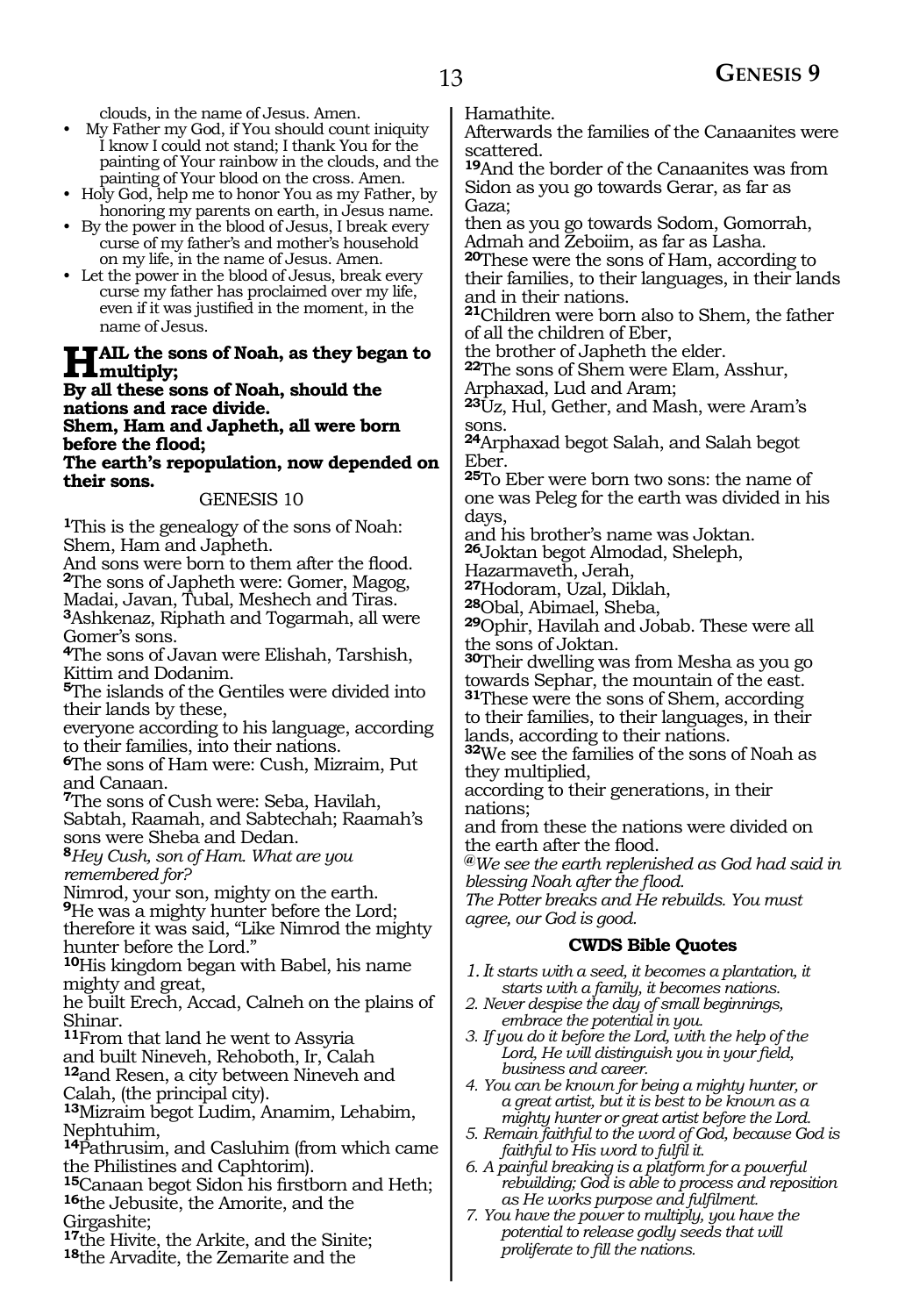clouds, in the name of Jesus. Amen.

- My Father my God, if You should count iniquity I know I could not stand; I thank You for the painting of Your rainbow in the clouds, and the painting of Your blood on the cross. Amen.
- Holy God, help me to honor You as my Father, by honoring my parents on earth, in Jesus name.
- By the power in the blood of Jesus, I break every curse of my father's and mother's household on my life, in the name of Jesus. Amen.
- Let the power in the blood of Jesus, break every curse my father has proclaimed over my life, even if it was justified in the moment, in the name of Jesus.

**HAIL the sons of Noah, as they began to multiply;**
**By all these sons of Noah, should the nations and race divide.**
**Shem, Ham and Japheth, all were born before the flood;**
**The earth's repopulation, now depended on their sons.**

GENESIS 10

**1**This is the genealogy of the sons of Noah: Shem, Ham and Japheth.
And sons were born to them after the flood.
**2**The sons of Japheth were: Gomer, Magog, Madai, Javan, Tubal, Meshech and Tiras.
**3**Ashkenaz, Riphath and Togarmah, all were Gomer's sons.
**4**The sons of Javan were Elishah, Tarshish, Kittim and Dodanim.
**5**The islands of the Gentiles were divided into their lands by these,
everyone according to his language, according to their families, into their nations.
**6**The sons of Ham were: Cush, Mizraim, Put and Canaan.
**7**The sons of Cush were: Seba, Havilah, Sabtah, Raamah, and Sabtechah; Raamah's sons were Sheba and Dedan.
**8***Hey Cush, son of Ham. What are you remembered for?*
Nimrod, your son, mighty on the earth.
**9**He was a mighty hunter before the Lord; therefore it was said, "Like Nimrod the mighty hunter before the Lord."
**10**His kingdom began with Babel, his name mighty and great,
he built Erech, Accad, Calneh on the plains of Shinar.
**11**From that land he went to Assyria
and built Nineveh, Rehoboth, Ir, Calah
**12**and Resen, a city between Nineveh and Calah, (the principal city).
**13**Mizraim begot Ludim, Anamim, Lehabim, Nephtuhim,
**14**Pathrusim, and Casluhim (from which came the Philistines and Caphtorim).
**15**Canaan begot Sidon his firstborn and Heth;
**16**the Jebusite, the Amorite, and the Girgashite;
**17**the Hivite, the Arkite, and the Sinite;
**18**the Arvadite, the Zemarite and the Hamathite.
Afterwards the families of the Canaanites were scattered.
**19**And the border of the Canaanites was from Sidon as you go towards Gerar, as far as Gaza;
then as you go towards Sodom, Gomorrah, Admah and Zeboiim, as far as Lasha.
**20**These were the sons of Ham, according to their families, to their languages, in their lands and in their nations.
**21**Children were born also to Shem, the father of all the children of Eber,
the brother of Japheth the elder.
**22**The sons of Shem were Elam, Asshur, Arphaxad, Lud and Aram;
**23**Uz, Hul, Gether, and Mash, were Aram's sons.
**24**Arphaxad begot Salah, and Salah begot Eber.
**25**To Eber were born two sons: the name of one was Peleg for the earth was divided in his days,
and his brother's name was Joktan.
**26**Joktan begot Almodad, Sheleph, Hazarmaveth, Jerah,
**27**Hodoram, Uzal, Diklah,
**28**Obal, Abimael, Sheba,
**29**Ophir, Havilah and Jobab. These were all the sons of Joktan.
**30**Their dwelling was from Mesha as you go towards Sephar, the mountain of the east.
**31**These were the sons of Shem, according to their families, to their languages, in their lands, according to their nations.
**32**We see the families of the sons of Noah as they multiplied,
according to their generations, in their nations;
and from these the nations were divided on the earth after the flood.
*@We see the earth replenished as God had said in blessing Noah after the flood.*
*The Potter breaks and He rebuilds. You must agree, our God is good.*

### CWDS Bible Quotes

1. *It starts with a seed, it becomes a plantation, it starts with a family, it becomes nations.*
2. *Never despise the day of small beginnings, embrace the potential in you.*
3. *If you do it before the Lord, with the help of the Lord, He will distinguish you in your field, business and career.*
4. *You can be known for being a mighty hunter, or a great artist, but it is best to be known as a mighty hunter or great artist before the Lord.*
5. *Remain faithful to the word of God, because God is faithful to His word to fulfil it.*
6. *A painful breaking is a platform for a powerful rebuilding; God is able to process and reposition as He works purpose and fulfilment.*
7. *You have the power to multiply, you have the potential to release godly seeds that will proliferate to fill the nations.*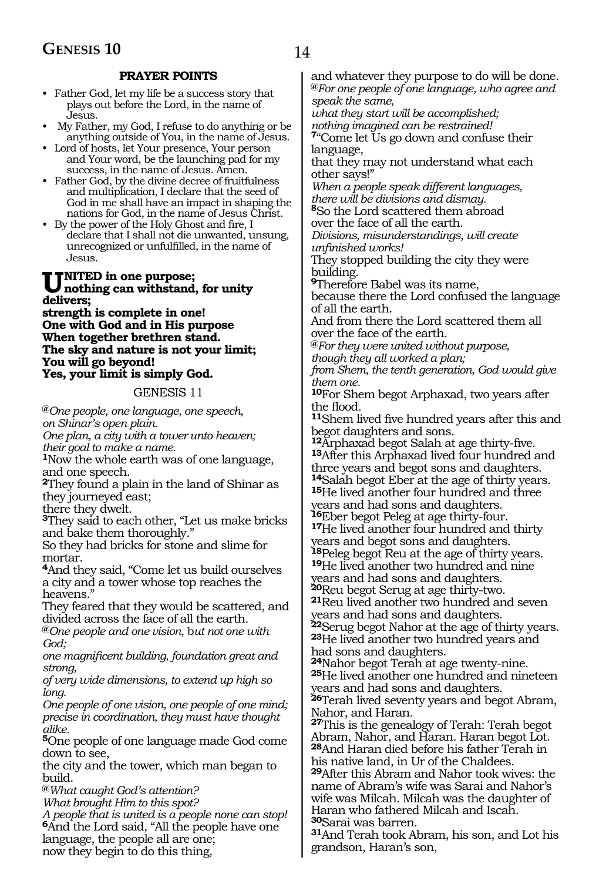**PRAYER POINTS**

- Father God, let my life be a success story that plays out before the Lord, in the name of Jesus.
- My Father, my God, I refuse to do anything or be anything outside of You, in the name of Jesus.
- Lord of hosts, let Your presence, Your person and Your word, be the launching pad for my success, in the name of Jesus. Amen.
- Father God, by the divine decree of fruitfulness and multiplication, I declare that the seed of God in me shall have an impact in shaping the nations for God, in the name of Jesus Christ.
- By the power of the Holy Ghost and fire, I declare that I shall not die unwanted, unsung, unrecognized or unfulfilled, in the name of Jesus.

**UNITED in one purpose;
nothing can withstand, for unity delivers;
strength is complete in one!
One with God and in His purpose
When together brethren stand.
The sky and nature is not your limit;
You will go beyond!
Yes, your limit is simply God.**

## GENESIS 11

*@One people, one language, one speech,
on Shinar's open plain.
One plan, a city with a tower unto heaven;
their goal to make a name.*

**1**Now the whole earth was of one language, and one speech.
**2**They found a plain in the land of Shinar as they journeyed east;
there they dwelt.
**3**They said to each other, "Let us make bricks and bake them thoroughly."
So they had bricks for stone and slime for mortar.
**4**And they said, "Come let us build ourselves a city and a tower whose top reaches the heavens."
They feared that they would be scattered, and divided across the face of all the earth.

*@One people and one vision,* b*ut not one with God;
one magnificent building, foundation great and strong,
of very wide dimensions, to extend up high so long.
One people of one vision, one people of one mind;
precise in coordination, they must have thought alike.*

**5**One people of one language made God come down to see,
the city and the tower, which man began to build.

*@What caught God's attention?
What brought Him to this spot?
A people that is united is a people none can stop!*

**6**And the Lord said, "All the people have one language, the people all are one;
now they begin to do this thing,
and whatever they purpose to do will be done.

*@For one people of one language, who agree and speak the same,
what they start will be accomplished;
nothing imagined can be restrained!*

**7**"Come let Us go down and confuse their language,
that they may not understand what each other says!"

*When a people speak different languages,
there will be divisions and dismay.*

**8**So the Lord scattered them abroad
over the face of all the earth.

*Divisions, misunderstandings, will create unfinished works!*

They stopped building the city they were building.
**9**Therefore Babel was its name,
because there the Lord confused the language of all the earth.
And from there the Lord scattered them all over the face of the earth.

*@For they were united without purpose,
though they all worked a plan;
from Shem, the tenth generation, God would give them one.*

**10**For Shem begot Arphaxad, two years after the flood.
**11**Shem lived five hundred years after this and begot daughters and sons.
**12**Arphaxad begot Salah at age thirty-five.
**13**After this Arphaxad lived four hundred and three years and begot sons and daughters.
**14**Salah begot Eber at the age of thirty years.
**15**He lived another four hundred and three years and had sons and daughters.
**16**Eber begot Peleg at age thirty-four.
**17**He lived another four hundred and thirty years and begot sons and daughters.
**18**Peleg begot Reu at the age of thirty years.
**19**He lived another two hundred and nine years and had sons and daughters.
**20**Reu begot Serug at age thirty-two.
**21**Reu lived another two hundred and seven years and had sons and daughters.
**22**Serug begot Nahor at the age of thirty years.
**23**He lived another two hundred years and had sons and daughters.
**24**Nahor begot Terah at age twenty-nine.
**25**He lived another one hundred and nineteen years and had sons and daughters.
**26**Terah lived seventy years and begot Abram, Nahor, and Haran.
**27**This is the genealogy of Terah: Terah begot Abram, Nahor, and Haran. Haran begot Lot.
**28**And Haran died before his father Terah in his native land, in Ur of the Chaldees.
**29**After this Abram and Nahor took wives: the name of Abram's wife was Sarai and Nahor's wife was Milcah. Milcah was the daughter of Haran who fathered Milcah and Iscah.
**30**Sarai was barren.
**31**And Terah took Abram, his son, and Lot his grandson, Haran's son,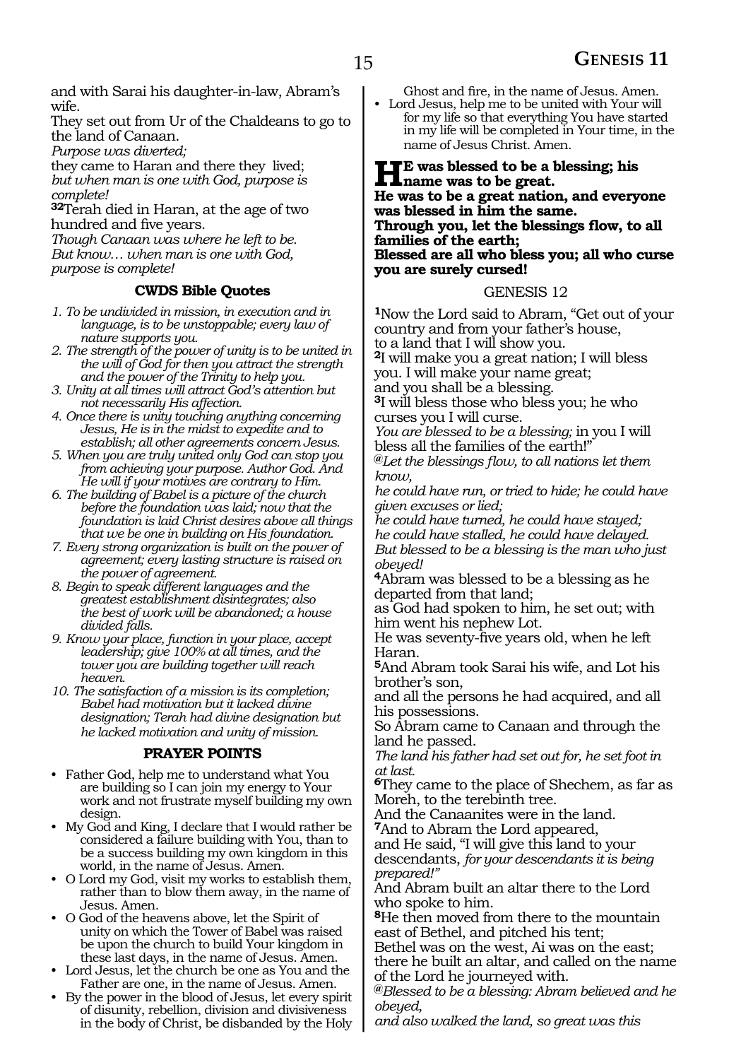and with Sarai his daughter-in-law, Abram's wife.
They set out from Ur of the Chaldeans to go to the land of Canaan.
*Purpose was diverted;*
they came to Haran and there they lived;
*but when man is one with God, purpose is complete!*
**32**Terah died in Haran, at the age of two hundred and five years.
*Though Canaan was where he left to be.*
*But know… when man is one with God, purpose is complete!*

### CWDS Bible Quotes

1. *To be undivided in mission, in execution and in language, is to be unstoppable; every law of nature supports you.*
2. *The strength of the power of unity is to be united in the will of God for then you attract the strength and the power of the Trinity to help you.*
3. *Unity at all times will attract God's attention but not necessarily His affection.*
4. *Once there is unity touching anything concerning Jesus, He is in the midst to expedite and to establish; all other agreements concern Jesus.*
5. *When you are truly united only God can stop you from achieving your purpose. Author God. And He will if your motives are contrary to Him.*
6. *The building of Babel is a picture of the church before the foundation was laid; now that the foundation is laid Christ desires above all things that we be one in building on His foundation.*
7. *Every strong organization is built on the power of agreement; every lasting structure is raised on the power of agreement.*
8. *Begin to speak different languages and the greatest establishment disintegrates; also the best of work will be abandoned; a house divided falls.*
9. *Know your place, function in your place, accept leadership; give 100% at all times, and the tower you are building together will reach heaven.*
10. *The satisfaction of a mission is its completion; Babel had motivation but it lacked divine designation; Terah had divine designation but he lacked motivation and unity of mission.*

### PRAYER POINTS

- Father God, help me to understand what You are building so I can join my energy to Your work and not frustrate myself building my own design.
- My God and King, I declare that I would rather be considered a failure building with You, than to be a success building my own kingdom in this world, in the name of Jesus. Amen.
- O Lord my God, visit my works to establish them, rather than to blow them away, in the name of Jesus. Amen.
- O God of the heavens above, let the Spirit of unity on which the Tower of Babel was raised be upon the church to build Your kingdom in these last days, in the name of Jesus. Amen.
- Lord Jesus, let the church be one as You and the Father are one, in the name of Jesus. Amen.
- By the power in the blood of Jesus, let every spirit of disunity, rebellion, division and divisiveness in the body of Christ, be disbanded by the Holy Ghost and fire, in the name of Jesus. Amen.
- Lord Jesus, help me to be united with Your will for my life so that everything You have started in my life will be completed in Your time, in the name of Jesus Christ. Amen.

**He was blessed to be a blessing; his name was to be great.**
**He was to be a great nation, and everyone was blessed in him the same.**
**Through you, let the blessings flow, to all families of the earth;**
**Blessed are all who bless you; all who curse you are surely cursed!**

## GENESIS 12

**1**Now the Lord said to Abram, "Get out of your country and from your father's house,
to a land that I will show you.
**2**I will make you a great nation; I will bless you. I will make your name great;
and you shall be a blessing.
**3**I will bless those who bless you; he who curses you I will curse.
*You are blessed to be a blessing;* in you I will bless all the families of the earth!"
*@Let the blessings flow, to all nations let them know,*
*he could have run, or tried to hide; he could have given excuses or lied;*
*he could have turned, he could have stayed;*
*he could have stalled, he could have delayed.*
*But blessed to be a blessing is the man who just obeyed!*
**4**Abram was blessed to be a blessing as he departed from that land;
as God had spoken to him, he set out; with him went his nephew Lot.
He was seventy-five years old, when he left Haran.
**5**And Abram took Sarai his wife, and Lot his brother's son,
and all the persons he had acquired, and all his possessions.
So Abram came to Canaan and through the land he passed.
*The land his father had set out for, he set foot in at last.*
**6**They came to the place of Shechem, as far as Moreh, to the terebinth tree.
And the Canaanites were in the land.
**7**And to Abram the Lord appeared,
and He said, "I will give this land to your descendants, *for your descendants it is being prepared!"*
And Abram built an altar there to the Lord who spoke to him.
**8**He then moved from there to the mountain east of Bethel, and pitched his tent;
Bethel was on the west, Ai was on the east;
there he built an altar, and called on the name of the Lord he journeyed with.
*@Blessed to be a blessing: Abram believed and he obeyed,*
*and also walked the land, so great was this*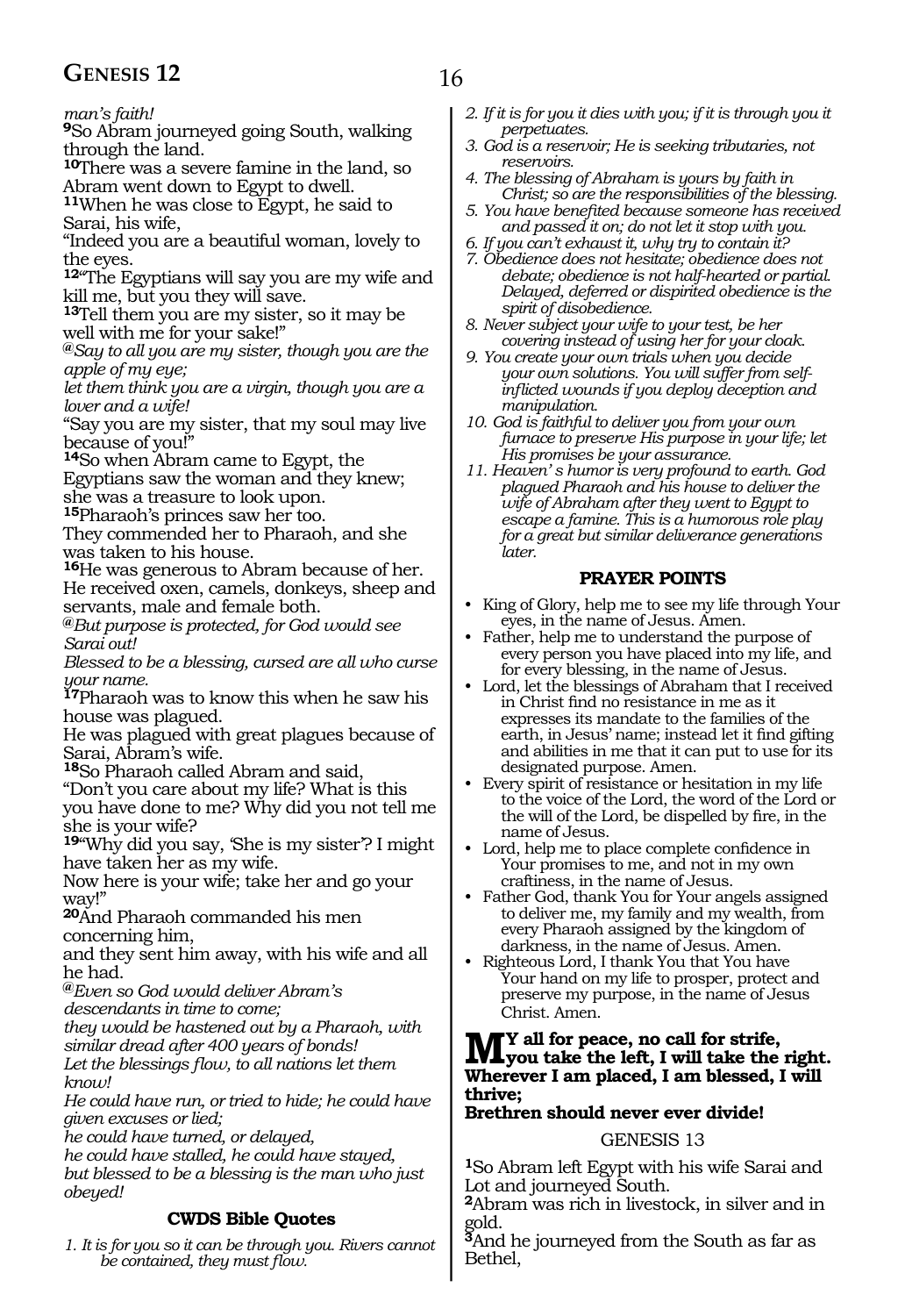*man's faith!*

**9**So Abram journeyed going South, walking through the land.

**10**There was a severe famine in the land, so Abram went down to Egypt to dwell.

**11**When he was close to Egypt, he said to Sarai, his wife,

"Indeed you are a beautiful woman, lovely to the eyes.

**12**"The Egyptians will say you are my wife and kill me, but you they will save.

**13**Tell them you are my sister, so it may be well with me for your sake!"

**@***Say to all you are my sister, though you are the apple of my eye;*
*let them think you are a virgin, though you are a lover and a wife!*

"Say you are my sister, that my soul may live because of you!"

**14**So when Abram came to Egypt, the Egyptians saw the woman and they knew; she was a treasure to look upon.

**15**Pharaoh's princes saw her too.
They commended her to Pharaoh, and she was taken to his house.

**16**He was generous to Abram because of her. He received oxen, camels, donkeys, sheep and servants, male and female both.

**@***But purpose is protected, for God would see Sarai out!*
*Blessed to be a blessing, cursed are all who curse your name.*

**17**Pharaoh was to know this when he saw his house was plagued.
He was plagued with great plagues because of Sarai, Abram's wife.

**18**So Pharaoh called Abram and said,
"Don't you care about my life? What is this you have done to me? Why did you not tell me she is your wife?

**19**"Why did you say, 'She is my sister'? I might have taken her as my wife.
Now here is your wife; take her and go your way!"

**20**And Pharaoh commanded his men concerning him,
and they sent him away, with his wife and all he had.

**@***Even so God would deliver Abram's descendants in time to come;*
*they would be hastened out by a Pharaoh, with similar dread after 400 years of bonds!*
*Let the blessings flow, to all nations let them know!*
*He could have run, or tried to hide; he could have given excuses or lied;*
*he could have turned, or delayed,*
*he could have stalled, he could have stayed,*
*but blessed to be a blessing is the man who just obeyed!*

### CWDS Bible Quotes

1. *It is for you so it can be through you. Rivers cannot be contained, they must flow.*
2. *If it is for you it dies with you; if it is through you it perpetuates.*
3. *God is a reservoir; He is seeking tributaries, not reservoirs.*
4. *The blessing of Abraham is yours by faith in Christ; so are the responsibilities of the blessing.*
5. *You have benefited because someone has received and passed it on; do not let it stop with you.*
6. *If you can't exhaust it, why try to contain it?*
7. *Obedience does not hesitate; obedience does not debate; obedience is not half-hearted or partial. Delayed, deferred or dispirited obedience is the spirit of disobedience.*
8. *Never subject your wife to your test, be her covering instead of using her for your cloak.*
9. *You create your own trials when you decide your own solutions. You will suffer from self-inflicted wounds if you deploy deception and manipulation.*
10. *God is faithful to deliver you from your own furnace to preserve His purpose in your life; let His promises be your assurance.*
11. *Heaven's humor is very profound to earth. God plagued Pharaoh and his house to deliver the wife of Abraham after they went to Egypt to escape a famine. This is a humorous role play for a great but similar deliverance generations later.*

### PRAYER POINTS

- King of Glory, help me to see my life through Your eyes, in the name of Jesus. Amen.
- Father, help me to understand the purpose of every person you have placed into my life, and for every blessing, in the name of Jesus.
- Lord, let the blessings of Abraham that I received in Christ find no resistance in me as it expresses its mandate to the families of the earth, in Jesus' name; instead let it find gifting and abilities in me that it can put to use for its designated purpose. Amen.
- Every spirit of resistance or hesitation in my life to the voice of the Lord, the word of the Lord or the will of the Lord, be dispelled by fire, in the name of Jesus.
- Lord, help me to place complete confidence in Your promises to me, and not in my own craftiness, in the name of Jesus.
- Father God, thank You for Your angels assigned to deliver me, my family and my wealth, from every Pharaoh assigned by the kingdom of darkness, in the name of Jesus. Amen.
- Righteous Lord, I thank You that You have Your hand on my life to prosper, protect and preserve my purpose, in the name of Jesus Christ. Amen.

**My all for peace, no call for strife, you take the left, I will take the right. Wherever I am placed, I am blessed, I will thrive;**
**Brethren should never ever divide!**

GENESIS 13

**1**So Abram left Egypt with his wife Sarai and Lot and journeyed South.

**2**Abram was rich in livestock, in silver and in gold.

**3**And he journeyed from the South as far as Bethel,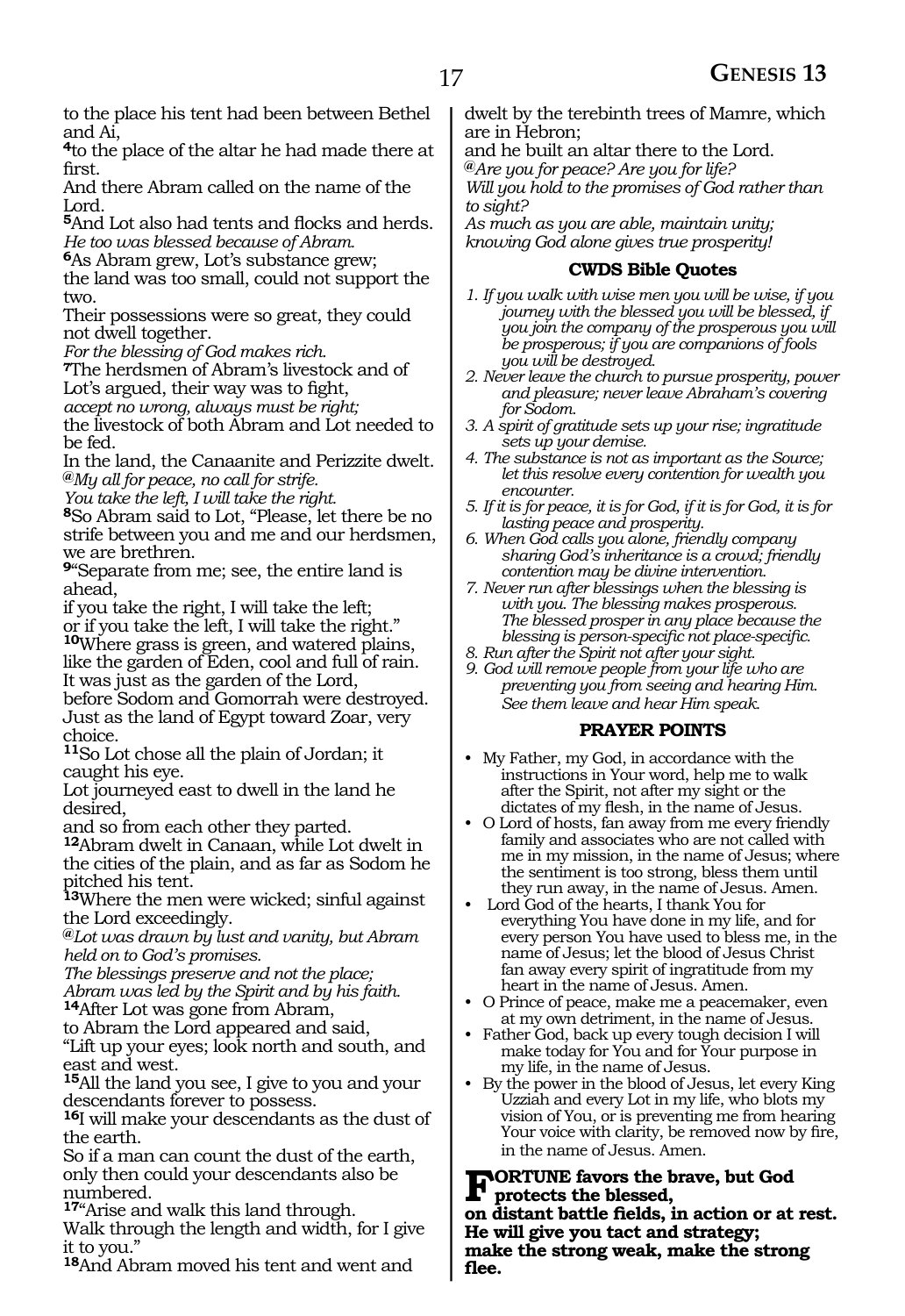to the place his tent had been between Bethel and Ai,

**4**to the place of the altar he had made there at first.
And there Abram called on the name of the Lord.

**5**And Lot also had tents and flocks and herds.
*He too was blessed because of Abram.*

**6**As Abram grew, Lot's substance grew;
the land was too small, could not support the two.
Their possessions were so great, they could not dwell together.
*For the blessing of God makes rich.*

**7**The herdsmen of Abram's livestock and of Lot's argued, their way was to fight,
*accept no wrong, always must be right;*
the livestock of both Abram and Lot needed to be fed.
In the land, the Canaanite and Perizzite dwelt.
*@My all for peace, no call for strife.*
*You take the left, I will take the right.*

**8**So Abram said to Lot, "Please, let there be no strife between you and me and our herdsmen, we are brethren.

**9**"Separate from me; see, the entire land is ahead,
if you take the right, I will take the left;
or if you take the left, I will take the right."

**10**Where grass is green, and watered plains, like the garden of Eden, cool and full of rain.
It was just as the garden of the Lord,
before Sodom and Gomorrah were destroyed.
Just as the land of Egypt toward Zoar, very choice.

**11**So Lot chose all the plain of Jordan; it caught his eye.
Lot journeyed east to dwell in the land he desired,
and so from each other they parted.

**12**Abram dwelt in Canaan, while Lot dwelt in the cities of the plain, and as far as Sodom he pitched his tent.

**13**Where the men were wicked; sinful against the Lord exceedingly.
*@Lot was drawn by lust and vanity, but Abram held on to God's promises.*
*The blessings preserve and not the place;*
*Abram was led by the Spirit and by his faith.*

**14**After Lot was gone from Abram,
to Abram the Lord appeared and said,
"Lift up your eyes; look north and south, and east and west.

**15**All the land you see, I give to you and your descendants forever to possess.

**16**I will make your descendants as the dust of the earth.
So if a man can count the dust of the earth, only then could your descendants also be numbered.

**17**"Arise and walk this land through.
Walk through the length and width, for I give it to you."

**18**And Abram moved his tent and went and dwelt by the terebinth trees of Mamre, which are in Hebron;
and he built an altar there to the Lord.
*@Are you for peace? Are you for life?*
*Will you hold to the promises of God rather than to sight?*
*As much as you are able, maintain unity;*
*knowing God alone gives true prosperity!*

### CWDS Bible Quotes

1. *If you walk with wise men you will be wise, if you journey with the blessed you will be blessed, if you join the company of the prosperous you will be prosperous; if you are companions of fools you will be destroyed.*
2. *Never leave the church to pursue prosperity, power and pleasure; never leave Abraham's covering for Sodom.*
3. *A spirit of gratitude sets up your rise; ingratitude sets up your demise.*
4. *The substance is not as important as the Source; let this resolve every contention for wealth you encounter.*
5. *If it is for peace, it is for God, if it is for God, it is for lasting peace and prosperity.*
6. *When God calls you alone, friendly company sharing God's inheritance is a crowd; friendly contention may be divine intervention.*
7. *Never run after blessings when the blessing is with you. The blessing makes prosperous. The blessed prosper in any place because the blessing is person-specific not place-specific.*
8. *Run after the Spirit not after your sight.*
9. *God will remove people from your life who are preventing you from seeing and hearing Him. See them leave and hear Him speak.*

### PRAYER POINTS

- My Father, my God, in accordance with the instructions in Your word, help me to walk after the Spirit, not after my sight or the dictates of my flesh, in the name of Jesus.
- O Lord of hosts, fan away from me every friendly family and associates who are not called with me in my mission, in the name of Jesus; where the sentiment is too strong, bless them until they run away, in the name of Jesus. Amen.
- Lord God of the hearts, I thank You for everything You have done in my life, and for every person You have used to bless me, in the name of Jesus; let the blood of Jesus Christ fan away every spirit of ingratitude from my heart in the name of Jesus. Amen.
- O Prince of peace, make me a peacemaker, even at my own detriment, in the name of Jesus.
- Father God, back up every tough decision I will make today for You and for Your purpose in my life, in the name of Jesus.
- By the power in the blood of Jesus, let every King Uzziah and every Lot in my life, who blots my vision of You, or is preventing me from hearing Your voice with clarity, be removed now by fire, in the name of Jesus. Amen.

**FORTUNE favors the brave, but God protects the blessed,**
**on distant battle fields, in action or at rest.**
**He will give you tact and strategy;**
**make the strong weak, make the strong flee.**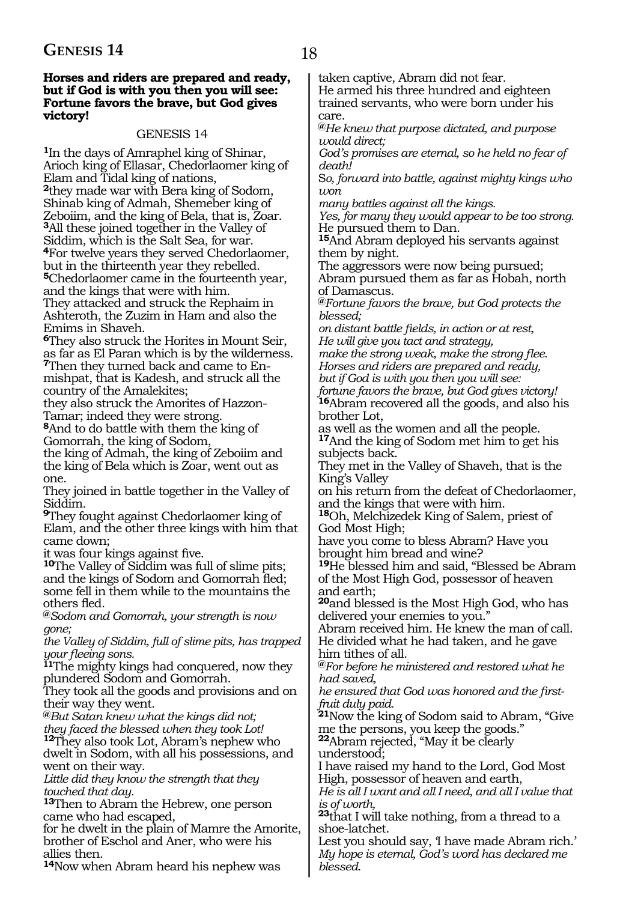**Horses and riders are prepared and ready, but if God is with you then you will see: Fortune favors the brave, but God gives victory!**

GENESIS 14

**1**In the days of Amraphel king of Shinar, Arioch king of Ellasar, Chedorlaomer king of Elam and Tidal king of nations,
**2**they made war with Bera king of Sodom, Shinab king of Admah, Shemeber king of Zeboiim, and the king of Bela, that is, Zoar.
**3**All these joined together in the Valley of Siddim, which is the Salt Sea, for war.
**4**For twelve years they served Chedorlaomer, but in the thirteenth year they rebelled.
**5**Chedorlaomer came in the fourteenth year, and the kings that were with him.
They attacked and struck the Rephaim in Ashteroth, the Zuzim in Ham and also the Emims in Shaveh.
**6**They also struck the Horites in Mount Seir, as far as El Paran which is by the wilderness.
**7**Then they turned back and came to En-mishpat, that is Kadesh, and struck all the country of the Amalekites;
they also struck the Amorites of Hazzon-Tamar; indeed they were strong.
**8**And to do battle with them the king of Gomorrah, the king of Sodom,
the king of Admah, the king of Zeboiim and the king of Bela which is Zoar, went out as one.
They joined in battle together in the Valley of Siddim.
**9**They fought against Chedorlaomer king of Elam, and the other three kings with him that came down;
it was four kings against five.
**10**The Valley of Siddim was full of slime pits; and the kings of Sodom and Gomorrah fled; some fell in them while to the mountains the others fled.
*@Sodom and Gomorrah, your strength is now gone;*
*the Valley of Siddim, full of slime pits, has trapped your fleeing sons.*
**11**The mighty kings had conquered, now they plundered Sodom and Gomorrah.
They took all the goods and provisions and on their way they went.
*@But Satan knew what the kings did not;*
*they faced the blessed when they took Lot!*
**12**They also took Lot, Abram's nephew who dwelt in Sodom, with all his possessions, and went on their way.
*Little did they know the strength that they touched that day.*
**13**Then to Abram the Hebrew, one person came who had escaped,
for he dwelt in the plain of Mamre the Amorite, brother of Eschol and Aner, who were his allies then.
**14**Now when Abram heard his nephew was taken captive, Abram did not fear.
He armed his three hundred and eighteen trained servants, who were born under his care.
*@He knew that purpose dictated, and purpose would direct;*
*God's promises are eternal, so he held no fear of death!*
*So, forward into battle, against mighty kings who won*
*many battles against all the kings.*
*Yes, for many they would appear to be too strong.*
He pursued them to Dan.
**15**And Abram deployed his servants against them by night.
The aggressors were now being pursued;
Abram pursued them as far as Hobah, north of Damascus.
*@Fortune favors the brave, but God protects the blessed;*
*on distant battle fields, in action or at rest,*
*He will give you tact and strategy,*
*make the strong weak, make the strong flee.*
*Horses and riders are prepared and ready,*
*but if God is with you then you will see:*
*fortune favors the brave, but God gives victory!*
**16**Abram recovered all the goods, and also his brother Lot,
as well as the women and all the people.
**17**And the king of Sodom met him to get his subjects back.
They met in the Valley of Shaveh, that is the King's Valley
on his return from the defeat of Chedorlaomer, and the kings that were with him.
**18**Oh, Melchizedek King of Salem, priest of God Most High;
have you come to bless Abram? Have you brought him bread and wine?
**19**He blessed him and said, "Blessed be Abram of the Most High God, possessor of heaven and earth;
**20**and blessed is the Most High God, who has delivered your enemies to you."
Abram received him. He knew the man of call.
He divided what he had taken, and he gave him tithes of all.
*@For before he ministered and restored what he had saved,*
*he ensured that God was honored and the first-fruit duly paid.*
**21**Now the king of Sodom said to Abram, "Give me the persons, you keep the goods."
**22**Abram rejected, "May it be clearly understood;
I have raised my hand to the Lord, God Most High, possessor of heaven and earth,
*He is all I want and all I need, and all I value that is of worth,*
**23**that I will take nothing, from a thread to a shoe-latchet.
Lest you should say, 'I have made Abram rich.'
*My hope is eternal, God's word has declared me blessed.*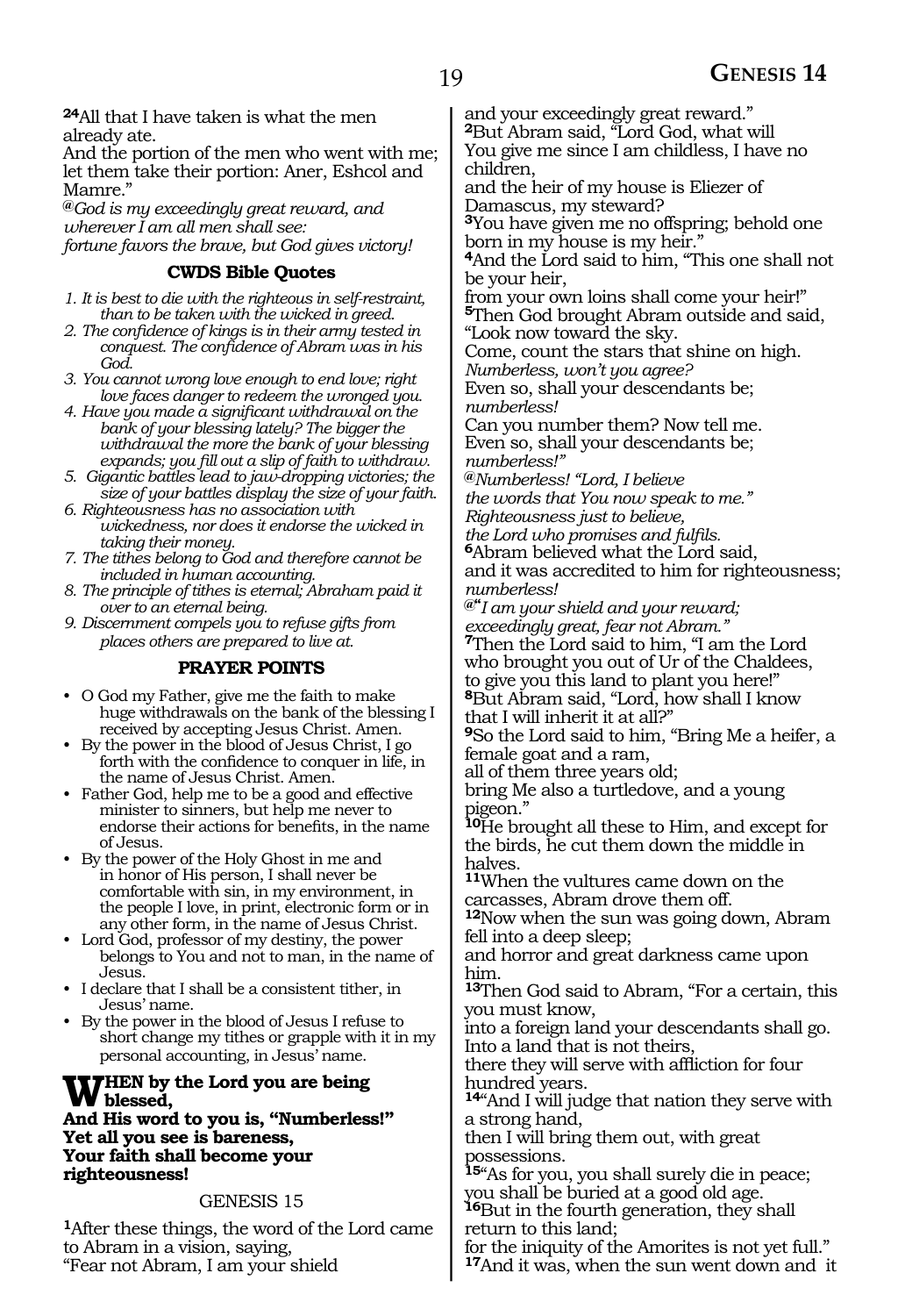**24**All that I have taken is what the men already ate.
And the portion of the men who went with me; let them take their portion: Aner, Eshcol and Mamre."
*@God is my exceedingly great reward, and wherever I am all men shall see:*
*fortune favors the brave, but God gives victory!*

### CWDS Bible Quotes

1. *It is best to die with the righteous in self-restraint, than to be taken with the wicked in greed.*
2. *The confidence of kings is in their army tested in conquest. The confidence of Abram was in his God.*
3. *You cannot wrong love enough to end love; right love faces danger to redeem the wronged you.*
4. *Have you made a significant withdrawal on the bank of your blessing lately? The bigger the withdrawal the more the bank of your blessing expands; you fill out a slip of faith to withdraw.*
5. *Gigantic battles lead to jaw-dropping victories; the size of your battles display the size of your faith.*
6. *Righteousness has no association with wickedness, nor does it endorse the wicked in taking their money.*
7. *The tithes belong to God and therefore cannot be included in human accounting.*
8. *The principle of tithes is eternal; Abraham paid it over to an eternal being.*
9. *Discernment compels you to refuse gifts from places others are prepared to live at.*

### PRAYER POINTS

- O God my Father, give me the faith to make huge withdrawals on the bank of the blessing I received by accepting Jesus Christ. Amen.
- By the power in the blood of Jesus Christ, I go forth with the confidence to conquer in life, in the name of Jesus Christ. Amen.
- Father God, help me to be a good and effective minister to sinners, but help me never to endorse their actions for benefits, in the name of Jesus.
- By the power of the Holy Ghost in me and in honor of His person, I shall never be comfortable with sin, in my environment, in the people I love, in print, electronic form or in any other form, in the name of Jesus Christ.
- Lord God, professor of my destiny, the power belongs to You and not to man, in the name of Jesus.
- I declare that I shall be a consistent tither, in Jesus' name.
- By the power in the blood of Jesus I refuse to short change my tithes or grapple with it in my personal accounting, in Jesus' name.

**WHEN by the Lord you are being blessed,**
**And His word to you is, "Numberless!"**
**Yet all you see is bareness,**
**Your faith shall become your righteousness!**

## GENESIS 15

**1**After these things, the word of the Lord came to Abram in a vision, saying,
"Fear not Abram, I am your shield and your exceedingly great reward."
**2**But Abram said, "Lord God, what will You give me since I am childless, I have no children,
and the heir of my house is Eliezer of Damascus, my steward?
**3**You have given me no offspring; behold one born in my house is my heir."
**4**And the Lord said to him, "This one shall not be your heir,
from your own loins shall come your heir!"
**5**Then God brought Abram outside and said, "Look now toward the sky.
Come, count the stars that shine on high.
*Numberless, won't you agree?*
Even so, shall your descendants be;
*numberless!*
Can you number them? Now tell me.
Even so, shall your descendants be;
*numberless!"*
*@Numberless! "Lord, I believe*
*the words that You now speak to me."*
*Righteousness just to believe,*
*the Lord who promises and fulfils.*
**6**Abram believed what the Lord said,
and it was accredited to him for righteousness;
*numberless!*
*@"I am your shield and your reward;*
*exceedingly great, fear not Abram."*
**7**Then the Lord said to him, "I am the Lord who brought you out of Ur of the Chaldees,
to give you this land to plant you here!"
**8**But Abram said, "Lord, how shall I know that I will inherit it at all?"
**9**So the Lord said to him, "Bring Me a heifer, a female goat and a ram,
all of them three years old;
bring Me also a turtledove, and a young pigeon."
**10**He brought all these to Him, and except for the birds, he cut them down the middle in halves.
**11**When the vultures came down on the carcasses, Abram drove them off.
**12**Now when the sun was going down, Abram fell into a deep sleep;
and horror and great darkness came upon him.
**13**Then God said to Abram, "For a certain, this you must know,
into a foreign land your descendants shall go.
Into a land that is not theirs,
there they will serve with affliction for four hundred years.
**14**"And I will judge that nation they serve with a strong hand,
then I will bring them out, with great possessions.
**15**"As for you, you shall surely die in peace;
you shall be buried at a good old age.
**16**But in the fourth generation, they shall return to this land;
for the iniquity of the Amorites is not yet full."
**17**And it was, when the sun went down and it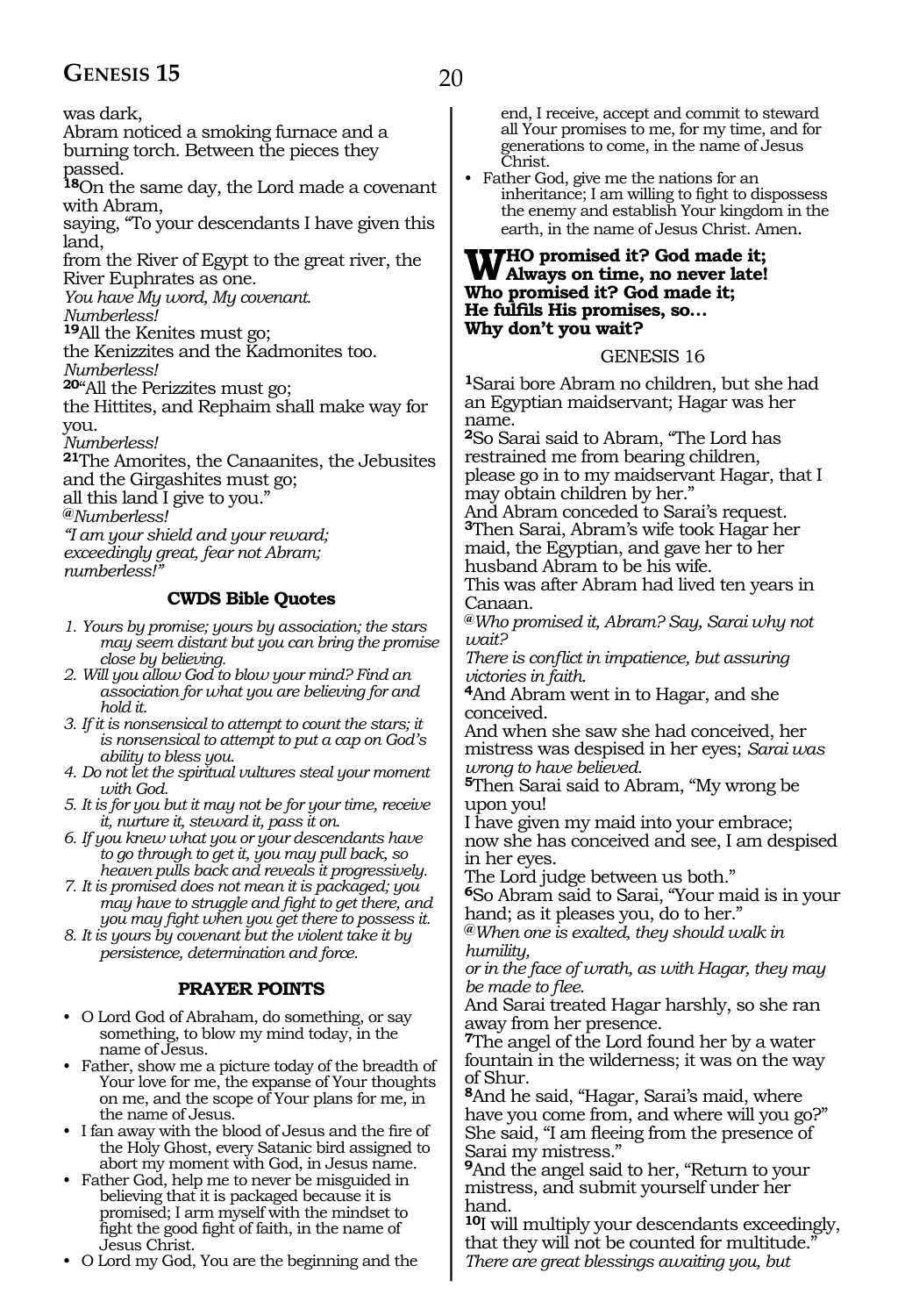was dark,
Abram noticed a smoking furnace and a burning torch. Between the pieces they passed.
**18**On the same day, the Lord made a covenant with Abram,
saying, "To your descendants I have given this land,
from the River of Egypt to the great river, the River Euphrates as one.
*You have My word, My covenant.*
*Numberless!*
**19**All the Kenites must go;
the Kenizzites and the Kadmonites too.
*Numberless!*
**20**"All the Perizzites must go;
the Hittites, and Rephaim shall make way for you.
*Numberless!*
**21**The Amorites, the Canaanites, the Jebusites and the Girgashites must go;
all this land I give to you."
*@Numberless!*
*"I am your shield and your reward;*
*exceedingly great, fear not Abram;*
*numberless!"*

### CWDS Bible Quotes

1. *Yours by promise; yours by association; the stars may seem distant but you can bring the promise close by believing.*
2. *Will you allow God to blow your mind? Find an association for what you are believing for and hold it.*
3. *If it is nonsensical to attempt to count the stars; it is nonsensical to attempt to put a cap on God's ability to bless you.*
4. *Do not let the spiritual vultures steal your moment with God.*
5. *It is for you but it may not be for your time, receive it, nurture it, steward it, pass it on.*
6. *If you knew what you or your descendants have to go through to get it, you may pull back, so heaven pulls back and reveals it progressively.*
7. *It is promised does not mean it is packaged; you may have to struggle and fight to get there, and you may fight when you get there to possess it.*
8. *It is yours by covenant but the violent take it by persistence, determination and force.*

### PRAYER POINTS

- O Lord God of Abraham, do something, or say something, to blow my mind today, in the name of Jesus.
- Father, show me a picture today of the breadth of Your love for me, the expanse of Your thoughts on me, and the scope of Your plans for me, in the name of Jesus.
- I fan away with the blood of Jesus and the fire of the Holy Ghost, every Satanic bird assigned to abort my moment with God, in Jesus name.
- Father God, help me to never be misguided in believing that it is packaged because it is promised; I arm myself with the mindset to fight the good fight of faith, in the name of Jesus Christ.
- O Lord my God, You are the beginning and the end, I receive, accept and commit to steward all Your promises to me, for my time, and for generations to come, in the name of Jesus Christ.
- Father God, give me the nations for an inheritance; I am willing to fight to dispossess the enemy and establish Your kingdom in the earth, in the name of Jesus Christ. Amen.

**WHO promised it? God made it;**
**Always on time, no never late!**
**Who promised it? God made it;**
**He fulfils His promises, so…**
**Why don't you wait?**

## GENESIS 16

**1**Sarai bore Abram no children, but she had an Egyptian maidservant; Hagar was her name.
**2**So Sarai said to Abram, "The Lord has restrained me from bearing children,
please go in to my maidservant Hagar, that I may obtain children by her."
And Abram conceded to Sarai's request.
**3**Then Sarai, Abram's wife took Hagar her maid, the Egyptian, and gave her to her husband Abram to be his wife.
This was after Abram had lived ten years in Canaan.
*@Who promised it, Abram? Say, Sarai why not wait?*
*There is conflict in impatience, but assuring victories in faith.*
**4**And Abram went in to Hagar, and she conceived.
And when she saw she had conceived, her mistress was despised in her eyes; *Sarai was wrong to have believed.*
**5**Then Sarai said to Abram, "My wrong be upon you!
I have given my maid into your embrace;
now she has conceived and see, I am despised in her eyes.
The Lord judge between us both."
**6**So Abram said to Sarai, "Your maid is in your hand; as it pleases you, do to her."
*@When one is exalted, they should walk in humility,*
*or in the face of wrath, as with Hagar, they may be made to flee.*
And Sarai treated Hagar harshly, so she ran away from her presence.
**7**The angel of the Lord found her by a water fountain in the wilderness; it was on the way of Shur.
**8**And he said, "Hagar, Sarai's maid, where have you come from, and where will you go?"
She said, "I am fleeing from the presence of Sarai my mistress."
**9**And the angel said to her, "Return to your mistress, and submit yourself under her hand.
**10**I will multiply your descendants exceedingly, that they will not be counted for multitude."
*There are great blessings awaiting you, but*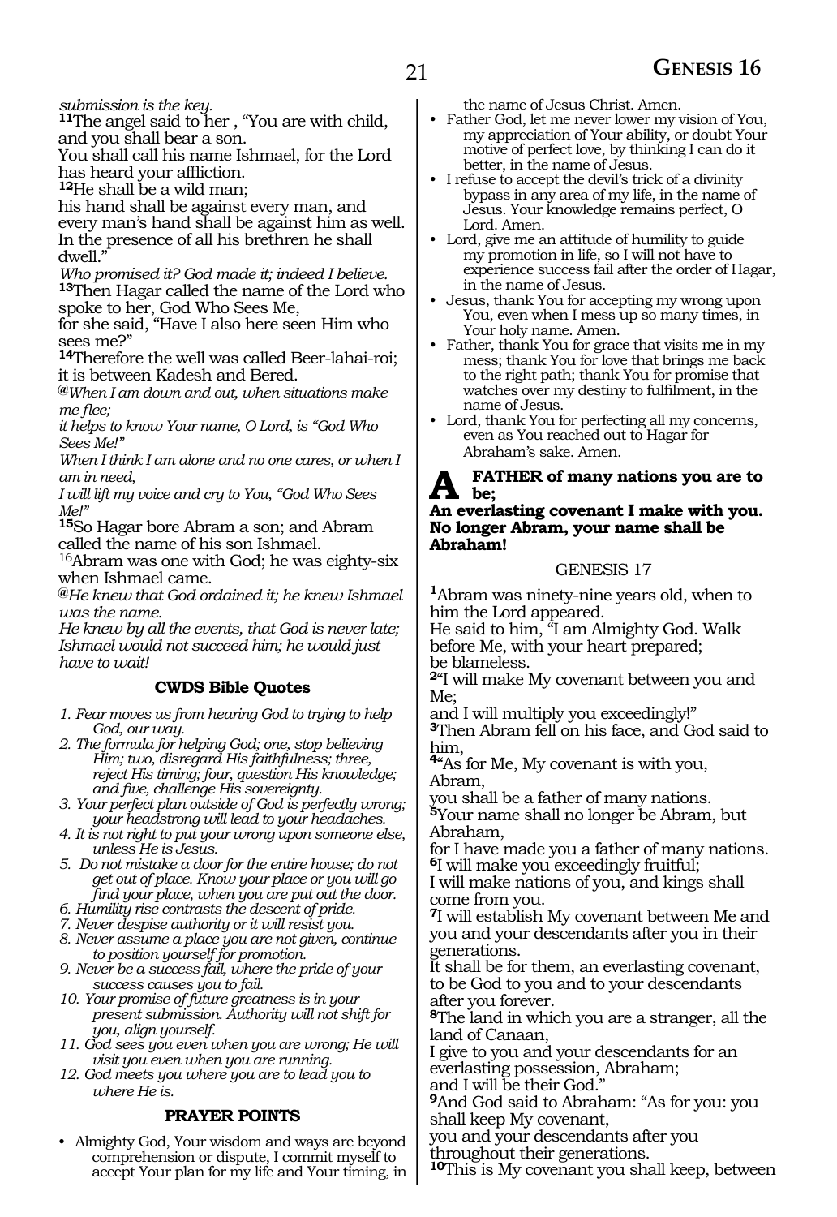*submission is the key.*

**11**The angel said to her , "You are with child, and you shall bear a son.
You shall call his name Ishmael, for the Lord has heard your affliction.
**12**He shall be a wild man;
his hand shall be against every man, and every man's hand shall be against him as well.
In the presence of all his brethren he shall dwell."

*Who promised it? God made it; indeed I believe.*

**13**Then Hagar called the name of the Lord who spoke to her, God Who Sees Me,
for she said, "Have I also here seen Him who sees me?"
**14**Therefore the well was called Beer-lahai-roi; it is between Kadesh and Bered.

**@***When I am down and out, when situations make me flee;*
*it helps to know Your name, O Lord, is "God Who Sees Me!"*
*When I think I am alone and no one cares, or when I am in need,*
*I will lift my voice and cry to You, "God Who Sees Me!"*

**15**So Hagar bore Abram a son; and Abram called the name of his son Ishmael.
16Abram was one with God; he was eighty-six when Ishmael came.

**@***He knew that God ordained it; he knew Ishmael was the name.*
*He knew by all the events, that God is never late; Ishmael would not succeed him; he would just have to wait!*

### CWDS Bible Quotes

1. *Fear moves us from hearing God to trying to help God, our way.*
2. *The formula for helping God; one, stop believing Him; two, disregard His faithfulness; three, reject His timing; four, question His knowledge; and five, challenge His sovereignty.*
3. *Your perfect plan outside of God is perfectly wrong; your headstrong will lead to your headaches.*
4. *It is not right to put your wrong upon someone else, unless He is Jesus.*
5. *Do not mistake a door for the entire house; do not get out of place. Know your place or you will go find your place, when you are put out the door.*
6. *Humility rise contrasts the descent of pride.*
7. *Never despise authority or it will resist you.*
8. *Never assume a place you are not given, continue to position yourself for promotion.*
9. *Never be a success fail, where the pride of your success causes you to fail.*
10. *Your promise of future greatness is in your present submission. Authority will not shift for you, align yourself.*
11. *God sees you even when you are wrong; He will visit you even when you are running.*
12. *God meets you where you are to lead you to where He is.*

### PRAYER POINTS

- Almighty God, Your wisdom and ways are beyond comprehension or dispute, I commit myself to accept Your plan for my life and Your timing, in the name of Jesus Christ. Amen.
- Father God, let me never lower my vision of You, my appreciation of Your ability, or doubt Your motive of perfect love, by thinking I can do it better, in the name of Jesus.
- I refuse to accept the devil's trick of a divinity bypass in any area of my life, in the name of Jesus. Your knowledge remains perfect, O Lord. Amen.
- Lord, give me an attitude of humility to guide my promotion in life, so I will not have to experience success fail after the order of Hagar, in the name of Jesus.
- Jesus, thank You for accepting my wrong upon You, even when I mess up so many times, in Your holy name. Amen.
- Father, thank You for grace that visits me in my mess; thank You for love that brings me back to the right path; thank You for promise that watches over my destiny to fulfilment, in the name of Jesus.
- Lord, thank You for perfecting all my concerns, even as You reached out to Hagar for Abraham's sake. Amen.

**A FATHER of many nations you are to be;**
**An everlasting covenant I make with you.**
**No longer Abram, your name shall be Abraham!**

## GENESIS 17

**1**Abram was ninety-nine years old, when to him the Lord appeared.
He said to him, "I am Almighty God. Walk before Me, with your heart prepared;
be blameless.
**2**"I will make My covenant between you and Me;
and I will multiply you exceedingly!"
**3**Then Abram fell on his face, and God said to him,
**4**"As for Me, My covenant is with you, Abram,
you shall be a father of many nations.
**5**Your name shall no longer be Abram, but Abraham,
for I have made you a father of many nations.
**6**I will make you exceedingly fruitful;
I will make nations of you, and kings shall come from you.
**7**I will establish My covenant between Me and you and your descendants after you in their generations.
It shall be for them, an everlasting covenant, to be God to you and to your descendants after you forever.
**8**The land in which you are a stranger, all the land of Canaan,
I give to you and your descendants for an everlasting possession, Abraham;
and I will be their God."
**9**And God said to Abraham: "As for you: you shall keep My covenant,
you and your descendants after you throughout their generations.
**10**This is My covenant you shall keep, between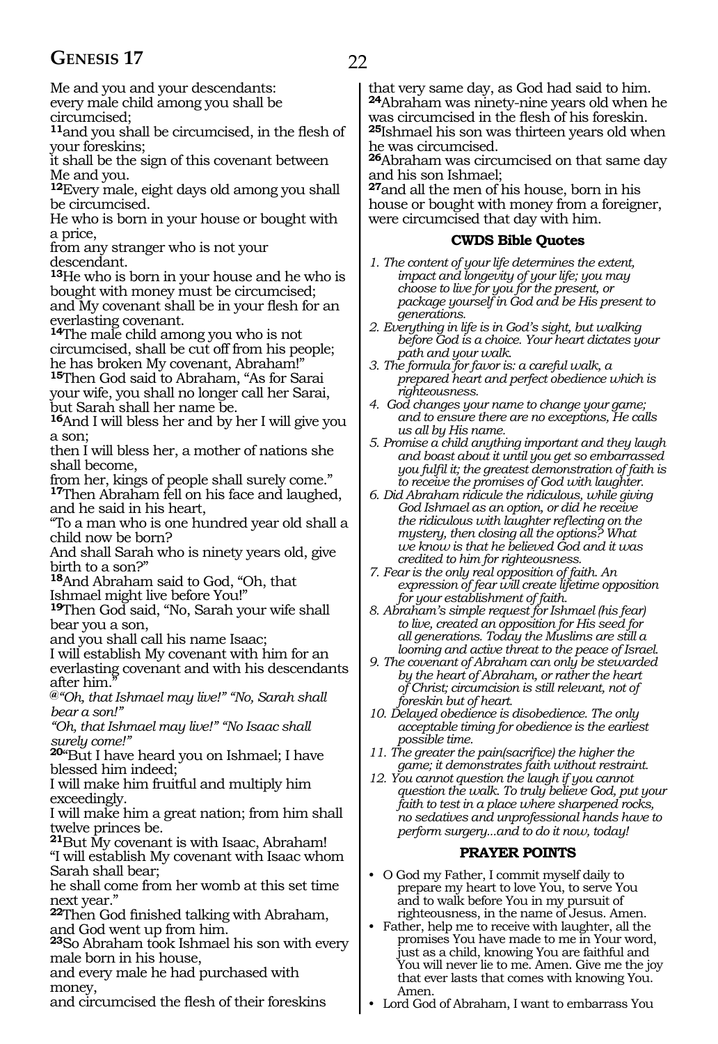Me and you and your descendants:
every male child among you shall be circumcised;

**11**and you shall be circumcised, in the flesh of your foreskins;
it shall be the sign of this covenant between Me and you.

**12**Every male, eight days old among you shall be circumcised.
He who is born in your house or bought with a price,
from any stranger who is not your descendant.

**13**He who is born in your house and he who is bought with money must be circumcised;
and My covenant shall be in your flesh for an everlasting covenant.

**14**The male child among you who is not circumcised, shall be cut off from his people;
he has broken My covenant, Abraham!"

**15**Then God said to Abraham, "As for Sarai your wife, you shall no longer call her Sarai, but Sarah shall her name be.

**16**And I will bless her and by her I will give you a son;
then I will bless her, a mother of nations she shall become,
from her, kings of people shall surely come."

**17**Then Abraham fell on his face and laughed, and he said in his heart,
"To a man who is one hundred year old shall a child now be born?
And shall Sarah who is ninety years old, give birth to a son?"

**18**And Abraham said to God, "Oh, that Ishmael might live before You!"

**19**Then God said, "No, Sarah your wife shall bear you a son,
and you shall call his name Isaac;
I will establish My covenant with him for an everlasting covenant and with his descendants after him."

*@"Oh, that Ishmael may live!" "No, Sarah shall bear a son!"*
*"Oh, that Ishmael may live!" "No Isaac shall surely come!"*

**20**"But I have heard you on Ishmael; I have blessed him indeed;
I will make him fruitful and multiply him exceedingly.
I will make him a great nation; from him shall twelve princes be.

**21**But My covenant is with Isaac, Abraham!
"I will establish My covenant with Isaac whom Sarah shall bear;
he shall come from her womb at this set time next year."

**22**Then God finished talking with Abraham, and God went up from him.

**23**So Abraham took Ishmael his son with every male born in his house,
and every male he had purchased with money,
and circumcised the flesh of their foreskins that very same day, as God had said to him.

**24**Abraham was ninety-nine years old when he was circumcised in the flesh of his foreskin.

**25**Ishmael his son was thirteen years old when he was circumcised.

**26**Abraham was circumcised on that same day and his son Ishmael;

**27**and all the men of his house, born in his house or bought with money from a foreigner, were circumcised that day with him.

### CWDS Bible Quotes

*1. The content of your life determines the extent, impact and longevity of your life; you may choose to live for you for the present, or package yourself in God and be His present to generations.*

*2. Everything in life is in God's sight, but walking before God is a choice. Your heart dictates your path and your walk.*

*3. The formula for favor is: a careful walk, a prepared heart and perfect obedience which is righteousness.*

*4. God changes your name to change your game; and to ensure there are no exceptions, He calls us all by His name.*

*5. Promise a child anything important and they laugh and boast about it until you get so embarrassed you fulfil it; the greatest demonstration of faith is to receive the promises of God with laughter.*

*6. Did Abraham ridicule the ridiculous, while giving God Ishmael as an option, or did he receive the ridiculous with laughter reflecting on the mystery, then closing all the options? What we know is that he believed God and it was credited to him for righteousness.*

*7. Fear is the only real opposition of faith. An expression of fear will create lifetime opposition for your establishment of faith.*

*8. Abraham's simple request for Ishmael (his fear) to live, created an opposition for His seed for all generations. Today the Muslims are still a looming and active threat to the peace of Israel.*

*9. The covenant of Abraham can only be stewarded by the heart of Abraham, or rather the heart of Christ; circumcision is still relevant, not of foreskin but of heart.*

*10. Delayed obedience is disobedience. The only acceptable timing for obedience is the earliest possible time.*

*11. The greater the pain(sacrifice) the higher the game; it demonstrates faith without restraint.*

*12. You cannot question the laugh if you cannot question the walk. To truly believe God, put your faith to test in a place where sharpened rocks, no sedatives and unprofessional hands have to perform surgery...and to do it now, today!*

### PRAYER POINTS

- O God my Father, I commit myself daily to prepare my heart to love You, to serve You and to walk before You in my pursuit of righteousness, in the name of Jesus. Amen.
- Father, help me to receive with laughter, all the promises You have made to me in Your word, just as a child, knowing You are faithful and You will never lie to me. Amen. Give me the joy that ever lasts that comes with knowing You. Amen.
- Lord God of Abraham, I want to embarrass You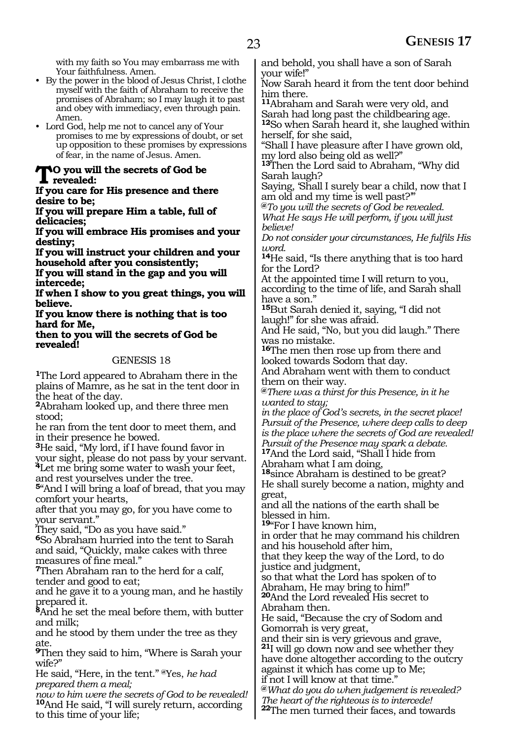with my faith so You may embarrass me with Your faithfulness. Amen.

- By the power in the blood of Jesus Christ, I clothe myself with the faith of Abraham to receive the promises of Abraham; so I may laugh it to past and obey with immediacy, even through pain. Amen.
- Lord God, help me not to cancel any of Your promises to me by expressions of doubt, or set up opposition to these promises by expressions of fear, in the name of Jesus. Amen.

**TO you will the secrets of God be revealed:**
**If you care for His presence and there desire to be;**
**If you will prepare Him a table, full of delicacies;**
**If you will embrace His promises and your destiny;**
**If you will instruct your children and your household after you consistently;**
**If you will stand in the gap and you will intercede;**
**If when I show to you great things, you will believe.**
**If you know there is nothing that is too hard for Me,**
**then to you will the secrets of God be revealed!**

GENESIS 18

**1**The Lord appeared to Abraham there in the plains of Mamre, as he sat in the tent door in the heat of the day.
**2**Abraham looked up, and there three men stood;
he ran from the tent door to meet them, and in their presence he bowed.
**3**He said, "My lord, if I have found favor in your sight, please do not pass by your servant.
**4**Let me bring some water to wash your feet, and rest yourselves under the tree.
**5**"And I will bring a loaf of bread, that you may comfort your hearts,
after that you may go, for you have come to your servant."
They said, "Do as you have said."
**6**So Abraham hurried into the tent to Sarah and said, "Quickly, make cakes with three measures of fine meal."
**7**Then Abraham ran to the herd for a calf, tender and good to eat;
and he gave it to a young man, and he hastily prepared it.
**8**And he set the meal before them, with butter and milk;
and he stood by them under the tree as they ate.
**9**Then they said to him, "Where is Sarah your wife?"
He said, "Here, in the tent." @Yes, *he had prepared them a meal;*
*now to him were the secrets of God to be revealed!*
**10**And He said, "I will surely return, according to this time of your life;
and behold, you shall have a son of Sarah your wife!"
Now Sarah heard it from the tent door behind him there.
**11**Abraham and Sarah were very old, and Sarah had long past the childbearing age.
**12**So when Sarah heard it, she laughed within herself, for she said,
"Shall I have pleasure after I have grown old, my lord also being old as well?"
**13**Then the Lord said to Abraham, "Why did Sarah laugh?
Saying, 'Shall I surely bear a child, now that I am old and my time is well past?'"
@*To you will the secrets of God be revealed.*
*What He says He will perform, if you will just believe!*
*Do not consider your circumstances, He fulfils His word.*
**14**He said, "Is there anything that is too hard for the Lord?
At the appointed time I will return to you, according to the time of life, and Sarah shall have a son."
**15**But Sarah denied it, saying, "I did not laugh!" for she was afraid.
And He said, "No, but you did laugh." There was no mistake.
**16**The men then rose up from there and looked towards Sodom that day.
And Abraham went with them to conduct them on their way.
@*There was a thirst for this Presence, in it he wanted to stay;*
*in the place of God's secrets, in the secret place!*
*Pursuit of the Presence, where deep calls to deep is the place where the secrets of God are revealed!*
*Pursuit of the Presence may spark a debate.*
**17**And the Lord said, "Shall I hide from Abraham what I am doing,
**18**since Abraham is destined to be great?
He shall surely become a nation, mighty and great,
and all the nations of the earth shall be blessed in him.
**19**"For I have known him,
in order that he may command his children and his household after him,
that they keep the way of the Lord, to do justice and judgment,
so that what the Lord has spoken of to Abraham, He may bring to him!"
**20**And the Lord revealed His secret to Abraham then.
He said, "Because the cry of Sodom and Gomorrah is very great,
and their sin is very grievous and grave,
**21**I will go down now and see whether they have done altogether according to the outcry against it which has come up to Me;
if not I will know at that time."
@*What do you do when judgement is revealed?*
*The heart of the righteous is to intercede!*
**22**The men turned their faces, and towards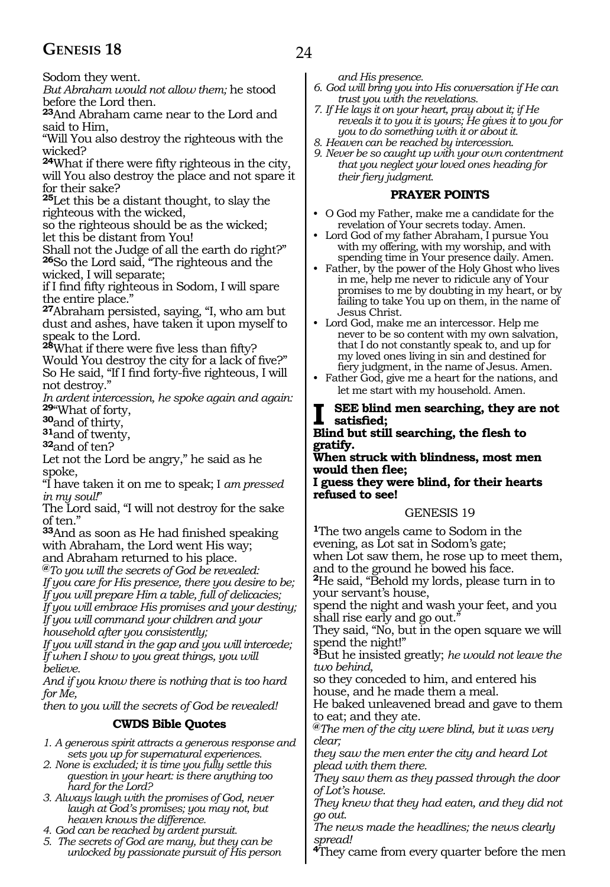Sodom they went.

*But Abraham would not allow them;* he stood before the Lord then.

**23**And Abraham came near to the Lord and said to Him,

"Will You also destroy the righteous with the wicked?

**24**What if there were fifty righteous in the city, will You also destroy the place and not spare it for their sake?

**25**Let this be a distant thought, to slay the righteous with the wicked,

so the righteous should be as the wicked; let this be distant from You!

Shall not the Judge of all the earth do right?"

**26**So the Lord said, "The righteous and the wicked, I will separate;

if I find fifty righteous in Sodom, I will spare the entire place."

**27**Abraham persisted, saying, "I, who am but dust and ashes, have taken it upon myself to speak to the Lord.

**28**What if there were five less than fifty? Would You destroy the city for a lack of five?"

So He said, "If I find forty-five righteous, I will not destroy."

*In ardent intercession, he spoke again and again:*

**29**"What of forty,

**30**and of thirty,

**31**and of twenty,

**32**and of ten?

Let not the Lord be angry," he said as he spoke,

"I have taken it on me to speak; I *am pressed in my soul!*"

The Lord said, "I will not destroy for the sake of ten."

**33**And as soon as He had finished speaking with Abraham, the Lord went His way; and Abraham returned to his place.

*@To you will the secrets of God be revealed:*
*If you care for His presence, there you desire to be;*
*If you will prepare Him a table, full of delicacies;*
*If you will embrace His promises and your destiny;*
*If you will command your children and your household after you consistently;*
*If you will stand in the gap and you will intercede;*
*If when I show to you great things, you will believe.*
*And if you know there is nothing that is too hard for Me,*
*then to you will the secrets of God be revealed!*

### CWDS Bible Quotes

1. *A generous spirit attracts a generous response and sets you up for supernatural experiences.*
2. *None is excluded; it is time you fully settle this question in your heart: is there anything too hard for the Lord?*
3. *Always laugh with the promises of God, never laugh at God's promises; you may not, but heaven knows the difference.*
4. *God can be reached by ardent pursuit.*
5. *The secrets of God are many, but they can be unlocked by passionate pursuit of His person and His presence.*
6. *God will bring you into His conversation if He can trust you with the revelations.*
7. *If He lays it on your heart, pray about it; if He reveals it to you it is yours; He gives it to you for you to do something with it or about it.*
8. *Heaven can be reached by intercession.*
9. *Never be so caught up with your own contentment that you neglect your loved ones heading for their fiery judgment.*

### PRAYER POINTS

- O God my Father, make me a candidate for the revelation of Your secrets today. Amen.
- Lord God of my father Abraham, I pursue You with my offering, with my worship, and with spending time in Your presence daily. Amen.
- Father, by the power of the Holy Ghost who lives in me, help me never to ridicule any of Your promises to me by doubting in my heart, or by failing to take You up on them, in the name of Jesus Christ.
- Lord God, make me an intercessor. Help me never to be so content with my own salvation, that I do not constantly speak to, and up for my loved ones living in sin and destined for fiery judgment, in the name of Jesus. Amen.
- Father God, give me a heart for the nations, and let me start with my household. Amen.

**I SEE blind men searching, they are not satisfied;**
**Blind but still searching, the flesh to gratify.**
**When struck with blindness, most men would then flee;**
**I guess they were blind, for their hearts refused to see!**

## GENESIS 19

**1**The two angels came to Sodom in the evening, as Lot sat in Sodom's gate;

when Lot saw them, he rose up to meet them, and to the ground he bowed his face.

**2**He said, "Behold my lords, please turn in to your servant's house,

spend the night and wash your feet, and you shall rise early and go out."

They said, "No, but in the open square we will spend the night!"

**3**But he insisted greatly; *he would not leave the two behind,*

so they conceded to him, and entered his house, and he made them a meal.

He baked unleavened bread and gave to them to eat; and they ate.

*@The men of the city were blind, but it was very clear;*
*they saw the men enter the city and heard Lot plead with them there.*
*They saw them as they passed through the door of Lot's house.*
*They knew that they had eaten, and they did not go out.*
*The news made the headlines; the news clearly spread!*

**4**They came from every quarter before the men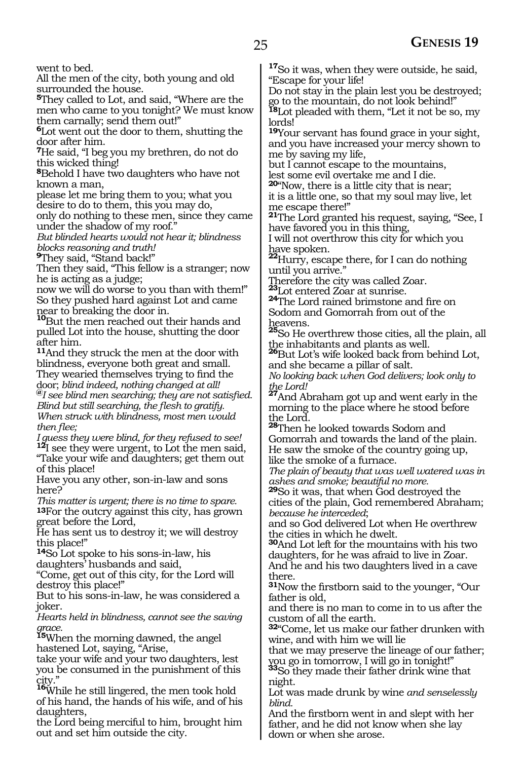went to bed.
All the men of the city, both young and old surrounded the house.
**5**They called to Lot, and said, "Where are the men who came to you tonight? We must know them carnally; send them out!"
**6**Lot went out the door to them, shutting the door after him.
**7**He said, "I beg you my brethren, do not do this wicked thing!
**8**Behold I have two daughters who have not known a man,
please let me bring them to you; what you desire to do to them, this you may do,
only do nothing to these men, since they came under the shadow of my roof."
*But blinded hearts would not hear it; blindness blocks reasoning and truth!*
**9**They said, "Stand back!"
Then they said, "This fellow is a stranger; now he is acting as a judge;
now we will do worse to you than with them!"
So they pushed hard against Lot and came near to breaking the door in.
**10**But the men reached out their hands and pulled Lot into the house, shutting the door after him.
**11**And they struck the men at the door with blindness, everyone both great and small.
They wearied themselves trying to find the door; *blind indeed, nothing changed at all!*
*@I see blind men searching; they are not satisfied.*
*Blind but still searching, the flesh to gratify.*
*When struck with blindness, most men would then flee;*
*I guess they were blind, for they refused to see!*
**12**I see they were urgent, to Lot the men said, "Take your wife and daughters; get them out of this place!
Have you any other, son-in-law and sons here?
*This matter is urgent; there is no time to spare.*
**13**For the outcry against this city, has grown great before the Lord,
He has sent us to destroy it; we will destroy this place!"
**14**So Lot spoke to his sons-in-law, his daughters' husbands and said,
"Come, get out of this city, for the Lord will destroy this place!"
But to his sons-in-law, he was considered a joker.
*Hearts held in blindness, cannot see the saving grace.*
**15**When the morning dawned, the angel hastened Lot, saying, "Arise,
take your wife and your two daughters, lest you be consumed in the punishment of this city."
**16**While he still lingered, the men took hold of his hand, the hands of his wife, and of his daughters,
the Lord being merciful to him, brought him out and set him outside the city.
**17**So it was, when they were outside, he said, "Escape for your life!
Do not stay in the plain lest you be destroyed; go to the mountain, do not look behind!"
**18**Lot pleaded with them, "Let it not be so, my lords!
**19**Your servant has found grace in your sight, and you have increased your mercy shown to me by saving my life,
but I cannot escape to the mountains,
lest some evil overtake me and I die.
**20**"Now, there is a little city that is near;
it is a little one, so that my soul may live, let me escape there!"
**21**The Lord granted his request, saying, "See, I have favored you in this thing,
I will not overthrow this city for which you have spoken.
**22**Hurry, escape there, for I can do nothing until you arrive."
Therefore the city was called Zoar.
**23**Lot entered Zoar at sunrise.
**24**The Lord rained brimstone and fire on Sodom and Gomorrah from out of the heavens.
**25**So He overthrew those cities, all the plain, all the inhabitants and plants as well.
**26**But Lot's wife looked back from behind Lot, and she became a pillar of salt.
*No looking back when God delivers; look only to the Lord!*
**27**And Abraham got up and went early in the morning to the place where he stood before the Lord.
**28**Then he looked towards Sodom and Gomorrah and towards the land of the plain.
He saw the smoke of the country going up, like the smoke of a furnace.
*The plain of beauty that was well watered was in ashes and smoke; beautiful no more.*
**29**So it was, that when God destroyed the cities of the plain, God remembered Abraham; *because he interceded*;
and so God delivered Lot when He overthrew the cities in which he dwelt.
**30**And Lot left for the mountains with his two daughters, for he was afraid to live in Zoar.
And he and his two daughters lived in a cave there.
**31**Now the firstborn said to the younger, "Our father is old,
and there is no man to come in to us after the custom of all the earth.
**32**"Come, let us make our father drunken with wine, and with him we will lie
that we may preserve the lineage of our father; you go in tomorrow, I will go in tonight!"
**33**So they made their father drink wine that night.
Lot was made drunk by wine *and senselessly blind.*
And the firstborn went in and slept with her father, and he did not know when she lay down or when she arose.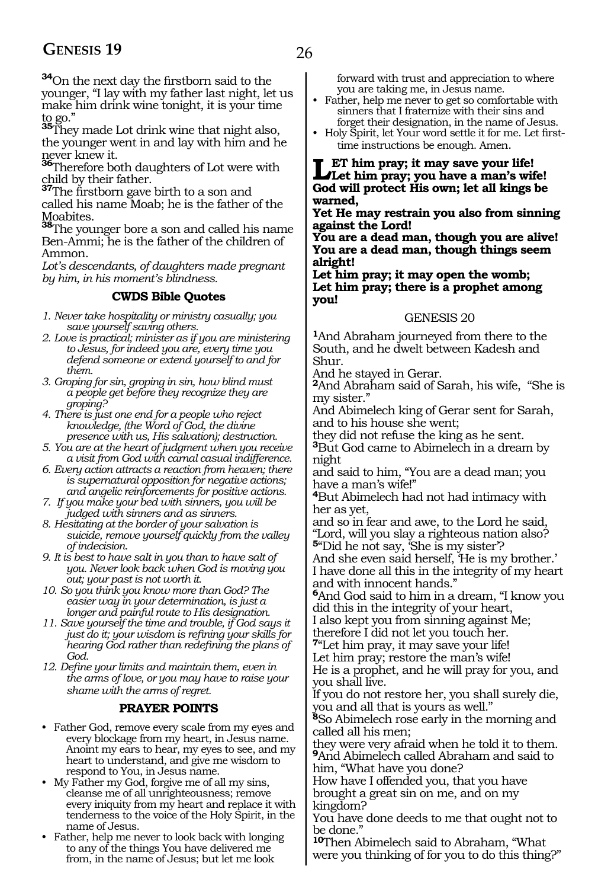[34]On the next day the firstborn said to the younger, "I lay with my father last night, let us make him drink wine tonight, it is your time to go."
[35]They made Lot drink wine that night also, the younger went in and lay with him and he never knew it.
[36]Therefore both daughters of Lot were with child by their father.
[37]The firstborn gave birth to a son and called his name Moab; he is the father of the Moabites.
[38]The younger bore a son and called his name Ben-Ammi; he is the father of the children of Ammon.
*Lot's descendants, of daughters made pregnant by him, in his moment's blindness.*

### CWDS Bible Quotes

1. *Never take hospitality or ministry casually; you save yourself saving others.*
2. *Love is practical; minister as if you are ministering to Jesus, for indeed you are, every time you defend someone or extend yourself to and for them.*
3. *Groping for sin, groping in sin, how blind must a people get before they recognize they are groping?*
4. *There is just one end for a people who reject knowledge, (the Word of God, the divine presence with us, His salvation); destruction.*
5. *You are at the heart of judgment when you receive a visit from God with carnal casual indifference.*
6. *Every action attracts a reaction from heaven; there is supernatural opposition for negative actions; and angelic reinforcements for positive actions.*
7. *If you make your bed with sinners, you will be judged with sinners and as sinners.*
8. *Hesitating at the border of your salvation is suicide, remove yourself quickly from the valley of indecision.*
9. *It is best to have salt in you than to have salt of you. Never look back when God is moving you out; your past is not worth it.*
10. *So you think you know more than God? The easier way in your determination, is just a longer and painful route to His designation.*
11. *Save yourself the time and trouble, if God says it just do it; your wisdom is refining your skills for hearing God rather than redefining the plans of God.*
12. *Define your limits and maintain them, even in the arms of love, or you may have to raise your shame with the arms of regret.*

### PRAYER POINTS

- Father God, remove every scale from my eyes and every blockage from my heart, in Jesus name. Anoint my ears to hear, my eyes to see, and my heart to understand, and give me wisdom to respond to You, in Jesus name.
- My Father my God, forgive me of all my sins, cleanse me of all unrighteousness; remove every iniquity from my heart and replace it with tenderness to the voice of the Holy Spirit, in the name of Jesus.
- Father, help me never to look back with longing to any of the things You have delivered me from, in the name of Jesus; but let me look forward with trust and appreciation to where you are taking me, in Jesus name.
- Father, help me never to get so comfortable with sinners that I fraternize with their sins and forget their designation, in the name of Jesus.
- Holy Spirit, let Your word settle it for me. Let first-time instructions be enough. Amen.

**LET him pray; it may save your life!**
**Let him pray; you have a man's wife!**
**God will protect His own; let all kings be warned,**
**Yet He may restrain you also from sinning against the Lord!**
**You are a dead man, though you are alive!**
**You are a dead man, though things seem alright!**
**Let him pray; it may open the womb;**
**Let him pray; there is a prophet among you!**

GENESIS 20

[1]And Abraham journeyed from there to the South, and he dwelt between Kadesh and Shur.
And he stayed in Gerar.
[2]And Abraham said of Sarah, his wife, "She is my sister."
And Abimelech king of Gerar sent for Sarah, and to his house she went;
they did not refuse the king as he sent.
[3]But God came to Abimelech in a dream by night
and said to him, "You are a dead man; you have a man's wife!"
[4]But Abimelech had not had intimacy with her as yet,
and so in fear and awe, to the Lord he said, "Lord, will you slay a righteous nation also?
[5]"Did he not say, 'She is my sister'?
And she even said herself, 'He is my brother.'
I have done all this in the integrity of my heart and with innocent hands."
[6]And God said to him in a dream, "I know you did this in the integrity of your heart,
I also kept you from sinning against Me;
therefore I did not let you touch her.
[7]"Let him pray, it may save your life!
Let him pray; restore the man's wife!
He is a prophet, and he will pray for you, and you shall live.
If you do not restore her, you shall surely die, you and all that is yours as well."
[8]So Abimelech rose early in the morning and called all his men;
they were very afraid when he told it to them.
[9]And Abimelech called Abraham and said to him, "What have you done?
How have I offended you, that you have brought a great sin on me, and on my kingdom?
You have done deeds to me that ought not to be done."
[10]Then Abimelech said to Abraham, "What were you thinking of for you to do this thing?"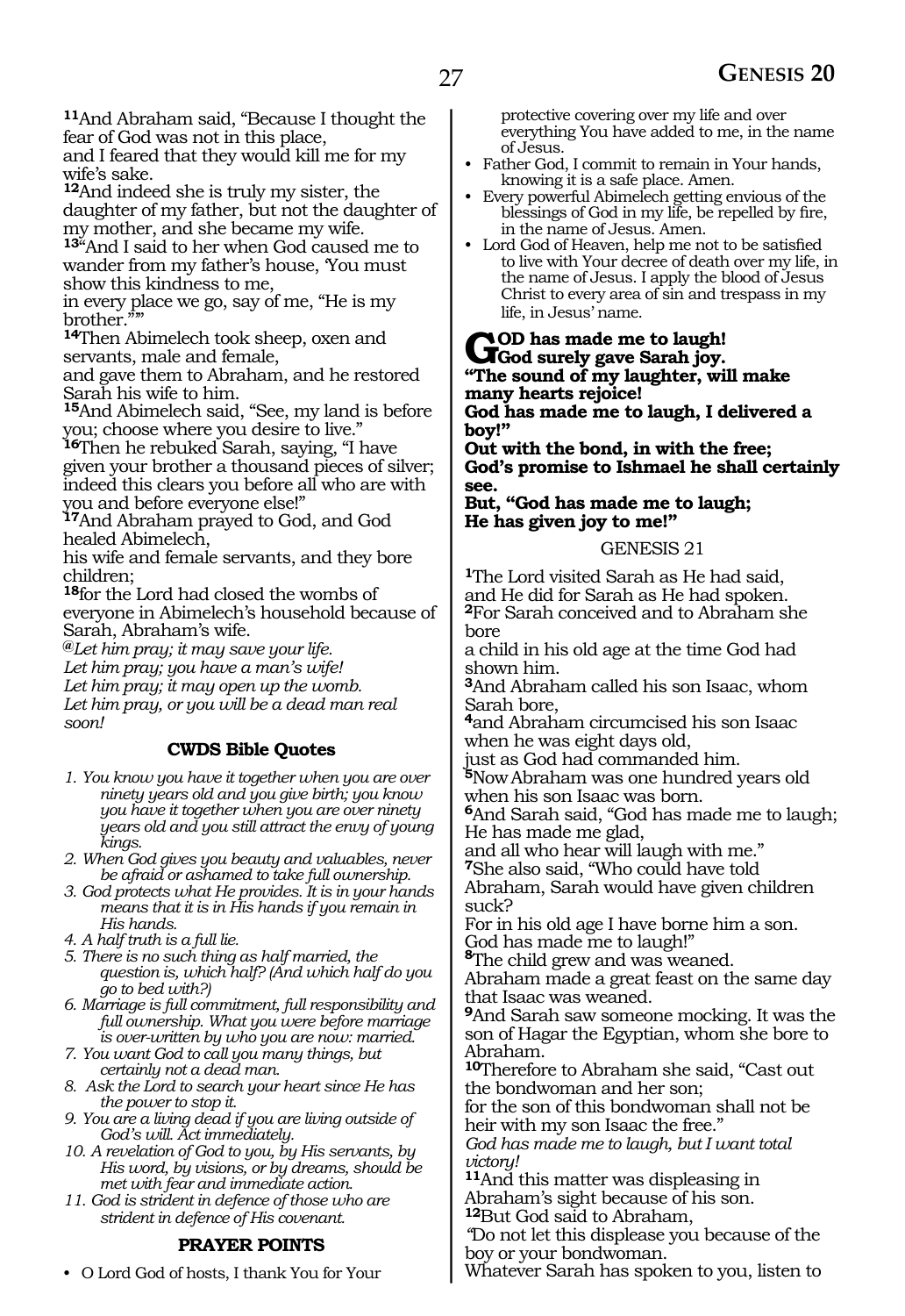**11**And Abraham said, "Because I thought the fear of God was not in this place,
and I feared that they would kill me for my wife's sake.
**12**And indeed she is truly my sister, the daughter of my father, but not the daughter of my mother, and she became my wife.
**13**"And I said to her when God caused me to wander from my father's house, 'You must show this kindness to me,
in every place we go, say of me, "He is my brother."'"
**14**Then Abimelech took sheep, oxen and servants, male and female,
and gave them to Abraham, and he restored Sarah his wife to him.
**15**And Abimelech said, "See, my land is before you; choose where you desire to live."
**16**Then he rebuked Sarah, saying, "I have given your brother a thousand pieces of silver; indeed this clears you before all who are with you and before everyone else!"
**17**And Abraham prayed to God, and God healed Abimelech,
his wife and female servants, and they bore children;
**18**for the Lord had closed the wombs of everyone in Abimelech's household because of Sarah, Abraham's wife.
*@Let him pray; it may save your life.*
*Let him pray; you have a man's wife!*
*Let him pray; it may open up the womb.*
*Let him pray, or you will be a dead man real soon!*

### CWDS Bible Quotes

1. *You know you have it together when you are over ninety years old and you give birth; you know you have it together when you are over ninety years old and you still attract the envy of young kings.*
2. *When God gives you beauty and valuables, never be afraid or ashamed to take full ownership.*
3. *God protects what He provides. It is in your hands means that it is in His hands if you remain in His hands.*
4. *A half truth is a full lie.*
5. *There is no such thing as half married, the question is, which half? (And which half do you go to bed with?)*
6. *Marriage is full commitment, full responsibility and full ownership. What you were before marriage is over-written by who you are now: married.*
7. *You want God to call you many things, but certainly not a dead man.*
8. *Ask the Lord to search your heart since He has the power to stop it.*
9. *You are a living dead if you are living outside of God's will. Act immediately.*
10. *A revelation of God to you, by His servants, by His word, by visions, or by dreams, should be met with fear and immediate action.*
11. *God is strident in defence of those who are strident in defence of His covenant.*

### PRAYER POINTS

- O Lord God of hosts, I thank You for Your protective covering over my life and over everything You have added to me, in the name of Jesus.
- Father God, I commit to remain in Your hands, knowing it is a safe place. Amen.
- Every powerful Abimelech getting envious of the blessings of God in my life, be repelled by fire, in the name of Jesus. Amen.
- Lord God of Heaven, help me not to be satisfied to live with Your decree of death over my life, in the name of Jesus. I apply the blood of Jesus Christ to every area of sin and trespass in my life, in Jesus' name.

**GOD has made me to laugh!**
**God surely gave Sarah joy.**
**"The sound of my laughter, will make many hearts rejoice!**
**God has made me to laugh, I delivered a boy!"**
**Out with the bond, in with the free;**
**God's promise to Ishmael he shall certainly see.**
**But, "God has made me to laugh;**
**He has given joy to me!"**

## GENESIS 21

**1**The Lord visited Sarah as He had said,
and He did for Sarah as He had spoken.
**2**For Sarah conceived and to Abraham she bore
a child in his old age at the time God had shown him.
**3**And Abraham called his son Isaac, whom Sarah bore,
**4**and Abraham circumcised his son Isaac when he was eight days old,
just as God had commanded him.
**5**Now Abraham was one hundred years old when his son Isaac was born.
**6**And Sarah said, "God has made me to laugh; He has made me glad,
and all who hear will laugh with me."
**7**She also said, "Who could have told Abraham, Sarah would have given children suck?
For in his old age I have borne him a son.
God has made me to laugh!"
**8**The child grew and was weaned.
Abraham made a great feast on the same day that Isaac was weaned.
**9**And Sarah saw someone mocking. It was the son of Hagar the Egyptian, whom she bore to Abraham.
**10**Therefore to Abraham she said, "Cast out the bondwoman and her son;
for the son of this bondwoman shall not be heir with my son Isaac the free."
*God has made me to laugh, but I want total victory!*
**11**And this matter was displeasing in Abraham's sight because of his son.
**12**But God said to Abraham,
"Do not let this displease you because of the boy or your bondwoman.
Whatever Sarah has spoken to you, listen to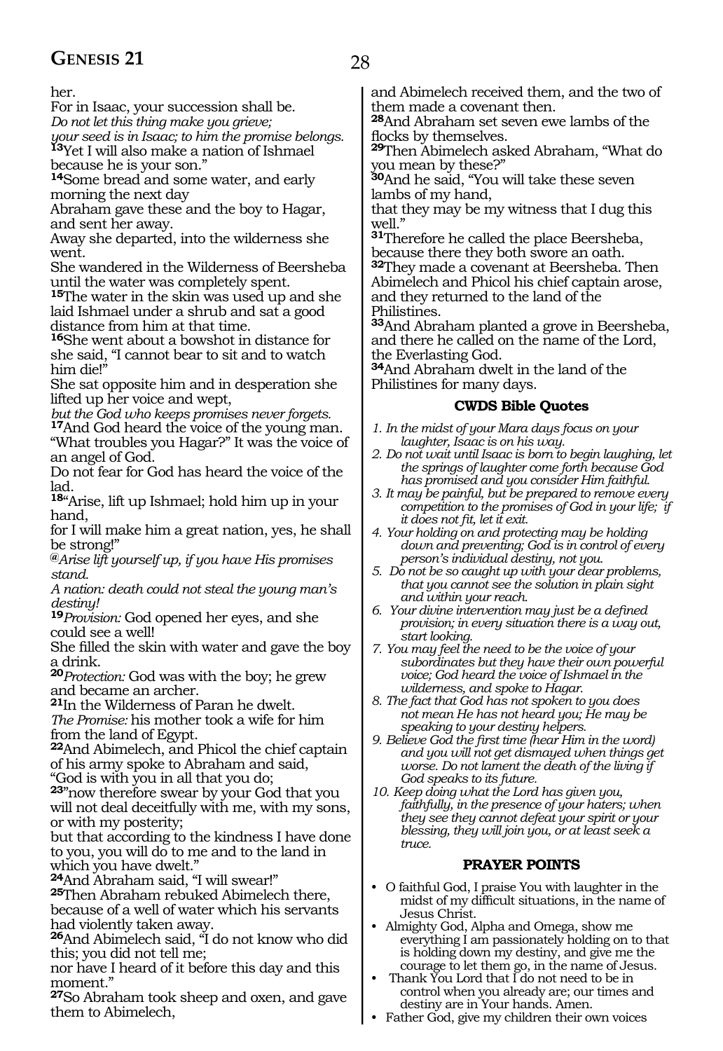her.
For in Isaac, your succession shall be.
*Do not let this thing make you grieve;*
*your seed is in Isaac; to him the promise belongs.*
**13**Yet I will also make a nation of Ishmael because he is your son."
**14**Some bread and some water, and early morning the next day
Abraham gave these and the boy to Hagar, and sent her away.
Away she departed, into the wilderness she went.
She wandered in the Wilderness of Beersheba until the water was completely spent.
**15**The water in the skin was used up and she laid Ishmael under a shrub and sat a good distance from him at that time.
**16**She went about a bowshot in distance for she said, "I cannot bear to sit and to watch him die!"
She sat opposite him and in desperation she lifted up her voice and wept,
*but the God who keeps promises never forgets.*
**17**And God heard the voice of the young man. "What troubles you Hagar?" It was the voice of an angel of God.
Do not fear for God has heard the voice of the lad.
**18**"Arise, lift up Ishmael; hold him up in your hand,
for I will make him a great nation, yes, he shall be strong!"
*@Arise lift yourself up, if you have His promises stand.*
*A nation: death could not steal the young man's destiny!*
**19***Provision:* God opened her eyes, and she could see a well!
She filled the skin with water and gave the boy a drink.
**20***Protection:* God was with the boy; he grew and became an archer.
**21**In the Wilderness of Paran he dwelt.
*The Promise:* his mother took a wife for him from the land of Egypt.
**22**And Abimelech, and Phicol the chief captain of his army spoke to Abraham and said,
"God is with you in all that you do;
**23**"now therefore swear by your God that you will not deal deceitfully with me, with my sons, or with my posterity;
but that according to the kindness I have done to you, you will do to me and to the land in which you have dwelt."
**24**And Abraham said, "I will swear!"
**25**Then Abraham rebuked Abimelech there, because of a well of water which his servants had violently taken away.
**26**And Abimelech said, "I do not know who did this; you did not tell me;
nor have I heard of it before this day and this moment."
**27**So Abraham took sheep and oxen, and gave them to Abimelech,
and Abimelech received them, and the two of them made a covenant then.
**28**And Abraham set seven ewe lambs of the flocks by themselves.
**29**Then Abimelech asked Abraham, "What do you mean by these?"
**30**And he said, "You will take these seven lambs of my hand,
that they may be my witness that I dug this well."
**31**Therefore he called the place Beersheba, because there they both swore an oath.
**32**They made a covenant at Beersheba. Then Abimelech and Phicol his chief captain arose, and they returned to the land of the Philistines.
**33**And Abraham planted a grove in Beersheba, and there he called on the name of the Lord, the Everlasting God.
**34**And Abraham dwelt in the land of the Philistines for many days.

### CWDS Bible Quotes

1. *In the midst of your Mara days focus on your laughter, Isaac is on his way.*
2. *Do not wait until Isaac is born to begin laughing, let the springs of laughter come forth because God has promised and you consider Him faithful.*
3. *It may be painful, but be prepared to remove every competition to the promises of God in your life; if it does not fit, let it exit.*
4. *Your holding on and protecting may be holding down and preventing; God is in control of every person's individual destiny, not you.*
5. *Do not be so caught up with your dear problems, that you cannot see the solution in plain sight and within your reach.*
6. *Your divine intervention may just be a defined provision; in every situation there is a way out, start looking.*
7. *You may feel the need to be the voice of your subordinates but they have their own powerful voice; God heard the voice of Ishmael in the wilderness, and spoke to Hagar.*
8. *The fact that God has not spoken to you does not mean He has not heard you; He may be speaking to your destiny helpers.*
9. *Believe God the first time (hear Him in the word) and you will not get dismayed when things get worse. Do not lament the death of the living if God speaks to its future.*
10. *Keep doing what the Lord has given you, faithfully, in the presence of your haters; when they see they cannot defeat your spirit or your blessing, they will join you, or at least seek a truce.*

### PRAYER POINTS

- O faithful God, I praise You with laughter in the midst of my difficult situations, in the name of Jesus Christ.
- Almighty God, Alpha and Omega, show me everything I am passionately holding on to that is holding down my destiny, and give me the courage to let them go, in the name of Jesus.
- Thank You Lord that I do not need to be in control when you already are; our times and destiny are in Your hands. Amen.
- Father God, give my children their own voices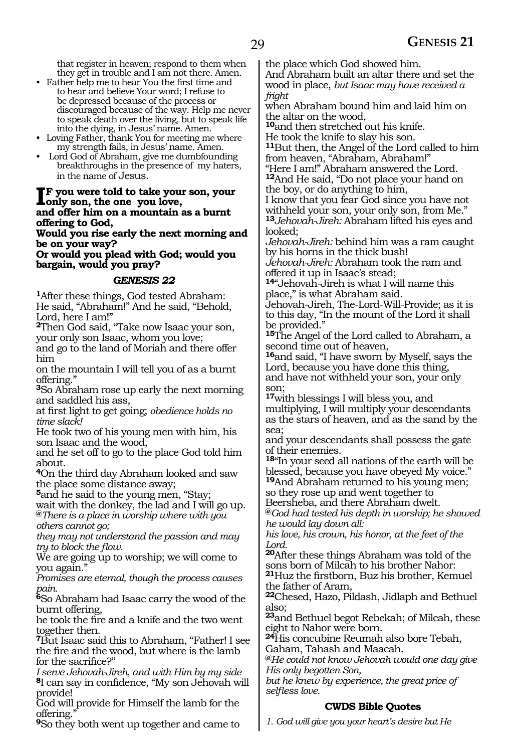that register in heaven; respond to them when they get in trouble and I am not there. Amen.

- Father help me to hear You the first time and to hear and believe Your word; I refuse to be depressed because of the process or discouraged because of the way. Help me never to speak death over the living, but to speak life into the dying, in Jesus' name. Amen.
- Loving Father, thank You for meeting me where my strength fails, in Jesus' name. Amen.
- Lord God of Abraham, give me dumbfounding breakthroughs in the presence of my haters, in the name of Jesus.

**IF you were told to take your son, your only son, the one you love,**
**and offer him on a mountain as a burnt offering to God,**
**Would you rise early the next morning and be on your way?**
**Or would you plead with God; would you bargain, would you pray?**

### *GENESIS 22*

**1**After these things, God tested Abraham:
He said, "Abraham!" And he said, "Behold, Lord, here I am!"
**2**Then God said, "Take now Isaac your son, your only son Isaac, whom you love;
and go to the land of Moriah and there offer him
on the mountain I will tell you of as a burnt offering."
**3**So Abraham rose up early the next morning and saddled his ass,
at first light to get going; *obedience holds no time slack!*
He took two of his young men with him, his son Isaac and the wood,
and he set off to go to the place God told him about.
**4**On the third day Abraham looked and saw the place some distance away;
**5**and he said to the young men, "Stay;
wait with the donkey, the lad and I will go up.
*@There is a place in worship where with you others cannot go;*
*they may not understand the passion and may try to block the flow.*
We are going up to worship; we will come to you again."
*Promises are eternal, though the process causes pain.*
**6**So Abraham had Isaac carry the wood of the burnt offering,
he took the fire and a knife and the two went together then.
**7**But Isaac said this to Abraham, "Father! I see the fire and the wood, but where is the lamb for the sacrifice?"
*I serve Jehovah-Jireh, and with Him by my side*
**8**I can say in confidence, "My son Jehovah will provide!
God will provide for Himself the lamb for the offering."
**9**So they both went up together and came to the place which God showed him.
And Abraham built an altar there and set the wood in place, *but Isaac may have received a fright*
when Abraham bound him and laid him on the altar on the wood,
**10**and then stretched out his knife.
He took the knife to slay his son.
**11**But then, the Angel of the Lord called to him from heaven, "Abraham, Abraham!"
"Here I am!" Abraham answered the Lord.
**12**And He said, "Do not place your hand on the boy, or do anything to him,
I know that you fear God since you have not withheld your son, your only son, from Me."
**13***Jehovah-Jireh:* Abraham lifted his eyes and looked;
*Jehovah-Jireh:* behind him was a ram caught by his horns in the thick bush!
*Jehovah-Jireh:* Abraham took the ram and offered it up in Isaac's stead;
**14**"Jehovah-Jireh is what I will name this place," is what Abraham said.
Jehovah-Jireh, The-Lord-Will-Provide; as it is to this day, "In the mount of the Lord it shall be provided."
**15**The Angel of the Lord called to Abraham, a second time out of heaven,
**16**and said, "I have sworn by Myself, says the Lord, because you have done this thing,
and have not withheld your son, your only son;
**17**with blessings I will bless you, and multiplying, I will multiply your descendants as the stars of heaven, and as the sand by the sea;
and your descendants shall possess the gate of their enemies.
**18**"In your seed all nations of the earth will be blessed, because you have obeyed My voice."
**19**And Abraham returned to his young men;
so they rose up and went together to Beersheba, and there Abraham dwelt.
*@God had tested his depth in worship; he showed he would lay down all:*
*his love, his crown, his honor, at the feet of the Lord.*
**20**After these things Abraham was told of the sons born of Milcah to his brother Nahor:
**21**Huz the firstborn, Buz his brother, Kemuel the father of Aram,
**22**Chesed, Hazo, Pildash, Jidlaph and Bethuel also;
**23**and Bethuel begot Rebekah; of Milcah, these eight to Nahor were born.
**24**His concubine Reumah also bore Tebah, Gaham, Tahash and Maacah.
*@He could not know Jehovah would one day give His only begotten Son,*
*but he knew by experience, the great price of selfless love.*

### CWDS Bible Quotes

*1. God will give you your heart's desire but He*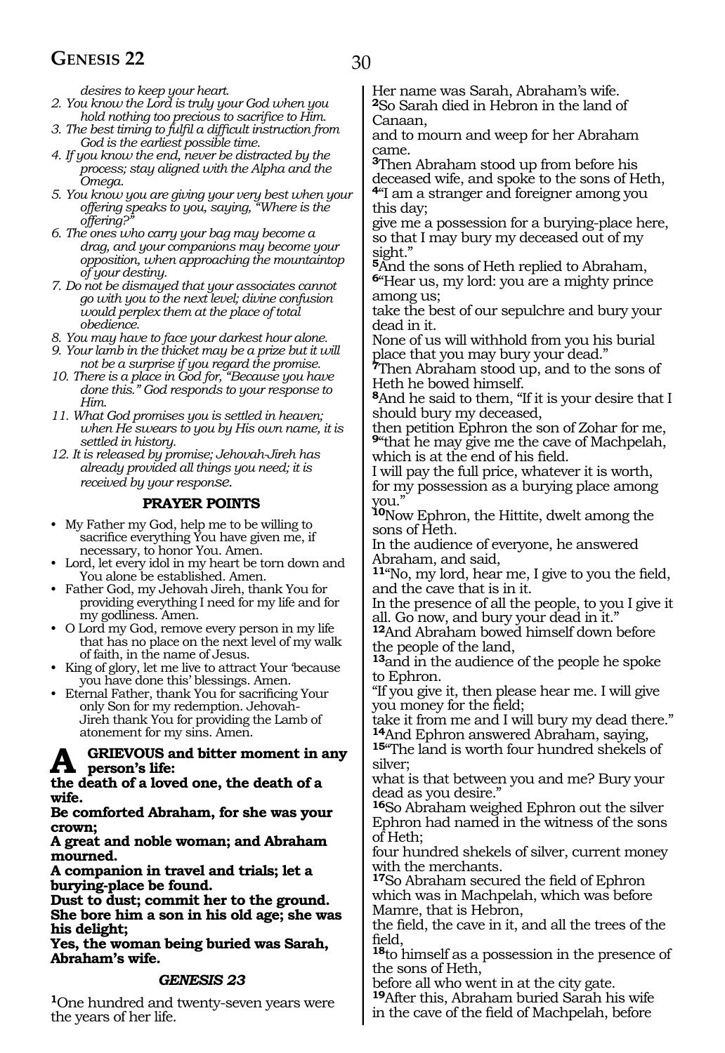*desires to keep your heart.*

2. *You know the Lord is truly your God when you hold nothing too precious to sacrifice to Him.*
3. *The best timing to fulfil a difficult instruction from God is the earliest possible time.*
4. *If you know the end, never be distracted by the process; stay aligned with the Alpha and the Omega.*
5. *You know you are giving your very best when your offering speaks to you, saying, "Where is the offering?"*
6. *The ones who carry your bag may become a drag, and your companions may become your opposition, when approaching the mountaintop of your destiny.*
7. *Do not be dismayed that your associates cannot go with you to the next level; divine confusion would perplex them at the place of total obedience.*
8. *You may have to face your darkest hour alone.*
9. *Your lamb in the thicket may be a prize but it will not be a surprise if you regard the promise.*
10. *There is a place in God for, "Because you have done this." God responds to your response to Him.*
11. *What God promises you is settled in heaven; when He swears to you by His own name, it is settled in history.*
12. *It is released by promise; Jehovah-Jireh has already provided all things you need; it is received by your response.*

### PRAYER POINTS

- My Father my God, help me to be willing to sacrifice everything You have given me, if necessary, to honor You. Amen.
- Lord, let every idol in my heart be torn down and You alone be established. Amen.
- Father God, my Jehovah Jireh, thank You for providing everything I need for my life and for my godliness. Amen.
- O Lord my God, remove every person in my life that has no place on the next level of my walk of faith, in the name of Jesus.
- King of glory, let me live to attract Your 'because you have done this' blessings. Amen.
- Eternal Father, thank You for sacrificing Your only Son for my redemption. Jehovah-Jireh thank You for providing the Lamb of atonement for my sins. Amen.

**A GRIEVOUS and bitter moment in any person's life:**
**the death of a loved one, the death of a wife.**
**Be comforted Abraham, for she was your crown;**
**A great and noble woman; and Abraham mourned.**
**A companion in travel and trials; let a burying-place be found.**
**Dust to dust; commit her to the ground.**
**She bore him a son in his old age; she was his delight;**
**Yes, the woman being buried was Sarah, Abraham's wife.**

### *GENESIS 23*

**1**One hundred and twenty-seven years were the years of her life.
Her name was Sarah, Abraham's wife.
**2**So Sarah died in Hebron in the land of Canaan,
and to mourn and weep for her Abraham came.
**3**Then Abraham stood up from before his deceased wife, and spoke to the sons of Heth,
**4**"I am a stranger and foreigner among you this day;
give me a possession for a burying-place here, so that I may bury my deceased out of my sight."
**5**And the sons of Heth replied to Abraham,
**6**"Hear us, my lord: you are a mighty prince among us;
take the best of our sepulchre and bury your dead in it.
None of us will withhold from you his burial place that you may bury your dead."
**7**Then Abraham stood up, and to the sons of Heth he bowed himself.
**8**And he said to them, "If it is your desire that I should bury my deceased,
then petition Ephron the son of Zohar for me,
**9**"that he may give me the cave of Machpelah, which is at the end of his field.
I will pay the full price, whatever it is worth, for my possession as a burying place among you."
**10**Now Ephron, the Hittite, dwelt among the sons of Heth.
In the audience of everyone, he answered Abraham, and said,
**11**"No, my lord, hear me, I give to you the field, and the cave that is in it.
In the presence of all the people, to you I give it all. Go now, and bury your dead in it."
**12**And Abraham bowed himself down before the people of the land,
**13**and in the audience of the people he spoke to Ephron.
"If you give it, then please hear me. I will give you money for the field;
take it from me and I will bury my dead there."
**14**And Ephron answered Abraham, saying,
**15**"The land is worth four hundred shekels of silver;
what is that between you and me? Bury your dead as you desire."
**16**So Abraham weighed Ephron out the silver Ephron had named in the witness of the sons of Heth;
four hundred shekels of silver, current money with the merchants.
**17**So Abraham secured the field of Ephron which was in Machpelah, which was before Mamre, that is Hebron,
the field, the cave in it, and all the trees of the field,
**18**to himself as a possession in the presence of the sons of Heth,
before all who went in at the city gate.
**19**After this, Abraham buried Sarah his wife in the cave of the field of Machpelah, before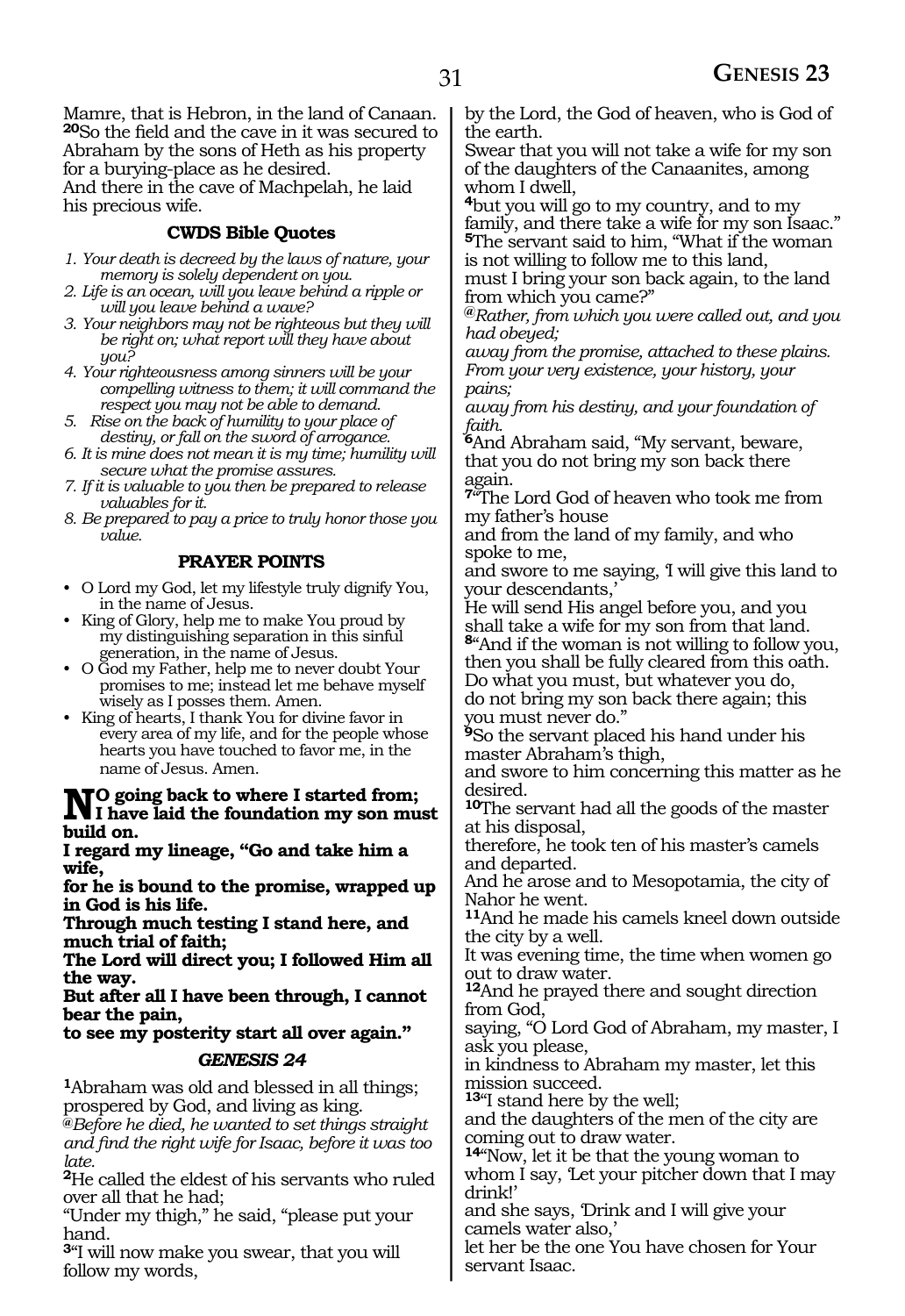Mamre, that is Hebron, in the land of Canaan. **20**So the field and the cave in it was secured to Abraham by the sons of Heth as his property for a burying-place as he desired.
And there in the cave of Machpelah, he laid his precious wife.

### CWDS Bible Quotes

1. *Your death is decreed by the laws of nature, your memory is solely dependent on you.*
2. *Life is an ocean, will you leave behind a ripple or will you leave behind a wave?*
3. *Your neighbors may not be righteous but they will be right on; what report will they have about you?*
4. *Your righteousness among sinners will be your compelling witness to them; it will command the respect you may not be able to demand.*
5. *Rise on the back of humility to your place of destiny, or fall on the sword of arrogance.*
6. *It is mine does not mean it is my time; humility will secure what the promise assures.*
7. *If it is valuable to you then be prepared to release valuables for it.*
8. *Be prepared to pay a price to truly honor those you value.*

### PRAYER POINTS

- O Lord my God, let my lifestyle truly dignify You, in the name of Jesus.
- King of Glory, help me to make You proud by my distinguishing separation in this sinful generation, in the name of Jesus.
- O God my Father, help me to never doubt Your promises to me; instead let me behave myself wisely as I posses them. Amen.
- King of hearts, I thank You for divine favor in every area of my life, and for the people whose hearts you have touched to favor me, in the name of Jesus. Amen.

**NO going back to where I started from; I have laid the foundation my son must build on.**
**I regard my lineage, "Go and take him a wife,**
**for he is bound to the promise, wrapped up in God is his life.**
**Through much testing I stand here, and much trial of faith;**
**The Lord will direct you; I followed Him all the way.**
**But after all I have been through, I cannot bear the pain,**
**to see my posterity start all over again."**

### *GENESIS 24*

**1**Abraham was old and blessed in all things; prospered by God, and living as king.
*@Before he died, he wanted to set things straight and find the right wife for Isaac, before it was too late.*
**2**He called the eldest of his servants who ruled over all that he had;
"Under my thigh," he said, "please put your hand.
**3**"I will now make you swear, that you will follow my words,
by the Lord, the God of heaven, who is God of the earth.
Swear that you will not take a wife for my son of the daughters of the Canaanites, among whom I dwell,
**4**but you will go to my country, and to my family, and there take a wife for my son Isaac."
**5**The servant said to him, "What if the woman is not willing to follow me to this land,
must I bring your son back again, to the land from which you came?"
*@Rather, from which you were called out, and you had obeyed;*
*away from the promise, attached to these plains.*
*From your very existence, your history, your pains;*
*away from his destiny, and your foundation of faith.*
**6**And Abraham said, "My servant, beware, that you do not bring my son back there again.
**7**"The Lord God of heaven who took me from my father's house
and from the land of my family, and who spoke to me,
and swore to me saying, 'I will give this land to your descendants,'
He will send His angel before you, and you shall take a wife for my son from that land.
**8**"And if the woman is not willing to follow you, then you shall be fully cleared from this oath.
Do what you must, but whatever you do,
do not bring my son back there again; this you must never do."
**9**So the servant placed his hand under his master Abraham's thigh,
and swore to him concerning this matter as he desired.
**10**The servant had all the goods of the master at his disposal,
therefore, he took ten of his master's camels and departed.
And he arose and to Mesopotamia, the city of Nahor he went.
**11**And he made his camels kneel down outside the city by a well.
It was evening time, the time when women go out to draw water.
**12**And he prayed there and sought direction from God,
saying, "O Lord God of Abraham, my master, I ask you please,
in kindness to Abraham my master, let this mission succeed.
**13**"I stand here by the well;
and the daughters of the men of the city are coming out to draw water.
**14**"Now, let it be that the young woman to whom I say, 'Let your pitcher down that I may drink!'
and she says, 'Drink and I will give your camels water also,'
let her be the one You have chosen for Your servant Isaac.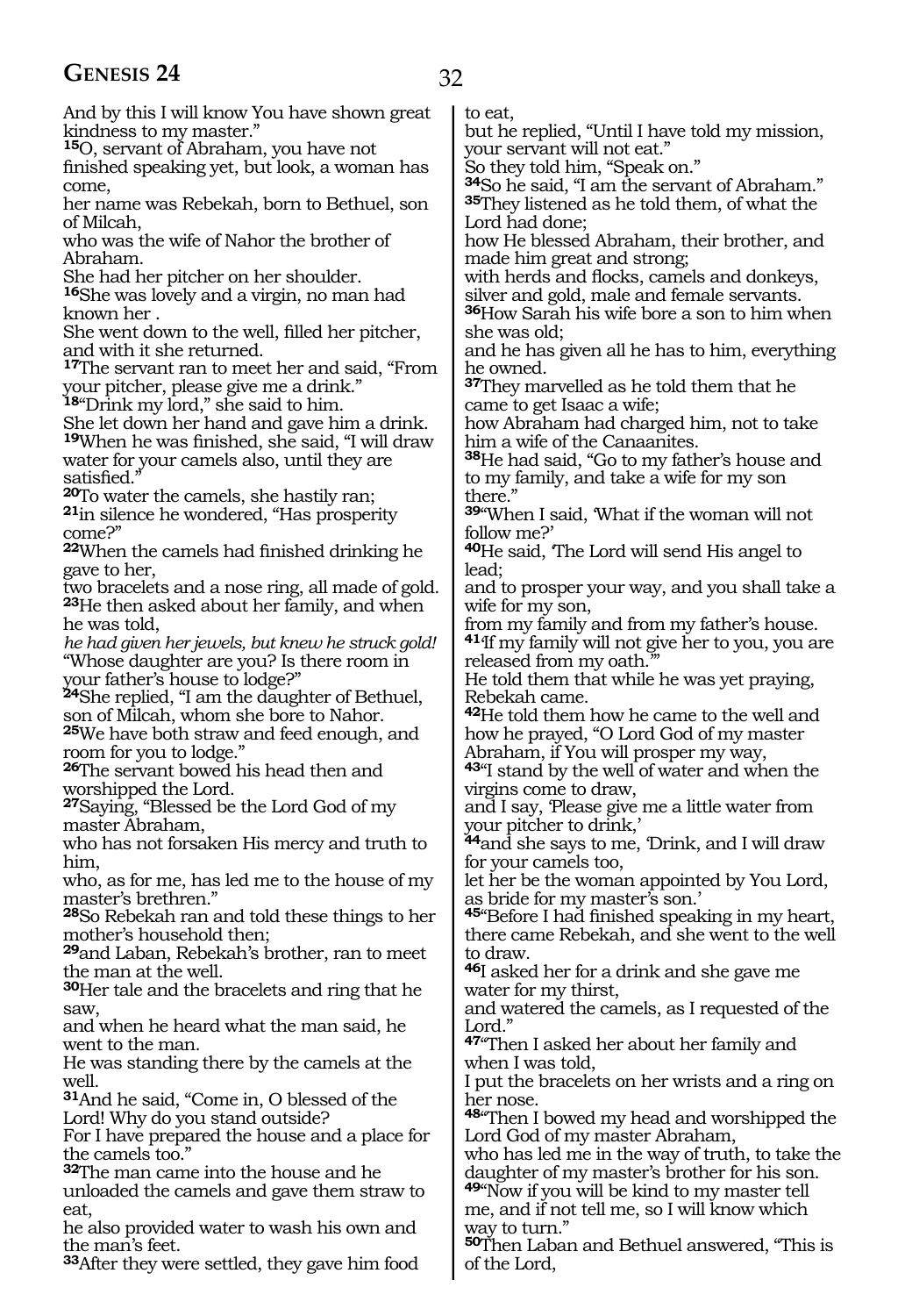And by this I will know You have shown great kindness to my master."

**15**O, servant of Abraham, you have not finished speaking yet, but look, a woman has come,
her name was Rebekah, born to Bethuel, son of Milcah,
who was the wife of Nahor the brother of Abraham.
She had her pitcher on her shoulder.
**16**She was lovely and a virgin, no man had known her .
She went down to the well, filled her pitcher, and with it she returned.
**17**The servant ran to meet her and said, "From your pitcher, please give me a drink."
**18**"Drink my lord," she said to him.
She let down her hand and gave him a drink.
**19**When he was finished, she said, "I will draw water for your camels also, until they are satisfied."
**20**To water the camels, she hastily ran;
**21**in silence he wondered, "Has prosperity come?"
**22**When the camels had finished drinking he gave to her,
two bracelets and a nose ring, all made of gold.
**23**He then asked about her family, and when he was told,
*he had given her jewels, but knew he struck gold!*
"Whose daughter are you? Is there room in your father's house to lodge?"
**24**She replied, "I am the daughter of Bethuel, son of Milcah, whom she bore to Nahor.
**25**We have both straw and feed enough, and room for you to lodge."
**26**The servant bowed his head then and worshipped the Lord.
**27**Saying, "Blessed be the Lord God of my master Abraham,
who has not forsaken His mercy and truth to him,
who, as for me, has led me to the house of my master's brethren."
**28**So Rebekah ran and told these things to her mother's household then;
**29**and Laban, Rebekah's brother, ran to meet the man at the well.
**30**Her tale and the bracelets and ring that he saw,
and when he heard what the man said, he went to the man.
He was standing there by the camels at the well.
**31**And he said, "Come in, O blessed of the Lord! Why do you stand outside?
For I have prepared the house and a place for the camels too."
**32**The man came into the house and he unloaded the camels and gave them straw to eat,
he also provided water to wash his own and the man's feet.
**33**After they were settled, they gave him food to eat,
but he replied, "Until I have told my mission, your servant will not eat."
So they told him, "Speak on."
**34**So he said, "I am the servant of Abraham."
**35**They listened as he told them, of what the Lord had done;
how He blessed Abraham, their brother, and made him great and strong;
with herds and flocks, camels and donkeys, silver and gold, male and female servants.
**36**How Sarah his wife bore a son to him when she was old;
and he has given all he has to him, everything he owned.
**37**They marvelled as he told them that he came to get Isaac a wife;
how Abraham had charged him, not to take him a wife of the Canaanites.
**38**He had said, "Go to my father's house and to my family, and take a wife for my son there."
**39**"When I said, 'What if the woman will not follow me?'
**40**He said, 'The Lord will send His angel to lead;
and to prosper your way, and you shall take a wife for my son,
from my family and from my father's house.
**41**'If my family will not give her to you, you are released from my oath.'"
He told them that while he was yet praying, Rebekah came.
**42**He told them how he came to the well and how he prayed, "O Lord God of my master Abraham, if You will prosper my way,
**43**"I stand by the well of water and when the virgins come to draw,
and I say, 'Please give me a little water from your pitcher to drink,'
**44**and she says to me, 'Drink, and I will draw for your camels too,
let her be the woman appointed by You Lord, as bride for my master's son.'
**45**"Before I had finished speaking in my heart, there came Rebekah, and she went to the well to draw.
**46**I asked her for a drink and she gave me water for my thirst,
and watered the camels, as I requested of the Lord."
**47**"Then I asked her about her family and when I was told,
I put the bracelets on her wrists and a ring on her nose.
**48**"Then I bowed my head and worshipped the Lord God of my master Abraham,
who has led me in the way of truth, to take the daughter of my master's brother for his son.
**49**"Now if you will be kind to my master tell me, and if not tell me, so I will know which way to turn."
**50**Then Laban and Bethuel answered, "This is of the Lord,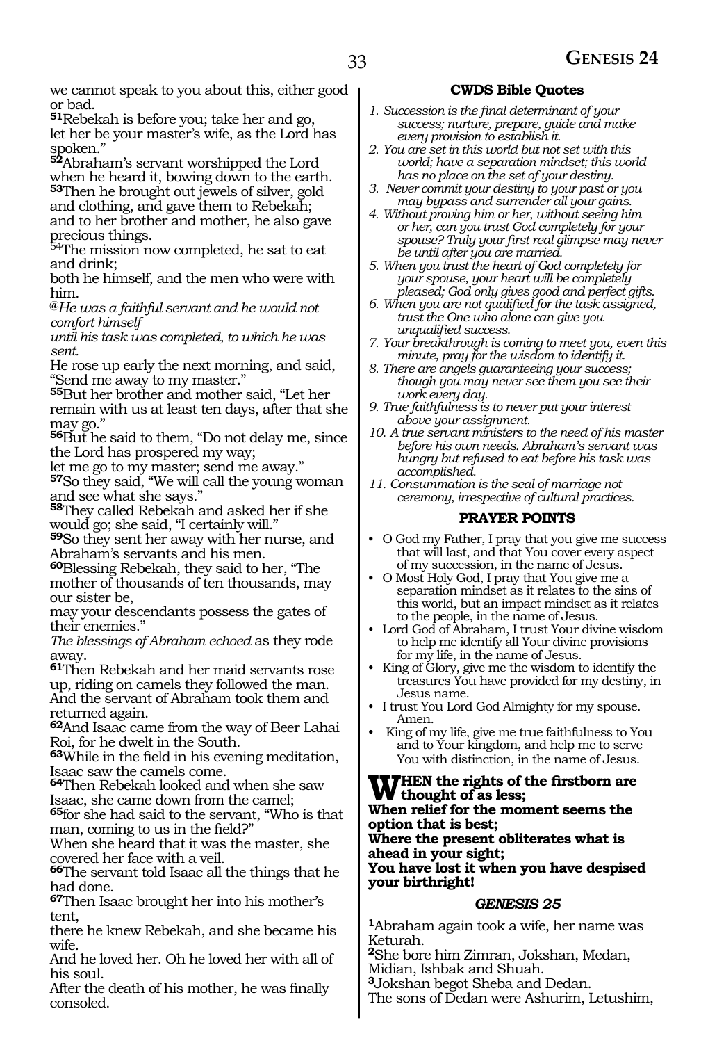we cannot speak to you about this, either good or bad.

**51**Rebekah is before you; take her and go,
let her be your master's wife, as the Lord has spoken."

**52**Abraham's servant worshipped the Lord when he heard it, bowing down to the earth.
**53**Then he brought out jewels of silver, gold and clothing, and gave them to Rebekah;
and to her brother and mother, he also gave precious things.

**54**The mission now completed, he sat to eat and drink;
both he himself, and the men who were with him.

*@He was a faithful servant and he would not comfort himself*
*until his task was completed, to which he was sent.*

He rose up early the next morning, and said, "Send me away to my master."

**55**But her brother and mother said, "Let her remain with us at least ten days, after that she may go."

**56**But he said to them, "Do not delay me, since the Lord has prospered my way;
let me go to my master; send me away."

**57**So they said, "We will call the young woman and see what she says."

**58**They called Rebekah and asked her if she would go; she said, "I certainly will."

**59**So they sent her away with her nurse, and Abraham's servants and his men.

**60**Blessing Rebekah, they said to her, "The mother of thousands of ten thousands, may our sister be,
may your descendants possess the gates of their enemies."

*The blessings of Abraham echoed* as they rode away.

**61**Then Rebekah and her maid servants rose up, riding on camels they followed the man.
And the servant of Abraham took them and returned again.

**62**And Isaac came from the way of Beer Lahai Roi, for he dwelt in the South.

**63**While in the field in his evening meditation, Isaac saw the camels come.

**64**Then Rebekah looked and when she saw Isaac, she came down from the camel;

**65**for she had said to the servant, "Who is that man, coming to us in the field?"
When she heard that it was the master, she covered her face with a veil.

**66**The servant told Isaac all the things that he had done.

**67**Then Isaac brought her into his mother's tent,
there he knew Rebekah, and she became his wife.
And he loved her. Oh he loved her with all of his soul.
After the death of his mother, he was finally consoled.

### CWDS Bible Quotes

*1. Succession is the final determinant of your success; nurture, prepare, guide and make every provision to establish it.*
*2. You are set in this world but not set with this world; have a separation mindset; this world has no place on the set of your destiny.*
*3. Never commit your destiny to your past or you may bypass and surrender all your gains.*
*4. Without proving him or her, without seeing him or her, can you trust God completely for your spouse? Truly your first real glimpse may never be until after you are married.*
*5. When you trust the heart of God completely for your spouse, your heart will be completely pleased; God only gives good and perfect gifts.*
*6. When you are not qualified for the task assigned, trust the One who alone can give you unqualified success.*
*7. Your breakthrough is coming to meet you, even this minute, pray for the wisdom to identify it.*
*8. There are angels guaranteeing your success; though you may never see them you see their work every day.*
*9. True faithfulness is to never put your interest above your assignment.*
*10. A true servant ministers to the need of his master before his own needs. Abraham's servant was hungry but refused to eat before his task was accomplished.*
*11. Consummation is the seal of marriage not ceremony, irrespective of cultural practices.*

### PRAYER POINTS

- O God my Father, I pray that you give me success that will last, and that You cover every aspect of my succession, in the name of Jesus.
- O Most Holy God, I pray that You give me a separation mindset as it relates to the sins of this world, but an impact mindset as it relates to the people, in the name of Jesus.
- Lord God of Abraham, I trust Your divine wisdom to help me identify all Your divine provisions for my life, in the name of Jesus.
- King of Glory, give me the wisdom to identify the treasures You have provided for my destiny, in Jesus name.
- I trust You Lord God Almighty for my spouse. Amen.
- King of my life, give me true faithfulness to You and to Your kingdom, and help me to serve You with distinction, in the name of Jesus.

**WHEN the rights of the firstborn are thought of as less;**
**When relief for the moment seems the option that is best;**
**Where the present obliterates what is ahead in your sight;**
**You have lost it when you have despised your birthright!**

## *GENESIS 25*

**1**Abraham again took a wife, her name was Keturah.
**2**She bore him Zimran, Jokshan, Medan, Midian, Ishbak and Shuah.
**3**Jokshan begot Sheba and Dedan.
The sons of Dedan were Ashurim, Letushim,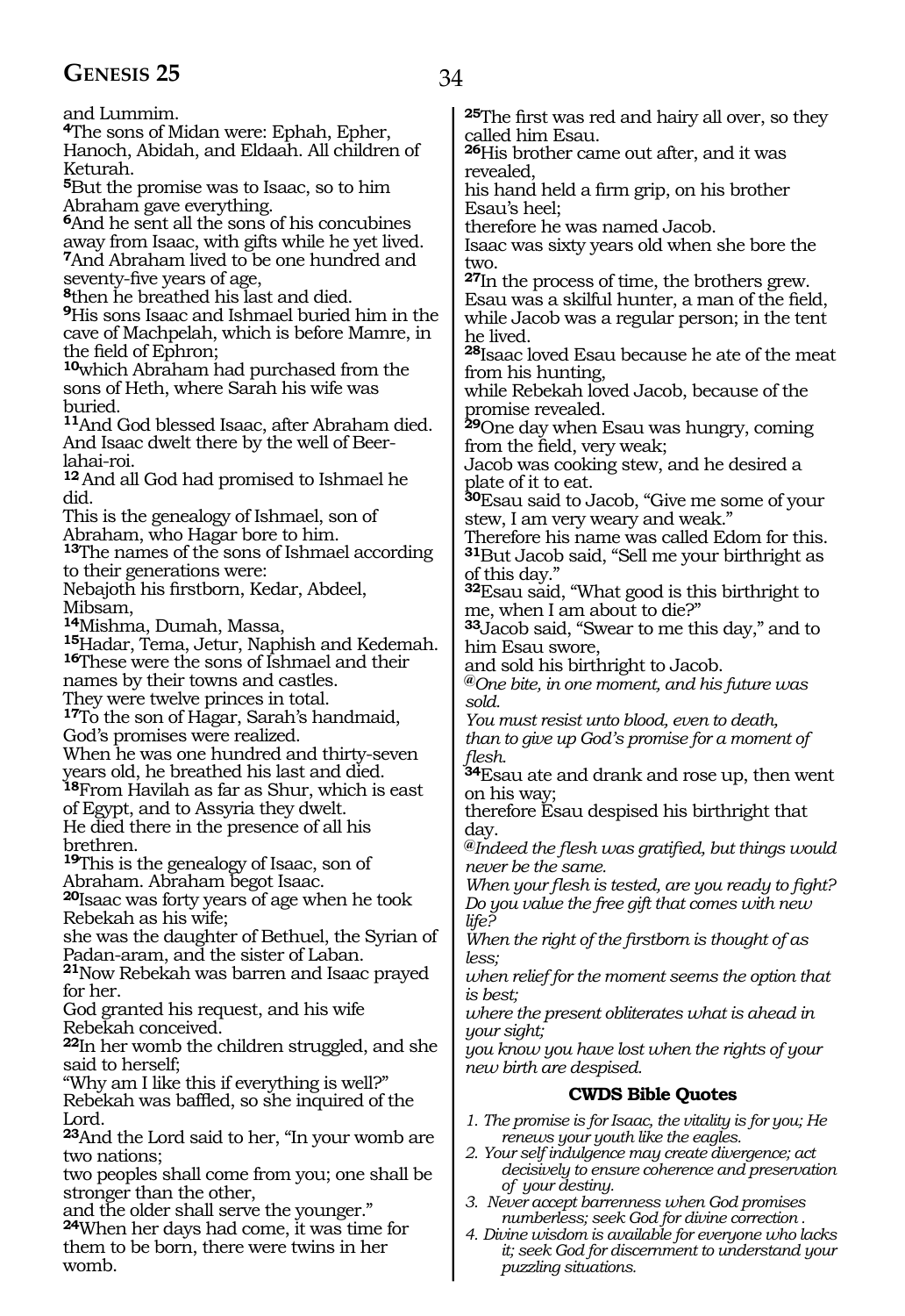and Lummim.

**4**The sons of Midan were: Ephah, Epher, Hanoch, Abidah, and Eldaah. All children of Keturah.

**5**But the promise was to Isaac, so to him Abraham gave everything.

**6**And he sent all the sons of his concubines away from Isaac, with gifts while he yet lived.

**7**And Abraham lived to be one hundred and seventy-five years of age,

**8**then he breathed his last and died.

**9**His sons Isaac and Ishmael buried him in the cave of Machpelah, which is before Mamre, in the field of Ephron;

**10**which Abraham had purchased from the sons of Heth, where Sarah his wife was buried.

**11**And God blessed Isaac, after Abraham died. And Isaac dwelt there by the well of Beer-lahai-roi.

**12** And all God had promised to Ishmael he did.
This is the genealogy of Ishmael, son of Abraham, who Hagar bore to him.

**13**The names of the sons of Ishmael according to their generations were:
Nebajoth his firstborn, Kedar, Abdeel, Mibsam,

**14**Mishma, Dumah, Massa,

**15**Hadar, Tema, Jetur, Naphish and Kedemah.

**16**These were the sons of Ishmael and their names by their towns and castles.
They were twelve princes in total.

**17**To the son of Hagar, Sarah's handmaid, God's promises were realized.
When he was one hundred and thirty-seven years old, he breathed his last and died.

**18**From Havilah as far as Shur, which is east of Egypt, and to Assyria they dwelt.
He died there in the presence of all his brethren.

**19**This is the genealogy of Isaac, son of Abraham. Abraham begot Isaac.

**20**Isaac was forty years of age when he took Rebekah as his wife;
she was the daughter of Bethuel, the Syrian of Padan-aram, and the sister of Laban.

**21**Now Rebekah was barren and Isaac prayed for her.
God granted his request, and his wife Rebekah conceived.

**22**In her womb the children struggled, and she said to herself;
"Why am I like this if everything is well?"
Rebekah was baffled, so she inquired of the Lord.

**23**And the Lord said to her, "In your womb are two nations;
two peoples shall come from you; one shall be stronger than the other,
and the older shall serve the younger."

**24**When her days had come, it was time for them to be born, there were twins in her womb.

**25**The first was red and hairy all over, so they called him Esau.

**26**His brother came out after, and it was revealed,
his hand held a firm grip, on his brother Esau's heel;
therefore he was named Jacob.
Isaac was sixty years old when she bore the two.

**27**In the process of time, the brothers grew.
Esau was a skilful hunter, a man of the field, while Jacob was a regular person; in the tent he lived.

**28**Isaac loved Esau because he ate of the meat from his hunting,
while Rebekah loved Jacob, because of the promise revealed.

**29**One day when Esau was hungry, coming from the field, very weak;
Jacob was cooking stew, and he desired a plate of it to eat.

**30**Esau said to Jacob, "Give me some of your stew, I am very weary and weak."
Therefore his name was called Edom for this.

**31**But Jacob said, "Sell me your birthright as of this day."

**32**Esau said, "What good is this birthright to me, when I am about to die?"

**33**Jacob said, "Swear to me this day," and to him Esau swore,
and sold his birthright to Jacob.

*@One bite, in one moment, and his future was sold.*
*You must resist unto blood, even to death,*
*than to give up God's promise for a moment of flesh.*

**34**Esau ate and drank and rose up, then went on his way;
therefore Esau despised his birthright that day.

*@Indeed the flesh was gratified, but things would never be the same.*
*When your flesh is tested, are you ready to fight?*
*Do you value the free gift that comes with new life?*
*When the right of the firstborn is thought of as less;*
*when relief for the moment seems the option that is best;*
*where the present obliterates what is ahead in your sight;*
*you know you have lost when the rights of your new birth are despised.*

### CWDS Bible Quotes

1. *The promise is for Isaac, the vitality is for you; He renews your youth like the eagles.*
2. *Your self indulgence may create divergence; act decisively to ensure coherence and preservation of your destiny.*
3. *Never accept barrenness when God promises numberless; seek God for divine correction .*
4. *Divine wisdom is available for everyone who lacks it; seek God for discernment to understand your puzzling situations.*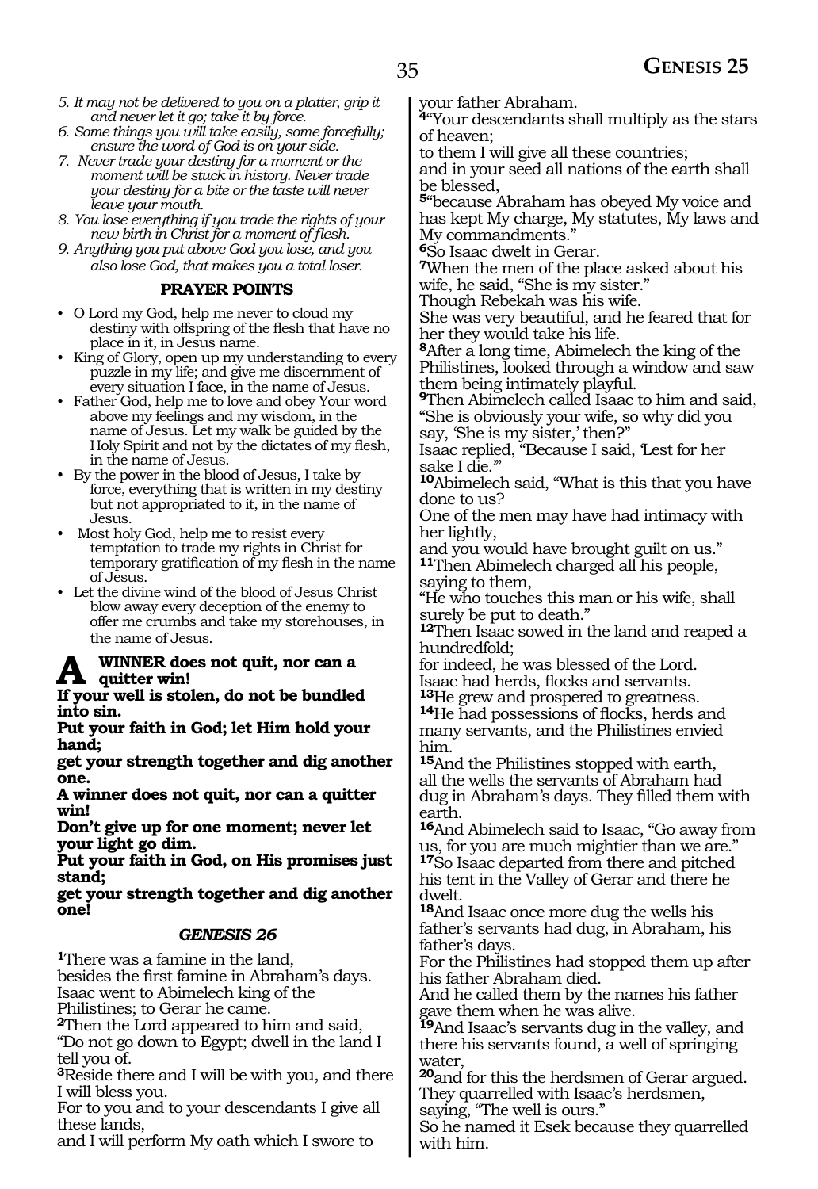*5. It may not be delivered to you on a platter, grip it and never let it go; take it by force.*
*6. Some things you will take easily, some forcefully; ensure the word of God is on your side.*
*7. Never trade your destiny for a moment or the moment will be stuck in history. Never trade your destiny for a bite or the taste will never leave your mouth.*
*8. You lose everything if you trade the rights of your new birth in Christ for a moment of flesh.*
*9. Anything you put above God you lose, and you also lose God, that makes you a total loser.*

### PRAYER POINTS

- O Lord my God, help me never to cloud my destiny with offspring of the flesh that have no place in it, in Jesus name.
- King of Glory, open up my understanding to every puzzle in my life; and give me discernment of every situation I face, in the name of Jesus.
- Father God, help me to love and obey Your word above my feelings and my wisdom, in the name of Jesus. Let my walk be guided by the Holy Spirit and not by the dictates of my flesh, in the name of Jesus.
- By the power in the blood of Jesus, I take by force, everything that is written in my destiny but not appropriated to it, in the name of Jesus.
- Most holy God, help me to resist every temptation to trade my rights in Christ for temporary gratification of my flesh in the name of Jesus.
- Let the divine wind of the blood of Jesus Christ blow away every deception of the enemy to offer me crumbs and take my storehouses, in the name of Jesus.

**A WINNER does not quit, nor can a quitter win!**
**If your well is stolen, do not be bundled into sin.**
**Put your faith in God; let Him hold your hand;**
**get your strength together and dig another one.**
**A winner does not quit, nor can a quitter win!**
**Don't give up for one moment; never let your light go dim.**
**Put your faith in God, on His promises just stand;**
**get your strength together and dig another one!**

### *GENESIS 26*

**1**There was a famine in the land,
besides the first famine in Abraham's days.
Isaac went to Abimelech king of the Philistines; to Gerar he came.
**2**Then the Lord appeared to him and said, "Do not go down to Egypt; dwell in the land I tell you of.
**3**Reside there and I will be with you, and there I will bless you.
For to you and to your descendants I give all these lands,
and I will perform My oath which I swore to your father Abraham.
**4**"Your descendants shall multiply as the stars of heaven;
to them I will give all these countries;
and in your seed all nations of the earth shall be blessed,
**5**"because Abraham has obeyed My voice and has kept My charge, My statutes, My laws and My commandments."
**6**So Isaac dwelt in Gerar.
**7**When the men of the place asked about his wife, he said, "She is my sister."
Though Rebekah was his wife.
She was very beautiful, and he feared that for her they would take his life.
**8**After a long time, Abimelech the king of the Philistines, looked through a window and saw them being intimately playful.
**9**Then Abimelech called Isaac to him and said, "She is obviously your wife, so why did you say, 'She is my sister,' then?"
Isaac replied, "Because I said, 'Lest for her sake I die.'"
**10**Abimelech said, "What is this that you have done to us?
One of the men may have had intimacy with her lightly,
and you would have brought guilt on us."
**11**Then Abimelech charged all his people, saying to them,
"He who touches this man or his wife, shall surely be put to death."
**12**Then Isaac sowed in the land and reaped a hundredfold;
for indeed, he was blessed of the Lord.
Isaac had herds, flocks and servants.
**13**He grew and prospered to greatness.
**14**He had possessions of flocks, herds and many servants, and the Philistines envied him.
**15**And the Philistines stopped with earth,
all the wells the servants of Abraham had dug in Abraham's days. They filled them with earth.
**16**And Abimelech said to Isaac, "Go away from us, for you are much mightier than we are."
**17**So Isaac departed from there and pitched his tent in the Valley of Gerar and there he dwelt.
**18**And Isaac once more dug the wells his father's servants had dug, in Abraham, his father's days.
For the Philistines had stopped them up after his father Abraham died.
And he called them by the names his father gave them when he was alive.
**19**And Isaac's servants dug in the valley, and there his servants found, a well of springing water,
**20**and for this the herdsmen of Gerar argued.
They quarrelled with Isaac's herdsmen, saying, "The well is ours."
So he named it Esek because they quarrelled with him.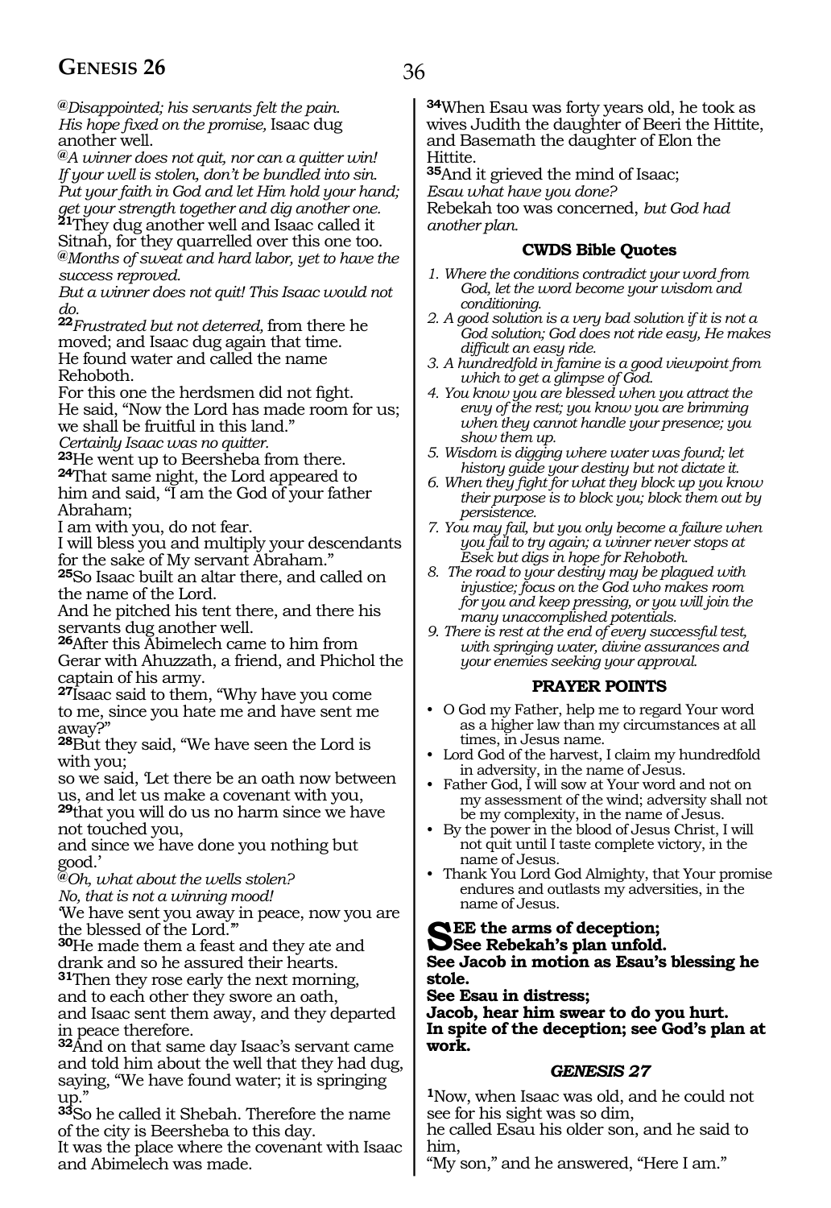*@Disappointed; his servants felt the pain.
His hope fixed on the promise,* Isaac dug another well.

*@A winner does not quit, nor can a quitter win!
If your well is stolen, don't be bundled into sin.
Put your faith in God and let Him hold your hand;
get your strength together and dig another one.*

**21**They dug another well and Isaac called it Sitnah, for they quarrelled over this one too.

*@Months of sweat and hard labor, yet to have the success reproved.
But a winner does not quit! This Isaac would not do.*

**22***Frustrated but not deterred,* from there he moved; and Isaac dug again that time.
He found water and called the name Rehoboth.
For this one the herdsmen did not fight.
He said, "Now the Lord has made room for us; we shall be fruitful in this land."
*Certainly Isaac was no quitter.*

**23**He went up to Beersheba from there.

**24**That same night, the Lord appeared to him and said, "I am the God of your father Abraham;
I am with you, do not fear.
I will bless you and multiply your descendants for the sake of My servant Abraham."

**25**So Isaac built an altar there, and called on the name of the Lord.
And he pitched his tent there, and there his servants dug another well.

**26**After this Abimelech came to him from Gerar with Ahuzzath, a friend, and Phichol the captain of his army.

**27**Isaac said to them, "Why have you come to me, since you hate me and have sent me away?"

**28**But they said, "We have seen the Lord is with you;
so we said, 'Let there be an oath now between us, and let us make a covenant with you,
**29**that you will do us no harm since we have not touched you,
and since we have done you nothing but good.'

*@Oh, what about the wells stolen?
No, that is not a winning mood!*

'We have sent you away in peace, now you are the blessed of the Lord.'"

**30**He made them a feast and they ate and drank and so he assured their hearts.

**31**Then they rose early the next morning, and to each other they swore an oath, and Isaac sent them away, and they departed in peace therefore.

**32**And on that same day Isaac's servant came and told him about the well that they had dug, saying, "We have found water; it is springing up."

**33**So he called it Shebah. Therefore the name of the city is Beersheba to this day.
It was the place where the covenant with Isaac and Abimelech was made.

**34**When Esau was forty years old, he took as wives Judith the daughter of Beeri the Hittite, and Basemath the daughter of Elon the Hittite.

**35**And it grieved the mind of Isaac;
*Esau what have you done?*
Rebekah too was concerned, *but God had another plan.*

### CWDS Bible Quotes

1. *Where the conditions contradict your word from God, let the word become your wisdom and conditioning.*
2. *A good solution is a very bad solution if it is not a God solution; God does not ride easy, He makes difficult an easy ride.*
3. *A hundredfold in famine is a good viewpoint from which to get a glimpse of God.*
4. *You know you are blessed when you attract the envy of the rest; you know you are brimming when they cannot handle your presence; you show them up.*
5. *Wisdom is digging where water was found; let history guide your destiny but not dictate it.*
6. *When they fight for what they block up you know their purpose is to block you; block them out by persistence.*
7. *You may fail, but you only become a failure when you fail to try again; a winner never stops at Esek but digs in hope for Rehoboth.*
8. *The road to your destiny may be plagued with injustice; focus on the God who makes room for you and keep pressing, or you will join the many unaccomplished potentials.*
9. *There is rest at the end of every successful test, with springing water, divine assurances and your enemies seeking your approval.*

### PRAYER POINTS

- O God my Father, help me to regard Your word as a higher law than my circumstances at all times, in Jesus name.
- Lord God of the harvest, I claim my hundredfold in adversity, in the name of Jesus.
- Father God, I will sow at Your word and not on my assessment of the wind; adversity shall not be my complexity, in the name of Jesus.
- By the power in the blood of Jesus Christ, I will not quit until I taste complete victory, in the name of Jesus.
- Thank You Lord God Almighty, that Your promise endures and outlasts my adversities, in the name of Jesus.

**SEE the arms of deception;
See Rebekah's plan unfold.
See Jacob in motion as Esau's blessing he stole.
See Esau in distress;
Jacob, hear him swear to do you hurt.
In spite of the deception; see God's plan at work.**

## *GENESIS 27*

**1**Now, when Isaac was old, and he could not see for his sight was so dim,
he called Esau his older son, and he said to him,
"My son," and he answered, "Here I am."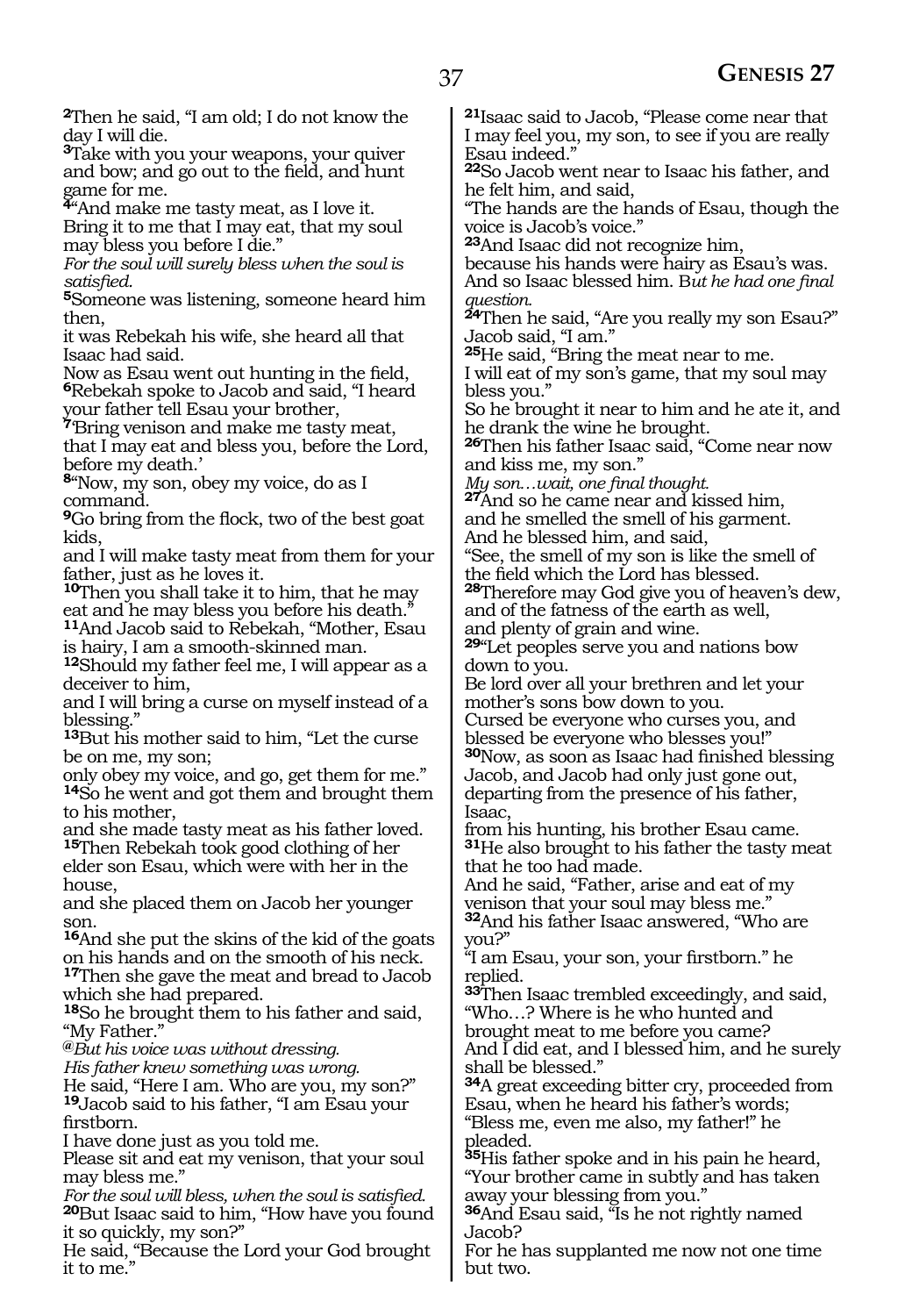**2**Then he said, "I am old; I do not know the day I will die.
**3**Take with you your weapons, your quiver and bow; and go out to the field, and hunt game for me.
**4**"And make me tasty meat, as I love it.
Bring it to me that I may eat, that my soul may bless you before I die."
*For the soul will surely bless when the soul is satisfied.*
**5**Someone was listening, someone heard him then,
it was Rebekah his wife, she heard all that Isaac had said.
Now as Esau went out hunting in the field,
**6**Rebekah spoke to Jacob and said, "I heard your father tell Esau your brother,
**7**'Bring venison and make me tasty meat,
that I may eat and bless you, before the Lord, before my death.'
**8**"Now, my son, obey my voice, do as I command.
**9**Go bring from the flock, two of the best goat kids,
and I will make tasty meat from them for your father, just as he loves it.
**10**Then you shall take it to him, that he may eat and he may bless you before his death."
**11**And Jacob said to Rebekah, "Mother, Esau is hairy, I am a smooth-skinned man.
**12**Should my father feel me, I will appear as a deceiver to him,
and I will bring a curse on myself instead of a blessing."
**13**But his mother said to him, "Let the curse be on me, my son;
only obey my voice, and go, get them for me."
**14**So he went and got them and brought them to his mother,
and she made tasty meat as his father loved.
**15**Then Rebekah took good clothing of her elder son Esau, which were with her in the house,
and she placed them on Jacob her younger son.
**16**And she put the skins of the kid of the goats on his hands and on the smooth of his neck.
**17**Then she gave the meat and bread to Jacob which she had prepared.
**18**So he brought them to his father and said, "My Father."
*@But his voice was without dressing.*
*His father knew something was wrong.*
He said, "Here I am. Who are you, my son?"
**19**Jacob said to his father, "I am Esau your firstborn.
I have done just as you told me.
Please sit and eat my venison, that your soul may bless me."
*For the soul will bless, when the soul is satisfied.*
**20**But Isaac said to him, "How have you found it so quickly, my son?"
He said, "Because the Lord your God brought it to me."
**21**Isaac said to Jacob, "Please come near that I may feel you, my son, to see if you are really Esau indeed."
**22**So Jacob went near to Isaac his father, and he felt him, and said,
"The hands are the hands of Esau, though the voice is Jacob's voice."
**23**And Isaac did not recognize him,
because his hands were hairy as Esau's was.
And so Isaac blessed him. B*ut he had one final question.*
**24**Then he said, "Are you really my son Esau?"
Jacob said, "I am."
**25**He said, "Bring the meat near to me.
I will eat of my son's game, that my soul may bless you."
So he brought it near to him and he ate it, and he drank the wine he brought.
**26**Then his father Isaac said, "Come near now and kiss me, my son."
*My son…wait, one final thought.*
**27**And so he came near and kissed him,
and he smelled the smell of his garment.
And he blessed him, and said,
"See, the smell of my son is like the smell of the field which the Lord has blessed.
**28**Therefore may God give you of heaven's dew,
and of the fatness of the earth as well,
and plenty of grain and wine.
**29**"Let peoples serve you and nations bow down to you.
Be lord over all your brethren and let your mother's sons bow down to you.
Cursed be everyone who curses you, and blessed be everyone who blesses you!"
**30**Now, as soon as Isaac had finished blessing Jacob, and Jacob had only just gone out, departing from the presence of his father, Isaac,
from his hunting, his brother Esau came.
**31**He also brought to his father the tasty meat that he too had made.
And he said, "Father, arise and eat of my venison that your soul may bless me."
**32**And his father Isaac answered, "Who are you?"
"I am Esau, your son, your firstborn." he replied.
**33**Then Isaac trembled exceedingly, and said,
"Who…? Where is he who hunted and brought meat to me before you came?
And I did eat, and I blessed him, and he surely shall be blessed."
**34**A great exceeding bitter cry, proceeded from Esau, when he heard his father's words;
"Bless me, even me also, my father!" he pleaded.
**35**His father spoke and in his pain he heard,
"Your brother came in subtly and has taken away your blessing from you."
**36**And Esau said, "Is he not rightly named Jacob?
For he has supplanted me now not one time but two.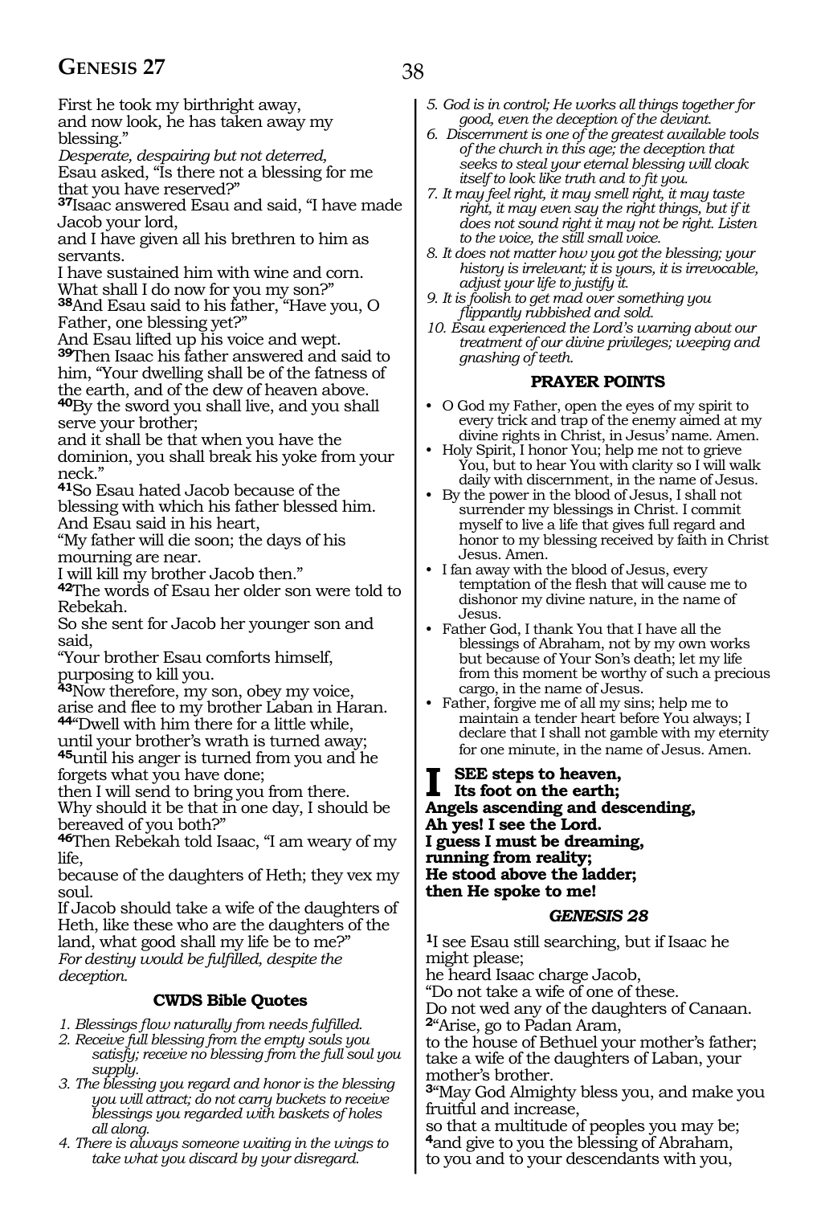First he took my birthright away,
and now look, he has taken away my blessing."
*Desperate, despairing but not deterred,*
Esau asked, "Is there not a blessing for me that you have reserved?"
**37**Isaac answered Esau and said, "I have made Jacob your lord,
and I have given all his brethren to him as servants.
I have sustained him with wine and corn.
What shall I do now for you my son?"
**38**And Esau said to his father, "Have you, O Father, one blessing yet?"
And Esau lifted up his voice and wept.
**39**Then Isaac his father answered and said to him, "Your dwelling shall be of the fatness of the earth, and of the dew of heaven above.
**40**By the sword you shall live, and you shall serve your brother;
and it shall be that when you have the dominion, you shall break his yoke from your neck."
**41**So Esau hated Jacob because of the blessing with which his father blessed him.
And Esau said in his heart,
"My father will die soon; the days of his mourning are near.
I will kill my brother Jacob then."
**42**The words of Esau her older son were told to Rebekah.
So she sent for Jacob her younger son and said,
"Your brother Esau comforts himself, purposing to kill you.
**43**Now therefore, my son, obey my voice,
arise and flee to my brother Laban in Haran.
**44**"Dwell with him there for a little while,
until your brother's wrath is turned away;
**45**until his anger is turned from you and he forgets what you have done;
then I will send to bring you from there.
Why should it be that in one day, I should be bereaved of you both?"
**46**Then Rebekah told Isaac, "I am weary of my life,
because of the daughters of Heth; they vex my soul.
If Jacob should take a wife of the daughters of Heth, like these who are the daughters of the land, what good shall my life be to me?"
*For destiny would be fulfilled, despite the deception.*

### CWDS Bible Quotes

1. *Blessings flow naturally from needs fulfilled.*
2. *Receive full blessing from the empty souls you satisfy; receive no blessing from the full soul you supply.*
3. *The blessing you regard and honor is the blessing you will attract; do not carry buckets to receive blessings you regarded with baskets of holes all along.*
4. *There is always someone waiting in the wings to take what you discard by your disregard.*
5. *God is in control; He works all things together for good, even the deception of the deviant.*
6. *Discernment is one of the greatest available tools of the church in this age; the deception that seeks to steal your eternal blessing will cloak itself to look like truth and to fit you.*
7. *It may feel right, it may smell right, it may taste right, it may even say the right things, but if it does not sound right it may not be right. Listen to the voice, the still small voice.*
8. *It does not matter how you got the blessing; your history is irrelevant; it is yours, it is irrevocable, adjust your life to justify it.*
9. *It is foolish to get mad over something you flippantly rubbished and sold.*
10. *Esau experienced the Lord's warning about our treatment of our divine privileges; weeping and gnashing of teeth.*

### PRAYER POINTS

- O God my Father, open the eyes of my spirit to every trick and trap of the enemy aimed at my divine rights in Christ, in Jesus' name. Amen.
- Holy Spirit, I honor You; help me not to grieve You, but to hear You with clarity so I will walk daily with discernment, in the name of Jesus.
- By the power in the blood of Jesus, I shall not surrender my blessings in Christ. I commit myself to live a life that gives full regard and honor to my blessing received by faith in Christ Jesus. Amen.
- I fan away with the blood of Jesus, every temptation of the flesh that will cause me to dishonor my divine nature, in the name of Jesus.
- Father God, I thank You that I have all the blessings of Abraham, not by my own works but because of Your Son's death; let my life from this moment be worthy of such a precious cargo, in the name of Jesus.
- Father, forgive me of all my sins; help me to maintain a tender heart before You always; I declare that I shall not gamble with my eternity for one minute, in the name of Jesus. Amen.

**I SEE steps to heaven,
Its foot on the earth;
Angels ascending and descending,
Ah yes! I see the Lord.
I guess I must be dreaming,
running from reality;
He stood above the ladder;
then He spoke to me!**

## *GENESIS 28*

**1**I see Esau still searching, but if Isaac he might please;
he heard Isaac charge Jacob,
"Do not take a wife of one of these.
Do not wed any of the daughters of Canaan.
**2**"Arise, go to Padan Aram,
to the house of Bethuel your mother's father;
take a wife of the daughters of Laban, your mother's brother.
**3**"May God Almighty bless you, and make you fruitful and increase,
so that a multitude of peoples you may be;
**4**and give to you the blessing of Abraham,
to you and to your descendants with you,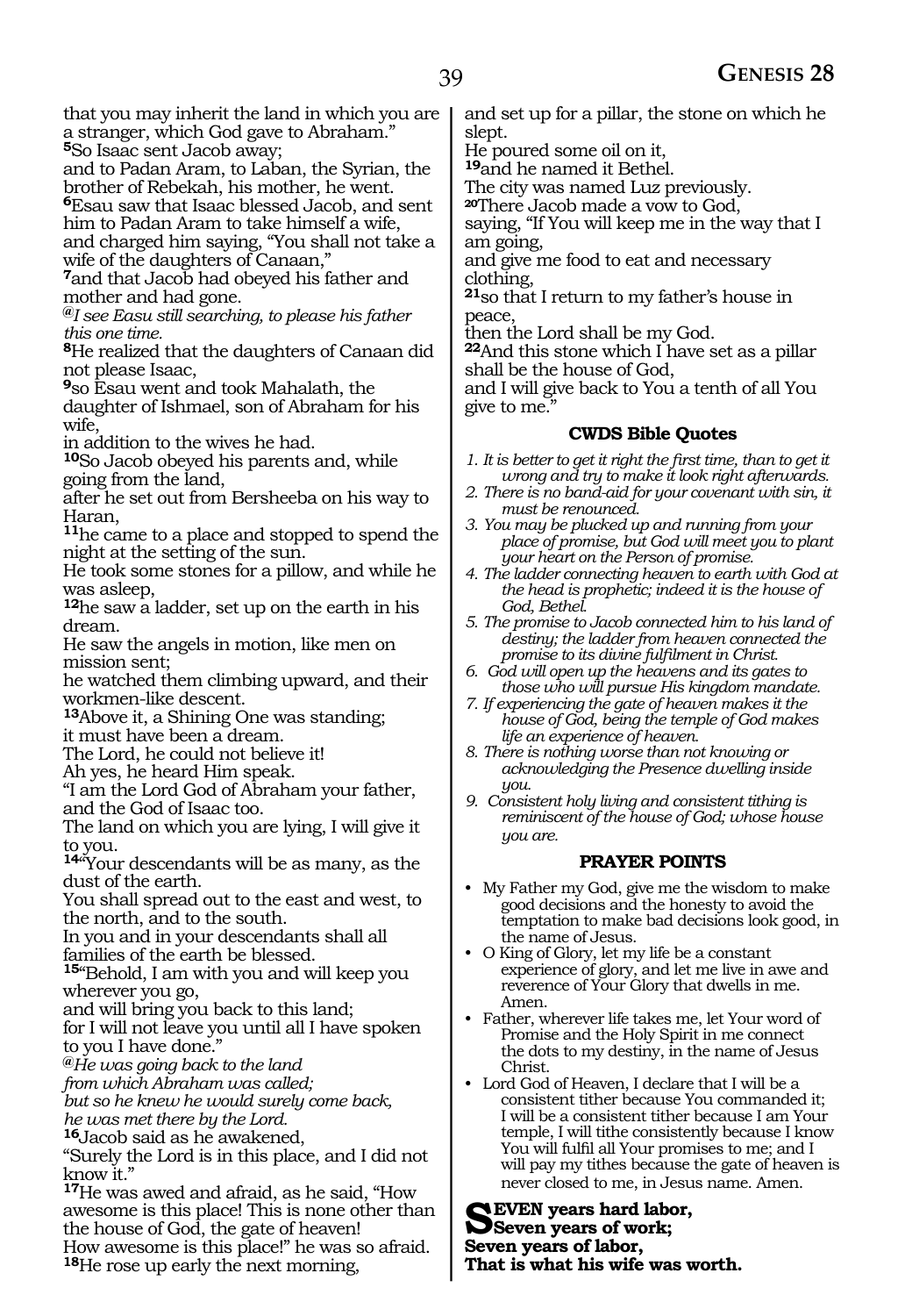that you may inherit the land in which you are a stranger, which God gave to Abraham."
**5**So Isaac sent Jacob away;
and to Padan Aram, to Laban, the Syrian, the brother of Rebekah, his mother, he went.
**6**Esau saw that Isaac blessed Jacob, and sent him to Padan Aram to take himself a wife, and charged him saying, "You shall not take a wife of the daughters of Canaan,"
**7**and that Jacob had obeyed his father and mother and had gone.
*@I see Easu still searching, to please his father this one time.*
**8**He realized that the daughters of Canaan did not please Isaac,
**9**so Esau went and took Mahalath, the daughter of Ishmael, son of Abraham for his wife,
in addition to the wives he had.
**10**So Jacob obeyed his parents and, while going from the land,
after he set out from Bersheeba on his way to Haran,
**11**he came to a place and stopped to spend the night at the setting of the sun.
He took some stones for a pillow, and while he was asleep,
**12**he saw a ladder, set up on the earth in his dream.
He saw the angels in motion, like men on mission sent;
he watched them climbing upward, and their workmen-like descent.
**13**Above it, a Shining One was standing;
it must have been a dream.
The Lord, he could not believe it!
Ah yes, he heard Him speak.
"I am the Lord God of Abraham your father, and the God of Isaac too.
The land on which you are lying, I will give it to you.
**14**"Your descendants will be as many, as the dust of the earth.
You shall spread out to the east and west, to the north, and to the south.
In you and in your descendants shall all families of the earth be blessed.
**15**"Behold, I am with you and will keep you wherever you go,
and will bring you back to this land;
for I will not leave you until all I have spoken to you I have done."
*@He was going back to the land*
*from which Abraham was called;*
*but so he knew he would surely come back,*
*he was met there by the Lord.*
**16**Jacob said as he awakened,
"Surely the Lord is in this place, and I did not know it."
**17**He was awed and afraid, as he said, "How awesome is this place! This is none other than the house of God, the gate of heaven!
How awesome is this place!" he was so afraid.
**18**He rose up early the next morning,
and set up for a pillar, the stone on which he slept.
He poured some oil on it,
**19**and he named it Bethel.
The city was named Luz previously.
**20**There Jacob made a vow to God,
saying, "If You will keep me in the way that I am going,
and give me food to eat and necessary clothing,
**21**so that I return to my father's house in peace,
then the Lord shall be my God.
**22**And this stone which I have set as a pillar shall be the house of God,
and I will give back to You a tenth of all You give to me."

### CWDS Bible Quotes

1. *It is better to get it right the first time, than to get it wrong and try to make it look right afterwards.*
2. *There is no band-aid for your covenant with sin, it must be renounced.*
3. *You may be plucked up and running from your place of promise, but God will meet you to plant your heart on the Person of promise.*
4. *The ladder connecting heaven to earth with God at the head is prophetic; indeed it is the house of God, Bethel.*
5. *The promise to Jacob connected him to his land of destiny; the ladder from heaven connected the promise to its divine fulfilment in Christ.*
6. *God will open up the heavens and its gates to those who will pursue His kingdom mandate.*
7. *If experiencing the gate of heaven makes it the house of God, being the temple of God makes life an experience of heaven.*
8. *There is nothing worse than not knowing or acknowledging the Presence dwelling inside you.*
9. *Consistent holy living and consistent tithing is reminiscent of the house of God; whose house you are.*

### PRAYER POINTS

- My Father my God, give me the wisdom to make good decisions and the honesty to avoid the temptation to make bad decisions look good, in the name of Jesus.
- O King of Glory, let my life be a constant experience of glory, and let me live in awe and reverence of Your Glory that dwells in me. Amen.
- Father, wherever life takes me, let Your word of Promise and the Holy Spirit in me connect the dots to my destiny, in the name of Jesus Christ.
- Lord God of Heaven, I declare that I will be a consistent tither because You commanded it; I will be a consistent tither because I am Your temple, I will tithe consistently because I know You will fulfil all Your promises to me; and I will pay my tithes because the gate of heaven is never closed to me, in Jesus name. Amen.

**SEVEN years hard labor,**
**Seven years of work;**
**Seven years of labor,**
**That is what his wife was worth.**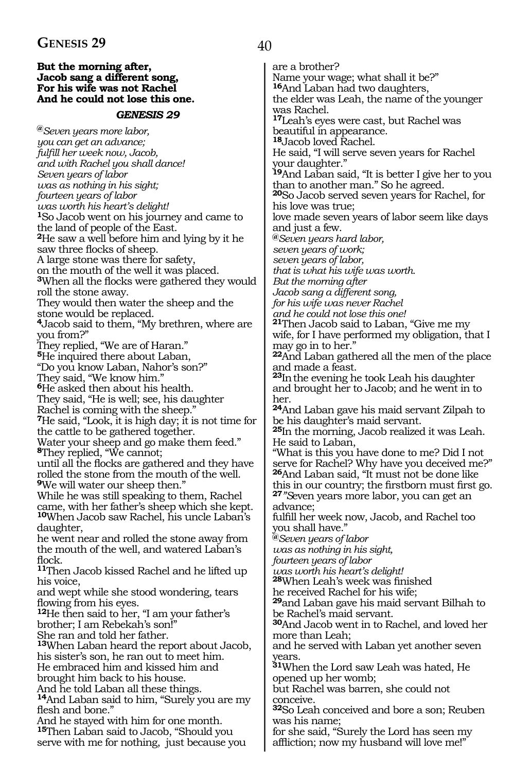**But the morning after,**
**Jacob sang a different song,**
**For his wife was not Rachel**
**And he could not lose this one.**

## *GENESIS 29*

@*Seven years more labor,*
*you can get an advance;*
*fulfill her week now, Jacob,*
*and with Rachel you shall dance!*
*Seven years of labor*
*was as nothing in his sight;*
*fourteen years of labor*
*was worth his heart's delight!*

**1**So Jacob went on his journey and came to the land of people of the East.
**2**He saw a well before him and lying by it he saw three flocks of sheep.
A large stone was there for safety,
on the mouth of the well it was placed.
**3**When all the flocks were gathered they would roll the stone away.
They would then water the sheep and the stone would be replaced.
**4**Jacob said to them, "My brethren, where are you from?"
They replied, "We are of Haran."
**5**He inquired there about Laban,
"Do you know Laban, Nahor's son?"
They said, "We know him."
**6**He asked then about his health.
They said, "He is well; see, his daughter Rachel is coming with the sheep."
**7**He said, "Look, it is high day; it is not time for the cattle to be gathered together.
Water your sheep and go make them feed."
**8**They replied, "We cannot;
until all the flocks are gathered and they have rolled the stone from the mouth of the well.
**9**We will water our sheep then."
While he was still speaking to them, Rachel came, with her father's sheep which she kept.
**10**When Jacob saw Rachel, his uncle Laban's daughter,
he went near and rolled the stone away from the mouth of the well, and watered Laban's flock.
**11**Then Jacob kissed Rachel and he lifted up his voice,
and wept while she stood wondering, tears flowing from his eyes.
**12**He then said to her, "I am your father's brother; I am Rebekah's son!"
She ran and told her father.
**13**When Laban heard the report about Jacob, his sister's son, he ran out to meet him.
He embraced him and kissed him and brought him back to his house.
And he told Laban all these things.
**14**And Laban said to him, "Surely you are my flesh and bone."
And he stayed with him for one month.
**15**Then Laban said to Jacob, "Should you serve with me for nothing, just because you are a brother?
Name your wage; what shall it be?"
**16**And Laban had two daughters,
the elder was Leah, the name of the younger was Rachel.
**17**Leah's eyes were cast, but Rachel was beautiful in appearance.
**18**Jacob loved Rachel.
He said, "I will serve seven years for Rachel your daughter."
**19**And Laban said, "It is better I give her to you than to another man." So he agreed.
**20**So Jacob served seven years for Rachel, for his love was true;
love made seven years of labor seem like days and just a few.

@*Seven years hard labor,*
*seven years of work;*
*seven years of labor,*
*that is what his wife was worth.*
*But the morning after*
*Jacob sang a different song,*
*for his wife was never Rachel*
*and he could not lose this one!*

**21**Then Jacob said to Laban, "Give me my wife, for I have performed my obligation, that I may go in to her."
**22**And Laban gathered all the men of the place and made a feast.
**23**In the evening he took Leah his daughter and brought her to Jacob; and he went in to her.
**24**And Laban gave his maid servant Zilpah to be his daughter's maid servant.
**25**In the morning, Jacob realized it was Leah.
He said to Laban,
"What is this you have done to me? Did I not serve for Rachel? Why have you deceived me?"
**26**And Laban said, "It must not be done like this in our country; the firstborn must first go.
**27**"Seven years more labor, you can get an advance;
fulfill her week now, Jacob, and Rachel too you shall have."

@*Seven years of labor*
*was as nothing in his sight,*
*fourteen years of labor*
*was worth his heart's delight!*

**28**When Leah's week was finished
he received Rachel for his wife;
**29**and Laban gave his maid servant Bilhah to be Rachel's maid servant.
**30**And Jacob went in to Rachel, and loved her more than Leah;
and he served with Laban yet another seven years.
**31**When the Lord saw Leah was hated, He opened up her womb;
but Rachel was barren, she could not conceive.
**32**So Leah conceived and bore a son; Reuben was his name;
for she said, "Surely the Lord has seen my affliction; now my husband will love me!"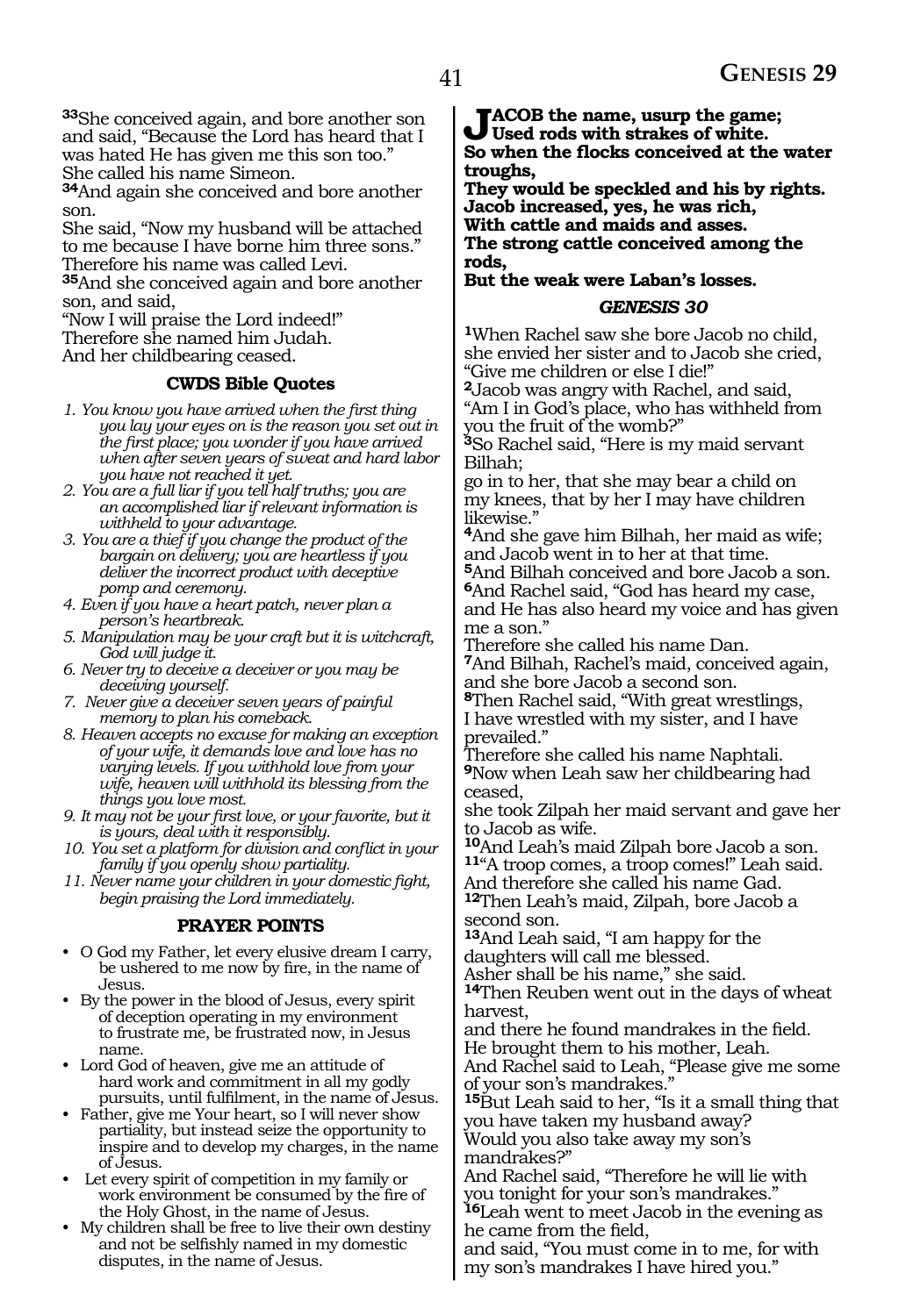**33**She conceived again, and bore another son and said, "Because the Lord has heard that I was hated He has given me this son too." She called his name Simeon.

**34**And again she conceived and bore another son.

She said, "Now my husband will be attached to me because I have borne him three sons." Therefore his name was called Levi.

**35**And she conceived again and bore another son, and said,

"Now I will praise the Lord indeed!"

Therefore she named him Judah.

And her childbearing ceased.

### CWDS Bible Quotes

1. *You know you have arrived when the first thing you lay your eyes on is the reason you set out in the first place; you wonder if you have arrived when after seven years of sweat and hard labor you have not reached it yet.*
2. *You are a full liar if you tell half truths; you are an accomplished liar if relevant information is withheld to your advantage.*
3. *You are a thief if you change the product of the bargain on delivery; you are heartless if you deliver the incorrect product with deceptive pomp and ceremony.*
4. *Even if you have a heart patch, never plan a person's heartbreak.*
5. *Manipulation may be your craft but it is witchcraft, God will judge it.*
6. *Never try to deceive a deceiver or you may be deceiving yourself.*
7. *Never give a deceiver seven years of painful memory to plan his comeback.*
8. *Heaven accepts no excuse for making an exception of your wife, it demands love and love has no varying levels. If you withhold love from your wife, heaven will withhold its blessing from the things you love most.*
9. *It may not be your first love, or your favorite, but it is yours, deal with it responsibly.*
10. *You set a platform for division and conflict in your family if you openly show partiality.*
11. *Never name your children in your domestic fight, begin praising the Lord immediately.*

### PRAYER POINTS

- O God my Father, let every elusive dream I carry, be ushered to me now by fire, in the name of Jesus.
- By the power in the blood of Jesus, every spirit of deception operating in my environment to frustrate me, be frustrated now, in Jesus name.
- Lord God of heaven, give me an attitude of hard work and commitment in all my godly pursuits, until fulfilment, in the name of Jesus.
- Father, give me Your heart, so I will never show partiality, but instead seize the opportunity to inspire and to develop my charges, in the name of Jesus.
- Let every spirit of competition in my family or work environment be consumed by the fire of the Holy Ghost, in the name of Jesus.
- My children shall be free to live their own destiny and not be selfishly named in my domestic disputes, in the name of Jesus.

**JACOB the name, usurp the game;**
**Used rods with strakes of white.**
**So when the flocks conceived at the water troughs,**
**They would be speckled and his by rights.**
**Jacob increased, yes, he was rich,**
**With cattle and maids and asses.**
**The strong cattle conceived among the rods,**
**But the weak were Laban's losses.**

### *GENESIS 30*

**1**When Rachel saw she bore Jacob no child, she envied her sister and to Jacob she cried, "Give me children or else I die!"

**2**Jacob was angry with Rachel, and said, "Am I in God's place, who has withheld from you the fruit of the womb?"

**3**So Rachel said, "Here is my maid servant Bilhah;

go in to her, that she may bear a child on my knees, that by her I may have children likewise."

**4**And she gave him Bilhah, her maid as wife; and Jacob went in to her at that time.

**5**And Bilhah conceived and bore Jacob a son.

**6**And Rachel said, "God has heard my case, and He has also heard my voice and has given me a son."

Therefore she called his name Dan.

**7**And Bilhah, Rachel's maid, conceived again, and she bore Jacob a second son.

**8**Then Rachel said, "With great wrestlings, I have wrestled with my sister, and I have prevailed."

Therefore she called his name Naphtali.

**9**Now when Leah saw her childbearing had ceased,

she took Zilpah her maid servant and gave her to Jacob as wife.

**10**And Leah's maid Zilpah bore Jacob a son.

**11**"A troop comes, a troop comes!" Leah said. And therefore she called his name Gad.

**12**Then Leah's maid, Zilpah, bore Jacob a second son.

**13**And Leah said, "I am happy for the daughters will call me blessed.

Asher shall be his name," she said.

**14**Then Reuben went out in the days of wheat harvest,

and there he found mandrakes in the field.

He brought them to his mother, Leah.

And Rachel said to Leah, "Please give me some of your son's mandrakes."

**15**But Leah said to her, "Is it a small thing that you have taken my husband away?

Would you also take away my son's mandrakes?"

And Rachel said, "Therefore he will lie with you tonight for your son's mandrakes."

**16**Leah went to meet Jacob in the evening as he came from the field,

and said, "You must come in to me, for with my son's mandrakes I have hired you."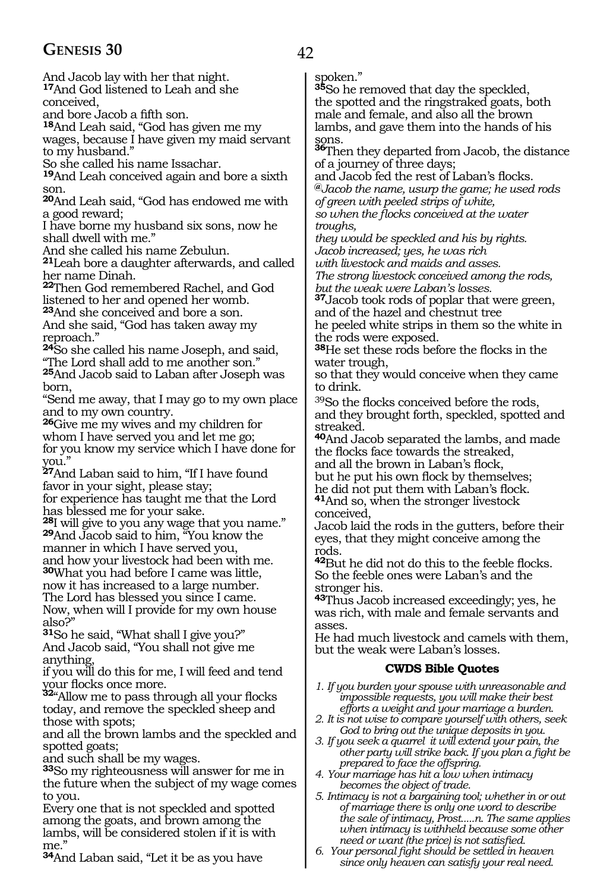And Jacob lay with her that night.
**17**And God listened to Leah and she conceived,
and bore Jacob a fifth son.
**18**And Leah said, "God has given me my wages, because I have given my maid servant to my husband."
So she called his name Issachar.
**19**And Leah conceived again and bore a sixth son.
**20**And Leah said, "God has endowed me with a good reward;
I have borne my husband six sons, now he shall dwell with me."
And she called his name Zebulun.
**21**Leah bore a daughter afterwards, and called her name Dinah.
**22**Then God remembered Rachel, and God listened to her and opened her womb.
**23**And she conceived and bore a son.
And she said, "God has taken away my reproach."
**24**So she called his name Joseph, and said, "The Lord shall add to me another son."
**25**And Jacob said to Laban after Joseph was born,
"Send me away, that I may go to my own place and to my own country.
**26**Give me my wives and my children for whom I have served you and let me go;
for you know my service which I have done for you."
**27**And Laban said to him, "If I have found favor in your sight, please stay;
for experience has taught me that the Lord has blessed me for your sake.
**28**I will give to you any wage that you name."
**29**And Jacob said to him, "You know the manner in which I have served you,
and how your livestock had been with me.
**30**What you had before I came was little,
now it has increased to a large number.
The Lord has blessed you since I came.
Now, when will I provide for my own house also?"
**31**So he said, "What shall I give you?"
And Jacob said, "You shall not give me anything,
if you will do this for me, I will feed and tend your flocks once more.
**32**"Allow me to pass through all your flocks today, and remove the speckled sheep and those with spots;
and all the brown lambs and the speckled and spotted goats;
and such shall be my wages.
**33**So my righteousness will answer for me in the future when the subject of my wage comes to you.
Every one that is not speckled and spotted among the goats, and brown among the lambs, will be considered stolen if it is with me."
**34**And Laban said, "Let it be as you have spoken."
**35**So he removed that day the speckled, the spotted and the ringstraked goats, both male and female, and also all the brown lambs, and gave them into the hands of his sons.
**36**Then they departed from Jacob, the distance of a journey of three days;
and Jacob fed the rest of Laban's flocks.

*@Jacob the name, usurp the game; he used rods of green with peeled strips of white,*
*so when the flocks conceived at the water troughs,*
*they would be speckled and his by rights.*
*Jacob increased; yes, he was rich*
*with livestock and maids and asses.*
*The strong livestock conceived among the rods,*
*but the weak were Laban's losses.*

**37**Jacob took rods of poplar that were green, and of the hazel and chestnut tree
he peeled white strips in them so the white in the rods were exposed.
**38**He set these rods before the flocks in the water trough,
so that they would conceive when they came to drink.
39So the flocks conceived before the rods, and they brought forth, speckled, spotted and streaked.
**40**And Jacob separated the lambs, and made the flocks face towards the streaked,
and all the brown in Laban's flock,
but he put his own flock by themselves;
he did not put them with Laban's flock.
**41**And so, when the stronger livestock conceived,
Jacob laid the rods in the gutters, before their eyes, that they might conceive among the rods.
**42**But he did not do this to the feeble flocks.
So the feeble ones were Laban's and the stronger his.
**43**Thus Jacob increased exceedingly; yes, he was rich, with male and female servants and asses.
He had much livestock and camels with them, but the weak were Laban's losses.

### CWDS Bible Quotes

1. *If you burden your spouse with unreasonable and impossible requests, you will make their best efforts a weight and your marriage a burden.*
2. *It is not wise to compare yourself with others, seek God to bring out the unique deposits in you.*
3. *If you seek a quarrel it will extend your pain, the other party will strike back. If you plan a fight be prepared to face the offspring.*
4. *Your marriage has hit a low when intimacy becomes the object of trade.*
5. *Intimacy is not a bargaining tool; whether in or out of marriage there is only one word to describe the sale of intimacy, Prost.....n. The same applies when intimacy is withheld because some other need or want (the price) is not satisfied.*
6. *Your personal fight should be settled in heaven since only heaven can satisfy your real need.*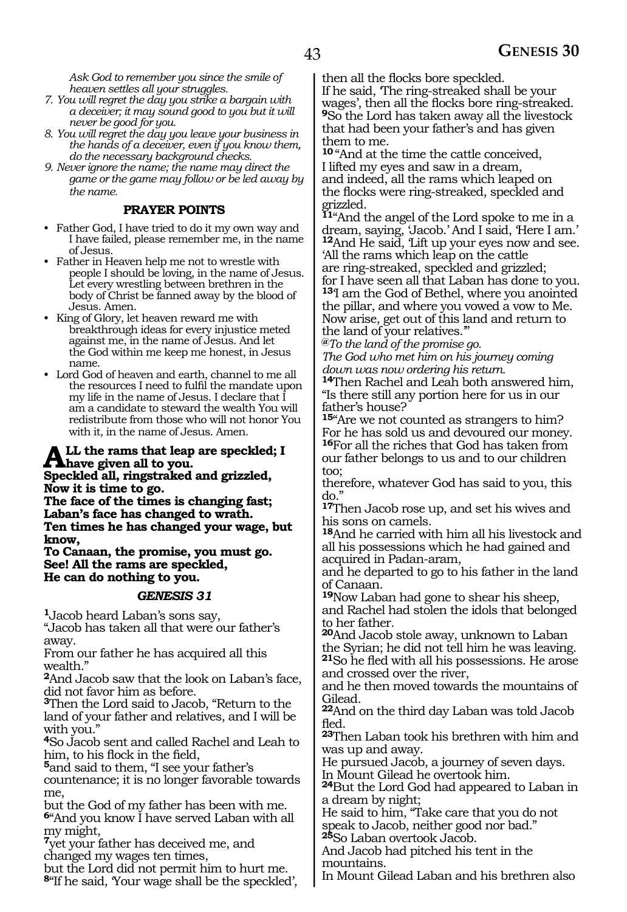*Ask God to remember you since the smile of heaven settles all your struggles.*

7. *You will regret the day you strike a bargain with a deceiver; it may sound good to you but it will never be good for you.*
8. *You will regret the day you leave your business in the hands of a deceiver, even if you know them, do the necessary background checks.*
9. *Never ignore the name; the name may direct the game or the game may follow or be led away by the name.*

**PRAYER POINTS**

- Father God, I have tried to do it my own way and I have failed, please remember me, in the name of Jesus.
- Father in Heaven help me not to wrestle with people I should be loving, in the name of Jesus. Let every wrestling between brethren in the body of Christ be fanned away by the blood of Jesus. Amen.
- King of Glory, let heaven reward me with breakthrough ideas for every injustice meted against me, in the name of Jesus. And let the God within me keep me honest, in Jesus name.
- Lord God of heaven and earth, channel to me all the resources I need to fulfil the mandate upon my life in the name of Jesus. I declare that I am a candidate to steward the wealth You will redistribute from those who will not honor You with it, in the name of Jesus. Amen.

**ALL the rams that leap are speckled; I have given all to you.**
**Speckled all, ringstraked and grizzled,**
**Now it is time to go.**
**The face of the times is changing fast;**
**Laban's face has changed to wrath.**
**Ten times he has changed your wage, but know,**
**To Canaan, the promise, you must go.**
**See! All the rams are speckled,**
**He can do nothing to you.**

### *GENESIS 31*

**1**Jacob heard Laban's sons say,
"Jacob has taken all that were our father's away.
From our father he has acquired all this wealth."
**2**And Jacob saw that the look on Laban's face, did not favor him as before.
**3**Then the Lord said to Jacob, "Return to the land of your father and relatives, and I will be with you."
**4**So Jacob sent and called Rachel and Leah to him, to his flock in the field,
**5**and said to them, "I see your father's countenance; it is no longer favorable towards me,
but the God of my father has been with me.
**6**"And you know I have served Laban with all my might,
**7**yet your father has deceived me, and changed my wages ten times,
but the Lord did not permit him to hurt me.
**8**"If he said, 'Your wage shall be the speckled', then all the flocks bore speckled.
If he said, 'The ring-streaked shall be your wages', then all the flocks bore ring-streaked.
**9**So the Lord has taken away all the livestock that had been your father's and has given them to me.
**10**"And at the time the cattle conceived,
I lifted my eyes and saw in a dream,
and indeed, all the rams which leaped on the flocks were ring-streaked, speckled and grizzled.
**11**"And the angel of the Lord spoke to me in a dream, saying, 'Jacob.' And I said, 'Here I am.'
**12**And He said, 'Lift up your eyes now and see.
'All the rams which leap on the cattle are ring-streaked, speckled and grizzled;
for I have seen all that Laban has done to you.
**13**'I am the God of Bethel, where you anointed the pillar, and where you vowed a vow to Me.
Now arise, get out of this land and return to the land of your relatives.'"
*@To the land of the promise go.*
*The God who met him on his journey coming down was now ordering his return.*
**14**Then Rachel and Leah both answered him,
"Is there still any portion here for us in our father's house?
**15**"Are we not counted as strangers to him?
For he has sold us and devoured our money.
**16**For all the riches that God has taken from our father belongs to us and to our children too;
therefore, whatever God has said to you, this do."
**17**Then Jacob rose up, and set his wives and his sons on camels.
**18**And he carried with him all his livestock and all his possessions which he had gained and acquired in Padan-aram,
and he departed to go to his father in the land of Canaan.
**19**Now Laban had gone to shear his sheep,
and Rachel had stolen the idols that belonged to her father.
**20**And Jacob stole away, unknown to Laban the Syrian; he did not tell him he was leaving.
**21**So he fled with all his possessions. He arose and crossed over the river,
and he then moved towards the mountains of Gilead.
**22**And on the third day Laban was told Jacob fled.
**23**Then Laban took his brethren with him and was up and away.
He pursued Jacob, a journey of seven days.
In Mount Gilead he overtook him.
**24**But the Lord God had appeared to Laban in a dream by night;
He said to him, "Take care that you do not speak to Jacob, neither good nor bad."
**25**So Laban overtook Jacob.
And Jacob had pitched his tent in the mountains.
In Mount Gilead Laban and his brethren also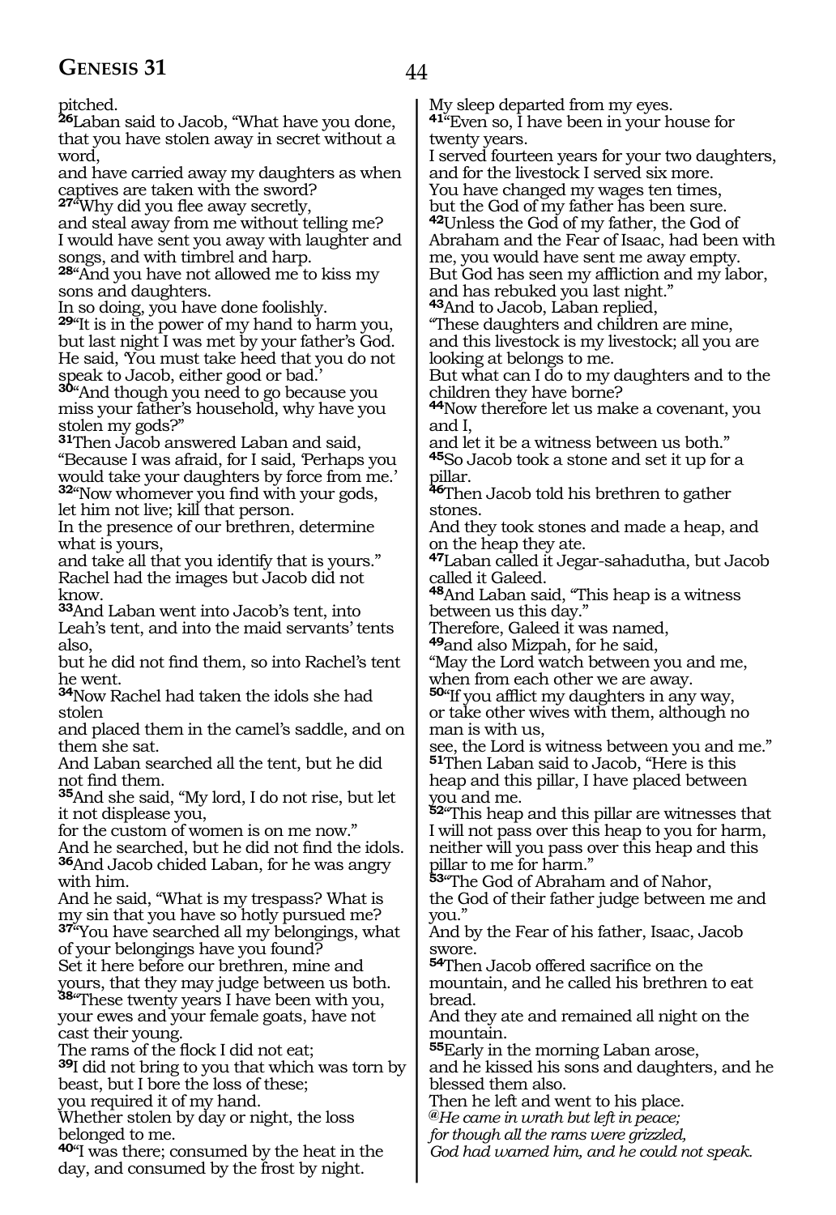pitched.

**26**Laban said to Jacob, "What have you done, that you have stolen away in secret without a word,
and have carried away my daughters as when captives are taken with the sword?
**27**"Why did you flee away secretly,
and steal away from me without telling me?
I would have sent you away with laughter and songs, and with timbrel and harp.
**28**"And you have not allowed me to kiss my sons and daughters.
In so doing, you have done foolishly.
**29**"It is in the power of my hand to harm you,
but last night I was met by your father's God.
He said, 'You must take heed that you do not speak to Jacob, either good or bad.'
**30**"And though you need to go because you miss your father's household, why have you stolen my gods?"
**31**Then Jacob answered Laban and said,
"Because I was afraid, for I said, 'Perhaps you would take your daughters by force from me.'
**32**"Now whomever you find with your gods,
let him not live; kill that person.
In the presence of our brethren, determine what is yours,
and take all that you identify that is yours."
Rachel had the images but Jacob did not know.
**33**And Laban went into Jacob's tent, into Leah's tent, and into the maid servants' tents also,
but he did not find them, so into Rachel's tent he went.
**34**Now Rachel had taken the idols she had stolen
and placed them in the camel's saddle, and on them she sat.
And Laban searched all the tent, but he did not find them.
**35**And she said, "My lord, I do not rise, but let it not displease you,
for the custom of women is on me now."
And he searched, but he did not find the idols.
**36**And Jacob chided Laban, for he was angry with him.
And he said, "What is my trespass? What is my sin that you have so hotly pursued me?
**37**"You have searched all my belongings, what of your belongings have you found?
Set it here before our brethren, mine and yours, that they may judge between us both.
**38**"These twenty years I have been with you,
your ewes and your female goats, have not cast their young.
The rams of the flock I did not eat;
**39**I did not bring to you that which was torn by beast, but I bore the loss of these;
you required it of my hand.
Whether stolen by day or night, the loss belonged to me.
**40**"I was there; consumed by the heat in the day, and consumed by the frost by night.
My sleep departed from my eyes.
**41**"Even so, I have been in your house for twenty years.
I served fourteen years for your two daughters,
and for the livestock I served six more.
You have changed my wages ten times,
but the God of my father has been sure.
**42**Unless the God of my father, the God of Abraham and the Fear of Isaac, had been with me, you would have sent me away empty.
But God has seen my affliction and my labor,
and has rebuked you last night."
**43**And to Jacob, Laban replied,
"These daughters and children are mine,
and this livestock is my livestock; all you are looking at belongs to me.
But what can I do to my daughters and to the children they have borne?
**44**Now therefore let us make a covenant, you and I,
and let it be a witness between us both."
**45**So Jacob took a stone and set it up for a pillar.
**46**Then Jacob told his brethren to gather stones.
And they took stones and made a heap, and on the heap they ate.
**47**Laban called it Jegar-sahadutha, but Jacob called it Galeed.
**48**And Laban said, "This heap is a witness between us this day."
Therefore, Galeed it was named,
**49**and also Mizpah, for he said,
"May the Lord watch between you and me,
when from each other we are away.
**50**"If you afflict my daughters in any way,
or take other wives with them, although no man is with us,
see, the Lord is witness between you and me."
**51**Then Laban said to Jacob, "Here is this heap and this pillar, I have placed between you and me.
**52**"This heap and this pillar are witnesses that I will not pass over this heap to you for harm,
neither will you pass over this heap and this pillar to me for harm."
**53**"The God of Abraham and of Nahor,
the God of their father judge between me and you."
And by the Fear of his father, Isaac, Jacob swore.
**54**Then Jacob offered sacrifice on the mountain, and he called his brethren to eat bread.
And they ate and remained all night on the mountain.
**55**Early in the morning Laban arose,
and he kissed his sons and daughters, and he blessed them also.
Then he left and went to his place.
*@He came in wrath but left in peace;*
*for though all the rams were grizzled,*
*God had warned him, and he could not speak.*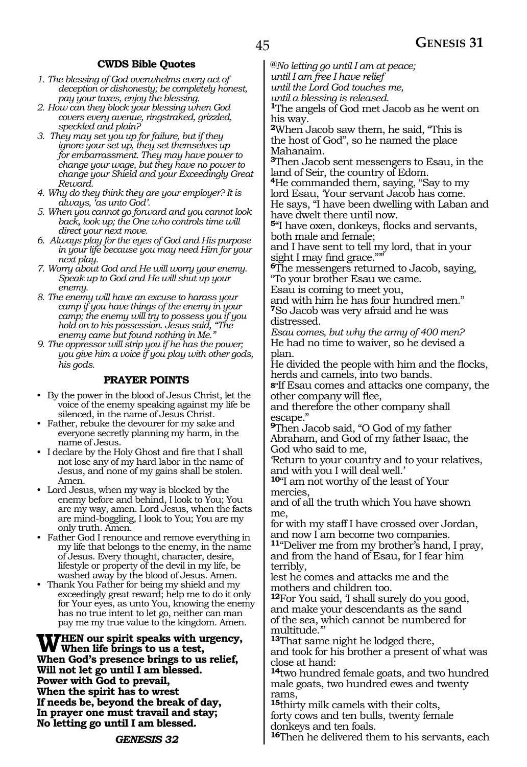**CWDS Bible Quotes**

1. *The blessing of God overwhelms every act of deception or dishonesty; be completely honest, pay your taxes, enjoy the blessing.*
2. *How can they block your blessing when God covers every avenue, ringstraked, grizzled, speckled and plain?*
3. *They may set you up for failure, but if they ignore your set up, they set themselves up for embarrassment. They may have power to change your wage, but they have no power to change your Shield and your Exceedingly Great Reward.*
4. *Why do they think they are your employer? It is always, 'as unto God'.*
5. *When you cannot go forward and you cannot look back, look up; the One who controls time will direct your next move.*
6. *Always play for the eyes of God and His purpose in your life because you may need Him for your next play.*
7. *Worry about God and He will worry your enemy. Speak up to God and He will shut up your enemy.*
8. *The enemy will have an excuse to harass your camp if you have things of the enemy in your camp; the enemy will try to possess you if you hold on to his possession. Jesus said, "The enemy came but found nothing in Me."*
9. *The oppressor will strip you if he has the power; you give him a voice if you play with other gods, his gods.*

**PRAYER POINTS**

- By the power in the blood of Jesus Christ, let the voice of the enemy speaking against my life be silenced, in the name of Jesus Christ.
- Father, rebuke the devourer for my sake and everyone secretly planning my harm, in the name of Jesus.
- I declare by the Holy Ghost and fire that I shall not lose any of my hard labor in the name of Jesus, and none of my gains shall be stolen. Amen.
- Lord Jesus, when my way is blocked by the enemy before and behind, I look to You; You are my way, amen. Lord Jesus, when the facts are mind-boggling, I look to You; You are my only truth. Amen.
- Father God I renounce and remove everything in my life that belongs to the enemy, in the name of Jesus. Every thought, character, desire, lifestyle or property of the devil in my life, be washed away by the blood of Jesus. Amen.
- Thank You Father for being my shield and my exceedingly great reward; help me to do it only for Your eyes, as unto You, knowing the enemy has no true intent to let go, neither can man pay me my true value to the kingdom. Amen.

**WHEN our spirit speaks with urgency,**
**When life brings to us a test,**
**When God's presence brings to us relief,**
**Will not let go until I am blessed.**
**Power with God to prevail,**
**When the spirit has to wrest**
**If needs be, beyond the break of day,**
**In prayer one must travail and stay;**
**No letting go until I am blessed.**

## *GENESIS 32*

*@No letting go until I am at peace;*
*until I am free I have relief*
*until the Lord God touches me,*
*until a blessing is released.*

**1**The angels of God met Jacob as he went on his way.
**2**When Jacob saw them, he said, "This is the host of God", so he named the place Mahanaim.
**3**Then Jacob sent messengers to Esau, in the land of Seir, the country of Edom.
**4**He commanded them, saying, "Say to my lord Esau, 'Your servant Jacob has come. He says, "I have been dwelling with Laban and have dwelt there until now.
**5**"I have oxen, donkeys, flocks and servants, both male and female;
and I have sent to tell my lord, that in your sight I may find grace."'"
**6**The messengers returned to Jacob, saying, "To your brother Esau we came.
Esau is coming to meet you,
and with him he has four hundred men."
**7**So Jacob was very afraid and he was distressed.
*Esau comes, but why the army of 400 men?*
He had no time to waiver, so he devised a plan.
He divided the people with him and the flocks, herds and camels, into two bands.
**8**"If Esau comes and attacks one company, the other company will flee,
and therefore the other company shall escape."
**9**Then Jacob said, "O God of my father Abraham, and God of my father Isaac, the God who said to me,
'Return to your country and to your relatives, and with you I will deal well.'
**10**"I am not worthy of the least of Your mercies,
and of all the truth which You have shown me,
for with my staff I have crossed over Jordan, and now I am become two companies.
**11**"Deliver me from my brother's hand, I pray, and from the hand of Esau, for I fear him terribly,
lest he comes and attacks me and the mothers and children too.
**12**For You said, 'I shall surely do you good, and make your descendants as the sand of the sea, which cannot be numbered for multitude.'"
**13**That same night he lodged there,
and took for his brother a present of what was close at hand:
**14**two hundred female goats, and two hundred male goats, two hundred ewes and twenty rams,
**15**thirty milk camels with their colts,
forty cows and ten bulls, twenty female donkeys and ten foals.
**16**Then he delivered them to his servants, each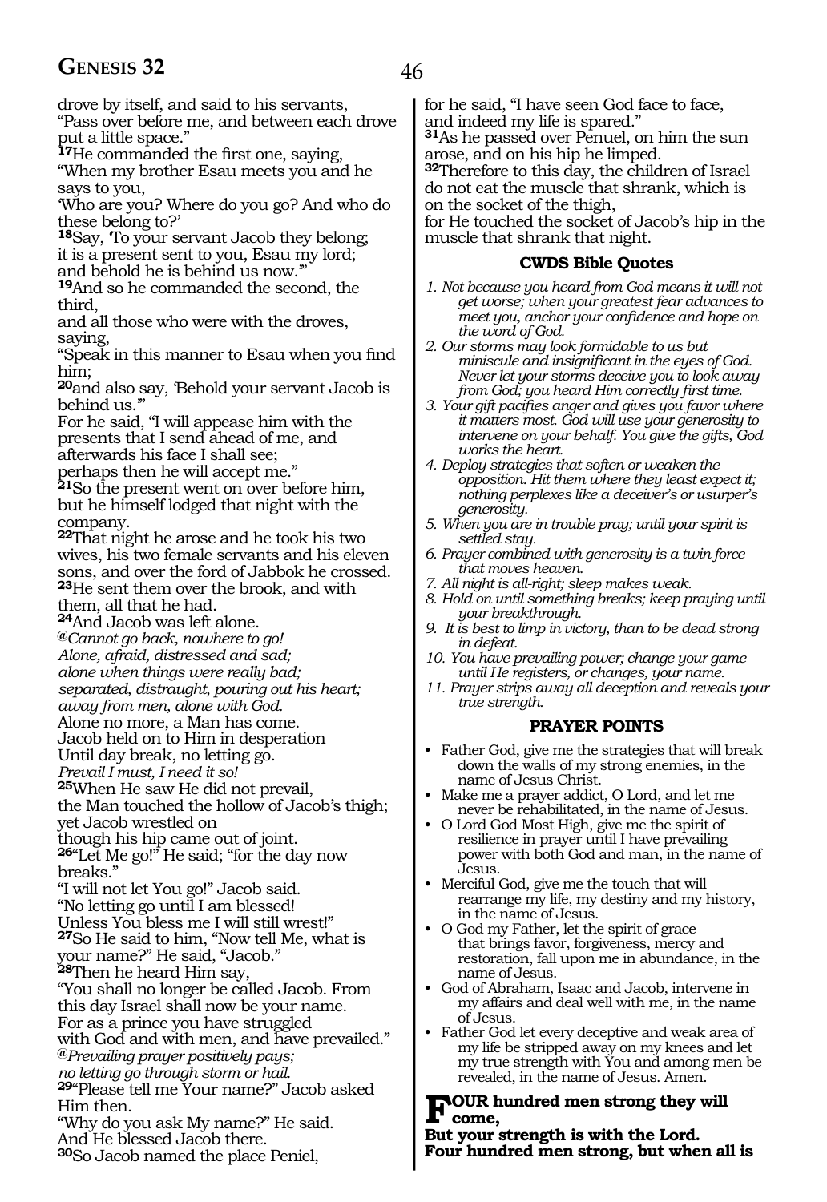drove by itself, and said to his servants,
"Pass over before me, and between each drove put a little space."
**17**He commanded the first one, saying,
"When my brother Esau meets you and he says to you,
'Who are you? Where do you go? And who do these belong to?'
**18**Say, 'To your servant Jacob they belong;
it is a present sent to you, Esau my lord;
and behold he is behind us now.'"
**19**And so he commanded the second, the third,
and all those who were with the droves, saying,
"Speak in this manner to Esau when you find him;
**20**and also say, 'Behold your servant Jacob is behind us.'"
For he said, "I will appease him with the presents that I send ahead of me, and afterwards his face I shall see;
perhaps then he will accept me."
**21**So the present went on over before him,
but he himself lodged that night with the company.
**22**That night he arose and he took his two wives, his two female servants and his eleven sons, and over the ford of Jabbok he crossed.
**23**He sent them over the brook, and with them, all that he had.
**24**And Jacob was left alone.
*@Cannot go back, nowhere to go!*
*Alone, afraid, distressed and sad;*
*alone when things were really bad;*
*separated, distraught, pouring out his heart;*
*away from men, alone with God.*
Alone no more, a Man has come.
Jacob held on to Him in desperation
Until day break, no letting go.
*Prevail I must, I need it so!*
**25**When He saw He did not prevail,
the Man touched the hollow of Jacob's thigh;
yet Jacob wrestled on
though his hip came out of joint.
**26**"Let Me go!" He said; "for the day now breaks."
"I will not let You go!" Jacob said.
"No letting go until I am blessed!
Unless You bless me I will still wrest!"
**27**So He said to him, "Now tell Me, what is your name?" He said, "Jacob."
**28**Then he heard Him say,
"You shall no longer be called Jacob. From this day Israel shall now be your name.
For as a prince you have struggled
with God and with men, and have prevailed."
*@Prevailing prayer positively pays;*
*no letting go through storm or hail.*
**29**"Please tell me Your name?" Jacob asked Him then.
"Why do you ask My name?" He said.
And He blessed Jacob there.
**30**So Jacob named the place Peniel,
for he said, "I have seen God face to face,
and indeed my life is spared."
**31**As he passed over Penuel, on him the sun arose, and on his hip he limped.
**32**Therefore to this day, the children of Israel do not eat the muscle that shrank, which is on the socket of the thigh,
for He touched the socket of Jacob's hip in the muscle that shrank that night.

### CWDS Bible Quotes

1. *Not because you heard from God means it will not get worse; when your greatest fear advances to meet you, anchor your confidence and hope on the word of God.*
2. *Our storms may look formidable to us but miniscule and insignificant in the eyes of God. Never let your storms deceive you to look away from God; you heard Him correctly first time.*
3. *Your gift pacifies anger and gives you favor where it matters most. God will use your generosity to intervene on your behalf. You give the gifts, God works the heart.*
4. *Deploy strategies that soften or weaken the opposition. Hit them where they least expect it; nothing perplexes like a deceiver's or usurper's generosity.*
5. *When you are in trouble pray; until your spirit is settled stay.*
6. *Prayer combined with generosity is a twin force that moves heaven.*
7. *All night is all-right; sleep makes weak.*
8. *Hold on until something breaks; keep praying until your breakthrough.*
9. *It is best to limp in victory, than to be dead strong in defeat.*
10. *You have prevailing power; change your game until He registers, or changes, your name.*
11. *Prayer strips away all deception and reveals your true strength.*

### PRAYER POINTS

- Father God, give me the strategies that will break down the walls of my strong enemies, in the name of Jesus Christ.
- Make me a prayer addict, O Lord, and let me never be rehabilitated, in the name of Jesus.
- O Lord God Most High, give me the spirit of resilience in prayer until I have prevailing power with both God and man, in the name of Jesus.
- Merciful God, give me the touch that will rearrange my life, my destiny and my history, in the name of Jesus.
- O God my Father, let the spirit of grace that brings favor, forgiveness, mercy and restoration, fall upon me in abundance, in the name of Jesus.
- God of Abraham, Isaac and Jacob, intervene in my affairs and deal well with me, in the name of Jesus.
- Father God let every deceptive and weak area of my life be stripped away on my knees and let my true strength with You and among men be revealed, in the name of Jesus. Amen.

**FOUR hundred men strong they will come,**
**But your strength is with the Lord.**
**Four hundred men strong, but when all is**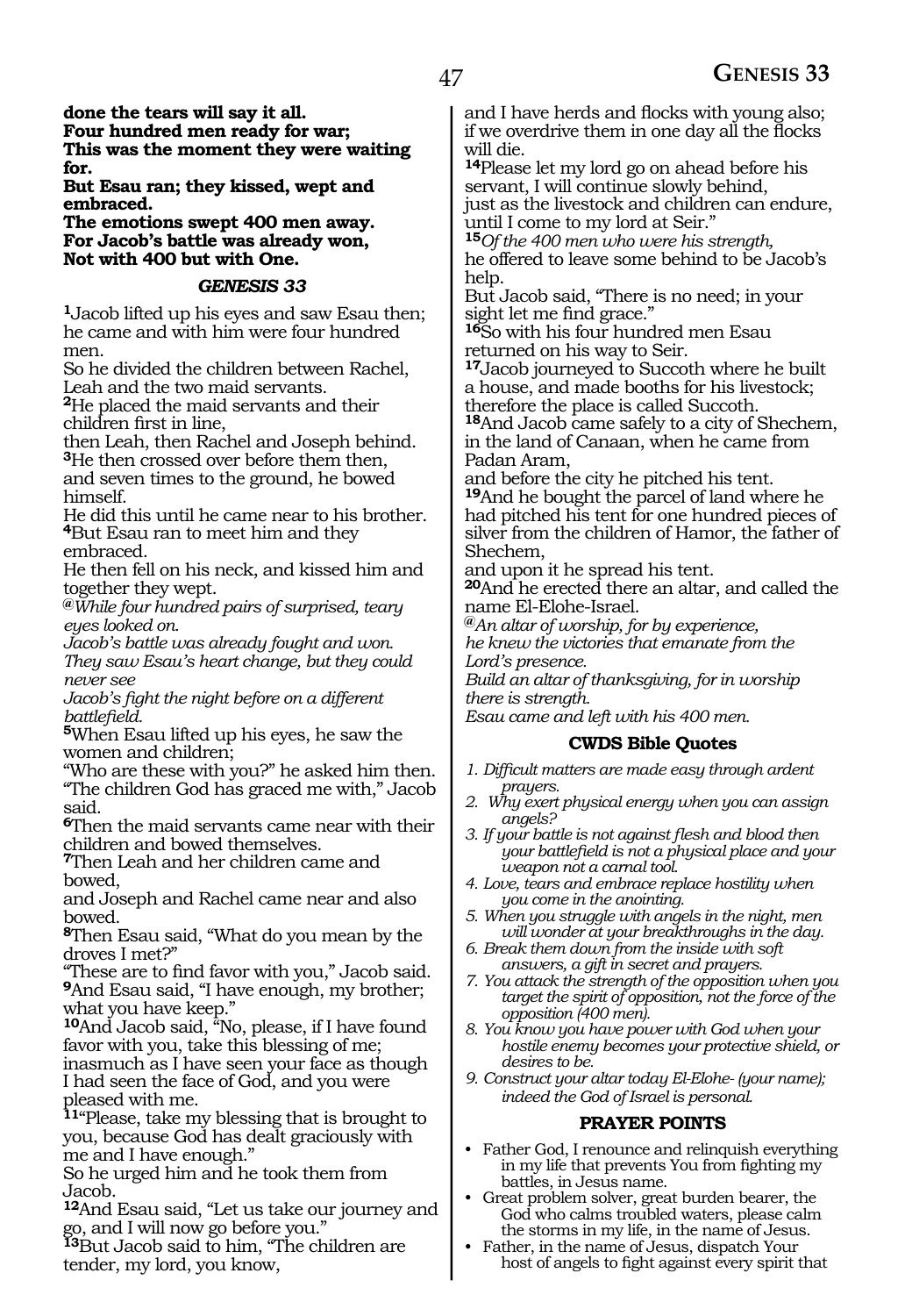**done the tears will say it all.**
**Four hundred men ready for war;**
**This was the moment they were waiting for.**
**But Esau ran; they kissed, wept and embraced.**
**The emotions swept 400 men away.**
**For Jacob's battle was already won,**
**Not with 400 but with One.**

### *GENESIS 33*

**1**Jacob lifted up his eyes and saw Esau then; he came and with him were four hundred men.
So he divided the children between Rachel, Leah and the two maid servants.
**2**He placed the maid servants and their children first in line,
then Leah, then Rachel and Joseph behind.
**3**He then crossed over before them then, and seven times to the ground, he bowed himself.
He did this until he came near to his brother.
**4**But Esau ran to meet him and they embraced.
He then fell on his neck, and kissed him and together they wept.
*@While four hundred pairs of surprised, teary eyes looked on.*
*Jacob's battle was already fought and won.*
*They saw Esau's heart change, but they could never see*
*Jacob's fight the night before on a different battlefield.*
**5**When Esau lifted up his eyes, he saw the women and children;
"Who are these with you?" he asked him then.
"The children God has graced me with," Jacob said.
**6**Then the maid servants came near with their children and bowed themselves.
**7**Then Leah and her children came and bowed,
and Joseph and Rachel came near and also bowed.
**8**Then Esau said, "What do you mean by the droves I met?"
"These are to find favor with you," Jacob said.
**9**And Esau said, "I have enough, my brother; what you have keep."
**10**And Jacob said, "No, please, if I have found favor with you, take this blessing of me; inasmuch as I have seen your face as though I had seen the face of God, and you were pleased with me.
**11**"Please, take my blessing that is brought to you, because God has dealt graciously with me and I have enough."
So he urged him and he took them from Jacob.
**12**And Esau said, "Let us take our journey and go, and I will now go before you."
**13**But Jacob said to him, "The children are tender, my lord, you know,
and I have herds and flocks with young also; if we overdrive them in one day all the flocks will die.
**14**Please let my lord go on ahead before his servant, I will continue slowly behind,
just as the livestock and children can endure, until I come to my lord at Seir."
**15***Of the 400 men who were his strength,* he offered to leave some behind to be Jacob's help.
But Jacob said, "There is no need; in your sight let me find grace."
**16**So with his four hundred men Esau returned on his way to Seir.
**17**Jacob journeyed to Succoth where he built a house, and made booths for his livestock; therefore the place is called Succoth.
**18**And Jacob came safely to a city of Shechem, in the land of Canaan, when he came from Padan Aram,
and before the city he pitched his tent.
**19**And he bought the parcel of land where he had pitched his tent for one hundred pieces of silver from the children of Hamor, the father of Shechem,
and upon it he spread his tent.
**20**And he erected there an altar, and called the name El-Elohe-Israel.
*@An altar of worship, for by experience,*
*he knew the victories that emanate from the Lord's presence.*
*Build an altar of thanksgiving, for in worship there is strength.*
*Esau came and left with his 400 men.*

### CWDS Bible Quotes

1. *Difficult matters are made easy through ardent prayers.*
2. *Why exert physical energy when you can assign angels?*
3. *If your battle is not against flesh and blood then your battlefield is not a physical place and your weapon not a carnal tool.*
4. *Love, tears and embrace replace hostility when you come in the anointing.*
5. *When you struggle with angels in the night, men will wonder at your breakthroughs in the day.*
6. *Break them down from the inside with soft answers, a gift in secret and prayers.*
7. *You attack the strength of the opposition when you target the spirit of opposition, not the force of the opposition (400 men).*
8. *You know you have power with God when your hostile enemy becomes your protective shield, or desires to be.*
9. *Construct your altar today El-Elohe- (your name); indeed the God of Israel is personal.*

### PRAYER POINTS

- Father God, I renounce and relinquish everything in my life that prevents You from fighting my battles, in Jesus name.
- Great problem solver, great burden bearer, the God who calms troubled waters, please calm the storms in my life, in the name of Jesus.
- Father, in the name of Jesus, dispatch Your host of angels to fight against every spirit that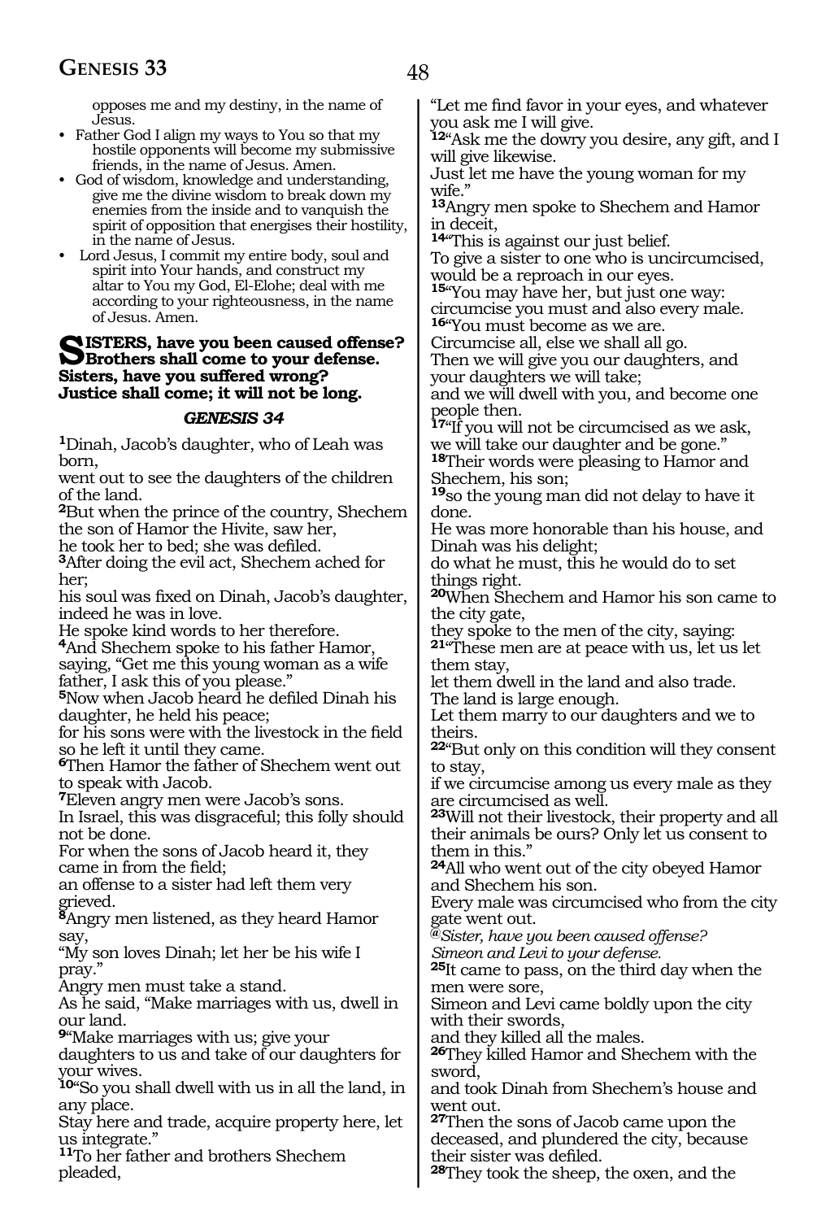opposes me and my destiny, in the name of Jesus.

- Father God I align my ways to You so that my hostile opponents will become my submissive friends, in the name of Jesus. Amen.
- God of wisdom, knowledge and understanding, give me the divine wisdom to break down my enemies from the inside and to vanquish the spirit of opposition that energises their hostility, in the name of Jesus.
- Lord Jesus, I commit my entire body, soul and spirit into Your hands, and construct my altar to You my God, El-Elohe; deal with me according to your righteousness, in the name of Jesus. Amen.

**SISTERS, have you been caused offense? Brothers shall come to your defense. Sisters, have you suffered wrong? Justice shall come; it will not be long.**

### *GENESIS 34*

**1**Dinah, Jacob's daughter, who of Leah was born,
went out to see the daughters of the children of the land.
**2**But when the prince of the country, Shechem the son of Hamor the Hivite, saw her,
he took her to bed; she was defiled.
**3**After doing the evil act, Shechem ached for her;
his soul was fixed on Dinah, Jacob's daughter, indeed he was in love.
He spoke kind words to her therefore.
**4**And Shechem spoke to his father Hamor, saying, "Get me this young woman as a wife father, I ask this of you please."
**5**Now when Jacob heard he defiled Dinah his daughter, he held his peace;
for his sons were with the livestock in the field so he left it until they came.
**6**Then Hamor the father of Shechem went out to speak with Jacob.
**7**Eleven angry men were Jacob's sons.
In Israel, this was disgraceful; this folly should not be done.
For when the sons of Jacob heard it, they came in from the field;
an offense to a sister had left them very grieved.
**8**Angry men listened, as they heard Hamor say,
"My son loves Dinah; let her be his wife I pray."
Angry men must take a stand.
As he said, "Make marriages with us, dwell in our land.
**9**"Make marriages with us; give your daughters to us and take of our daughters for your wives.
**10**"So you shall dwell with us in all the land, in any place.
Stay here and trade, acquire property here, let us integrate."
**11**To her father and brothers Shechem pleaded,
"Let me find favor in your eyes, and whatever you ask me I will give.
**12**"Ask me the dowry you desire, any gift, and I will give likewise.
Just let me have the young woman for my wife."
**13**Angry men spoke to Shechem and Hamor in deceit,
**14**"This is against our just belief.
To give a sister to one who is uncircumcised, would be a reproach in our eyes.
**15**"You may have her, but just one way:
circumcise you must and also every male.
**16**"You must become as we are.
Circumcise all, else we shall all go.
Then we will give you our daughters, and your daughters we will take;
and we will dwell with you, and become one people then.
**17**"If you will not be circumcised as we ask, we will take our daughter and be gone."
**18**Their words were pleasing to Hamor and Shechem, his son;
**19**so the young man did not delay to have it done.
He was more honorable than his house, and Dinah was his delight;
do what he must, this he would do to set things right.
**20**When Shechem and Hamor his son came to the city gate,
they spoke to the men of the city, saying:
**21**"These men are at peace with us, let us let them stay,
let them dwell in the land and also trade.
The land is large enough.
Let them marry to our daughters and we to theirs.
**22**"But only on this condition will they consent to stay,
if we circumcise among us every male as they are circumcised as well.
**23**Will not their livestock, their property and all their animals be ours? Only let us consent to them in this."
**24**All who went out of the city obeyed Hamor and Shechem his son.
Every male was circumcised who from the city gate went out.
*@Sister, have you been caused offense?*
*Simeon and Levi to your defense.*
**25**It came to pass, on the third day when the men were sore,
Simeon and Levi came boldly upon the city with their swords,
and they killed all the males.
**26**They killed Hamor and Shechem with the sword,
and took Dinah from Shechem's house and went out.
**27**Then the sons of Jacob came upon the deceased, and plundered the city, because their sister was defiled.
**28**They took the sheep, the oxen, and the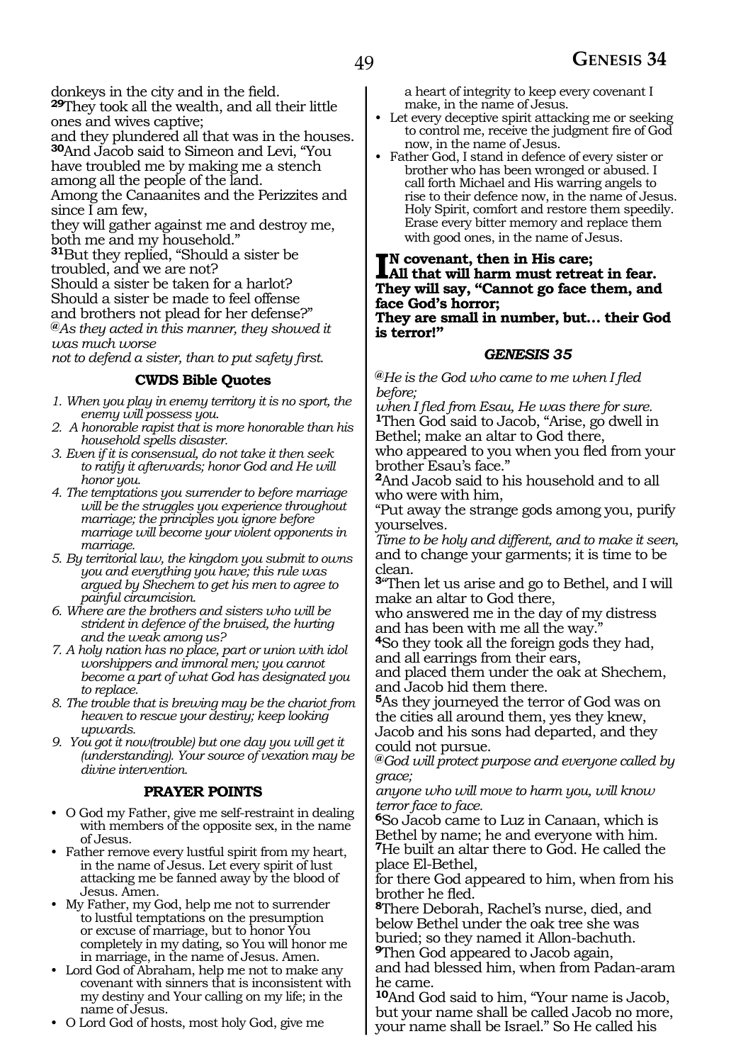donkeys in the city and in the field.
**29**They took all the wealth, and all their little ones and wives captive;
and they plundered all that was in the houses.
**30**And Jacob said to Simeon and Levi, "You have troubled me by making me a stench among all the people of the land.
Among the Canaanites and the Perizzites and since I am few,
they will gather against me and destroy me, both me and my household."
**31**But they replied, "Should a sister be troubled, and we are not?
Should a sister be taken for a harlot?
Should a sister be made to feel offense and brothers not plead for her defense?"
*@As they acted in this manner, they showed it was much worse*
*not to defend a sister, than to put safety first.*

### CWDS Bible Quotes

1. *When you play in enemy territory it is no sport, the enemy will possess you.*
2. *A honorable rapist that is more honorable than his household spells disaster.*
3. *Even if it is consensual, do not take it then seek to ratify it afterwards; honor God and He will honor you.*
4. *The temptations you surrender to before marriage will be the struggles you experience throughout marriage; the principles you ignore before marriage will become your violent opponents in marriage.*
5. *By territorial law, the kingdom you submit to owns you and everything you have; this rule was argued by Shechem to get his men to agree to painful circumcision.*
6. *Where are the brothers and sisters who will be strident in defence of the bruised, the hurting and the weak among us?*
7. *A holy nation has no place, part or union with idol worshippers and immoral men; you cannot become a part of what God has designated you to replace.*
8. *The trouble that is brewing may be the chariot from heaven to rescue your destiny; keep looking upwards.*
9. *You got it now(trouble) but one day you will get it (understanding). Your source of vexation may be divine intervention.*

### PRAYER POINTS

- O God my Father, give me self-restraint in dealing with members of the opposite sex, in the name of Jesus.
- Father remove every lustful spirit from my heart, in the name of Jesus. Let every spirit of lust attacking me be fanned away by the blood of Jesus. Amen.
- My Father, my God, help me not to surrender to lustful temptations on the presumption or excuse of marriage, but to honor You completely in my dating, so You will honor me in marriage, in the name of Jesus. Amen.
- Lord God of Abraham, help me not to make any covenant with sinners that is inconsistent with my destiny and Your calling on my life; in the name of Jesus.
- O Lord God of hosts, most holy God, give me a heart of integrity to keep every covenant I make, in the name of Jesus.
- Let every deceptive spirit attacking me or seeking to control me, receive the judgment fire of God now, in the name of Jesus.
- Father God, I stand in defence of every sister or brother who has been wronged or abused. I call forth Michael and His warring angels to rise to their defence now, in the name of Jesus. Holy Spirit, comfort and restore them speedily. Erase every bitter memory and replace them with good ones, in the name of Jesus.

**IN covenant, then in His care;**
**All that will harm must retreat in fear.**
**They will say, "Cannot go face them, and face God's horror;**
**They are small in number, but… their God is terror!"**

### *GENESIS 35*

*@He is the God who came to me when I fled before;*
*when I fled from Esau, He was there for sure.*
**1**Then God said to Jacob, "Arise, go dwell in Bethel; make an altar to God there,
who appeared to you when you fled from your brother Esau's face."
**2**And Jacob said to his household and to all who were with him,
"Put away the strange gods among you, purify yourselves.
*Time to be holy and different, and to make it seen,*
and to change your garments; it is time to be clean.
**3**"Then let us arise and go to Bethel, and I will make an altar to God there,
who answered me in the day of my distress and has been with me all the way."
**4**So they took all the foreign gods they had, and all earrings from their ears,
and placed them under the oak at Shechem, and Jacob hid them there.
**5**As they journeyed the terror of God was on the cities all around them, yes they knew,
Jacob and his sons had departed, and they could not pursue.
*@God will protect purpose and everyone called by grace;*
*anyone who will move to harm you, will know terror face to face.*
**6**So Jacob came to Luz in Canaan, which is Bethel by name; he and everyone with him.
**7**He built an altar there to God. He called the place El-Bethel,
for there God appeared to him, when from his brother he fled.
**8**There Deborah, Rachel's nurse, died, and below Bethel under the oak tree she was buried; so they named it Allon-bachuth.
**9**Then God appeared to Jacob again,
and had blessed him, when from Padan-aram he came.
**10**And God said to him, "Your name is Jacob, but your name shall be called Jacob no more, your name shall be Israel." So He called his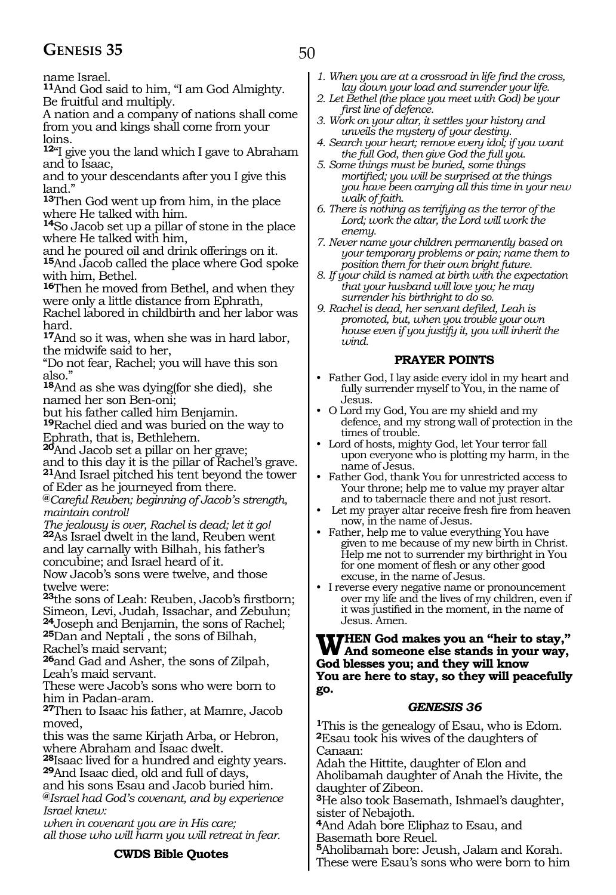name Israel.

**11**And God said to him, "I am God Almighty. Be fruitful and multiply.
A nation and a company of nations shall come from you and kings shall come from your loins.

**12**"I give you the land which I gave to Abraham and to Isaac,
and to your descendants after you I give this land."

**13**Then God went up from him, in the place where He talked with him.

**14**So Jacob set up a pillar of stone in the place where He talked with him,
and he poured oil and drink offerings on it.

**15**And Jacob called the place where God spoke with him, Bethel.

**16**Then he moved from Bethel, and when they were only a little distance from Ephrath,
Rachel labored in childbirth and her labor was hard.

**17**And so it was, when she was in hard labor, the midwife said to her,
"Do not fear, Rachel; you will have this son also."

**18**And as she was dying(for she died), she named her son Ben-oni;
but his father called him Benjamin.

**19**Rachel died and was buried on the way to Ephrath, that is, Bethlehem.

**20**And Jacob set a pillar on her grave;
and to this day it is the pillar of Rachel's grave.

**21**And Israel pitched his tent beyond the tower of Eder as he journeyed from there.

*@Careful Reuben; beginning of Jacob's strength, maintain control!*
*The jealousy is over, Rachel is dead; let it go!*

**22**As Israel dwelt in the land, Reuben went and lay carnally with Bilhah, his father's concubine; and Israel heard of it.
Now Jacob's sons were twelve, and those twelve were:

**23**the sons of Leah: Reuben, Jacob's firstborn; Simeon, Levi, Judah, Issachar, and Zebulun;

**24**Joseph and Benjamin, the sons of Rachel;

**25**Dan and Neptali , the sons of Bilhah, Rachel's maid servant;

**26**and Gad and Asher, the sons of Zilpah, Leah's maid servant.
These were Jacob's sons who were born to him in Padan-aram.

**27**Then to Isaac his father, at Mamre, Jacob moved,
this was the same Kirjath Arba, or Hebron, where Abraham and Isaac dwelt.

**28**Isaac lived for a hundred and eighty years.

**29**And Isaac died, old and full of days,
and his sons Esau and Jacob buried him.

*@Israel had God's covenant, and by experience Israel knew:*
*when in covenant you are in His care;*
*all those who will harm you will retreat in fear.*

**CWDS Bible Quotes**

1. *When you are at a crossroad in life find the cross, lay down your load and surrender your life.*
2. *Let Bethel (the place you meet with God) be your first line of defence.*
3. *Work on your altar, it settles your history and unveils the mystery of your destiny.*
4. *Search your heart; remove every idol; if you want the full God, then give God the full you.*
5. *Some things must be buried, some things mortified; you will be surprised at the things you have been carrying all this time in your new walk of faith.*
6. *There is nothing as terrifying as the terror of the Lord; work the altar, the Lord will work the enemy.*
7. *Never name your children permanently based on your temporary problems or pain; name them to position them for their own bright future.*
8. *If your child is named at birth with the expectation that your husband will love you; he may surrender his birthright to do so.*
9. *Rachel is dead, her servant defiled, Leah is promoted, but, when you trouble your own house even if you justify it, you will inherit the wind.*

**PRAYER POINTS**

- Father God, I lay aside every idol in my heart and fully surrender myself to You, in the name of Jesus.
- O Lord my God, You are my shield and my defence, and my strong wall of protection in the times of trouble.
- Lord of hosts, mighty God, let Your terror fall upon everyone who is plotting my harm, in the name of Jesus.
- Father God, thank You for unrestricted access to Your throne; help me to value my prayer altar and to tabernacle there and not just resort.
- Let my prayer altar receive fresh fire from heaven now, in the name of Jesus.
- Father, help me to value everything You have given to me because of my new birth in Christ. Help me not to surrender my birthright in You for one moment of flesh or any other good excuse, in the name of Jesus.
- I reverse every negative name or pronouncement over my life and the lives of my children, even if it was justified in the moment, in the name of Jesus. Amen.

**WHEN God makes you an "heir to stay,"**
**And someone else stands in your way,**
**God blesses you; and they will know**
**You are here to stay, so they will peacefully go.**

### *GENESIS 36*

**1**This is the genealogy of Esau, who is Edom.

**2**Esau took his wives of the daughters of Canaan:
Adah the Hittite, daughter of Elon and Aholibamah daughter of Anah the Hivite, the daughter of Zibeon.

**3**He also took Basemath, Ishmael's daughter, sister of Nebajoth.

**4**And Adah bore Eliphaz to Esau, and Basemath bore Reuel.

**5**Aholibamah bore: Jeush, Jalam and Korah.
These were Esau's sons who were born to him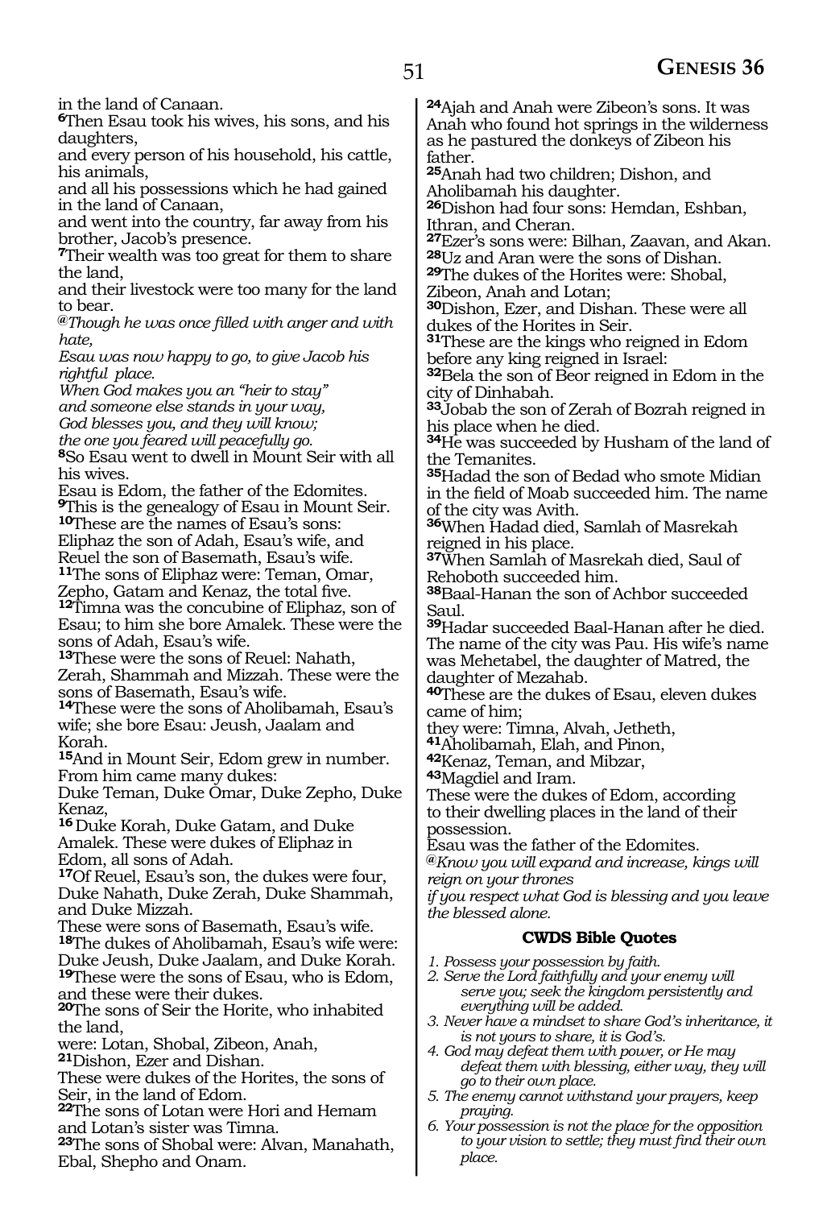in the land of Canaan.

**6**Then Esau took his wives, his sons, and his daughters,
and every person of his household, his cattle, his animals,
and all his possessions which he had gained in the land of Canaan,
and went into the country, far away from his brother, Jacob's presence.

**7**Their wealth was too great for them to share the land,
and their livestock were too many for the land to bear.

*@Though he was once filled with anger and with hate,*
*Esau was now happy to go, to give Jacob his rightful place.*
*When God makes you an "heir to stay"*
*and someone else stands in your way,*
*God blesses you, and they will know;*
*the one you feared will peacefully go.*

**8**So Esau went to dwell in Mount Seir with all his wives.
Esau is Edom, the father of the Edomites.

**9**This is the genealogy of Esau in Mount Seir.

**10**These are the names of Esau's sons:
Eliphaz the son of Adah, Esau's wife, and Reuel the son of Basemath, Esau's wife.

**11**The sons of Eliphaz were: Teman, Omar, Zepho, Gatam and Kenaz, the total five.

**12**Timna was the concubine of Eliphaz, son of Esau; to him she bore Amalek. These were the sons of Adah, Esau's wife.

**13**These were the sons of Reuel: Nahath, Zerah, Shammah and Mizzah. These were the sons of Basemath, Esau's wife.

**14**These were the sons of Aholibamah, Esau's wife; she bore Esau: Jeush, Jaalam and Korah.

**15**And in Mount Seir, Edom grew in number.
From him came many dukes:
Duke Teman, Duke Omar, Duke Zepho, Duke Kenaz,

**16** Duke Korah, Duke Gatam, and Duke Amalek. These were dukes of Eliphaz in Edom, all sons of Adah.

**17**Of Reuel, Esau's son, the dukes were four, Duke Nahath, Duke Zerah, Duke Shammah, and Duke Mizzah.
These were sons of Basemath, Esau's wife.

**18**The dukes of Aholibamah, Esau's wife were: Duke Jeush, Duke Jaalam, and Duke Korah.

**19**These were the sons of Esau, who is Edom, and these were their dukes.

**20**The sons of Seir the Horite, who inhabited the land,
were: Lotan, Shobal, Zibeon, Anah,

**21**Dishon, Ezer and Dishan.
These were dukes of the Horites, the sons of Seir, in the land of Edom.

**22**The sons of Lotan were Hori and Hemam and Lotan's sister was Timna.

**23**The sons of Shobal were: Alvan, Manahath, Ebal, Shepho and Onam.

**24**Ajah and Anah were Zibeon's sons. It was Anah who found hot springs in the wilderness as he pastured the donkeys of Zibeon his father.

**25**Anah had two children; Dishon, and Aholibamah his daughter.

**26**Dishon had four sons: Hemdan, Eshban, Ithran, and Cheran.

**27**Ezer's sons were: Bilhan, Zaavan, and Akan.

**28**Uz and Aran were the sons of Dishan.

**29**The dukes of the Horites were: Shobal, Zibeon, Anah and Lotan;

**30**Dishon, Ezer, and Dishan. These were all dukes of the Horites in Seir.

**31**These are the kings who reigned in Edom before any king reigned in Israel:

**32**Bela the son of Beor reigned in Edom in the city of Dinhabah.

**33**Jobab the son of Zerah of Bozrah reigned in his place when he died.

**34**He was succeeded by Husham of the land of the Temanites.

**35**Hadad the son of Bedad who smote Midian in the field of Moab succeeded him. The name of the city was Avith.

**36**When Hadad died, Samlah of Masrekah reigned in his place.

**37**When Samlah of Masrekah died, Saul of Rehoboth succeeded him.

**38**Baal-Hanan the son of Achbor succeeded Saul.

**39**Hadar succeeded Baal-Hanan after he died. The name of the city was Pau. His wife's name was Mehetabel, the daughter of Matred, the daughter of Mezahab.

**40**These are the dukes of Esau, eleven dukes came of him;
they were: Timna, Alvah, Jetheth,

**41**Aholibamah, Elah, and Pinon,

**42**Kenaz, Teman, and Mibzar,

**43**Magdiel and Iram.
These were the dukes of Edom, according to their dwelling places in the land of their possession.
Esau was the father of the Edomites.

*@Know you will expand and increase, kings will reign on your thrones*
*if you respect what God is blessing and you leave the blessed alone.*

### CWDS Bible Quotes

1. *Possess your possession by faith.*
2. *Serve the Lord faithfully and your enemy will serve you; seek the kingdom persistently and everything will be added.*
3. *Never have a mindset to share God's inheritance, it is not yours to share, it is God's.*
4. *God may defeat them with power, or He may defeat them with blessing, either way, they will go to their own place.*
5. *The enemy cannot withstand your prayers, keep praying.*
6. *Your possession is not the place for the opposition to your vision to settle; they must find their own place.*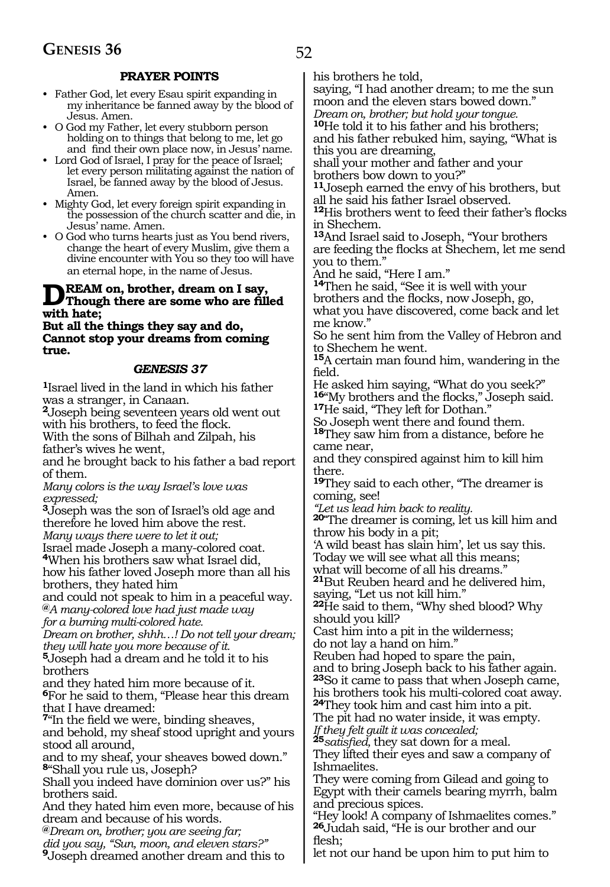### PRAYER POINTS

- Father God, let every Esau spirit expanding in my inheritance be fanned away by the blood of Jesus. Amen.
- O God my Father, let every stubborn person holding on to things that belong to me, let go and find their own place now, in Jesus' name.
- Lord God of Israel, I pray for the peace of Israel; let every person militating against the nation of Israel, be fanned away by the blood of Jesus. Amen.
- Mighty God, let every foreign spirit expanding in the possession of the church scatter and die, in Jesus' name. Amen.
- O God who turns hearts just as You bend rivers, change the heart of every Muslim, give them a divine encounter with You so they too will have an eternal hope, in the name of Jesus.

**DREAM on, brother, dream on I say, Though there are some who are filled with hate; But all the things they say and do, Cannot stop your dreams from coming true.**

### *GENESIS 37*

**1**Israel lived in the land in which his father was a stranger, in Canaan.
**2**Joseph being seventeen years old went out with his brothers, to feed the flock.
With the sons of Bilhah and Zilpah, his father's wives he went,
and he brought back to his father a bad report of them.
*Many colors is the way Israel's love was expressed;*
**3**Joseph was the son of Israel's old age and therefore he loved him above the rest.
*Many ways there were to let it out;*
Israel made Joseph a many-colored coat.
**4**When his brothers saw what Israel did, how his father loved Joseph more than all his brothers, they hated him
and could not speak to him in a peaceful way.
*@A many-colored love had just made way for a burning multi-colored hate.*
*Dream on brother, shhh…! Do not tell your dream; they will hate you more because of it.*
**5**Joseph had a dream and he told it to his brothers
and they hated him more because of it.
**6**For he said to them, "Please hear this dream that I have dreamed:
**7**"In the field we were, binding sheaves, and behold, my sheaf stood upright and yours stood all around,
and to my sheaf, your sheaves bowed down."
**8**"Shall you rule us, Joseph?
Shall you indeed have dominion over us?" his brothers said.
And they hated him even more, because of his dream and because of his words.
*@Dream on, brother; you are seeing far; did you say, "Sun, moon, and eleven stars?"*
**9**Joseph dreamed another dream and this to his brothers he told,
saying, "I had another dream; to me the sun moon and the eleven stars bowed down."
*Dream on, brother; but hold your tongue.*
**10**He told it to his father and his brothers; and his father rebuked him, saying, "What is this you are dreaming,
shall your mother and father and your brothers bow down to you?"
**11**Joseph earned the envy of his brothers, but all he said his father Israel observed.
**12**His brothers went to feed their father's flocks in Shechem.
**13**And Israel said to Joseph, "Your brothers are feeding the flocks at Shechem, let me send you to them."
And he said, "Here I am."
**14**Then he said, "See it is well with your brothers and the flocks, now Joseph, go, what you have discovered, come back and let me know."
So he sent him from the Valley of Hebron and to Shechem he went.
**15**A certain man found him, wandering in the field.
He asked him saying, "What do you seek?"
**16**"My brothers and the flocks," Joseph said.
**17**He said, "They left for Dothan."
So Joseph went there and found them.
**18**They saw him from a distance, before he came near,
and they conspired against him to kill him there.
**19**They said to each other, "The dreamer is coming, see!
*"Let us lead him back to reality.*
**20**"The dreamer is coming, let us kill him and throw his body in a pit;
'A wild beast has slain him', let us say this.
Today we will see what all this means;
what will become of all his dreams."
**21**But Reuben heard and he delivered him, saying, "Let us not kill him."
**22**He said to them, "Why shed blood? Why should you kill?
Cast him into a pit in the wilderness;
do not lay a hand on him."
Reuben had hoped to spare the pain,
and to bring Joseph back to his father again.
**23**So it came to pass that when Joseph came, his brothers took his multi-colored coat away.
**24**They took him and cast him into a pit.
The pit had no water inside, it was empty.
*If they felt guilt it was concealed;*
**25***satisfied,* they sat down for a meal.
They lifted their eyes and saw a company of Ishmaelites.
They were coming from Gilead and going to Egypt with their camels bearing myrrh, balm and precious spices.
"Hey look! A company of Ishmaelites comes."
**26**Judah said, "He is our brother and our flesh;
let not our hand be upon him to put him to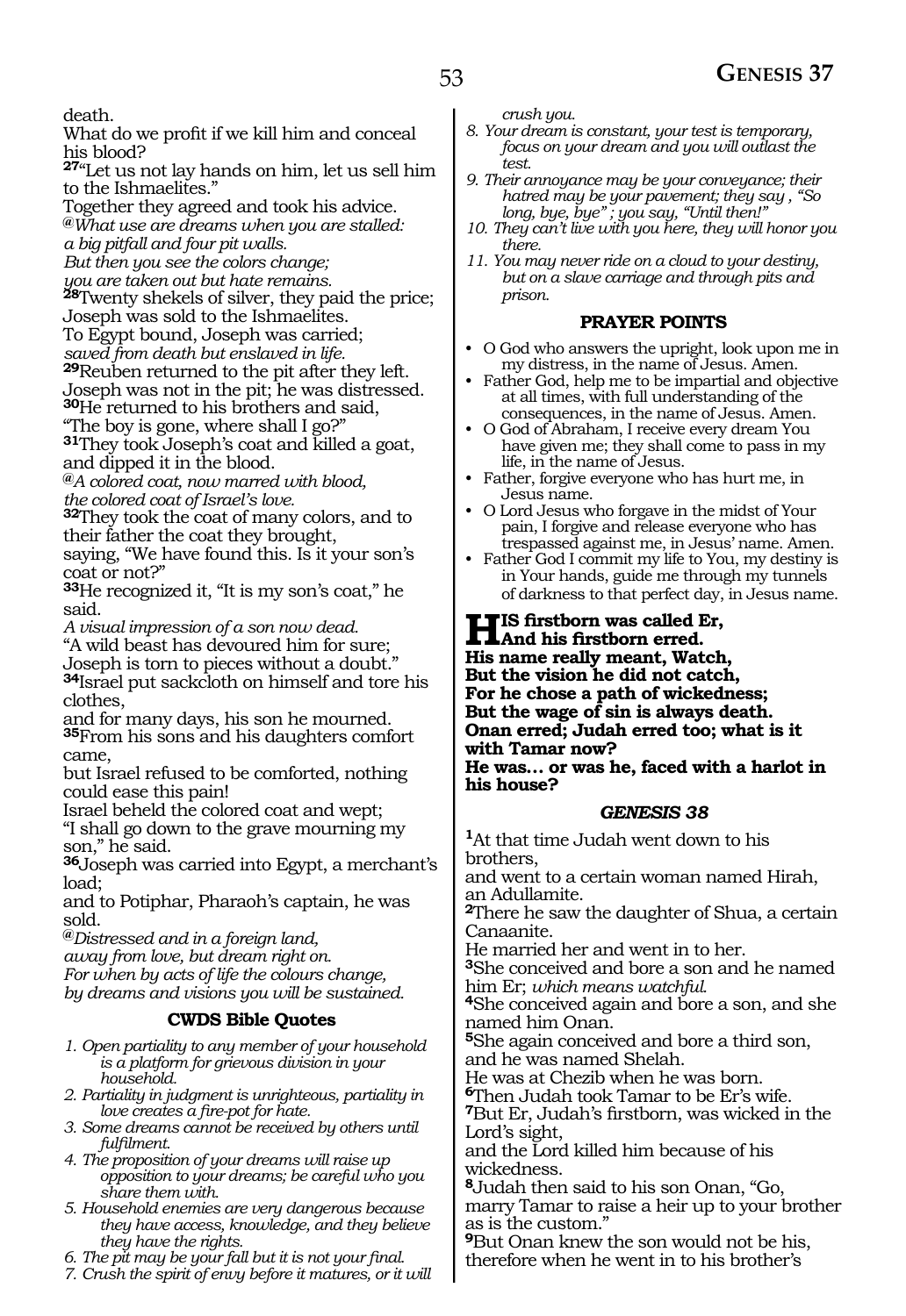death.
What do we profit if we kill him and conceal his blood?
**27**"Let us not lay hands on him, let us sell him to the Ishmaelites."
Together they agreed and took his advice.
*@What use are dreams when you are stalled:*
*a big pitfall and four pit walls.*
*But then you see the colors change;*
*you are taken out but hate remains.*
**28**Twenty shekels of silver, they paid the price;
Joseph was sold to the Ishmaelites.
To Egypt bound, Joseph was carried;
*saved from death but enslaved in life.*
**29**Reuben returned to the pit after they left.
Joseph was not in the pit; he was distressed.
**30**He returned to his brothers and said,
"The boy is gone, where shall I go?"
**31**They took Joseph's coat and killed a goat, and dipped it in the blood.
*@A colored coat, now marred with blood,*
*the colored coat of Israel's love.*
**32**They took the coat of many colors, and to their father the coat they brought,
saying, "We have found this. Is it your son's coat or not?"
**33**He recognized it, "It is my son's coat," he said.
*A visual impression of a son now dead.*
"A wild beast has devoured him for sure;
Joseph is torn to pieces without a doubt."
**34**Israel put sackcloth on himself and tore his clothes,
and for many days, his son he mourned.
**35**From his sons and his daughters comfort came,
but Israel refused to be comforted, nothing could ease this pain!
Israel beheld the colored coat and wept;
"I shall go down to the grave mourning my son," he said.
**36**Joseph was carried into Egypt, a merchant's load;
and to Potiphar, Pharaoh's captain, he was sold.
*@Distressed and in a foreign land,*
*away from love, but dream right on.*
*For when by acts of life the colours change,*
*by dreams and visions you will be sustained.*

### CWDS Bible Quotes

1. *Open partiality to any member of your household is a platform for grievous division in your household.*
2. *Partiality in judgment is unrighteous, partiality in love creates a fire-pot for hate.*
3. *Some dreams cannot be received by others until fulfilment.*
4. *The proposition of your dreams will raise up opposition to your dreams; be careful who you share them with.*
5. *Household enemies are very dangerous because they have access, knowledge, and they believe they have the rights.*
6. *The pit may be your fall but it is not your final.*
7. *Crush the spirit of envy before it matures, or it will crush you.*
8. *Your dream is constant, your test is temporary, focus on your dream and you will outlast the test.*
9. *Their annoyance may be your conveyance; their hatred may be your pavement; they say , "So long, bye, bye" ; you say, "Until then!"*
10. *They can't live with you here, they will honor you there.*
11. *You may never ride on a cloud to your destiny, but on a slave carriage and through pits and prison.*

### PRAYER POINTS

- O God who answers the upright, look upon me in my distress, in the name of Jesus. Amen.
- Father God, help me to be impartial and objective at all times, with full understanding of the consequences, in the name of Jesus. Amen.
- O God of Abraham, I receive every dream You have given me; they shall come to pass in my life, in the name of Jesus.
- Father, forgive everyone who has hurt me, in Jesus name.
- O Lord Jesus who forgave in the midst of Your pain, I forgive and release everyone who has trespassed against me, in Jesus' name. Amen.
- Father God I commit my life to You, my destiny is in Your hands, guide me through my tunnels of darkness to that perfect day, in Jesus name.

**HIS firstborn was called Er,**
**And his firstborn erred.**
**His name really meant, Watch,**
**But the vision he did not catch,**
**For he chose a path of wickedness;**
**But the wage of sin is always death.**
**Onan erred; Judah erred too; what is it with Tamar now?**
**He was… or was he, faced with a harlot in his house?**

### *GENESIS 38*

**1**At that time Judah went down to his brothers,
and went to a certain woman named Hirah, an Adullamite.
**2**There he saw the daughter of Shua, a certain Canaanite.
He married her and went in to her.
**3**She conceived and bore a son and he named him Er; *which means watchful.*
**4**She conceived again and bore a son, and she named him Onan.
**5**She again conceived and bore a third son, and he was named Shelah.
He was at Chezib when he was born.
**6**Then Judah took Tamar to be Er's wife.
**7**But Er, Judah's firstborn, was wicked in the Lord's sight,
and the Lord killed him because of his wickedness.
**8**Judah then said to his son Onan, "Go, marry Tamar to raise a heir up to your brother as is the custom."
**9**But Onan knew the son would not be his, therefore when he went in to his brother's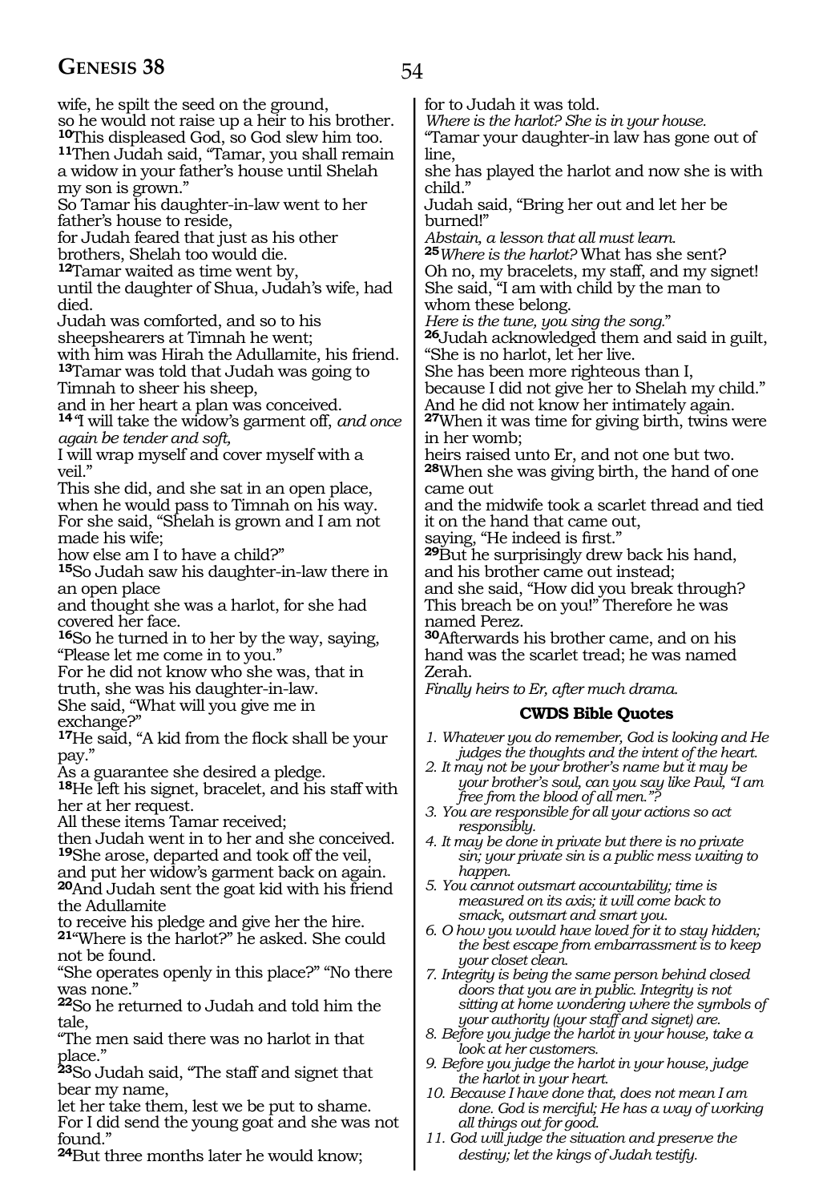wife, he spilt the seed on the ground,
so he would not raise up a heir to his brother.
**10**This displeased God, so God slew him too.
**11**Then Judah said, "Tamar, you shall remain a widow in your father's house until Shelah my son is grown."
So Tamar his daughter-in-law went to her father's house to reside,
for Judah feared that just as his other brothers, Shelah too would die.
**12**Tamar waited as time went by,
until the daughter of Shua, Judah's wife, had died.
Judah was comforted, and so to his sheepshearers at Timnah he went;
with him was Hirah the Adullamite, his friend.
**13**Tamar was told that Judah was going to Timnah to sheer his sheep,
and in her heart a plan was conceived.
**14**"I will take the widow's garment off, *and once again be tender and soft,*
I will wrap myself and cover myself with a veil."
This she did, and she sat in an open place,
when he would pass to Timnah on his way.
For she said, "Shelah is grown and I am not made his wife;
how else am I to have a child?"
**15**So Judah saw his daughter-in-law there in an open place
and thought she was a harlot, for she had covered her face.
**16**So he turned in to her by the way, saying,
"Please let me come in to you."
For he did not know who she was, that in truth, she was his daughter-in-law.
She said, "What will you give me in exchange?"
**17**He said, "A kid from the flock shall be your pay."
As a guarantee she desired a pledge.
**18**He left his signet, bracelet, and his staff with her at her request.
All these items Tamar received;
then Judah went in to her and she conceived.
**19**She arose, departed and took off the veil,
and put her widow's garment back on again.
**20**And Judah sent the goat kid with his friend the Adullamite
to receive his pledge and give her the hire.
**21**"Where is the harlot?" he asked. She could not be found.
"She operates openly in this place?" "No there was none."
**22**So he returned to Judah and told him the tale,
"The men said there was no harlot in that place."
**23**So Judah said, "The staff and signet that bear my name,
let her take them, lest we be put to shame.
For I did send the young goat and she was not found."
**24**But three months later he would know;
for to Judah it was told.
*Where is the harlot? She is in your house.*
"Tamar your daughter-in law has gone out of line,
she has played the harlot and now she is with child."
Judah said, "Bring her out and let her be burned!"
*Abstain, a lesson that all must learn.*
**25***Where is the harlot?* What has she sent?
Oh no, my bracelets, my staff, and my signet!
She said, "I am with child by the man to whom these belong.
*Here is the tune, you sing the song.*"
**26**Judah acknowledged them and said in guilt,
"She is no harlot, let her live.
She has been more righteous than I,
because I did not give her to Shelah my child."
And he did not know her intimately again.
**27**When it was time for giving birth, twins were in her womb;
heirs raised unto Er, and not one but two.
**28**When she was giving birth, the hand of one came out
and the midwife took a scarlet thread and tied it on the hand that came out,
saying, "He indeed is first."
**29**But he surprisingly drew back his hand,
and his brother came out instead;
and she said, "How did you break through?
This breach be on you!" Therefore he was named Perez.
**30**Afterwards his brother came, and on his hand was the scarlet tread; he was named Zerah.
*Finally heirs to Er, after much drama.*

### CWDS Bible Quotes

1. *Whatever you do remember, God is looking and He judges the thoughts and the intent of the heart.*
2. *It may not be your brother's name but it may be your brother's soul, can you say like Paul, "I am free from the blood of all men."?*
3. *You are responsible for all your actions so act responsibly.*
4. *It may be done in private but there is no private sin; your private sin is a public mess waiting to happen.*
5. *You cannot outsmart accountability; time is measured on its axis; it will come back to smack, outsmart and smart you.*
6. *O how you would have loved for it to stay hidden; the best escape from embarrassment is to keep your closet clean.*
7. *Integrity is being the same person behind closed doors that you are in public. Integrity is not sitting at home wondering where the symbols of your authority (your staff and signet) are.*
8. *Before you judge the harlot in your house, take a look at her customers.*
9. *Before you judge the harlot in your house, judge the harlot in your heart.*
10. *Because I have done that, does not mean I am done. God is merciful; He has a way of working all things out for good.*
11. *God will judge the situation and preserve the destiny; let the kings of Judah testify.*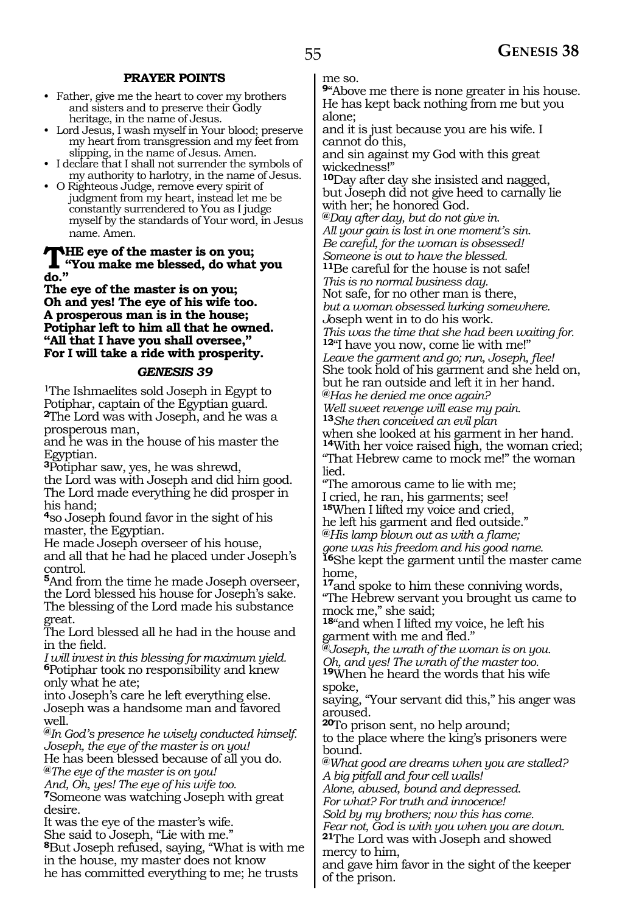**PRAYER POINTS**

- Father, give me the heart to cover my brothers and sisters and to preserve their Godly heritage, in the name of Jesus.
- Lord Jesus, I wash myself in Your blood; preserve my heart from transgression and my feet from slipping, in the name of Jesus. Amen.
- I declare that I shall not surrender the symbols of my authority to harlotry, in the name of Jesus.
- O Righteous Judge, remove every spirit of judgment from my heart, instead let me be constantly surrendered to You as I judge myself by the standards of Your word, in Jesus name. Amen.

**THE eye of the master is on you;
"You make me blessed, do what you do."
The eye of the master is on you;
Oh and yes! The eye of his wife too.
A prosperous man is in the house;
Potiphar left to him all that he owned.
"All that I have you shall oversee,"
For I will take a ride with prosperity.**

## *GENESIS 39*

[1]The Ishmaelites sold Joseph in Egypt to Potiphar, captain of the Egyptian guard.
**2**The Lord was with Joseph, and he was a prosperous man,
and he was in the house of his master the Egyptian.
**3**Potiphar saw, yes, he was shrewd,
the Lord was with Joseph and did him good.
The Lord made everything he did prosper in his hand;
**4**so Joseph found favor in the sight of his master, the Egyptian.
He made Joseph overseer of his house,
and all that he had he placed under Joseph's control.
**5**And from the time he made Joseph overseer,
the Lord blessed his house for Joseph's sake.
The blessing of the Lord made his substance great.
The Lord blessed all he had in the house and in the field.
*I will invest in this blessing for maximum yield.*
**6**Potiphar took no responsibility and knew only what he ate;
into Joseph's care he left everything else.
Joseph was a handsome man and favored well.
*@In God's presence he wisely conducted himself.*
*Joseph, the eye of the master is on you!*
He has been blessed because of all you do.
*@The eye of the master is on you!*
*And, Oh, yes! The eye of his wife too.*
**7**Someone was watching Joseph with great desire.
It was the eye of the master's wife.
She said to Joseph, "Lie with me."
**8**But Joseph refused, saying, "What is with me in the house, my master does not know
he has committed everything to me; he trusts me so.
**9**"Above me there is none greater in his house.
He has kept back nothing from me but you alone;
and it is just because you are his wife. I cannot do this,
and sin against my God with this great wickedness!"
**10**Day after day she insisted and nagged,
but Joseph did not give heed to carnally lie with her; he honored God.
*@Day after day, but do not give in.*
*All your gain is lost in one moment's sin.*
*Be careful, for the woman is obsessed!*
*Someone is out to have the blessed.*
**11**Be careful for the house is not safe!
*This is no normal business day.*
Not safe, for no other man is there,
*but a woman obsessed lurking somewhere.*
Joseph went in to do his work.
*This was the time that she had been waiting for.*
**12**"I have you now, come lie with me!"
*Leave the garment and go; run, Joseph, flee!*
She took hold of his garment and she held on,
but he ran outside and left it in her hand.
*@Has he denied me once again?*
*Well sweet revenge will ease my pain.*
**13***She then conceived an evil plan*
when she looked at his garment in her hand.
**14**With her voice raised high, the woman cried;
"That Hebrew came to mock me!" the woman lied.
"The amorous came to lie with me;
I cried, he ran, his garments; see!
**15**When I lifted my voice and cried,
he left his garment and fled outside."
*@His lamp blown out as with a flame;*
*gone was his freedom and his good name.*
**16**She kept the garment until the master came home,
**17**and spoke to him these conniving words,
"The Hebrew servant you brought us came to mock me," she said;
**18**"and when I lifted my voice, he left his garment with me and fled."
*@Joseph, the wrath of the woman is on you.*
*Oh, and yes! The wrath of the master too.*
**19**When he heard the words that his wife spoke,
saying, "Your servant did this," his anger was aroused.
**20**To prison sent, no help around;
to the place where the king's prisoners were bound.
*@What good are dreams when you are stalled?*
*A big pitfall and four cell walls!*
*Alone, abused, bound and depressed.*
*For what? For truth and innocence!*
*Sold by my brothers; now this has come.*
*Fear not, God is with you when you are down.*
**21**The Lord was with Joseph and showed mercy to him,
and gave him favor in the sight of the keeper of the prison.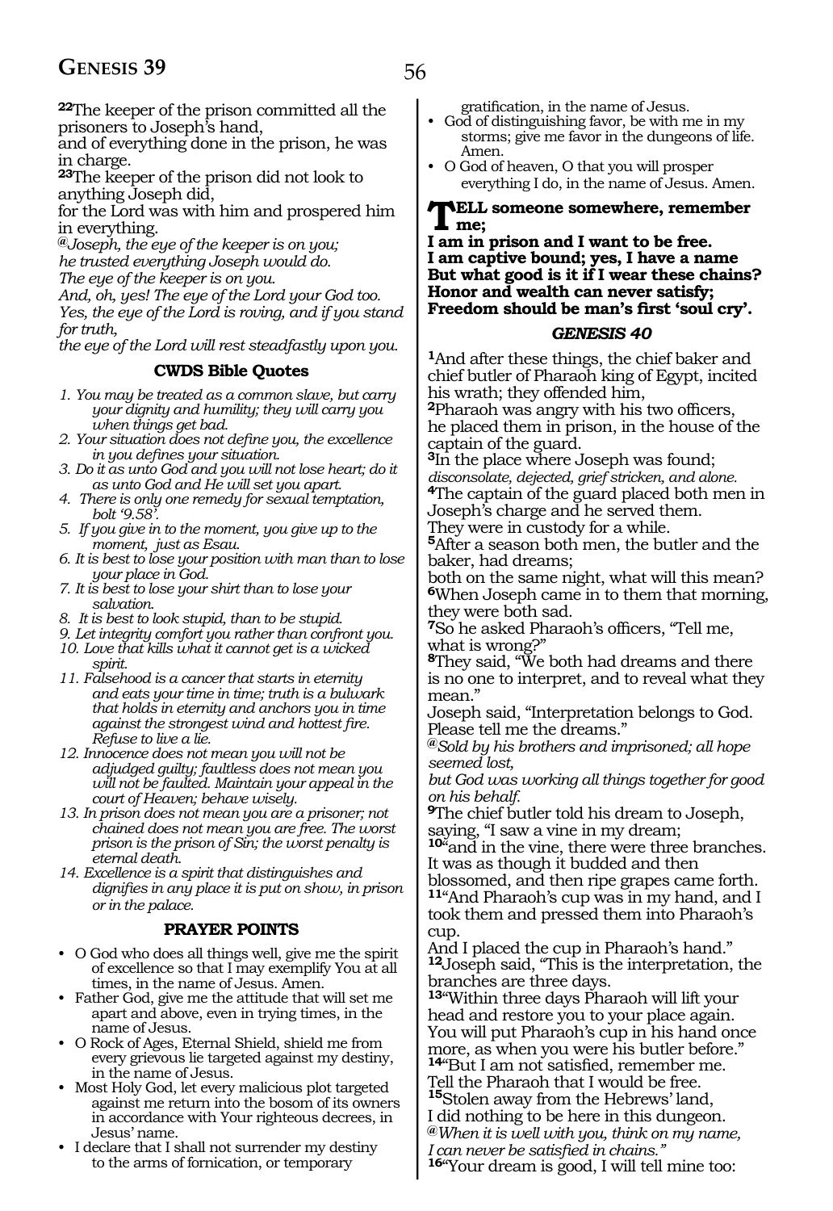**22**The keeper of the prison committed all the prisoners to Joseph's hand,
and of everything done in the prison, he was in charge.
**23**The keeper of the prison did not look to anything Joseph did,
for the Lord was with him and prospered him in everything.
*@Joseph, the eye of the keeper is on you;*
*he trusted everything Joseph would do.*
*The eye of the keeper is on you.*
*And, oh, yes! The eye of the Lord your God too.*
*Yes, the eye of the Lord is roving, and if you stand for truth,*
*the eye of the Lord will rest steadfastly upon you.*

### CWDS Bible Quotes

1. *You may be treated as a common slave, but carry your dignity and humility; they will carry you when things get bad.*
2. *Your situation does not define you, the excellence in you defines your situation.*
3. *Do it as unto God and you will not lose heart; do it as unto God and He will set you apart.*
4. *There is only one remedy for sexual temptation, bolt '9.58'.*
5. *If you give in to the moment, you give up to the moment, just as Esau.*
6. *It is best to lose your position with man than to lose your place in God.*
7. *It is best to lose your shirt than to lose your salvation.*
8. *It is best to look stupid, than to be stupid.*
9. *Let integrity comfort you rather than confront you.*
10. *Love that kills what it cannot get is a wicked spirit.*
11. *Falsehood is a cancer that starts in eternity and eats your time in time; truth is a bulwark that holds in eternity and anchors you in time against the strongest wind and hottest fire. Refuse to live a lie.*
12. *Innocence does not mean you will not be adjudged guilty; faultless does not mean you will not be faulted. Maintain your appeal in the court of Heaven; behave wisely.*
13. *In prison does not mean you are a prisoner; not chained does not mean you are free. The worst prison is the prison of Sin; the worst penalty is eternal death.*
14. *Excellence is a spirit that distinguishes and dignifies in any place it is put on show, in prison or in the palace.*

### PRAYER POINTS

- O God who does all things well, give me the spirit of excellence so that I may exemplify You at all times, in the name of Jesus. Amen.
- Father God, give me the attitude that will set me apart and above, even in trying times, in the name of Jesus.
- O Rock of Ages, Eternal Shield, shield me from every grievous lie targeted against my destiny, in the name of Jesus.
- Most Holy God, let every malicious plot targeted against me return into the bosom of its owners in accordance with Your righteous decrees, in Jesus' name.
- I declare that I shall not surrender my destiny to the arms of fornication, or temporary gratification, in the name of Jesus.
- God of distinguishing favor, be with me in my storms; give me favor in the dungeons of life. Amen.
- O God of heaven, O that you will prosper everything I do, in the name of Jesus. Amen.

**TELL someone somewhere, remember me;**
**I am in prison and I want to be free.**
**I am captive bound; yes, I have a name**
**But what good is it if I wear these chains?**
**Honor and wealth can never satisfy;**
**Freedom should be man's first 'soul cry'.**

## *GENESIS 40*

**1**And after these things, the chief baker and chief butler of Pharaoh king of Egypt, incited his wrath; they offended him,
**2**Pharaoh was angry with his two officers,
he placed them in prison, in the house of the captain of the guard.
**3**In the place where Joseph was found;
*disconsolate, dejected, grief stricken, and alone.*
**4**The captain of the guard placed both men in Joseph's charge and he served them.
They were in custody for a while.
**5**After a season both men, the butler and the baker, had dreams;
both on the same night, what will this mean?
**6**When Joseph came in to them that morning, they were both sad.
**7**So he asked Pharaoh's officers, "Tell me, what is wrong?"
**8**They said, "We both had dreams and there is no one to interpret, and to reveal what they mean."
Joseph said, "Interpretation belongs to God. Please tell me the dreams."
*@Sold by his brothers and imprisoned; all hope seemed lost,*
*but God was working all things together for good on his behalf.*
**9**The chief butler told his dream to Joseph, saying, "I saw a vine in my dream;
**10**"and in the vine, there were three branches. It was as though it budded and then blossomed, and then ripe grapes came forth.
**11**"And Pharaoh's cup was in my hand, and I took them and pressed them into Pharaoh's cup.
And I placed the cup in Pharaoh's hand."
**12**Joseph said, "This is the interpretation, the branches are three days.
**13**"Within three days Pharaoh will lift your head and restore you to your place again.
You will put Pharaoh's cup in his hand once more, as when you were his butler before."
**14**"But I am not satisfied, remember me.
Tell the Pharaoh that I would be free.
**15**Stolen away from the Hebrews' land,
I did nothing to be here in this dungeon.
*@When it is well with you, think on my name,*
*I can never be satisfied in chains."*
**16**"Your dream is good, I will tell mine too: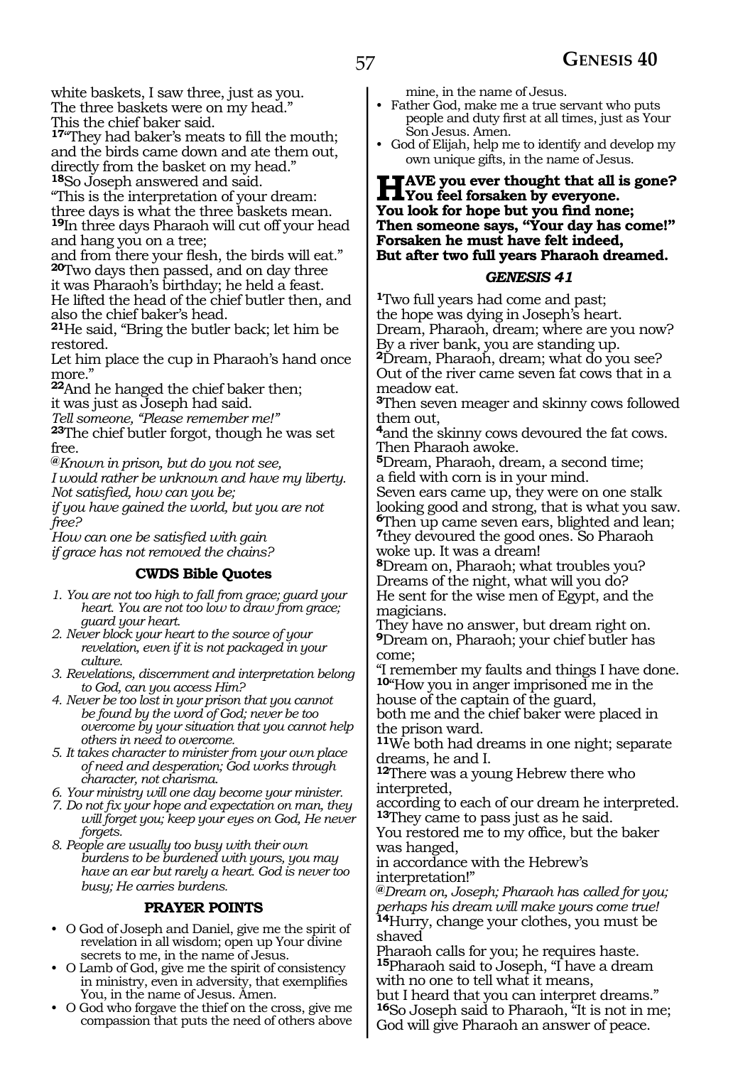white baskets, I saw three, just as you.
The three baskets were on my head."
This the chief baker said.
**17**"They had baker's meats to fill the mouth;
and the birds came down and ate them out,
directly from the basket on my head."
**18**So Joseph answered and said.
"This is the interpretation of your dream:
three days is what the three baskets mean.
**19**In three days Pharaoh will cut off your head
and hang you on a tree;
and from there your flesh, the birds will eat."
**20**Two days then passed, and on day three
it was Pharaoh's birthday; he held a feast.
He lifted the head of the chief butler then, and
also the chief baker's head.
**21**He said, "Bring the butler back; let him be
restored.
Let him place the cup in Pharaoh's hand once
more."
**22**And he hanged the chief baker then;
it was just as Joseph had said.
*Tell someone, "Please remember me!"*
**23**The chief butler forgot, though he was set
free.
*@Known in prison, but do you not see,*
*I would rather be unknown and have my liberty.*
*Not satisfied, how can you be;*
*if you have gained the world, but you are not free?*
*How can one be satisfied with gain*
*if grace has not removed the chains?*

### CWDS Bible Quotes

1. *You are not too high to fall from grace; guard your heart. You are not too low to draw from grace; guard your heart.*
2. *Never block your heart to the source of your revelation, even if it is not packaged in your culture.*
3. *Revelations, discernment and interpretation belong to God, can you access Him?*
4. *Never be too lost in your prison that you cannot be found by the word of God; never be too overcome by your situation that you cannot help others in need to overcome.*
5. *It takes character to minister from your own place of need and desperation; God works through character, not charisma.*
6. *Your ministry will one day become your minister.*
7. *Do not fix your hope and expectation on man, they will forget you; keep your eyes on God, He never forgets.*
8. *People are usually too busy with their own burdens to be burdened with yours, you may have an ear but rarely a heart. God is never too busy; He carries burdens.*

### PRAYER POINTS

- O God of Joseph and Daniel, give me the spirit of revelation in all wisdom; open up Your divine secrets to me, in the name of Jesus.
- O Lamb of God, give me the spirit of consistency in ministry, even in adversity, that exemplifies You, in the name of Jesus. Amen.
- O God who forgave the thief on the cross, give me compassion that puts the need of others above mine, in the name of Jesus.
- Father God, make me a true servant who puts people and duty first at all times, just as Your Son Jesus. Amen.
- God of Elijah, help me to identify and develop my own unique gifts, in the name of Jesus.

**HAVE you ever thought that all is gone?**
**You feel forsaken by everyone.**
**You look for hope but you find none;**
**Then someone says, "Your day has come!"**
**Forsaken he must have felt indeed,**
**But after two full years Pharaoh dreamed.**

## *GENESIS 41*

**1**Two full years had come and past;
the hope was dying in Joseph's heart.
Dream, Pharaoh, dream; where are you now?
By a river bank, you are standing up.
**2**Dream, Pharaoh, dream; what do you see?
Out of the river came seven fat cows that in a meadow eat.
**3**Then seven meager and skinny cows followed them out,
**4**and the skinny cows devoured the fat cows.
Then Pharaoh awoke.
**5**Dream, Pharaoh, dream, a second time;
a field with corn is in your mind.
Seven ears came up, they were on one stalk
looking good and strong, that is what you saw.
**6**Then up came seven ears, blighted and lean;
**7**they devoured the good ones. So Pharaoh woke up. It was a dream!
**8**Dream on, Pharaoh; what troubles you?
Dreams of the night, what will you do?
He sent for the wise men of Egypt, and the magicians.
They have no answer, but dream right on.
**9**Dream on, Pharaoh; your chief butler has come;
"I remember my faults and things I have done.
**10**"How you in anger imprisoned me in the house of the captain of the guard,
both me and the chief baker were placed in the prison ward.
**11**We both had dreams in one night; separate dreams, he and I.
**12**There was a young Hebrew there who interpreted,
according to each of our dream he interpreted.
**13**They came to pass just as he said.
You restored me to my office, but the baker was hanged,
in accordance with the Hebrew's interpretation!"
*@Dream on, Joseph; Pharaoh has called for you;*
*perhaps his dream will make yours come true!*
**14**Hurry, change your clothes, you must be shaved
Pharaoh calls for you; he requires haste.
**15**Pharaoh said to Joseph, "I have a dream
with no one to tell what it means,
but I heard that you can interpret dreams."
**16**So Joseph said to Pharaoh, "It is not in me;
God will give Pharaoh an answer of peace.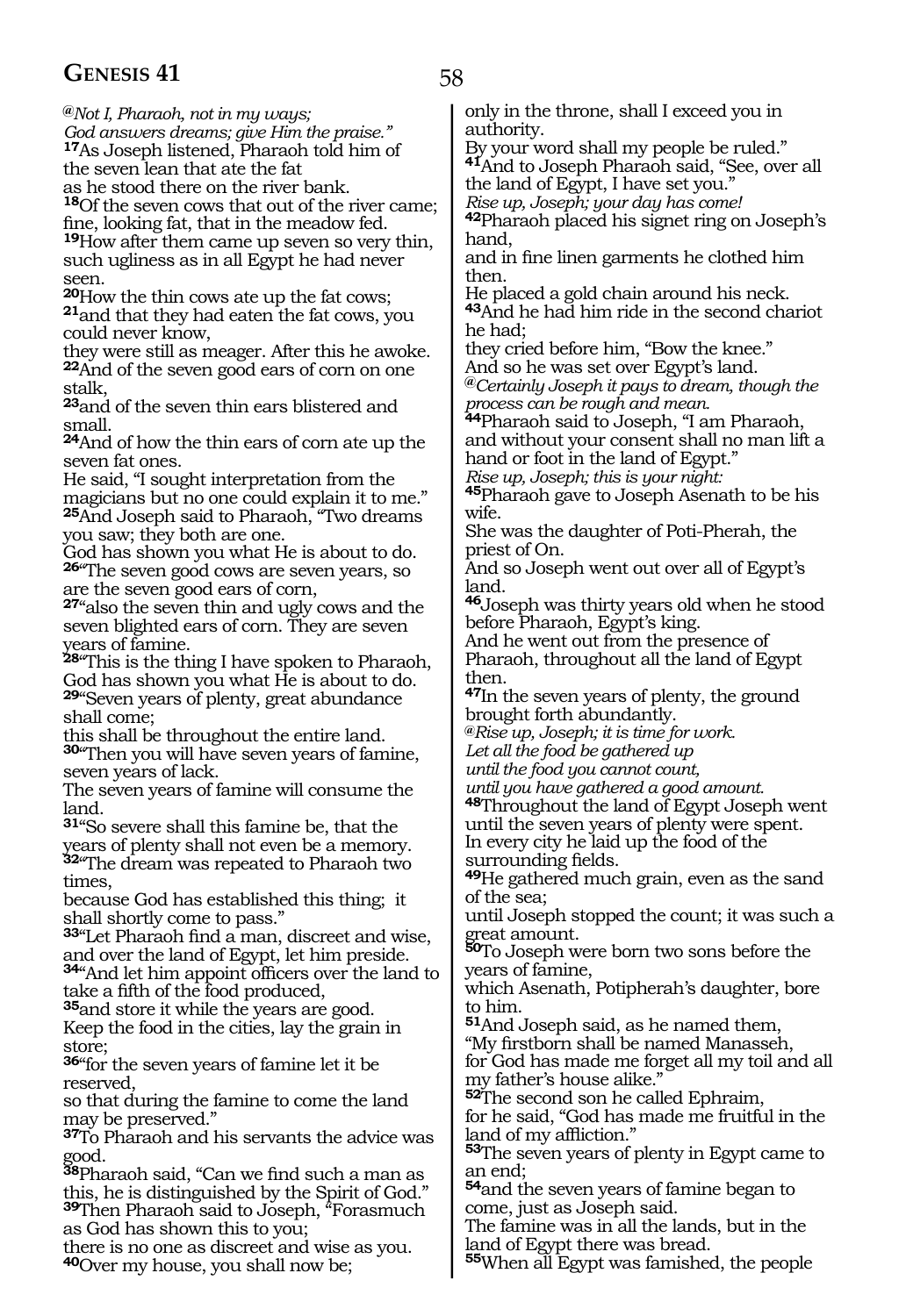*@Not I, Pharaoh, not in my ways;*
*God answers dreams; give Him the praise."*
**17**As Joseph listened, Pharaoh told him of the seven lean that ate the fat
as he stood there on the river bank.
**18**Of the seven cows that out of the river came; fine, looking fat, that in the meadow fed.
**19**How after them came up seven so very thin, such ugliness as in all Egypt he had never seen.
**20**How the thin cows ate up the fat cows;
**21**and that they had eaten the fat cows, you could never know,
they were still as meager. After this he awoke.
**22**And of the seven good ears of corn on one stalk,
**23**and of the seven thin ears blistered and small.
**24**And of how the thin ears of corn ate up the seven fat ones.
He said, "I sought interpretation from the magicians but no one could explain it to me."
**25**And Joseph said to Pharaoh, "Two dreams you saw; they both are one.
God has shown you what He is about to do.
**26**"The seven good cows are seven years, so are the seven good ears of corn,
**27**"also the seven thin and ugly cows and the seven blighted ears of corn. They are seven years of famine.
**28**"This is the thing I have spoken to Pharaoh, God has shown you what He is about to do.
**29**"Seven years of plenty, great abundance shall come;
this shall be throughout the entire land.
**30**"Then you will have seven years of famine, seven years of lack.
The seven years of famine will consume the land.
**31**"So severe shall this famine be, that the years of plenty shall not even be a memory.
**32**"The dream was repeated to Pharaoh two times,
because God has established this thing; it shall shortly come to pass."
**33**"Let Pharaoh find a man, discreet and wise, and over the land of Egypt, let him preside.
**34**"And let him appoint officers over the land to take a fifth of the food produced,
**35**and store it while the years are good.
Keep the food in the cities, lay the grain in store;
**36**"for the seven years of famine let it be reserved,
so that during the famine to come the land may be preserved."
**37**To Pharaoh and his servants the advice was good.
**38**Pharaoh said, "Can we find such a man as this, he is distinguished by the Spirit of God."
**39**Then Pharaoh said to Joseph, "Forasmuch as God has shown this to you;
there is no one as discreet and wise as you.
**40**Over my house, you shall now be;
only in the throne, shall I exceed you in authority.
By your word shall my people be ruled."
**41**And to Joseph Pharaoh said, "See, over all the land of Egypt, I have set you."
*Rise up, Joseph; your day has come!*
**42**Pharaoh placed his signet ring on Joseph's hand,
and in fine linen garments he clothed him then.
He placed a gold chain around his neck.
**43**And he had him ride in the second chariot he had;
they cried before him, "Bow the knee."
And so he was set over Egypt's land.
*@Certainly Joseph it pays to dream, though the process can be rough and mean.*
**44**Pharaoh said to Joseph, "I am Pharaoh, and without your consent shall no man lift a hand or foot in the land of Egypt."
*Rise up, Joseph; this is your night:*
**45**Pharaoh gave to Joseph Asenath to be his wife.
She was the daughter of Poti-Pherah, the priest of On.
And so Joseph went out over all of Egypt's land.
**46**Joseph was thirty years old when he stood before Pharaoh, Egypt's king.
And he went out from the presence of Pharaoh, throughout all the land of Egypt then.
**47**In the seven years of plenty, the ground brought forth abundantly.
*@Rise up, Joseph; it is time for work.*
*Let all the food be gathered up*
*until the food you cannot count,*
*until you have gathered a good amount.*
**48**Throughout the land of Egypt Joseph went until the seven years of plenty were spent.
In every city he laid up the food of the surrounding fields.
**49**He gathered much grain, even as the sand of the sea;
until Joseph stopped the count; it was such a great amount.
**50**To Joseph were born two sons before the years of famine,
which Asenath, Potipherah's daughter, bore to him.
**51**And Joseph said, as he named them,
"My firstborn shall be named Manasseh,
for God has made me forget all my toil and all my father's house alike."
**52**The second son he called Ephraim,
for he said, "God has made me fruitful in the land of my affliction."
**53**The seven years of plenty in Egypt came to an end;
**54**and the seven years of famine began to come, just as Joseph said.
The famine was in all the lands, but in the land of Egypt there was bread.
**55**When all Egypt was famished, the people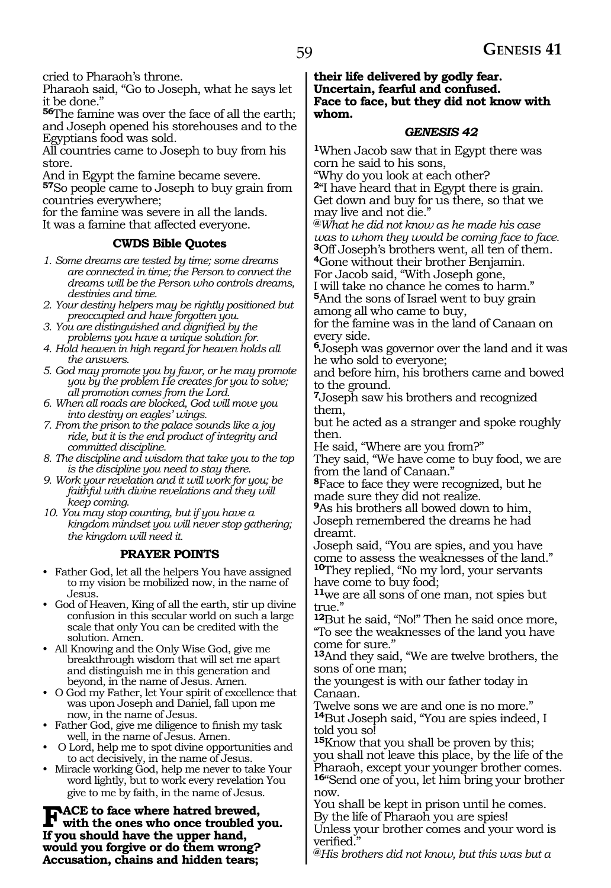cried to Pharaoh's throne.
Pharaoh said, "Go to Joseph, what he says let it be done."
**56**The famine was over the face of all the earth; and Joseph opened his storehouses and to the Egyptians food was sold.
All countries came to Joseph to buy from his store.
And in Egypt the famine became severe.
**57**So people came to Joseph to buy grain from countries everywhere;
for the famine was severe in all the lands.
It was a famine that affected everyone.

### CWDS Bible Quotes

*1. Some dreams are tested by time; some dreams are connected in time; the Person to connect the dreams will be the Person who controls dreams, destinies and time.*
*2. Your destiny helpers may be rightly positioned but preoccupied and have forgotten you.*
*3. You are distinguished and dignified by the problems you have a unique solution for.*
*4. Hold heaven in high regard for heaven holds all the answers.*
*5. God may promote you by favor, or he may promote you by the problem He creates for you to solve; all promotion comes from the Lord.*
*6. When all roads are blocked, God will move you into destiny on eagles' wings.*
*7. From the prison to the palace sounds like a joy ride, but it is the end product of integrity and committed discipline.*
*8. The discipline and wisdom that take you to the top is the discipline you need to stay there.*
*9. Work your revelation and it will work for you; be faithful with divine revelations and they will keep coming.*
*10. You may stop counting, but if you have a kingdom mindset you will never stop gathering; the kingdom will need it.*

### PRAYER POINTS

- Father God, let all the helpers You have assigned to my vision be mobilized now, in the name of Jesus.
- God of Heaven, King of all the earth, stir up divine confusion in this secular world on such a large scale that only You can be credited with the solution. Amen.
- All Knowing and the Only Wise God, give me breakthrough wisdom that will set me apart and distinguish me in this generation and beyond, in the name of Jesus. Amen.
- O God my Father, let Your spirit of excellence that was upon Joseph and Daniel, fall upon me now, in the name of Jesus.
- Father God, give me diligence to finish my task well, in the name of Jesus. Amen.
- O Lord, help me to spot divine opportunities and to act decisively, in the name of Jesus.
- Miracle working God, help me never to take Your word lightly, but to work every revelation You give to me by faith, in the name of Jesus.

**FACE to face where hatred brewed,
with the ones who once troubled you.
If you should have the upper hand,
would you forgive or do them wrong?
Accusation, chains and hidden tears;
their life delivered by godly fear.
Uncertain, fearful and confused.
Face to face, but they did not know with whom.**

## *GENESIS 42*

**1**When Jacob saw that in Egypt there was corn he said to his sons,
"Why do you look at each other?
**2**"I have heard that in Egypt there is grain.
Get down and buy for us there, so that we may live and not die."
*@What he did not know as he made his case was to whom they would be coming face to face.*
**3**Off Joseph's brothers went, all ten of them.
**4**Gone without their brother Benjamin.
For Jacob said, "With Joseph gone,
I will take no chance he comes to harm."
**5**And the sons of Israel went to buy grain among all who came to buy,
for the famine was in the land of Canaan on every side.
**6**Joseph was governor over the land and it was he who sold to everyone;
and before him, his brothers came and bowed to the ground.
**7**Joseph saw his brothers and recognized them,
but he acted as a stranger and spoke roughly then.
He said, "Where are you from?"
They said, "We have come to buy food, we are from the land of Canaan."
**8**Face to face they were recognized, but he made sure they did not realize.
**9**As his brothers all bowed down to him,
Joseph remembered the dreams he had dreamt.
Joseph said, "You are spies, and you have come to assess the weaknesses of the land."
**10**They replied, "No my lord, your servants have come to buy food;
**11**we are all sons of one man, not spies but true."
**12**But he said, "No!" Then he said once more,
"To see the weaknesses of the land you have come for sure."
**13**And they said, "We are twelve brothers, the sons of one man;
the youngest is with our father today in Canaan.
Twelve sons we are and one is no more."
**14**But Joseph said, "You are spies indeed, I told you so!
**15**Know that you shall be proven by this;
you shall not leave this place, by the life of the Pharaoh, except your younger brother comes.
**16**"Send one of you, let him bring your brother now.
You shall be kept in prison until he comes.
By the life of Pharaoh you are spies!
Unless your brother comes and your word is verified."
*@His brothers did not know, but this was but a*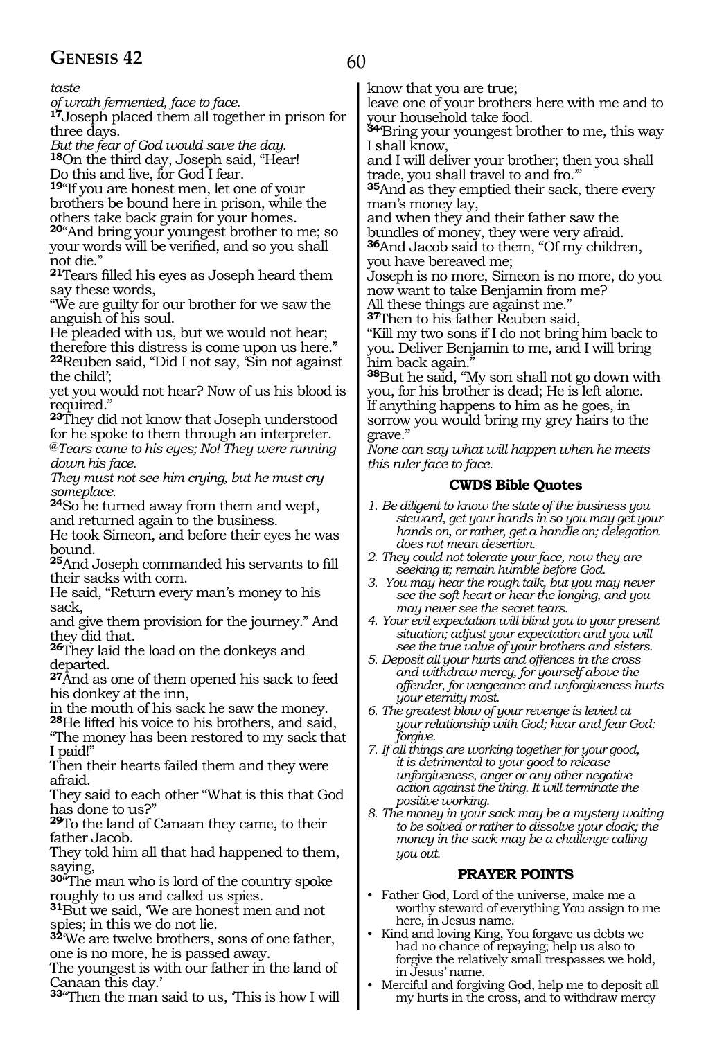*taste*
*of wrath fermented, face to face.*
**17**Joseph placed them all together in prison for three days.
*But the fear of God would save the day.*
**18**On the third day, Joseph said, "Hear!
Do this and live, for God I fear.
**19**"If you are honest men, let one of your brothers be bound here in prison, while the others take back grain for your homes.
**20**"And bring your youngest brother to me; so your words will be verified, and so you shall not die."
**21**Tears filled his eyes as Joseph heard them say these words,
"We are guilty for our brother for we saw the anguish of his soul.
He pleaded with us, but we would not hear; therefore this distress is come upon us here."
**22**Reuben said, "Did I not say, 'Sin not against the child';
yet you would not hear? Now of us his blood is required."
**23**They did not know that Joseph understood for he spoke to them through an interpreter.
*@Tears came to his eyes; No! They were running down his face.*
*They must not see him crying, but he must cry someplace.*
**24**So he turned away from them and wept, and returned again to the business.
He took Simeon, and before their eyes he was bound.
**25**And Joseph commanded his servants to fill their sacks with corn.
He said, "Return every man's money to his sack,
and give them provision for the journey." And they did that.
**26**They laid the load on the donkeys and departed.
**27**And as one of them opened his sack to feed his donkey at the inn,
in the mouth of his sack he saw the money.
**28**He lifted his voice to his brothers, and said,
"The money has been restored to my sack that I paid!"
Then their hearts failed them and they were afraid.
They said to each other "What is this that God has done to us?"
**29**To the land of Canaan they came, to their father Jacob.
They told him all that had happened to them, saying,
**30**"The man who is lord of the country spoke roughly to us and called us spies.
**31**But we said, 'We are honest men and not spies; in this we do not lie.
**32**'We are twelve brothers, sons of one father, one is no more, he is passed away.
The youngest is with our father in the land of Canaan this day.'
**33**"Then the man said to us, 'This is how I will know that you are true;
leave one of your brothers here with me and to your household take food.
**34**'Bring your youngest brother to me, this way I shall know,
and I will deliver your brother; then you shall trade, you shall travel to and fro.'"
**35**And as they emptied their sack, there every man's money lay,
and when they and their father saw the bundles of money, they were very afraid.
**36**And Jacob said to them, "Of my children, you have bereaved me;
Joseph is no more, Simeon is no more, do you now want to take Benjamin from me?
All these things are against me."
**37**Then to his father Reuben said,
"Kill my two sons if I do not bring him back to you. Deliver Benjamin to me, and I will bring him back again."
**38**But he said, "My son shall not go down with you, for his brother is dead; He is left alone.
If anything happens to him as he goes, in sorrow you would bring my grey hairs to the grave."
*None can say what will happen when he meets this ruler face to face.*

### CWDS Bible Quotes

1. *Be diligent to know the state of the business you steward, get your hands in so you may get your hands on, or rather, get a handle on; delegation does not mean desertion.*
2. *They could not tolerate your face, now they are seeking it; remain humble before God.*
3. *You may hear the rough talk, but you may never see the soft heart or hear the longing, and you may never see the secret tears.*
4. *Your evil expectation will blind you to your present situation; adjust your expectation and you will see the true value of your brothers and sisters.*
5. *Deposit all your hurts and offences in the cross and withdraw mercy, for yourself above the offender, for vengeance and unforgiveness hurts your eternity most.*
6. *The greatest blow of your revenge is levied at your relationship with God; hear and fear God: forgive.*
7. *If all things are working together for your good, it is detrimental to your good to release unforgiveness, anger or any other negative action against the thing. It will terminate the positive working.*
8. *The money in your sack may be a mystery waiting to be solved or rather to dissolve your cloak; the money in the sack may be a challenge calling you out.*

### PRAYER POINTS

- Father God, Lord of the universe, make me a worthy steward of everything You assign to me here, in Jesus name.
- Kind and loving King, You forgave us debts we had no chance of repaying; help us also to forgive the relatively small trespasses we hold, in Jesus' name.
- Merciful and forgiving God, help me to deposit all my hurts in the cross, and to withdraw mercy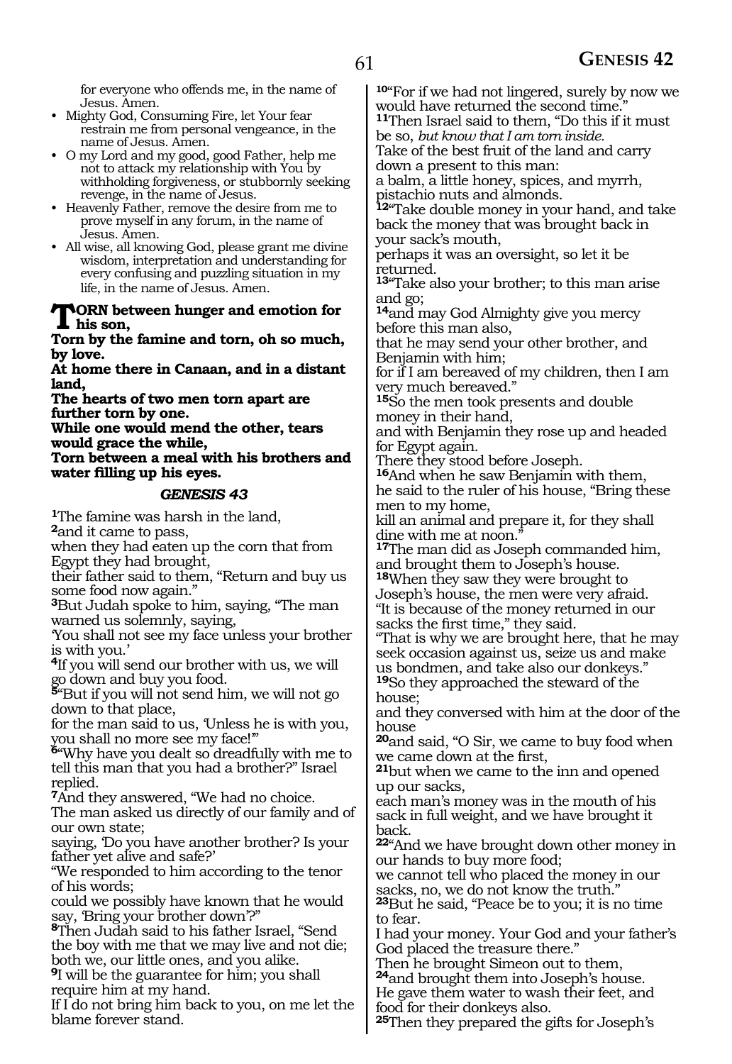for everyone who offends me, in the name of Jesus. Amen.

- Mighty God, Consuming Fire, let Your fear restrain me from personal vengeance, in the name of Jesus. Amen.
- O my Lord and my good, good Father, help me not to attack my relationship with You by withholding forgiveness, or stubbornly seeking revenge, in the name of Jesus.
- Heavenly Father, remove the desire from me to prove myself in any forum, in the name of Jesus. Amen.
- All wise, all knowing God, please grant me divine wisdom, interpretation and understanding for every confusing and puzzling situation in my life, in the name of Jesus. Amen.

**TORN between hunger and emotion for his son,**
**Torn by the famine and torn, oh so much, by love.**
**At home there in Canaan, and in a distant land,**
**The hearts of two men torn apart are further torn by one.**
**While one would mend the other, tears would grace the while,**
**Torn between a meal with his brothers and water filling up his eyes.**

### *GENESIS 43*

**1**The famine was harsh in the land,
**2**and it came to pass,
when they had eaten up the corn that from Egypt they had brought,
their father said to them, "Return and buy us some food now again."
**3**But Judah spoke to him, saying, "The man warned us solemnly, saying,
'You shall not see my face unless your brother is with you.'
**4**If you will send our brother with us, we will go down and buy you food.
**5**"But if you will not send him, we will not go down to that place,
for the man said to us, 'Unless he is with you, you shall no more see my face!'"
**6**"Why have you dealt so dreadfully with me to tell this man that you had a brother?" Israel replied.
**7**And they answered, "We had no choice.
The man asked us directly of our family and of our own state;
saying, 'Do you have another brother? Is your father yet alive and safe?'
"We responded to him according to the tenor of his words;
could we possibly have known that he would say, 'Bring your brother down'?"
**8**Then Judah said to his father Israel, "Send the boy with me that we may live and not die; both we, our little ones, and you alike.
**9**I will be the guarantee for him; you shall require him at my hand.
If I do not bring him back to you, on me let the blame forever stand.
**10**"For if we had not lingered, surely by now we would have returned the second time."
**11**Then Israel said to them, "Do this if it must be so, *but know that I am torn inside.*
Take of the best fruit of the land and carry down a present to this man:
a balm, a little honey, spices, and myrrh, pistachio nuts and almonds.
**12**"Take double money in your hand, and take back the money that was brought back in your sack's mouth,
perhaps it was an oversight, so let it be returned.
**13**"Take also your brother; to this man arise and go;
**14**and may God Almighty give you mercy before this man also,
that he may send your other brother, and Benjamin with him;
for if I am bereaved of my children, then I am very much bereaved."
**15**So the men took presents and double money in their hand,
and with Benjamin they rose up and headed for Egypt again.
There they stood before Joseph.
**16**And when he saw Benjamin with them, he said to the ruler of his house, "Bring these men to my home,
kill an animal and prepare it, for they shall dine with me at noon."
**17**The man did as Joseph commanded him, and brought them to Joseph's house.
**18**When they saw they were brought to Joseph's house, the men were very afraid.
"It is because of the money returned in our sacks the first time," they said.
"That is why we are brought here, that he may seek occasion against us, seize us and make us bondmen, and take also our donkeys."
**19**So they approached the steward of the house;
and they conversed with him at the door of the house
**20**and said, "O Sir, we came to buy food when we came down at the first,
**21**but when we came to the inn and opened up our sacks,
each man's money was in the mouth of his sack in full weight, and we have brought it back.
**22**"And we have brought down other money in our hands to buy more food;
we cannot tell who placed the money in our sacks, no, we do not know the truth."
**23**But he said, "Peace be to you; it is no time to fear.
I had your money. Your God and your father's God placed the treasure there."
Then he brought Simeon out to them,
**24**and brought them into Joseph's house.
He gave them water to wash their feet, and food for their donkeys also.
**25**Then they prepared the gifts for Joseph's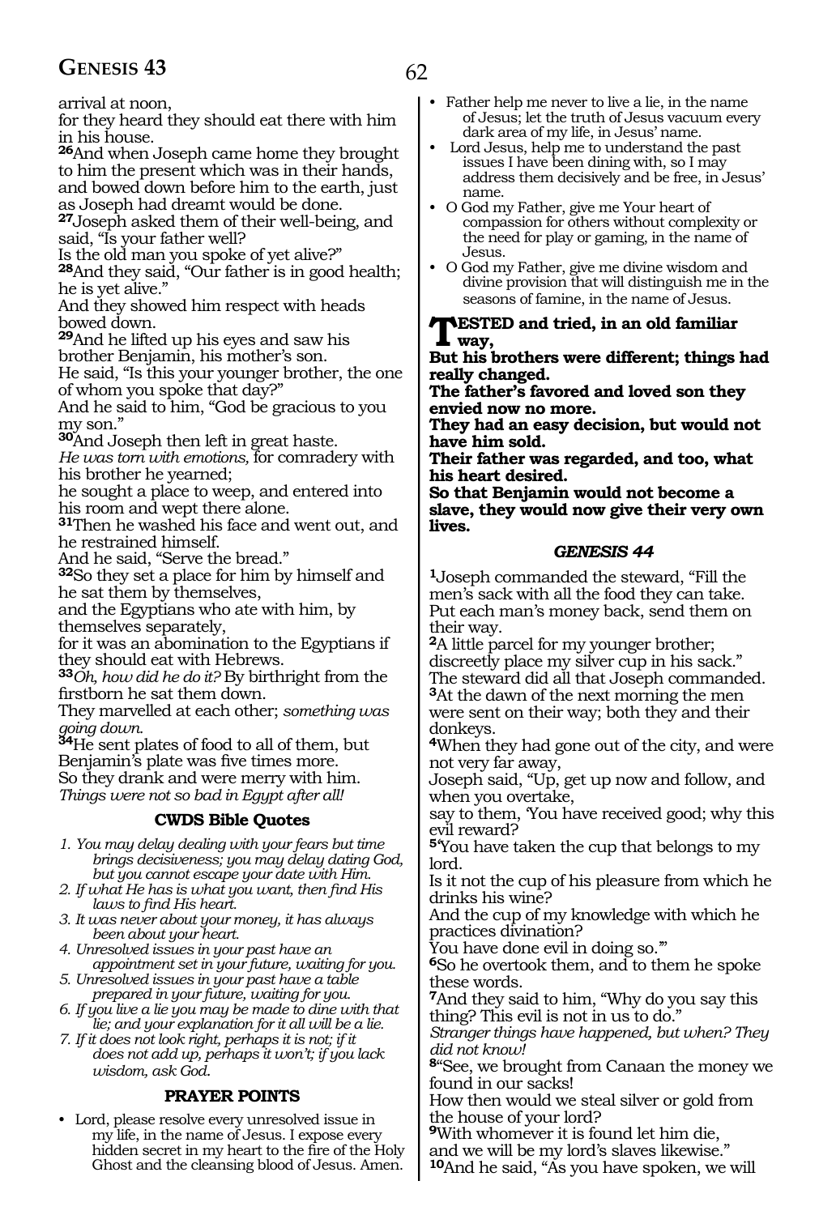arrival at noon,
for they heard they should eat there with him in his house.

**26**And when Joseph came home they brought to him the present which was in their hands, and bowed down before him to the earth, just as Joseph had dreamt would be done.

**27**Joseph asked them of their well-being, and said, "Is your father well?
Is the old man you spoke of yet alive?"

**28**And they said, "Our father is in good health; he is yet alive."
And they showed him respect with heads bowed down.

**29**And he lifted up his eyes and saw his brother Benjamin, his mother's son.
He said, "Is this your younger brother, the one of whom you spoke that day?"
And he said to him, "God be gracious to you my son."

**30**And Joseph then left in great haste.
*He was torn with emotions,* for comradery with his brother he yearned;
he sought a place to weep, and entered into his room and wept there alone.

**31**Then he washed his face and went out, and he restrained himself.
And he said, "Serve the bread."

**32**So they set a place for him by himself and he sat them by themselves,
and the Egyptians who ate with him, by themselves separately,
for it was an abomination to the Egyptians if they should eat with Hebrews.

**33***Oh, how did he do it?* By birthright from the firstborn he sat them down.
They marvelled at each other; *something was going down.*

**34**He sent plates of food to all of them, but Benjamin's plate was five times more.
So they drank and were merry with him.
*Things were not so bad in Egypt after all!*

### CWDS Bible Quotes

*1. You may delay dealing with your fears but time brings decisiveness; you may delay dating God, but you cannot escape your date with Him.*
*2. If what He has is what you want, then find His laws to find His heart.*
*3. It was never about your money, it has always been about your heart.*
*4. Unresolved issues in your past have an appointment set in your future, waiting for you.*
*5. Unresolved issues in your past have a table prepared in your future, waiting for you.*
*6. If you live a lie you may be made to dine with that lie; and your explanation for it all will be a lie.*
*7. If it does not look right, perhaps it is not; if it does not add up, perhaps it won't; if you lack wisdom, ask God.*

### PRAYER POINTS

- Lord, please resolve every unresolved issue in my life, in the name of Jesus. I expose every hidden secret in my heart to the fire of the Holy Ghost and the cleansing blood of Jesus. Amen.
- Father help me never to live a lie, in the name of Jesus; let the truth of Jesus vacuum every dark area of my life, in Jesus' name.
- Lord Jesus, help me to understand the past issues I have been dining with, so I may address them decisively and be free, in Jesus' name.
- O God my Father, give me Your heart of compassion for others without complexity or the need for play or gaming, in the name of Jesus.
- O God my Father, give me divine wisdom and divine provision that will distinguish me in the seasons of famine, in the name of Jesus.

**TESTED and tried, in an old familiar way,**
**But his brothers were different; things had really changed.**
**The father's favored and loved son they envied now no more.**
**They had an easy decision, but would not have him sold.**
**Their father was regarded, and too, what his heart desired.**
**So that Benjamin would not become a slave, they would now give their very own lives.**

### *GENESIS 44*

**1**Joseph commanded the steward, "Fill the men's sack with all the food they can take.
Put each man's money back, send them on their way.

**2**A little parcel for my younger brother; discreetly place my silver cup in his sack."
The steward did all that Joseph commanded.

**3**At the dawn of the next morning the men were sent on their way; both they and their donkeys.

**4**When they had gone out of the city, and were not very far away,
Joseph said, "Up, get up now and follow, and when you overtake,
say to them, 'You have received good; why this evil reward?

**5**'You have taken the cup that belongs to my lord.
Is it not the cup of his pleasure from which he drinks his wine?
And the cup of my knowledge with which he practices divination?
You have done evil in doing so.'"

**6**So he overtook them, and to them he spoke these words.

**7**And they said to him, "Why do you say this thing? This evil is not in us to do."
*Stranger things have happened, but when? They did not know!*

**8**"See, we brought from Canaan the money we found in our sacks!
How then would we steal silver or gold from the house of your lord?

**9**With whomever it is found let him die,
and we will be my lord's slaves likewise."

**10**And he said, "As you have spoken, we will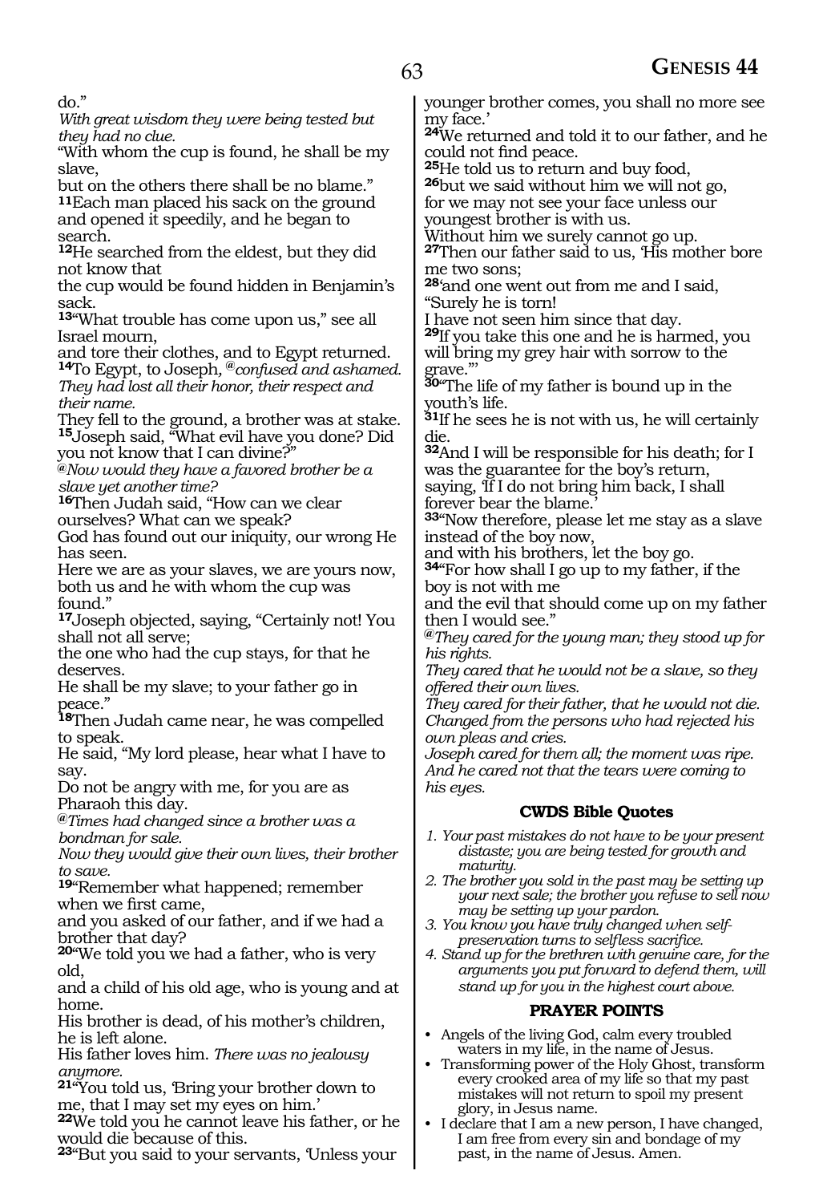do."

*With great wisdom they were being tested but they had no clue.*

"With whom the cup is found, he shall be my slave,

but on the others there shall be no blame."

**11**Each man placed his sack on the ground and opened it speedily, and he began to search.

**12**He searched from the eldest, but they did not know that

the cup would be found hidden in Benjamin's sack.

**13**"What trouble has come upon us," see all Israel mourn,

and tore their clothes, and to Egypt returned.

**14**To Egypt, to Joseph, *@confused and ashamed. They had lost all their honor, their respect and their name.*

They fell to the ground, a brother was at stake.

**15**Joseph said, "What evil have you done? Did you not know that I can divine?"

*@Now would they have a favored brother be a slave yet another time?*

**16**Then Judah said, "How can we clear ourselves? What can we speak?

God has found out our iniquity, our wrong He has seen.

Here we are as your slaves, we are yours now, both us and he with whom the cup was found."

**17**Joseph objected, saying, "Certainly not! You shall not all serve;

the one who had the cup stays, for that he deserves.

He shall be my slave; to your father go in peace."

**18**Then Judah came near, he was compelled to speak.

He said, "My lord please, hear what I have to say.

Do not be angry with me, for you are as Pharaoh this day.

*@Times had changed since a brother was a bondman for sale.*

*Now they would give their own lives, their brother to save.*

**19**"Remember what happened; remember when we first came,

and you asked of our father, and if we had a brother that day?

**20**"We told you we had a father, who is very old,

and a child of his old age, who is young and at home.

His brother is dead, of his mother's children, he is left alone.

His father loves him. *There was no jealousy anymore.*

**21**"You told us, 'Bring your brother down to me, that I may set my eyes on him.'

**22**We told you he cannot leave his father, or he would die because of this.

**23**"But you said to your servants, 'Unless your younger brother comes, you shall no more see my face.'

**24**We returned and told it to our father, and he could not find peace.

**25**He told us to return and buy food,

**26**but we said without him we will not go,

for we may not see your face unless our youngest brother is with us.

Without him we surely cannot go up.

**27**Then our father said to us, 'His mother bore me two sons;

**28**'and one went out from me and I said, "Surely he is torn!

I have not seen him since that day.

**29**If you take this one and he is harmed, you will bring my grey hair with sorrow to the grave."'

**30**"The life of my father is bound up in the youth's life.

**31**If he sees he is not with us, he will certainly die.

**32**And I will be responsible for his death; for I was the guarantee for the boy's return,

saying, 'If I do not bring him back, I shall forever bear the blame.'

**33**"Now therefore, please let me stay as a slave instead of the boy now,

and with his brothers, let the boy go.

**34**"For how shall I go up to my father, if the boy is not with me

and the evil that should come up on my father then I would see."

*@They cared for the young man; they stood up for his rights.*

*They cared that he would not be a slave, so they offered their own lives.*

*They cared for their father, that he would not die.*

*Changed from the persons who had rejected his own pleas and cries.*

*Joseph cared for them all; the moment was ripe.*

*And he cared not that the tears were coming to his eyes.*

### CWDS Bible Quotes

1. *Your past mistakes do not have to be your present distaste; you are being tested for growth and maturity.*
2. *The brother you sold in the past may be setting up your next sale; the brother you refuse to sell now may be setting up your pardon.*
3. *You know you have truly changed when self-preservation turns to selfless sacrifice.*
4. *Stand up for the brethren with genuine care, for the arguments you put forward to defend them, will stand up for you in the highest court above.*

### PRAYER POINTS

- Angels of the living God, calm every troubled waters in my life, in the name of Jesus.
- Transforming power of the Holy Ghost, transform every crooked area of my life so that my past mistakes will not return to spoil my present glory, in Jesus name.
- I declare that I am a new person, I have changed, I am free from every sin and bondage of my past, in the name of Jesus. Amen.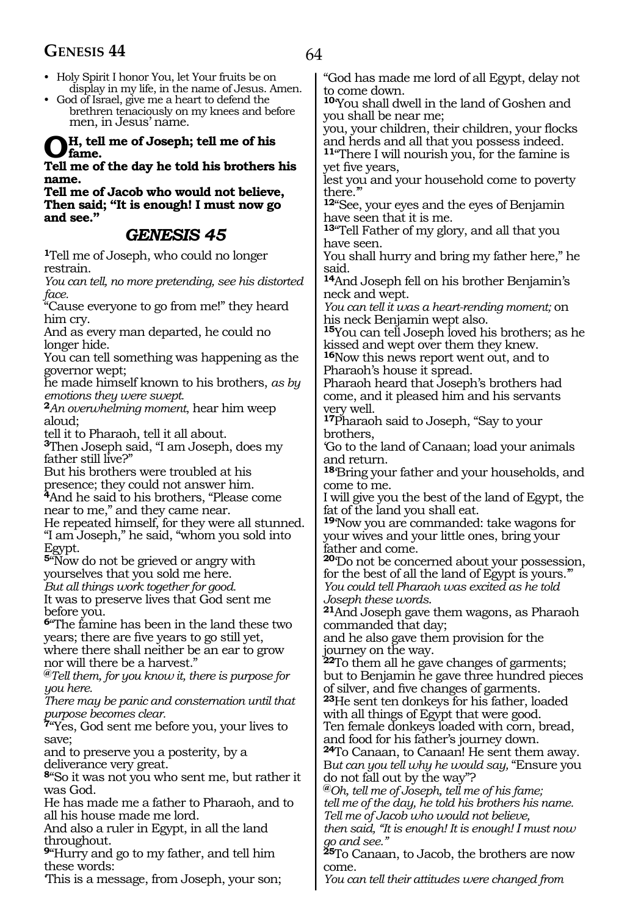- Holy Spirit I honor You, let Your fruits be on display in my life, in the name of Jesus. Amen.
- God of Israel, give me a heart to defend the brethren tenaciously on my knees and before men, in Jesus' name.

**OH, tell me of Joseph; tell me of his fame.**
**Tell me of the day he told his brothers his name.**
**Tell me of Jacob who would not believe,**
**Then said; "It is enough! I must now go and see."**

## *GENESIS 45*

**1**Tell me of Joseph, who could no longer restrain.
*You can tell, no more pretending, see his distorted face.*
"Cause everyone to go from me!" they heard him cry.
And as every man departed, he could no longer hide.
You can tell something was happening as the governor wept;
he made himself known to his brothers, *as by emotions they were swept.*
**2***An overwhelming moment,* hear him weep aloud;
tell it to Pharaoh, tell it all about.
**3**Then Joseph said, "I am Joseph, does my father still live?"
But his brothers were troubled at his presence; they could not answer him.
**4**And he said to his brothers, "Please come near to me," and they came near.
He repeated himself, for they were all stunned.
"I am Joseph," he said, "whom you sold into Egypt.
**5**"Now do not be grieved or angry with yourselves that you sold me here.
*But all things work together for good.*
It was to preserve lives that God sent me before you.
**6**"The famine has been in the land these two years; there are five years to go still yet, where there shall neither be an ear to grow nor will there be a harvest."
*@Tell them, for you know it, there is purpose for you here.*
*There may be panic and consternation until that purpose becomes clear.*
**7**"Yes, God sent me before you, your lives to save;
and to preserve you a posterity, by a deliverance very great.
**8**"So it was not you who sent me, but rather it was God.
He has made me a father to Pharaoh, and to all his house made me lord.
And also a ruler in Egypt, in all the land throughout.
**9**"Hurry and go to my father, and tell him these words:
'This is a message, from Joseph, your son;
"God has made me lord of all Egypt, delay not to come down.
**10**'You shall dwell in the land of Goshen and you shall be near me;
you, your children, their children, your flocks and herds and all that you possess indeed.
**11**'There I will nourish you, for the famine is yet five years,
lest you and your household come to poverty there.'"
**12**"See, your eyes and the eyes of Benjamin have seen that it is me.
**13**"Tell Father of my glory, and all that you have seen.
You shall hurry and bring my father here," he said.
**14**And Joseph fell on his brother Benjamin's neck and wept.
*You can tell it was a heart-rending moment;* on his neck Benjamin wept also.
**15**You can tell Joseph loved his brothers; as he kissed and wept over them they knew.
**16**Now this news report went out, and to Pharaoh's house it spread.
Pharaoh heard that Joseph's brothers had come, and it pleased him and his servants very well.
**17**Pharaoh said to Joseph, "Say to your brothers,
'Go to the land of Canaan; load your animals and return.
**18**'Bring your father and your households, and come to me.
I will give you the best of the land of Egypt, the fat of the land you shall eat.
**19**'Now you are commanded: take wagons for your wives and your little ones, bring your father and come.
**20**'Do not be concerned about your possession, for the best of all the land of Egypt is yours.'"
*You could tell Pharaoh was excited as he told Joseph these words.*
**21**And Joseph gave them wagons, as Pharaoh commanded that day;
and he also gave them provision for the journey on the way.
**22**To them all he gave changes of garments; but to Benjamin he gave three hundred pieces of silver, and five changes of garments.
**23**He sent ten donkeys for his father, loaded with all things of Egypt that were good.
Ten female donkeys loaded with corn, bread, and food for his father's journey down.
**24**To Canaan, to Canaan! He sent them away.
B*ut can you tell why he would say,* "Ensure you do not fall out by the way"?
*@Oh, tell me of Joseph, tell me of his fame;*
*tell me of the day, he told his brothers his name.*
*Tell me of Jacob who would not believe,*
*then said, "It is enough! It is enough! I must now go and see."*
**25**To Canaan, to Jacob, the brothers are now come.
*You can tell their attitudes were changed from*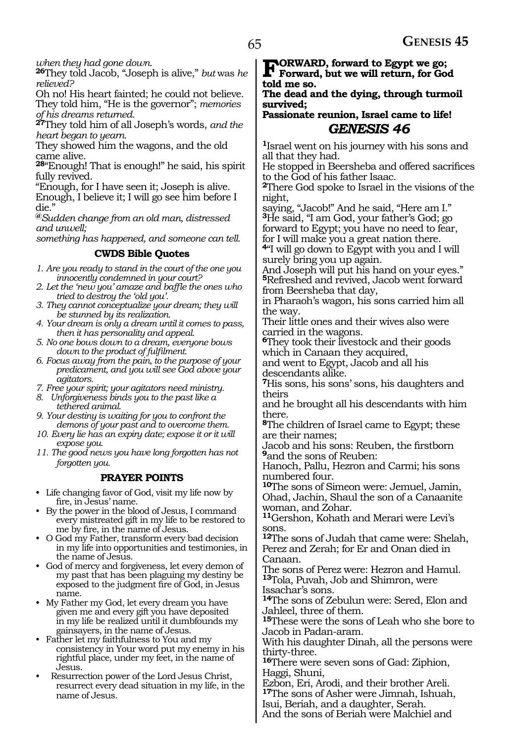*when they had gone down.*
**26**They told Jacob, "Joseph is alive," *but* was *he relieved?*
Oh no! His heart fainted; he could not believe. They told him, "He is the governor"; *memories of his dreams returned.*
**27**They told him of all Joseph's words, *and the heart began to yearn.*
They showed him the wagons, and the old came alive.
**28**"Enough! That is enough!" he said, his spirit fully revived.
"Enough, for I have seen it; Joseph is alive. Enough, I believe it; I will go see him before I die."
*@Sudden change from an old man, distressed and unwell;*
*something has happened, and someone can tell.*

### CWDS Bible Quotes

1. *Are you ready to stand in the court of the one you innocently condemned in your court?*
2. *Let the 'new you' amaze and baffle the ones who tried to destroy the 'old you'.*
3. *They cannot conceptualize your dream; they will be stunned by its realization.*
4. *Your dream is only a dream until it comes to pass, then it has personality and appeal.*
5. *No one bows down to a dream, everyone bows down to the product of fulfilment.*
6. *Focus away from the pain, to the purpose of your predicament, and you will see God above your agitators.*
7. *Free your spirit; your agitators need ministry.*
8. *Unforgiveness binds you to the past like a tethered animal.*
9. *Your destiny is waiting for you to confront the demons of your past and to overcome them.*
10. *Every lie has an expiry date; expose it or it will expose you.*
11. *The good news you have long forgotten has not forgotten you.*

### PRAYER POINTS

- Life changing favor of God, visit my life now by fire, in Jesus' name.
- By the power in the blood of Jesus, I command every mistreated gift in my life to be restored to me by fire, in the name of Jesus.
- O God my Father, transform every bad decision in my life into opportunities and testimonies, in the name of Jesus.
- God of mercy and forgiveness, let every demon of my past that has been plaguing my destiny be exposed to the judgment fire of God, in Jesus name.
- My Father my God, let every dream you have given me and every gift you have deposited in my life be realized until it dumbfounds my gainsayers, in the name of Jesus.
- Father let my faithfulness to You and my consistency in Your word put my enemy in his rightful place, under my feet, in the name of Jesus.
- Resurrection power of the Lord Jesus Christ, resurrect every dead situation in my life, in the name of Jesus.

**FORWARD, forward to Egypt we go;**
**Forward, but we will return, for God told me so.**
**The dead and the dying, through turmoil survived;**
**Passionate reunion, Israel came to life!**

## *GENESIS 46*

**1**Israel went on his journey with his sons and all that they had.
He stopped in Beersheba and offered sacrifices to the God of his father Isaac.
**2**There God spoke to Israel in the visions of the night,
saying, "Jacob!" And he said, "Here am I."
**3**He said, "I am God, your father's God; go forward to Egypt; you have no need to fear, for I will make you a great nation there.
**4**"I will go down to Egypt with you and I will surely bring you up again.
And Joseph will put his hand on your eyes."
**5**Refreshed and revived, Jacob went forward from Beersheba that day,
in Pharaoh's wagon, his sons carried him all the way.
Their little ones and their wives also were carried in the wagons.
**6**They took their livestock and their goods which in Canaan they acquired,
and went to Egypt, Jacob and all his descendants alike.
**7**His sons, his sons' sons, his daughters and theirs
and he brought all his descendants with him there.
**8**The children of Israel came to Egypt; these are their names;
Jacob and his sons: Reuben, the firstborn
**9**and the sons of Reuben:
Hanoch, Pallu, Hezron and Carmi; his sons numbered four.
**10**The sons of Simeon were: Jemuel, Jamin, Ohad, Jachin, Shaul the son of a Canaanite woman, and Zohar.
**11**Gershon, Kohath and Merari were Levi's sons.
**12**The sons of Judah that came were: Shelah, Perez and Zerah; for Er and Onan died in Canaan.
The sons of Perez were: Hezron and Hamul.
**13**Tola, Puvah, Job and Shimron, were Issachar's sons.
**14**The sons of Zebulun were: Sered, Elon and Jahleel, three of them.
**15**These were the sons of Leah who she bore to Jacob in Padan-aram.
With his daughter Dinah, all the persons were thirty-three.
**16**There were seven sons of Gad: Ziphion, Haggi, Shuni,
Ezbon, Eri, Arodi, and their brother Areli.
**17**The sons of Asher were Jimnah, Ishuah, Isui, Beriah, and a daughter, Serah.
And the sons of Beriah were Malchiel and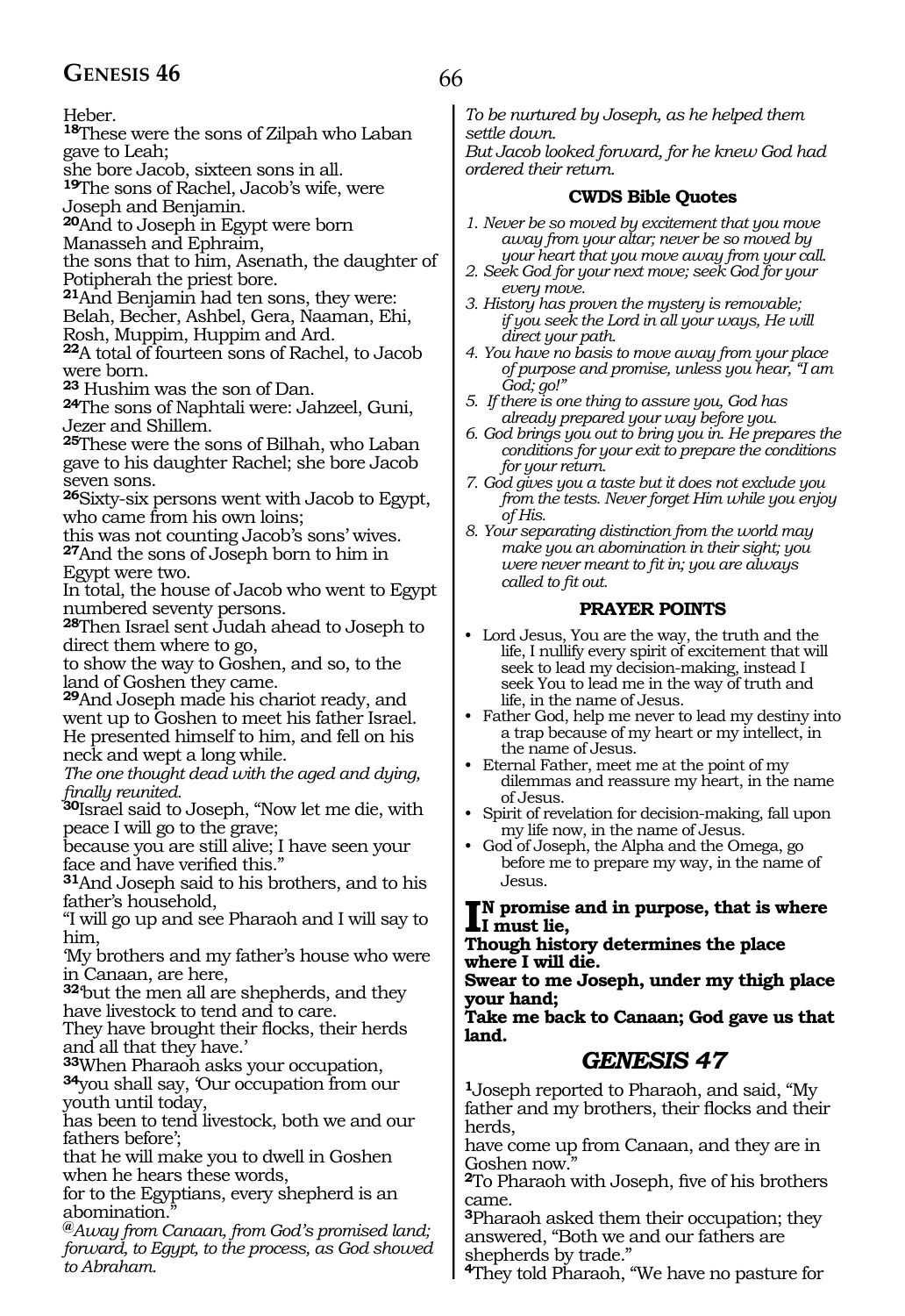Heber.

**18**These were the sons of Zilpah who Laban gave to Leah;
she bore Jacob, sixteen sons in all.

**19**The sons of Rachel, Jacob's wife, were Joseph and Benjamin.

**20**And to Joseph in Egypt were born Manasseh and Ephraim,
the sons that to him, Asenath, the daughter of Potipherah the priest bore.

**21**And Benjamin had ten sons, they were: Belah, Becher, Ashbel, Gera, Naaman, Ehi, Rosh, Muppim, Huppim and Ard.

**22**A total of fourteen sons of Rachel, to Jacob were born.

**23** Hushim was the son of Dan.

**24**The sons of Naphtali were: Jahzeel, Guni, Jezer and Shillem.

**25**These were the sons of Bilhah, who Laban gave to his daughter Rachel; she bore Jacob seven sons.

**26**Sixty-six persons went with Jacob to Egypt, who came from his own loins;
this was not counting Jacob's sons' wives.

**27**And the sons of Joseph born to him in Egypt were two.
In total, the house of Jacob who went to Egypt numbered seventy persons.

**28**Then Israel sent Judah ahead to Joseph to direct them where to go,
to show the way to Goshen, and so, to the land of Goshen they came.

**29**And Joseph made his chariot ready, and went up to Goshen to meet his father Israel.
He presented himself to him, and fell on his neck and wept a long while.
*The one thought dead with the aged and dying, finally reunited.*

**30**Israel said to Joseph, "Now let me die, with peace I will go to the grave;
because you are still alive; I have seen your face and have verified this."

**31**And Joseph said to his brothers, and to his father's household,
"I will go up and see Pharaoh and I will say to him,
'My brothers and my father's house who were in Canaan, are here,

**32**'but the men all are shepherds, and they have livestock to tend and to care.
They have brought their flocks, their herds and all that they have.'

**33**When Pharaoh asks your occupation,

**34**you shall say, 'Our occupation from our youth until today,
has been to tend livestock, both we and our fathers before';
that he will make you to dwell in Goshen when he hears these words,
for to the Egyptians, every shepherd is an abomination."

*@Away from Canaan, from God's promised land; forward, to Egypt, to the process, as God showed to Abraham.*
*To be nurtured by Joseph, as he helped them settle down.*
*But Jacob looked forward, for he knew God had ordered their return.*

### CWDS Bible Quotes

1. *Never be so moved by excitement that you move away from your altar; never be so moved by your heart that you move away from your call.*
2. *Seek God for your next move; seek God for your every move.*
3. *History has proven the mystery is removable; if you seek the Lord in all your ways, He will direct your path.*
4. *You have no basis to move away from your place of purpose and promise, unless you hear, "I am God; go!"*
5. *If there is one thing to assure you, God has already prepared your way before you.*
6. *God brings you out to bring you in. He prepares the conditions for your exit to prepare the conditions for your return.*
7. *God gives you a taste but it does not exclude you from the tests. Never forget Him while you enjoy of His.*
8. *Your separating distinction from the world may make you an abomination in their sight; you were never meant to fit in; you are always called to fit out.*

### PRAYER POINTS

- Lord Jesus, You are the way, the truth and the life, I nullify every spirit of excitement that will seek to lead my decision-making, instead I seek You to lead me in the way of truth and life, in the name of Jesus.
- Father God, help me never to lead my destiny into a trap because of my heart or my intellect, in the name of Jesus.
- Eternal Father, meet me at the point of my dilemmas and reassure my heart, in the name of Jesus.
- Spirit of revelation for decision-making, fall upon my life now, in the name of Jesus.
- God of Joseph, the Alpha and the Omega, go before me to prepare my way, in the name of Jesus.

**IN promise and in purpose, that is where I must lie,**
**Though history determines the place where I will die.**
**Swear to me Joseph, under my thigh place your hand;**
**Take me back to Canaan; God gave us that land.**

## GENESIS 47

**1**Joseph reported to Pharaoh, and said, "My father and my brothers, their flocks and their herds,
have come up from Canaan, and they are in Goshen now."

**2**To Pharaoh with Joseph, five of his brothers came.

**3**Pharaoh asked them their occupation; they answered, "Both we and our fathers are shepherds by trade."

**4**They told Pharaoh, "We have no pasture for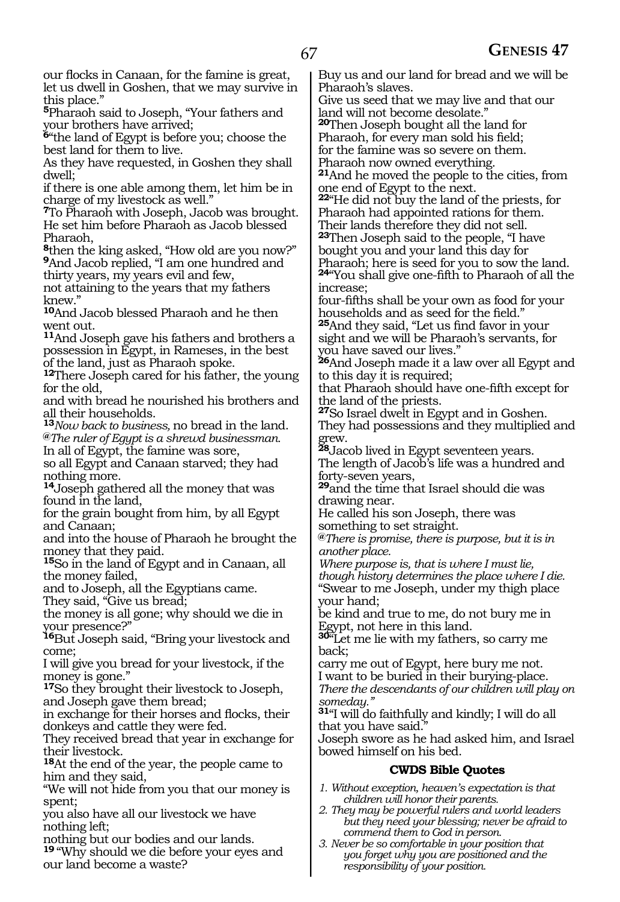our flocks in Canaan, for the famine is great, let us dwell in Goshen, that we may survive in this place."

**5**Pharaoh said to Joseph, "Your fathers and your brothers have arrived;

**6**"the land of Egypt is before you; choose the best land for them to live.
As they have requested, in Goshen they shall dwell;
if there is one able among them, let him be in charge of my livestock as well."

**7**To Pharaoh with Joseph, Jacob was brought. He set him before Pharaoh as Jacob blessed Pharaoh,

**8**then the king asked, "How old are you now?"

**9**And Jacob replied, "I am one hundred and thirty years, my years evil and few,
not attaining to the years that my fathers knew."

**10**And Jacob blessed Pharaoh and he then went out.

**11**And Joseph gave his fathers and brothers a possession in Egypt, in Rameses, in the best of the land, just as Pharaoh spoke.

**12**There Joseph cared for his father, the young for the old,
and with bread he nourished his brothers and all their households.

**13***Now back to business,* no bread in the land.
*@The ruler of Egypt is a shrewd businessman.*
In all of Egypt, the famine was sore,
so all Egypt and Canaan starved; they had nothing more.

**14**Joseph gathered all the money that was found in the land,
for the grain bought from him, by all Egypt and Canaan;
and into the house of Pharaoh he brought the money that they paid.

**15**So in the land of Egypt and in Canaan, all the money failed,
and to Joseph, all the Egyptians came.
They said, "Give us bread;
the money is all gone; why should we die in your presence?"

**16**But Joseph said, "Bring your livestock and come;
I will give you bread for your livestock, if the money is gone."

**17**So they brought their livestock to Joseph, and Joseph gave them bread;
in exchange for their horses and flocks, their donkeys and cattle they were fed.
They received bread that year in exchange for their livestock.

**18**At the end of the year, the people came to him and they said,
"We will not hide from you that our money is spent;
you also have all our livestock we have nothing left;
nothing but our bodies and our lands.

**19** "Why should we die before your eyes and our land become a waste?
Buy us and our land for bread and we will be Pharaoh's slaves.
Give us seed that we may live and that our land will not become desolate."

**20**Then Joseph bought all the land for Pharaoh, for every man sold his field;
for the famine was so severe on them.
Pharaoh now owned everything.

**21**And he moved the people to the cities, from one end of Egypt to the next.

**22**"He did not buy the land of the priests, for Pharaoh had appointed rations for them.
Their lands therefore they did not sell.

**23**Then Joseph said to the people, "I have bought you and your land this day for Pharaoh; here is seed for you to sow the land.

**24**"You shall give one-fifth to Pharaoh of all the increase;
four-fifths shall be your own as food for your households and as seed for the field."

**25**And they said, "Let us find favor in your sight and we will be Pharaoh's servants, for you have saved our lives."

**26**And Joseph made it a law over all Egypt and to this day it is required;
that Pharaoh should have one-fifth except for the land of the priests.

**27**So Israel dwelt in Egypt and in Goshen.
They had possessions and they multiplied and grew.

**28**Jacob lived in Egypt seventeen years.
The length of Jacob's life was a hundred and forty-seven years,

**29**and the time that Israel should die was drawing near.
He called his son Joseph, there was something to set straight.
*@There is promise, there is purpose, but it is in another place.*
*Where purpose is, that is where I must lie,*
*though history determines the place where I die.*
"Swear to me Joseph, under my thigh place your hand;
be kind and true to me, do not bury me in Egypt, not here in this land.

**30**"Let me lie with my fathers, so carry me back;
carry me out of Egypt, here bury me not.
I want to be buried in their burying-place.
*There the descendants of our children will play on someday."*

**31**"I will do faithfully and kindly; I will do all that you have said."
Joseph swore as he had asked him, and Israel bowed himself on his bed.

### CWDS Bible Quotes

1. *Without exception, heaven's expectation is that children will honor their parents.*
2. *They may be powerful rulers and world leaders but they need your blessing; never be afraid to commend them to God in person.*
3. *Never be so comfortable in your position that you forget why you are positioned and the responsibility of your position.*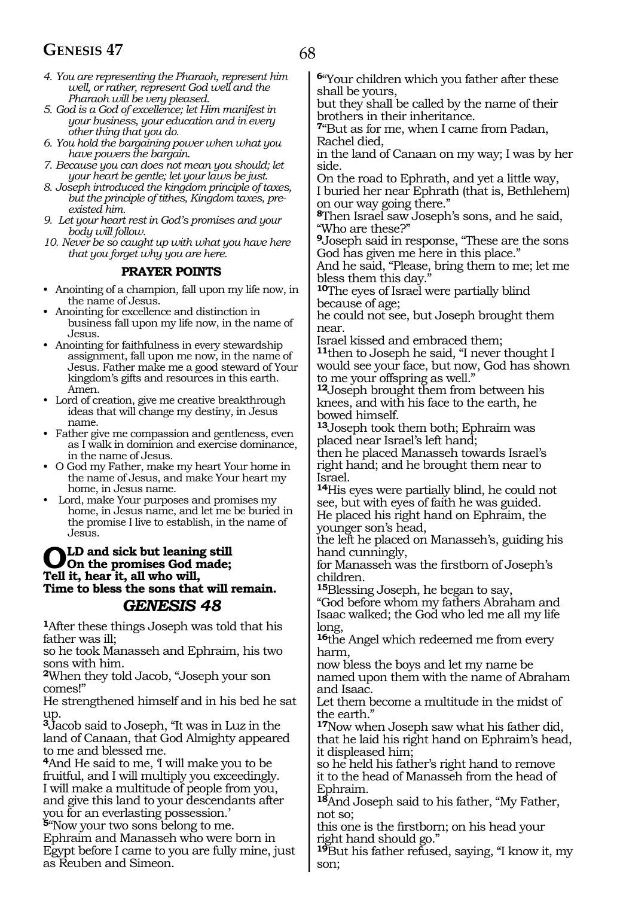*4. You are representing the Pharaoh, represent him well, or rather, represent God well and the Pharaoh will be very pleased.*
*5. God is a God of excellence; let Him manifest in your business, your education and in every other thing that you do.*
*6. You hold the bargaining power when what you have powers the bargain.*
*7. Because you can does not mean you should; let your heart be gentle; let your laws be just.*
*8. Joseph introduced the kingdom principle of taxes, but the principle of tithes, Kingdom taxes, pre-existed him.*
*9. Let your heart rest in God's promises and your body will follow.*
*10. Never be so caught up with what you have here that you forget why you are here.*

**PRAYER POINTS**

- Anointing of a champion, fall upon my life now, in the name of Jesus.
- Anointing for excellence and distinction in business fall upon my life now, in the name of Jesus.
- Anointing for faithfulness in every stewardship assignment, fall upon me now, in the name of Jesus. Father make me a good steward of Your kingdom's gifts and resources in this earth. Amen.
- Lord of creation, give me creative breakthrough ideas that will change my destiny, in Jesus name.
- Father give me compassion and gentleness, even as I walk in dominion and exercise dominance, in the name of Jesus.
- O God my Father, make my heart Your home in the name of Jesus, and make Your heart my home, in Jesus name.
- Lord, make Your purposes and promises my home, in Jesus name, and let me be buried in the promise I live to establish, in the name of Jesus.

**OLD and sick but leaning still**
**On the promises God made;**
**Tell it, hear it, all who will,**
**Time to bless the sons that will remain.**

## *GENESIS 48*

[1]After these things Joseph was told that his father was ill;
so he took Manasseh and Ephraim, his two sons with him.
[2]When they told Jacob, "Joseph your son comes!"
He strengthened himself and in his bed he sat up.
[3]Jacob said to Joseph, "It was in Luz in the land of Canaan, that God Almighty appeared to me and blessed me.
[4]And He said to me, 'I will make you to be fruitful, and I will multiply you exceedingly.
I will make a multitude of people from you, and give this land to your descendants after you for an everlasting possession.'
[5]"Now your two sons belong to me.
Ephraim and Manasseh who were born in Egypt before I came to you are fully mine, just as Reuben and Simeon.
[6]"Your children which you father after these shall be yours,
but they shall be called by the name of their brothers in their inheritance.
[7]"But as for me, when I came from Padan, Rachel died,
in the land of Canaan on my way; I was by her side.
On the road to Ephrath, and yet a little way,
I buried her near Ephrath (that is, Bethlehem) on our way going there."
[8]Then Israel saw Joseph's sons, and he said, "Who are these?"
[9]Joseph said in response, "These are the sons God has given me here in this place."
And he said, "Please, bring them to me; let me bless them this day."
[10]The eyes of Israel were partially blind because of age;
he could not see, but Joseph brought them near.
Israel kissed and embraced them;
[11]then to Joseph he said, "I never thought I would see your face, but now, God has shown to me your offspring as well."
[12]Joseph brought them from between his knees, and with his face to the earth, he bowed himself.
[13]Joseph took them both; Ephraim was placed near Israel's left hand;
then he placed Manasseh towards Israel's right hand; and he brought them near to Israel.
[14]His eyes were partially blind, he could not see, but with eyes of faith he was guided.
He placed his right hand on Ephraim, the younger son's head,
the left he placed on Manasseh's, guiding his hand cunningly,
for Manasseh was the firstborn of Joseph's children.
[15]Blessing Joseph, he began to say,
"God before whom my fathers Abraham and Isaac walked; the God who led me all my life long,
[16]the Angel which redeemed me from every harm,
now bless the boys and let my name be named upon them with the name of Abraham and Isaac.
Let them become a multitude in the midst of the earth."
[17]Now when Joseph saw what his father did, that he laid his right hand on Ephraim's head, it displeased him;
so he held his father's right hand to remove it to the head of Manasseh from the head of Ephraim.
[18]And Joseph said to his father, "My Father, not so;
this one is the firstborn; on his head your right hand should go."
[19]But his father refused, saying, "I know it, my son;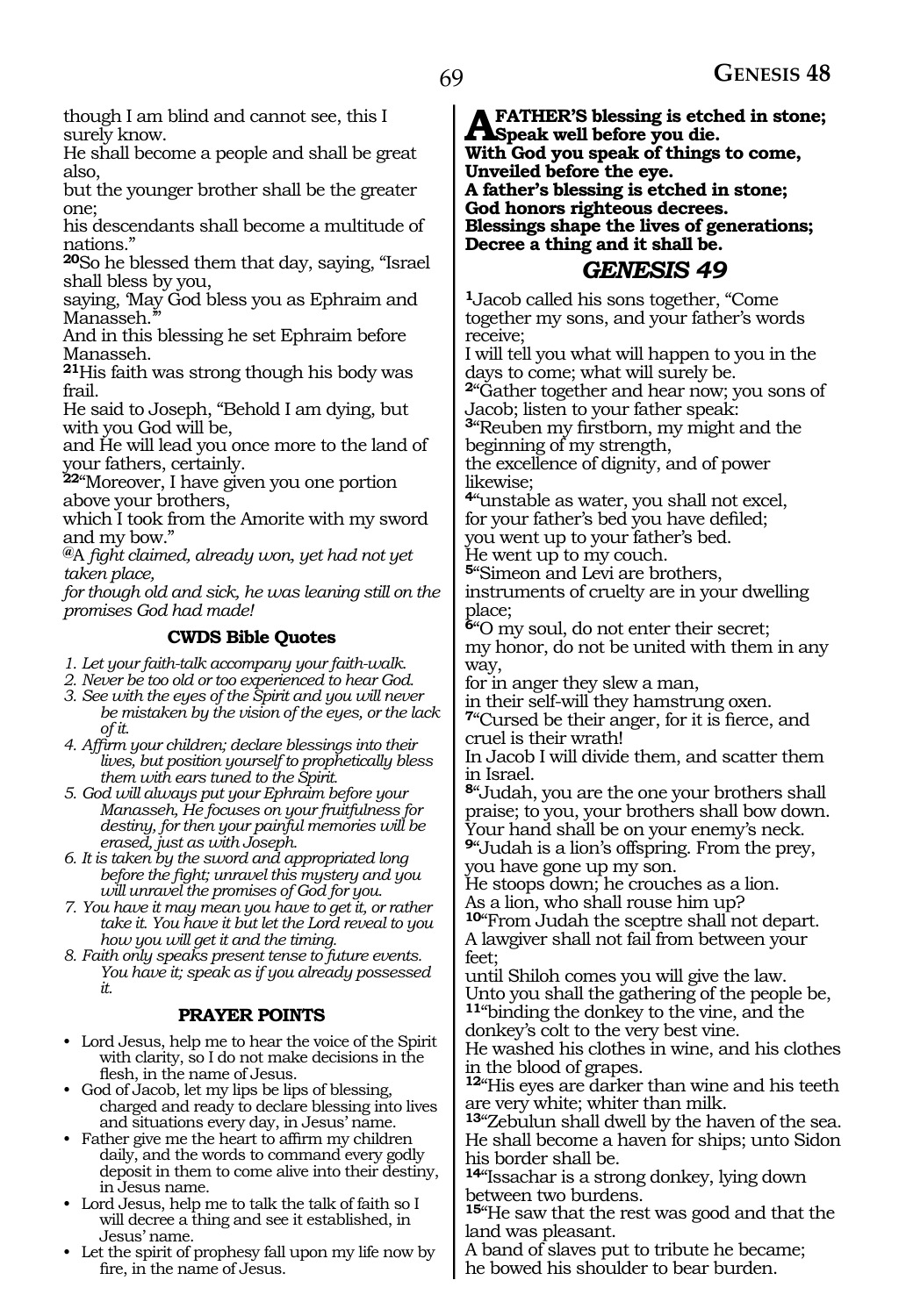though I am blind and cannot see, this I surely know.
He shall become a people and shall be great also,
but the younger brother shall be the greater one;
his descendants shall become a multitude of nations."
**20**So he blessed them that day, saying, "Israel shall bless by you,
saying, 'May God bless you as Ephraim and Manasseh.'"
And in this blessing he set Ephraim before Manasseh.
**21**His faith was strong though his body was frail.
He said to Joseph, "Behold I am dying, but with you God will be,
and He will lead you once more to the land of your fathers, certainly.
**22**"Moreover, I have given you one portion above your brothers,
which I took from the Amorite with my sword and my bow."
**@**A *fight claimed, already won, yet had not yet taken place,*
*for though old and sick, he was leaning still on the promises God had made!*

### CWDS Bible Quotes

1. *Let your faith-talk accompany your faith-walk.*
2. *Never be too old or too experienced to hear God.*
3. *See with the eyes of the Spirit and you will never be mistaken by the vision of the eyes, or the lack of it.*
4. *Affirm your children; declare blessings into their lives, but position yourself to prophetically bless them with ears tuned to the Spirit.*
5. *God will always put your Ephraim before your Manasseh, He focuses on your fruitfulness for destiny, for then your painful memories will be erased, just as with Joseph.*
6. *It is taken by the sword and appropriated long before the fight; unravel this mystery and you will unravel the promises of God for you.*
7. *You have it may mean you have to get it, or rather take it. You have it but let the Lord reveal to you how you will get it and the timing.*
8. *Faith only speaks present tense to future events. You have it; speak as if you already possessed it.*

### PRAYER POINTS

- Lord Jesus, help me to hear the voice of the Spirit with clarity, so I do not make decisions in the flesh, in the name of Jesus.
- God of Jacob, let my lips be lips of blessing, charged and ready to declare blessing into lives and situations every day, in Jesus' name.
- Father give me the heart to affirm my children daily, and the words to command every godly deposit in them to come alive into their destiny, in Jesus name.
- Lord Jesus, help me to talk the talk of faith so I will decree a thing and see it established, in Jesus' name.
- Let the spirit of prophesy fall upon my life now by fire, in the name of Jesus.

**A FATHER'S blessing is etched in stone;**
**Speak well before you die.**
**With God you speak of things to come,**
**Unveiled before the eye.**
**A father's blessing is etched in stone;**
**God honors righteous decrees.**
**Blessings shape the lives of generations;**
**Decree a thing and it shall be.**

## *GENESIS 49*

**1**Jacob called his sons together, "Come together my sons, and your father's words receive;
I will tell you what will happen to you in the days to come; what will surely be.
**2**"Gather together and hear now; you sons of Jacob; listen to your father speak:
**3**"Reuben my firstborn, my might and the beginning of my strength,
the excellence of dignity, and of power likewise;
**4**"unstable as water, you shall not excel,
for your father's bed you have defiled;
you went up to your father's bed.
He went up to my couch.
**5**"Simeon and Levi are brothers,
instruments of cruelty are in your dwelling place;
**6**"O my soul, do not enter their secret;
my honor, do not be united with them in any way,
for in anger they slew a man,
in their self-will they hamstrung oxen.
**7**"Cursed be their anger, for it is fierce, and cruel is their wrath!
In Jacob I will divide them, and scatter them in Israel.
**8**"Judah, you are the one your brothers shall praise; to you, your brothers shall bow down.
Your hand shall be on your enemy's neck.
**9**"Judah is a lion's offspring. From the prey, you have gone up my son.
He stoops down; he crouches as a lion.
As a lion, who shall rouse him up?
**10**"From Judah the sceptre shall not depart.
A lawgiver shall not fail from between your feet;
until Shiloh comes you will give the law.
Unto you shall the gathering of the people be,
**11**"binding the donkey to the vine, and the donkey's colt to the very best vine.
He washed his clothes in wine, and his clothes in the blood of grapes.
**12**"His eyes are darker than wine and his teeth are very white; whiter than milk.
**13**"Zebulun shall dwell by the haven of the sea.
He shall become a haven for ships; unto Sidon his border shall be.
**14**"Issachar is a strong donkey, lying down between two burdens.
**15**"He saw that the rest was good and that the land was pleasant.
A band of slaves put to tribute he became;
he bowed his shoulder to bear burden.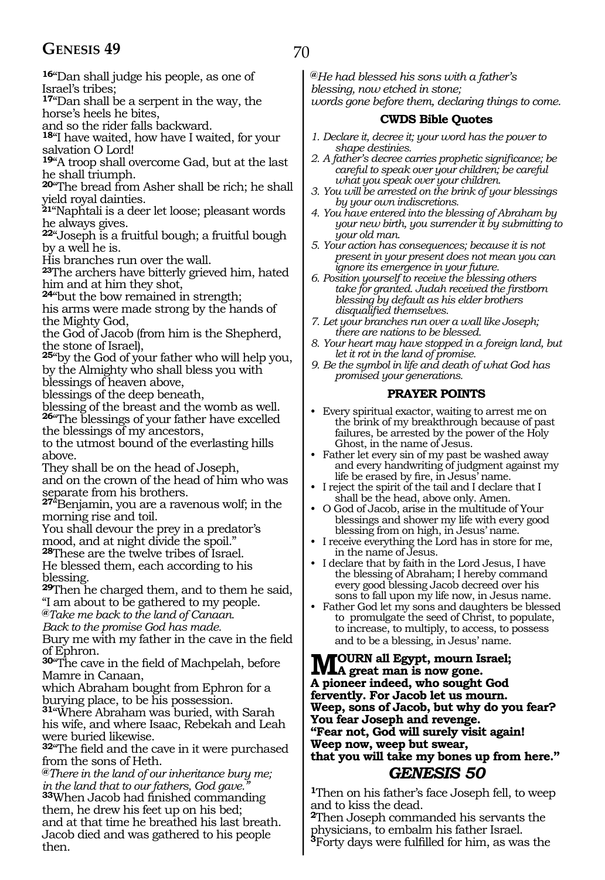**16**"Dan shall judge his people, as one of Israel's tribes;
**17**"Dan shall be a serpent in the way, the horse's heels he bites,
and so the rider falls backward.
**18**"I have waited, how have I waited, for your salvation O Lord!
**19**"A troop shall overcome Gad, but at the last he shall triumph.
**20**"The bread from Asher shall be rich; he shall yield royal dainties.
**21**"Naphtali is a deer let loose; pleasant words he always gives.
**22**"Joseph is a fruitful bough; a fruitful bough by a well he is.
His branches run over the wall.
**23**The archers have bitterly grieved him, hated him and at him they shot,
**24**"but the bow remained in strength;
his arms were made strong by the hands of the Mighty God,
the God of Jacob (from him is the Shepherd, the stone of Israel),
**25**"by the God of your father who will help you, by the Almighty who shall bless you with blessings of heaven above,
blessings of the deep beneath,
blessing of the breast and the womb as well.
**26**"The blessings of your father have excelled the blessings of my ancestors,
to the utmost bound of the everlasting hills above.
They shall be on the head of Joseph,
and on the crown of the head of him who was separate from his brothers.
**27**"Benjamin, you are a ravenous wolf; in the morning rise and toil.
You shall devour the prey in a predator's mood, and at night divide the spoil."
**28**These are the twelve tribes of Israel.
He blessed them, each according to his blessing.
**29**Then he charged them, and to them he said, "I am about to be gathered to my people.
*@Take me back to the land of Canaan.*
*Back to the promise God has made.*
Bury me with my father in the cave in the field of Ephron.
**30**"The cave in the field of Machpelah, before Mamre in Canaan,
which Abraham bought from Ephron for a burying place, to be his possession.
**31**"Where Abraham was buried, with Sarah his wife, and where Isaac, Rebekah and Leah were buried likewise.
**32**"The field and the cave in it were purchased from the sons of Heth.
*@There in the land of our inheritance bury me; in the land that to our fathers, God gave."*
**33**When Jacob had finished commanding them, he drew his feet up on his bed;
and at that time he breathed his last breath.
Jacob died and was gathered to his people then.

*@He had blessed his sons with a father's blessing, now etched in stone;*
*words gone before them, declaring things to come.*

### CWDS Bible Quotes

1. *Declare it, decree it; your word has the power to shape destinies.*
2. *A father's decree carries prophetic significance; be careful to speak over your children; be careful what you speak over your children.*
3. *You will be arrested on the brink of your blessings by your own indiscretions.*
4. *You have entered into the blessing of Abraham by your new birth, you surrender it by submitting to your old man.*
5. *Your action has consequences; because it is not present in your present does not mean you can ignore its emergence in your future.*
6. *Position yourself to receive the blessing others take for granted. Judah received the firstborn blessing by default as his elder brothers disqualified themselves.*
7. *Let your branches run over a wall like Joseph; there are nations to be blessed.*
8. *Your heart may have stopped in a foreign land, but let it rot in the land of promise.*
9. *Be the symbol in life and death of what God has promised your generations.*

### PRAYER POINTS

- Every spiritual exactor, waiting to arrest me on the brink of my breakthrough because of past failures, be arrested by the power of the Holy Ghost, in the name of Jesus.
- Father let every sin of my past be washed away and every handwriting of judgment against my life be erased by fire, in Jesus' name.
- I reject the spirit of the tail and I declare that I shall be the head, above only. Amen.
- O God of Jacob, arise in the multitude of Your blessings and shower my life with every good blessing from on high, in Jesus' name.
- I receive everything the Lord has in store for me, in the name of Jesus.
- I declare that by faith in the Lord Jesus, I have the blessing of Abraham; I hereby command every good blessing Jacob decreed over his sons to fall upon my life now, in Jesus name.
- Father God let my sons and daughters be blessed to promulgate the seed of Christ, to populate, to increase, to multiply, to access, to possess and to be a blessing, in Jesus' name.

**MOURN all Egypt, mourn Israel;**
**A great man is now gone.**
**A pioneer indeed, who sought God fervently. For Jacob let us mourn.**
**Weep, sons of Jacob, but why do you fear?**
**You fear Joseph and revenge.**
**"Fear not, God will surely visit again!**
**Weep now, weep but swear,**
**that you will take my bones up from here."**

## GENESIS 50

**1**Then on his father's face Joseph fell, to weep and to kiss the dead.
**2**Then Joseph commanded his servants the physicians, to embalm his father Israel.
**3**Forty days were fulfilled for him, as was the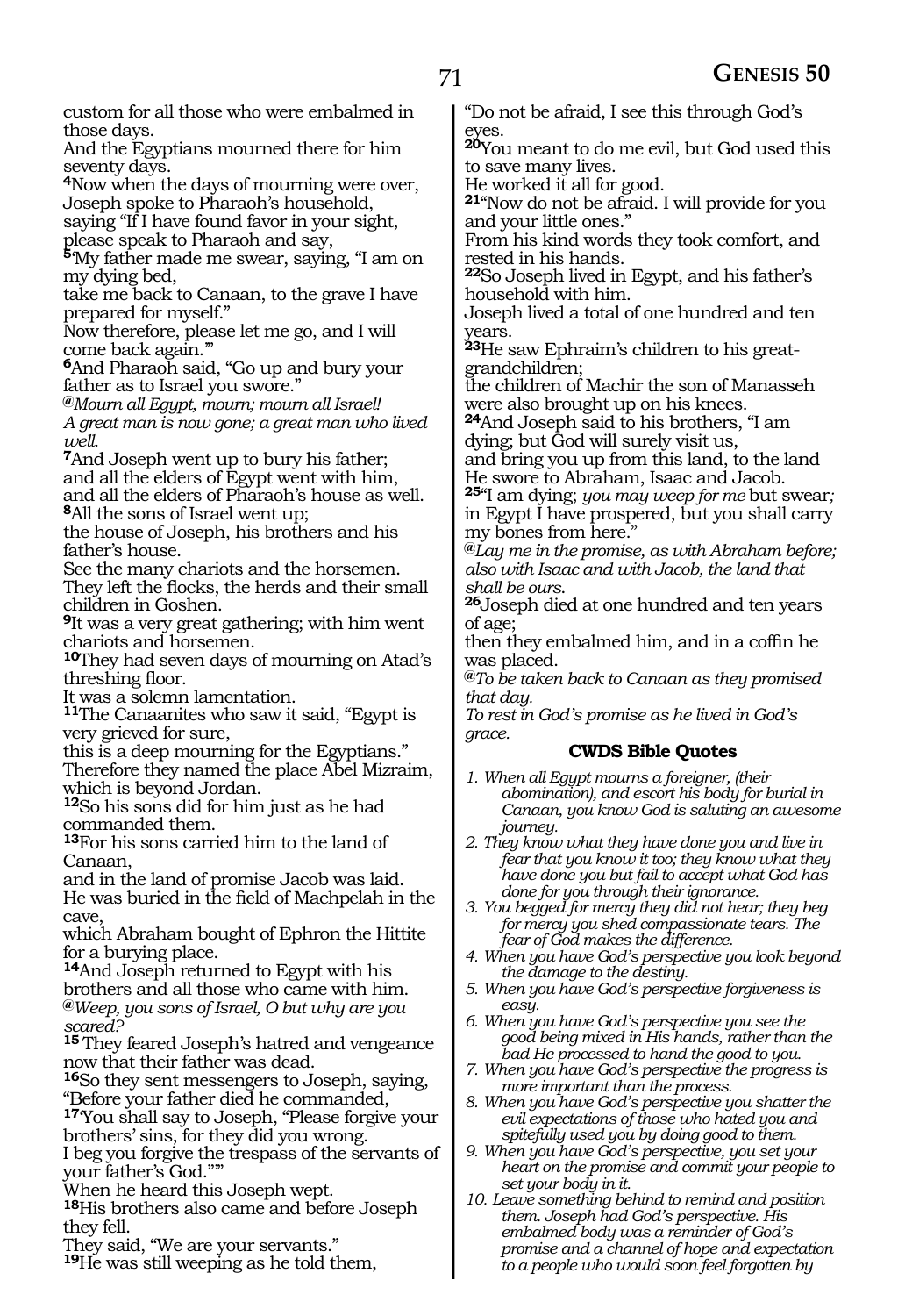custom for all those who were embalmed in those days.
And the Egyptians mourned there for him seventy days.
**4**Now when the days of mourning were over, Joseph spoke to Pharaoh's household, saying "If I have found favor in your sight, please speak to Pharaoh and say,
**5**'My father made me swear, saying, "I am on my dying bed,
take me back to Canaan, to the grave I have prepared for myself."
Now therefore, please let me go, and I will come back again.'"
**6**And Pharaoh said, "Go up and bury your father as to Israel you swore."
*@Mourn all Egypt, mourn; mourn all Israel!*
*A great man is now gone; a great man who lived well.*
**7**And Joseph went up to bury his father; and all the elders of Egypt went with him, and all the elders of Pharaoh's house as well.
**8**All the sons of Israel went up;
the house of Joseph, his brothers and his father's house.
See the many chariots and the horsemen.
They left the flocks, the herds and their small children in Goshen.
**9**It was a very great gathering; with him went chariots and horsemen.
**10**They had seven days of mourning on Atad's threshing floor.
It was a solemn lamentation.
**11**The Canaanites who saw it said, "Egypt is very grieved for sure,
this is a deep mourning for the Egyptians."
Therefore they named the place Abel Mizraim, which is beyond Jordan.
**12**So his sons did for him just as he had commanded them.
**13**For his sons carried him to the land of Canaan,
and in the land of promise Jacob was laid.
He was buried in the field of Machpelah in the cave,
which Abraham bought of Ephron the Hittite for a burying place.
**14**And Joseph returned to Egypt with his brothers and all those who came with him.
*@Weep, you sons of Israel, O but why are you scared?*
**15** They feared Joseph's hatred and vengeance now that their father was dead.
**16**So they sent messengers to Joseph, saying, "Before your father died he commanded,
**17**'You shall say to Joseph, "Please forgive your brothers' sins, for they did you wrong.
I beg you forgive the trespass of the servants of your father's God."'"
When he heard this Joseph wept.
**18**His brothers also came and before Joseph they fell.
They said, "We are your servants."
**19**He was still weeping as he told them,
"Do not be afraid, I see this through God's eyes.
**20**You meant to do me evil, but God used this to save many lives.
He worked it all for good.
**21**"Now do not be afraid. I will provide for you and your little ones."
From his kind words they took comfort, and rested in his hands.
**22**So Joseph lived in Egypt, and his father's household with him.
Joseph lived a total of one hundred and ten years.
**23**He saw Ephraim's children to his great-grandchildren;
the children of Machir the son of Manasseh were also brought up on his knees.
**24**And Joseph said to his brothers, "I am dying; but God will surely visit us,
and bring you up from this land, to the land He swore to Abraham, Isaac and Jacob.
**25**"I am dying; *you may weep for me* but swear*;* in Egypt I have prospered, but you shall carry my bones from here."
*@Lay me in the promise, as with Abraham before; also with Isaac and with Jacob, the land that shall be ours.*
**26**Joseph died at one hundred and ten years of age;
then they embalmed him, and in a coffin he was placed.
*@To be taken back to Canaan as they promised that day.*
*To rest in God's promise as he lived in God's grace.*

### CWDS Bible Quotes

1. *When all Egypt mourns a foreigner, (their abomination), and escort his body for burial in Canaan, you know God is saluting an awesome journey.*
2. *They know what they have done you and live in fear that you know it too; they know what they have done you but fail to accept what God has done for you through their ignorance.*
3. *You begged for mercy they did not hear; they beg for mercy you shed compassionate tears. The fear of God makes the difference.*
4. *When you have God's perspective you look beyond the damage to the destiny.*
5. *When you have God's perspective forgiveness is easy.*
6. *When you have God's perspective you see the good being mixed in His hands, rather than the bad He processed to hand the good to you.*
7. *When you have God's perspective the progress is more important than the process.*
8. *When you have God's perspective you shatter the evil expectations of those who hated you and spitefully used you by doing good to them.*
9. *When you have God's perspective, you set your heart on the promise and commit your people to set your body in it.*
10. *Leave something behind to remind and position them. Joseph had God's perspective. His embalmed body was a reminder of God's promise and a channel of hope and expectation to a people who would soon feel forgotten by*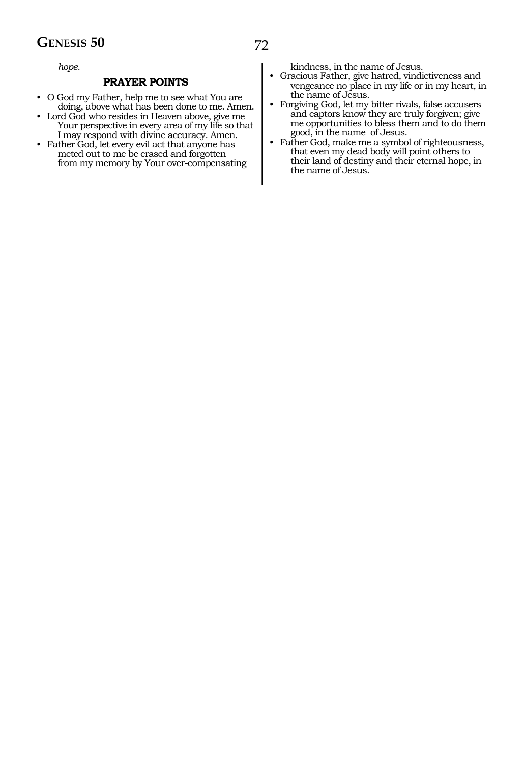*hope.*

**PRAYER POINTS**

- O God my Father, help me to see what You are doing, above what has been done to me. Amen.
- Lord God who resides in Heaven above, give me Your perspective in every area of my life so that I may respond with divine accuracy. Amen.
- Father God, let every evil act that anyone has meted out to me be erased and forgotten from my memory by Your over-compensating kindness, in the name of Jesus.
- Gracious Father, give hatred, vindictiveness and vengeance no place in my life or in my heart, in the name of Jesus.
- Forgiving God, let my bitter rivals, false accusers and captors know they are truly forgiven; give me opportunities to bless them and to do them good, in the name of Jesus.
- Father God, make me a symbol of righteousness, that even my dead body will point others to their land of destiny and their eternal hope, in the name of Jesus.